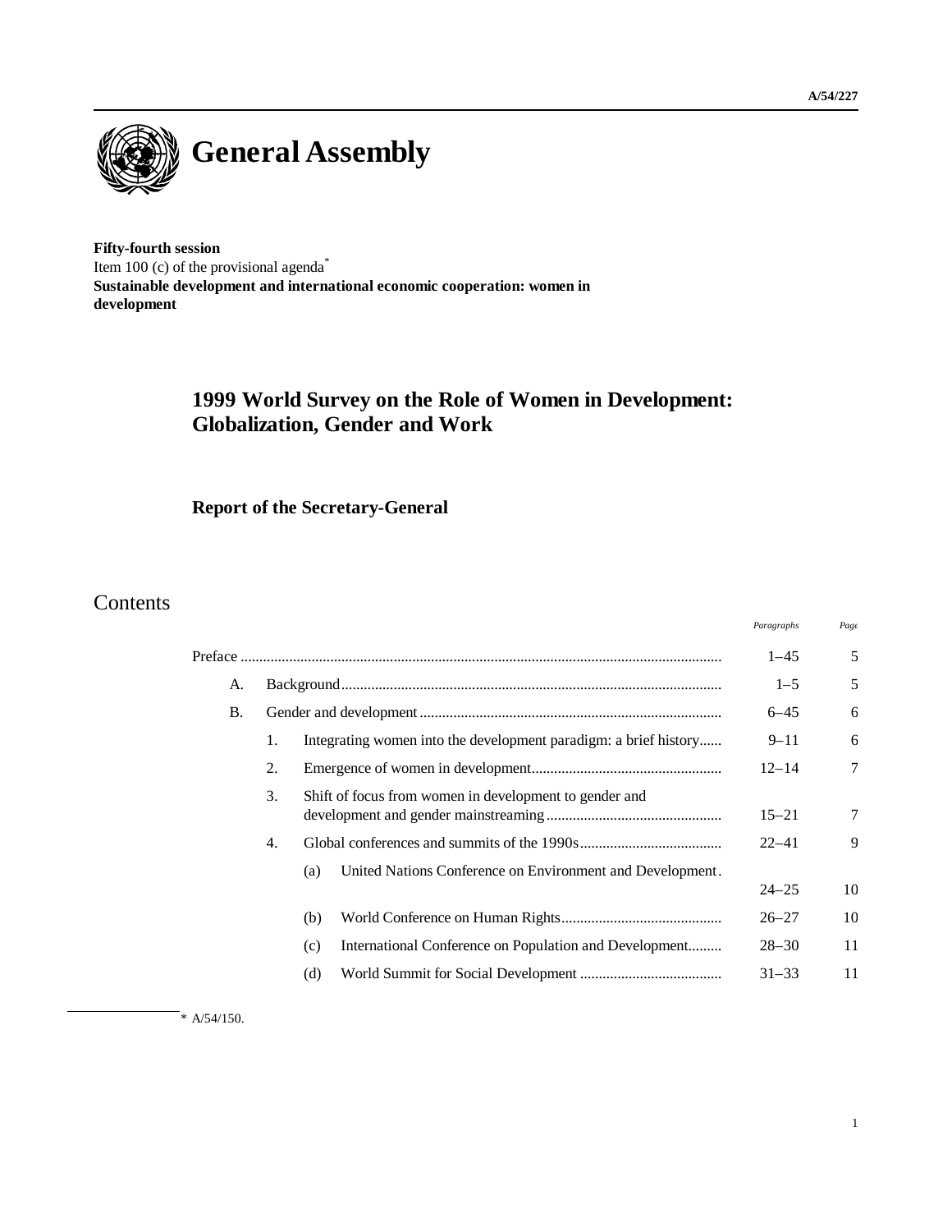A/54/227

# General Assembly

**Fifty-fourth session**
Item 100 (c) of the provisional agenda*
**Sustainable development and international economic cooperation: women in development**

## 1999 World Survey on the Role of Women in Development: Globalization, Gender and Work

### Report of the Secretary-General

## Contents

| | | | | *Paragraphs* | *Page* |
|---|---|---|---|---|---|
| Preface | | | | 1–45 | 5 |
| A. | Background | | | 1–5 | 5 |
| B. | Gender and development | | | 6–45 | 6 |
| | 1. | Integrating women into the development paradigm: a brief history | | 9–11 | 6 |
| | 2. | Emergence of women in development | | 12–14 | 7 |
| | 3. | Shift of focus from women in development to gender and development and gender mainstreaming | | 15–21 | 7 |
| | 4. | Global conferences and summits of the 1990s | | 22–41 | 9 |
| | | (a) | United Nations Conference on Environment and Development | 24–25 | 10 |
| | | (b) | World Conference on Human Rights | 26–27 | 10 |
| | | (c) | International Conference on Population and Development | 28–30 | 11 |
| | | (d) | World Summit for Social Development | 31–33 | 11 |

\* A/54/150.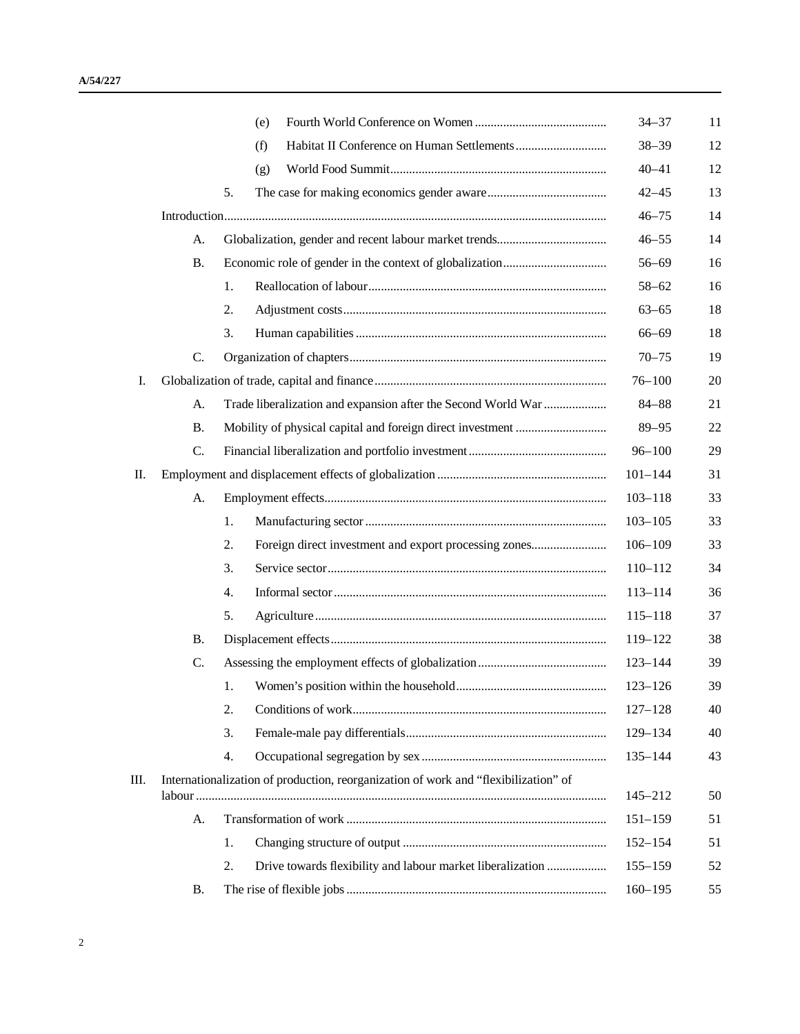| | | | | | |
|---|---|---|---|---|---|
| | | | (e) Fourth World Conference on Women | 34–37 | 11 |
| | | | (f) Habitat II Conference on Human Settlements | 38–39 | 12 |
| | | | (g) World Food Summit | 40–41 | 12 |
| | | 5. | The case for making economics gender aware | 42–45 | 13 |
| | Introduction | | | 46–75 | 14 |
| | A. | | Globalization, gender and recent labour market trends | 46–55 | 14 |
| | B. | | Economic role of gender in the context of globalization | 56–69 | 16 |
| | | 1. | Reallocation of labour | 58–62 | 16 |
| | | 2. | Adjustment costs | 63–65 | 18 |
| | | 3. | Human capabilities | 66–69 | 18 |
| | C. | | Organization of chapters | 70–75 | 19 |
| I. | Globalization of trade, capital and finance | | | 76–100 | 20 |
| | A. | | Trade liberalization and expansion after the Second World War | 84–88 | 21 |
| | B. | | Mobility of physical capital and foreign direct investment | 89–95 | 22 |
| | C. | | Financial liberalization and portfolio investment | 96–100 | 29 |
| II. | Employment and displacement effects of globalization | | | 101–144 | 31 |
| | A. | | Employment effects | 103–118 | 33 |
| | | 1. | Manufacturing sector | 103–105 | 33 |
| | | 2. | Foreign direct investment and export processing zones | 106–109 | 33 |
| | | 3. | Service sector | 110–112 | 34 |
| | | 4. | Informal sector | 113–114 | 36 |
| | | 5. | Agriculture | 115–118 | 37 |
| | B. | | Displacement effects | 119–122 | 38 |
| | C. | | Assessing the employment effects of globalization | 123–144 | 39 |
| | | 1. | Women's position within the household | 123–126 | 39 |
| | | 2. | Conditions of work | 127–128 | 40 |
| | | 3. | Female-male pay differentials | 129–134 | 40 |
| | | 4. | Occupational segregation by sex | 135–144 | 43 |
| III. | Internationalization of production, reorganization of work and "flexibilization" of labour | | | 145–212 | 50 |
| | A. | | Transformation of work | 151–159 | 51 |
| | | 1. | Changing structure of output | 152–154 | 51 |
| | | 2. | Drive towards flexibility and labour market liberalization | 155–159 | 52 |
| | B. | | The rise of flexible jobs | 160–195 | 55 |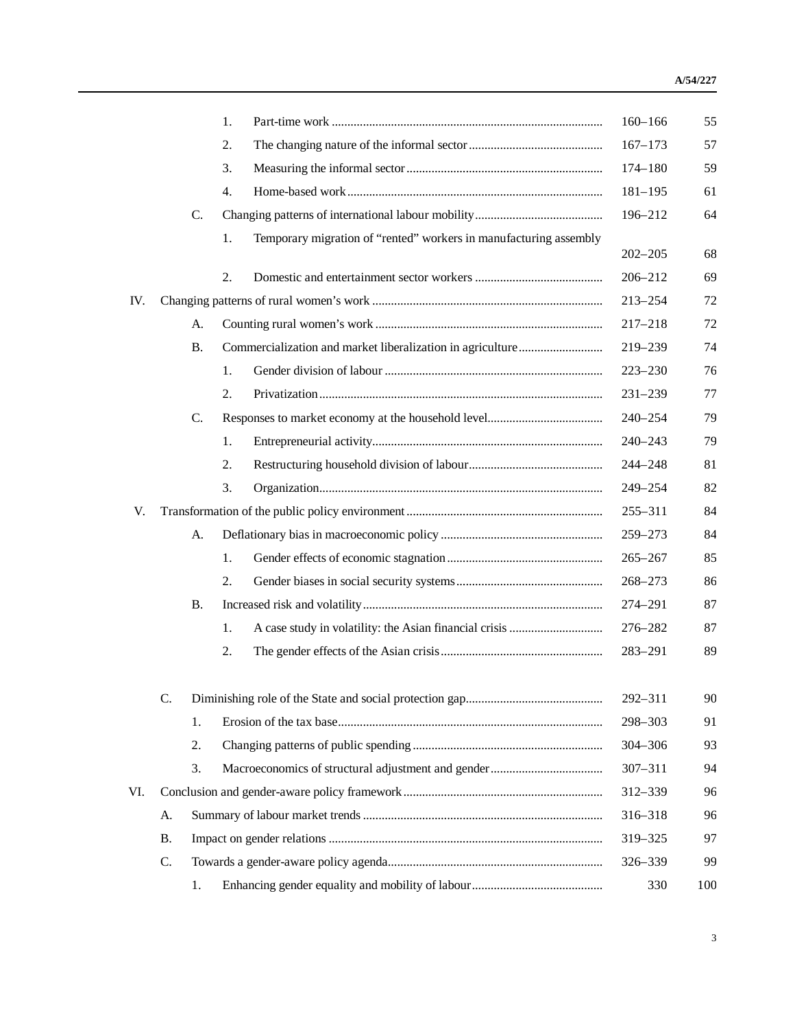| | | | | | |
|---|---|---|---|---|---|
| | | 1. | Part-time work | 160–166 | 55 |
| | | 2. | The changing nature of the informal sector | 167–173 | 57 |
| | | 3. | Measuring the informal sector | 174–180 | 59 |
| | | 4. | Home-based work | 181–195 | 61 |
| | C. | Changing patterns of international labour mobility | | 196–212 | 64 |
| | | 1. | Temporary migration of “rented” workers in manufacturing assembly | 202–205 | 68 |
| | | 2. | Domestic and entertainment sector workers | 206–212 | 69 |
| IV. | Changing patterns of rural women’s work | | | 213–254 | 72 |
| | A. | Counting rural women’s work | | 217–218 | 72 |
| | B. | Commercialization and market liberalization in agriculture | | 219–239 | 74 |
| | | 1. | Gender division of labour | 223–230 | 76 |
| | | 2. | Privatization | 231–239 | 77 |
| | C. | Responses to market economy at the household level | | 240–254 | 79 |
| | | 1. | Entrepreneurial activity | 240–243 | 79 |
| | | 2. | Restructuring household division of labour | 244–248 | 81 |
| | | 3. | Organization | 249–254 | 82 |
| V. | Transformation of the public policy environment | | | 255–311 | 84 |
| | A. | Deflationary bias in macroeconomic policy | | 259–273 | 84 |
| | | 1. | Gender effects of economic stagnation | 265–267 | 85 |
| | | 2. | Gender biases in social security systems | 268–273 | 86 |
| | B. | Increased risk and volatility | | 274–291 | 87 |
| | | 1. | A case study in volatility: the Asian financial crisis | 276–282 | 87 |
| | | 2. | The gender effects of the Asian crisis | 283–291 | 89 |
| | C. | Diminishing role of the State and social protection gap | | 292–311 | 90 |
| | | 1. | Erosion of the tax base | 298–303 | 91 |
| | | 2. | Changing patterns of public spending | 304–306 | 93 |
| | | 3. | Macroeconomics of structural adjustment and gender | 307–311 | 94 |
| VI. | Conclusion and gender-aware policy framework | | | 312–339 | 96 |
| | A. | Summary of labour market trends | | 316–318 | 96 |
| | B. | Impact on gender relations | | 319–325 | 97 |
| | C. | Towards a gender-aware policy agenda | | 326–339 | 99 |
| | | 1. | Enhancing gender equality and mobility of labour | 330 | 100 |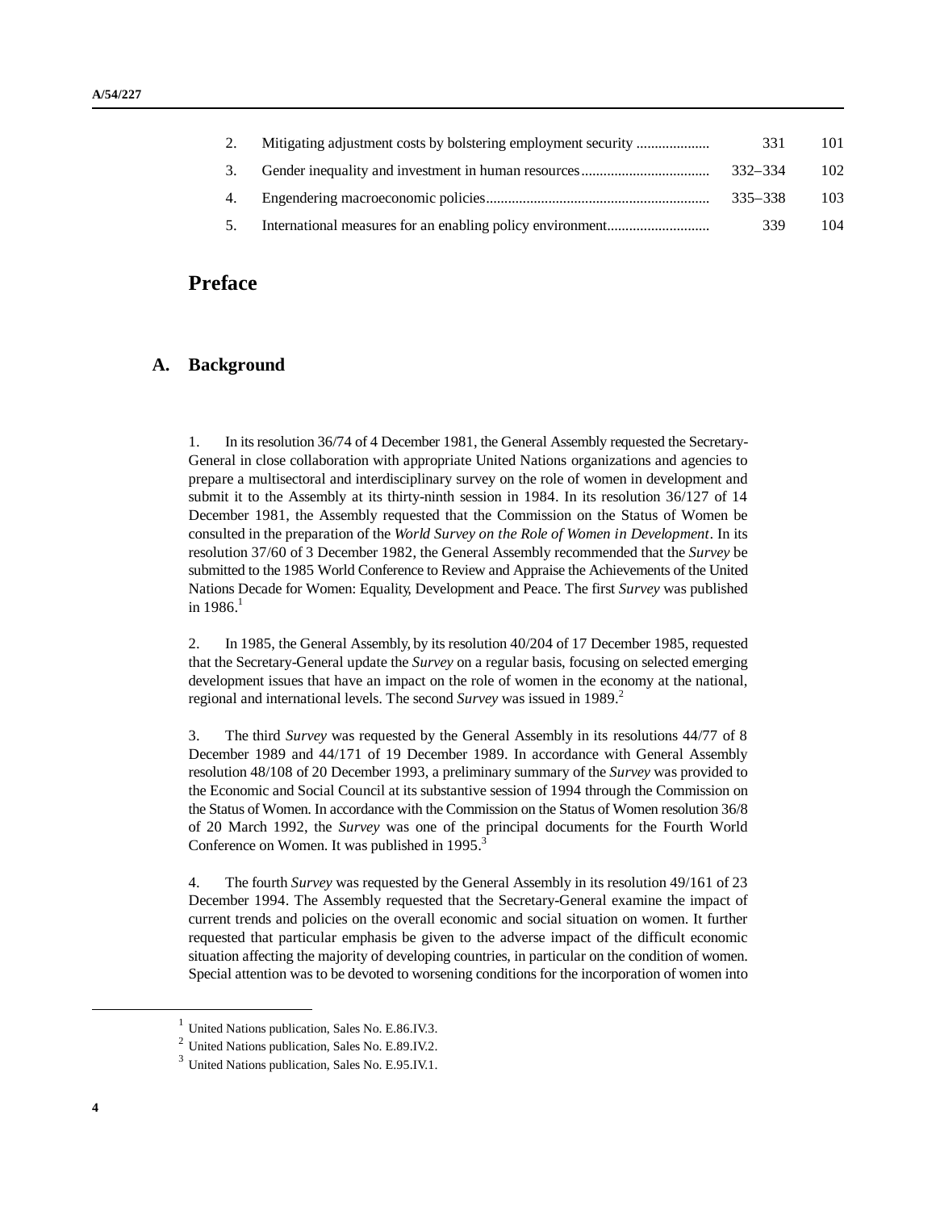| | | | |
|---|---|---|---|
| 2. | Mitigating adjustment costs by bolstering employment security .................... | 331 | 101 |
| 3. | Gender inequality and investment in human resources.................................. | 332–334 | 102 |
| 4. | Engendering macroeconomic policies............................................................ | 335–338 | 103 |
| 5. | International measures for an enabling policy environment........................... | 339 | 104 |

# Preface

## A. Background

1. In its resolution 36/74 of 4 December 1981, the General Assembly requested the Secretary-General in close collaboration with appropriate United Nations organizations and agencies to prepare a multisectoral and interdisciplinary survey on the role of women in development and submit it to the Assembly at its thirty-ninth session in 1984. In its resolution 36/127 of 14 December 1981, the Assembly requested that the Commission on the Status of Women be consulted in the preparation of the *World Survey on the Role of Women in Development*. In its resolution 37/60 of 3 December 1982, the General Assembly recommended that the *Survey* be submitted to the 1985 World Conference to Review and Appraise the Achievements of the United Nations Decade for Women: Equality, Development and Peace. The first *Survey* was published in 1986.[1]

2. In 1985, the General Assembly, by its resolution 40/204 of 17 December 1985, requested that the Secretary-General update the *Survey* on a regular basis, focusing on selected emerging development issues that have an impact on the role of women in the economy at the national, regional and international levels. The second *Survey* was issued in 1989.[2]

3. The third *Survey* was requested by the General Assembly in its resolutions 44/77 of 8 December 1989 and 44/171 of 19 December 1989. In accordance with General Assembly resolution 48/108 of 20 December 1993, a preliminary summary of the *Survey* was provided to the Economic and Social Council at its substantive session of 1994 through the Commission on the Status of Women. In accordance with the Commission on the Status of Women resolution 36/8 of 20 March 1992, the *Survey* was one of the principal documents for the Fourth World Conference on Women. It was published in 1995.[3]

4. The fourth *Survey* was requested by the General Assembly in its resolution 49/161 of 23 December 1994. The Assembly requested that the Secretary-General examine the impact of current trends and policies on the overall economic and social situation on women. It further requested that particular emphasis be given to the adverse impact of the difficult economic situation affecting the majority of developing countries, in particular on the condition of women. Special attention was to be devoted to worsening conditions for the incorporation of women into

[1] United Nations publication, Sales No. E.86.IV.3.

[2] United Nations publication, Sales No. E.89.IV.2.

[3] United Nations publication, Sales No. E.95.IV.1.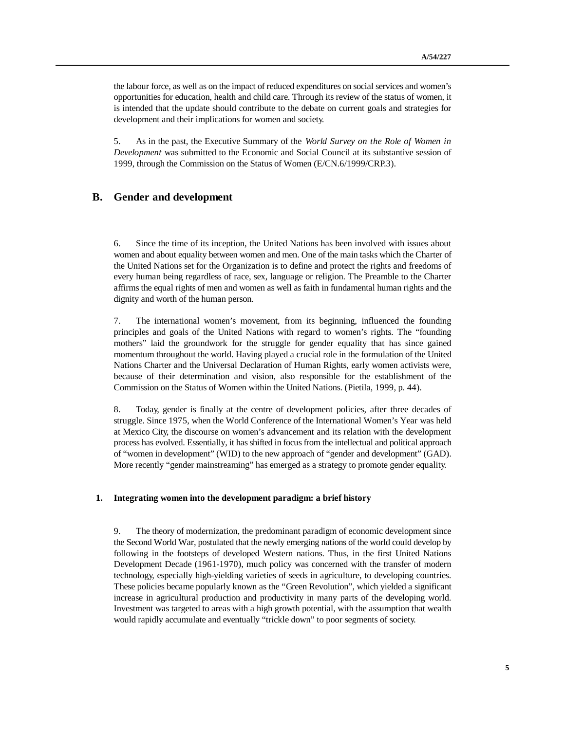the labour force, as well as on the impact of reduced expenditures on social services and women's opportunities for education, health and child care. Through its review of the status of women, it is intended that the update should contribute to the debate on current goals and strategies for development and their implications for women and society.

5. As in the past, the Executive Summary of the *World Survey on the Role of Women in Development* was submitted to the Economic and Social Council at its substantive session of 1999, through the Commission on the Status of Women (E/CN.6/1999/CRP.3).

## B. Gender and development

6. Since the time of its inception, the United Nations has been involved with issues about women and about equality between women and men. One of the main tasks which the Charter of the United Nations set for the Organization is to define and protect the rights and freedoms of every human being regardless of race, sex, language or religion. The Preamble to the Charter affirms the equal rights of men and women as well as faith in fundamental human rights and the dignity and worth of the human person.

7. The international women's movement, from its beginning, influenced the founding principles and goals of the United Nations with regard to women's rights. The "founding mothers" laid the groundwork for the struggle for gender equality that has since gained momentum throughout the world. Having played a crucial role in the formulation of the United Nations Charter and the Universal Declaration of Human Rights, early women activists were, because of their determination and vision, also responsible for the establishment of the Commission on the Status of Women within the United Nations. (Pietila, 1999, p. 44).

8. Today, gender is finally at the centre of development policies, after three decades of struggle. Since 1975, when the World Conference of the International Women's Year was held at Mexico City, the discourse on women's advancement and its relation with the development process has evolved. Essentially, it has shifted in focus from the intellectual and political approach of "women in development" (WID) to the new approach of "gender and development" (GAD). More recently "gender mainstreaming" has emerged as a strategy to promote gender equality.

### 1. Integrating women into the development paradigm: a brief history

9. The theory of modernization, the predominant paradigm of economic development since the Second World War, postulated that the newly emerging nations of the world could develop by following in the footsteps of developed Western nations. Thus, in the first United Nations Development Decade (1961-1970), much policy was concerned with the transfer of modern technology, especially high-yielding varieties of seeds in agriculture, to developing countries. These policies became popularly known as the "Green Revolution", which yielded a significant increase in agricultural production and productivity in many parts of the developing world. Investment was targeted to areas with a high growth potential, with the assumption that wealth would rapidly accumulate and eventually "trickle down" to poor segments of society.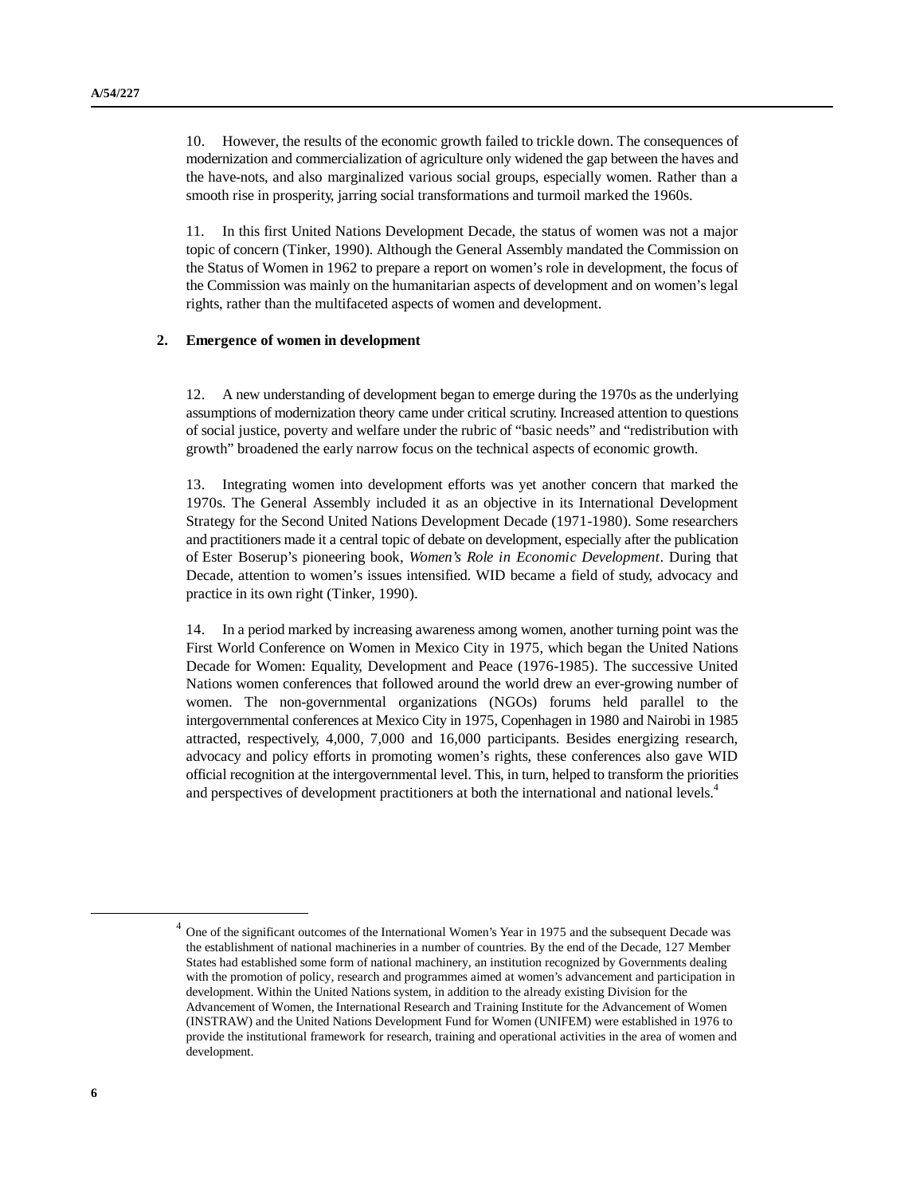10. However, the results of the economic growth failed to trickle down. The consequences of modernization and commercialization of agriculture only widened the gap between the haves and the have-nots, and also marginalized various social groups, especially women. Rather than a smooth rise in prosperity, jarring social transformations and turmoil marked the 1960s.

11. In this first United Nations Development Decade, the status of women was not a major topic of concern (Tinker, 1990). Although the General Assembly mandated the Commission on the Status of Women in 1962 to prepare a report on women's role in development, the focus of the Commission was mainly on the humanitarian aspects of development and on women's legal rights, rather than the multifaceted aspects of women and development.

### 2. Emergence of women in development

12. A new understanding of development began to emerge during the 1970s as the underlying assumptions of modernization theory came under critical scrutiny. Increased attention to questions of social justice, poverty and welfare under the rubric of "basic needs" and "redistribution with growth" broadened the early narrow focus on the technical aspects of economic growth.

13. Integrating women into development efforts was yet another concern that marked the 1970s. The General Assembly included it as an objective in its International Development Strategy for the Second United Nations Development Decade (1971-1980). Some researchers and practitioners made it a central topic of debate on development, especially after the publication of Ester Boserup's pioneering book, *Women's Role in Economic Development*. During that Decade, attention to women's issues intensified. WID became a field of study, advocacy and practice in its own right (Tinker, 1990).

14. In a period marked by increasing awareness among women, another turning point was the First World Conference on Women in Mexico City in 1975, which began the United Nations Decade for Women: Equality, Development and Peace (1976-1985). The successive United Nations women conferences that followed around the world drew an ever-growing number of women. The non-governmental organizations (NGOs) forums held parallel to the intergovernmental conferences at Mexico City in 1975, Copenhagen in 1980 and Nairobi in 1985 attracted, respectively, 4,000, 7,000 and 16,000 participants. Besides energizing research, advocacy and policy efforts in promoting women's rights, these conferences also gave WID official recognition at the intergovernmental level. This, in turn, helped to transform the priorities and perspectives of development practitioners at both the international and national levels.[4]

---

[4] One of the significant outcomes of the International Women's Year in 1975 and the subsequent Decade was the establishment of national machineries in a number of countries. By the end of the Decade, 127 Member States had established some form of national machinery, an institution recognized by Governments dealing with the promotion of policy, research and programmes aimed at women's advancement and participation in development. Within the United Nations system, in addition to the already existing Division for the Advancement of Women, the International Research and Training Institute for the Advancement of Women (INSTRAW) and the United Nations Development Fund for Women (UNIFEM) were established in 1976 to provide the institutional framework for research, training and operational activities in the area of women and development.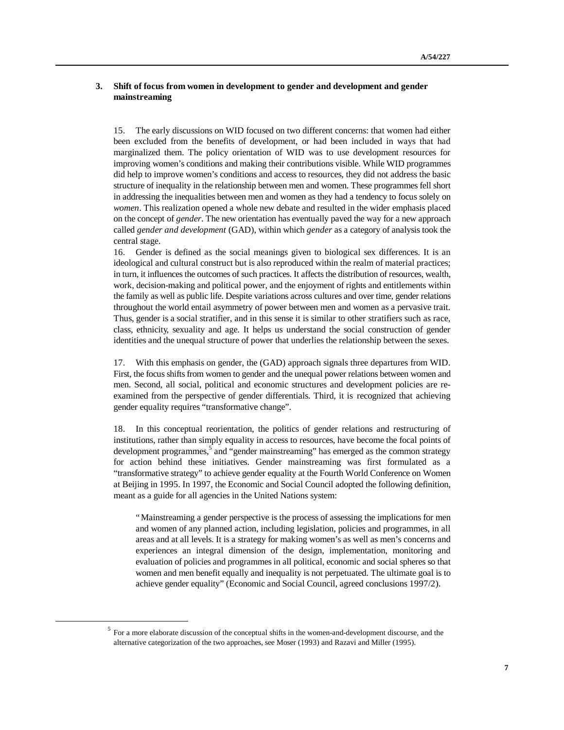### 3. Shift of focus from women in development to gender and development and gender mainstreaming

15. The early discussions on WID focused on two different concerns: that women had either been excluded from the benefits of development, or had been included in ways that had marginalized them. The policy orientation of WID was to use development resources for improving women's conditions and making their contributions visible. While WID programmes did help to improve women's conditions and access to resources, they did not address the basic structure of inequality in the relationship between men and women. These programmes fell short in addressing the inequalities between men and women as they had a tendency to focus solely on *women*. This realization opened a whole new debate and resulted in the wider emphasis placed on the concept of *gender*. The new orientation has eventually paved the way for a new approach called *gender and development* (GAD), within which *gender* as a category of analysis took the central stage.

16. Gender is defined as the social meanings given to biological sex differences. It is an ideological and cultural construct but is also reproduced within the realm of material practices; in turn, it influences the outcomes of such practices. It affects the distribution of resources, wealth, work, decision-making and political power, and the enjoyment of rights and entitlements within the family as well as public life. Despite variations across cultures and over time, gender relations throughout the world entail asymmetry of power between men and women as a pervasive trait. Thus, gender is a social stratifier, and in this sense it is similar to other stratifiers such as race, class, ethnicity, sexuality and age. It helps us understand the social construction of gender identities and the unequal structure of power that underlies the relationship between the sexes.

17. With this emphasis on gender, the (GAD) approach signals three departures from WID. First, the focus shifts from women to gender and the unequal power relations between women and men. Second, all social, political and economic structures and development policies are re-examined from the perspective of gender differentials. Third, it is recognized that achieving gender equality requires "transformative change".

18. In this conceptual reorientation, the politics of gender relations and restructuring of institutions, rather than simply equality in access to resources, have become the focal points of development programmes,[5] and "gender mainstreaming" has emerged as the common strategy for action behind these initiatives. Gender mainstreaming was first formulated as a "transformative strategy" to achieve gender equality at the Fourth World Conference on Women at Beijing in 1995. In 1997, the Economic and Social Council adopted the following definition, meant as a guide for all agencies in the United Nations system:

> "Mainstreaming a gender perspective is the process of assessing the implications for men and women of any planned action, including legislation, policies and programmes, in all areas and at all levels. It is a strategy for making women's as well as men's concerns and experiences an integral dimension of the design, implementation, monitoring and evaluation of policies and programmes in all political, economic and social spheres so that women and men benefit equally and inequality is not perpetuated. The ultimate goal is to achieve gender equality" (Economic and Social Council, agreed conclusions 1997/2).

---

[5] For a more elaborate discussion of the conceptual shifts in the women-and-development discourse, and the alternative categorization of the two approaches, see Moser (1993) and Razavi and Miller (1995).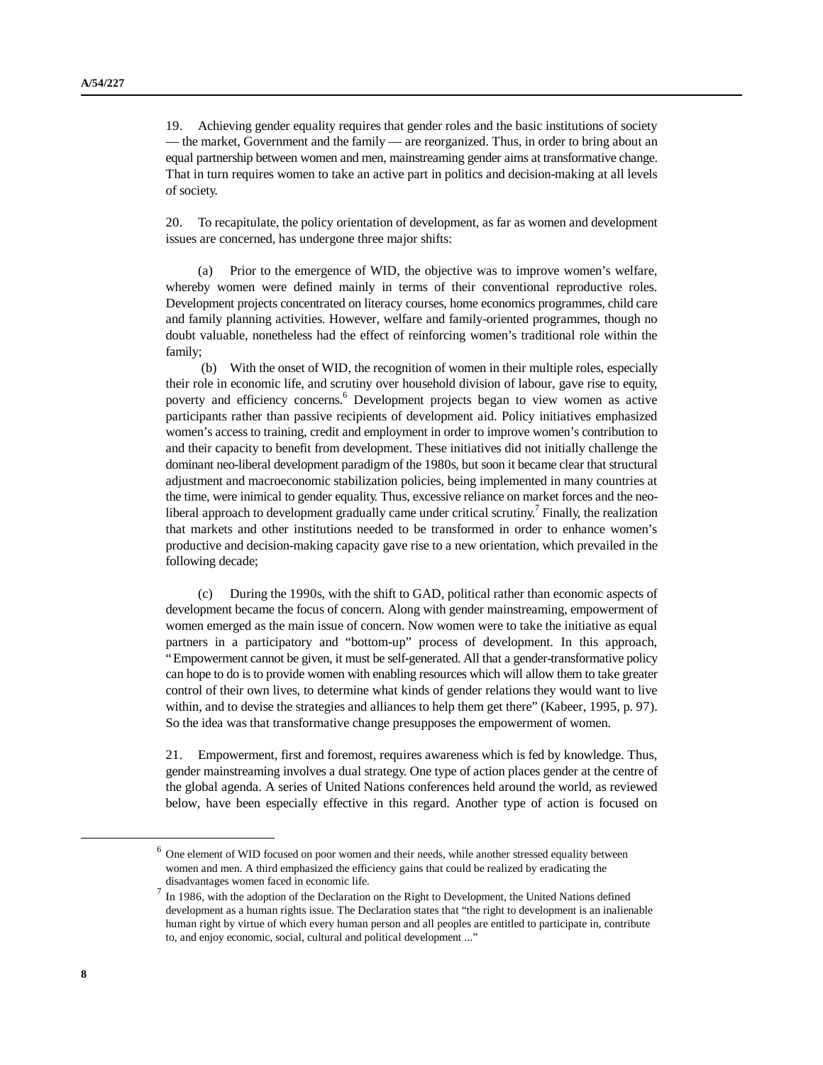19. Achieving gender equality requires that gender roles and the basic institutions of society — the market, Government and the family — are reorganized. Thus, in order to bring about an equal partnership between women and men, mainstreaming gender aims at transformative change. That in turn requires women to take an active part in politics and decision-making at all levels of society.

20. To recapitulate, the policy orientation of development, as far as women and development issues are concerned, has undergone three major shifts:

(a) Prior to the emergence of WID, the objective was to improve women's welfare, whereby women were defined mainly in terms of their conventional reproductive roles. Development projects concentrated on literacy courses, home economics programmes, child care and family planning activities. However, welfare and family-oriented programmes, though no doubt valuable, nonetheless had the effect of reinforcing women's traditional role within the family;

(b) With the onset of WID, the recognition of women in their multiple roles, especially their role in economic life, and scrutiny over household division of labour, gave rise to equity, poverty and efficiency concerns.[6] Development projects began to view women as active participants rather than passive recipients of development aid. Policy initiatives emphasized women's access to training, credit and employment in order to improve women's contribution to and their capacity to benefit from development. These initiatives did not initially challenge the dominant neo-liberal development paradigm of the 1980s, but soon it became clear that structural adjustment and macroeconomic stabilization policies, being implemented in many countries at the time, were inimical to gender equality. Thus, excessive reliance on market forces and the neo-liberal approach to development gradually came under critical scrutiny.[7] Finally, the realization that markets and other institutions needed to be transformed in order to enhance women's productive and decision-making capacity gave rise to a new orientation, which prevailed in the following decade;

(c) During the 1990s, with the shift to GAD, political rather than economic aspects of development became the focus of concern. Along with gender mainstreaming, empowerment of women emerged as the main issue of concern. Now women were to take the initiative as equal partners in a participatory and "bottom-up" process of development. In this approach, "Empowerment cannot be given, it must be self-generated. All that a gender-transformative policy can hope to do is to provide women with enabling resources which will allow them to take greater control of their own lives, to determine what kinds of gender relations they would want to live within, and to devise the strategies and alliances to help them get there" (Kabeer, 1995, p. 97). So the idea was that transformative change presupposes the empowerment of women.

21. Empowerment, first and foremost, requires awareness which is fed by knowledge. Thus, gender mainstreaming involves a dual strategy. One type of action places gender at the centre of the global agenda. A series of United Nations conferences held around the world, as reviewed below, have been especially effective in this regard. Another type of action is focused on

---

[6] One element of WID focused on poor women and their needs, while another stressed equality between women and men. A third emphasized the efficiency gains that could be realized by eradicating the disadvantages women faced in economic life.

[7] In 1986, with the adoption of the Declaration on the Right to Development, the United Nations defined development as a human rights issue. The Declaration states that "the right to development is an inalienable human right by virtue of which every human person and all peoples are entitled to participate in, contribute to, and enjoy economic, social, cultural and political development ..."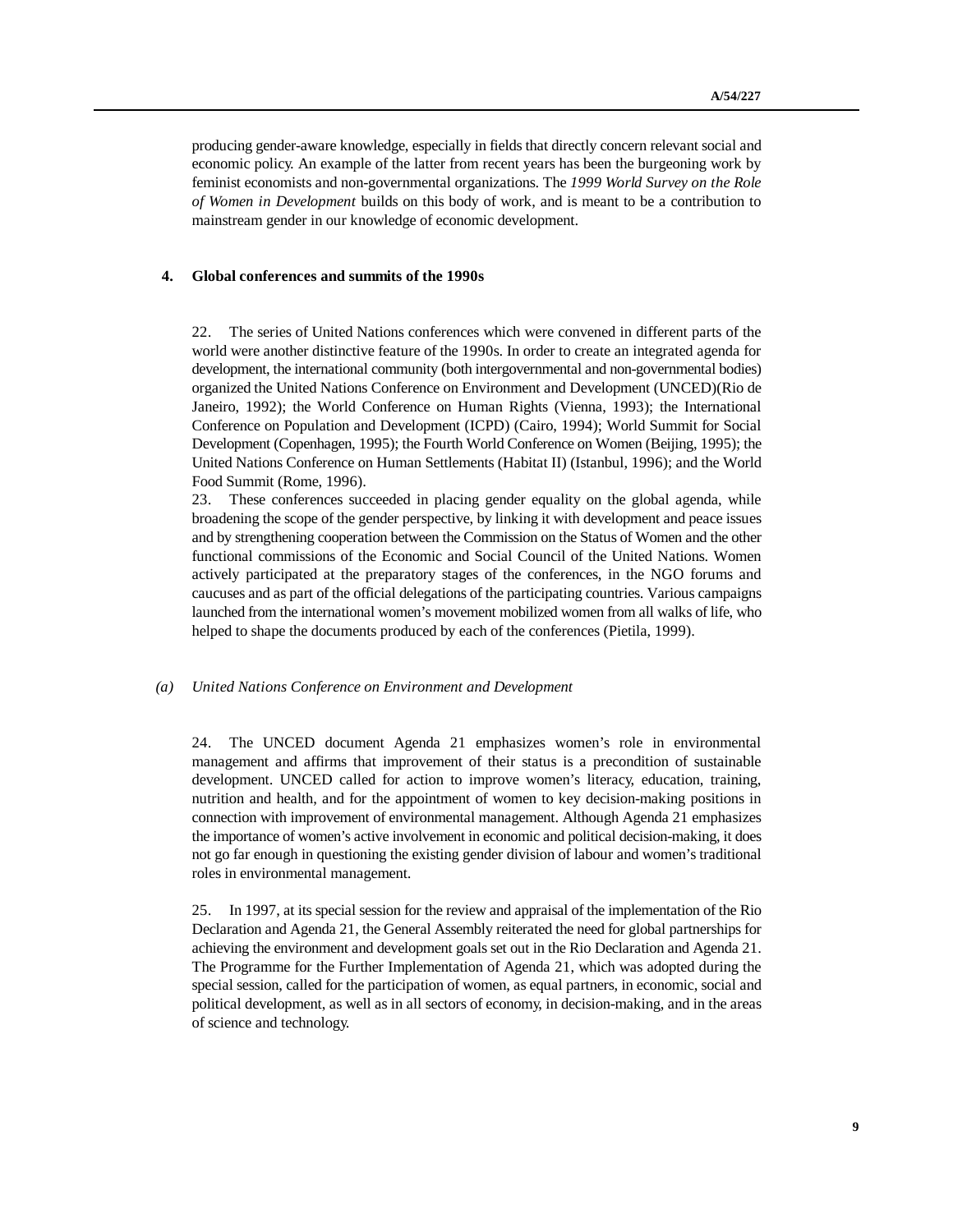producing gender-aware knowledge, especially in fields that directly concern relevant social and economic policy. An example of the latter from recent years has been the burgeoning work by feminist economists and non-governmental organizations. The *1999 World Survey on the Role of Women in Development* builds on this body of work, and is meant to be a contribution to mainstream gender in our knowledge of economic development.

### 4. Global conferences and summits of the 1990s

22. The series of United Nations conferences which were convened in different parts of the world were another distinctive feature of the 1990s. In order to create an integrated agenda for development, the international community (both intergovernmental and non-governmental bodies) organized the United Nations Conference on Environment and Development (UNCED)(Rio de Janeiro, 1992); the World Conference on Human Rights (Vienna, 1993); the International Conference on Population and Development (ICPD) (Cairo, 1994); World Summit for Social Development (Copenhagen, 1995); the Fourth World Conference on Women (Beijing, 1995); the United Nations Conference on Human Settlements (Habitat II) (Istanbul, 1996); and the World Food Summit (Rome, 1996).

23. These conferences succeeded in placing gender equality on the global agenda, while broadening the scope of the gender perspective, by linking it with development and peace issues and by strengthening cooperation between the Commission on the Status of Women and the other functional commissions of the Economic and Social Council of the United Nations. Women actively participated at the preparatory stages of the conferences, in the NGO forums and caucuses and as part of the official delegations of the participating countries. Various campaigns launched from the international women's movement mobilized women from all walks of life, who helped to shape the documents produced by each of the conferences (Pietila, 1999).

#### *(a) United Nations Conference on Environment and Development*

24. The UNCED document Agenda 21 emphasizes women's role in environmental management and affirms that improvement of their status is a precondition of sustainable development. UNCED called for action to improve women's literacy, education, training, nutrition and health, and for the appointment of women to key decision-making positions in connection with improvement of environmental management. Although Agenda 21 emphasizes the importance of women's active involvement in economic and political decision-making, it does not go far enough in questioning the existing gender division of labour and women's traditional roles in environmental management.

25. In 1997, at its special session for the review and appraisal of the implementation of the Rio Declaration and Agenda 21, the General Assembly reiterated the need for global partnerships for achieving the environment and development goals set out in the Rio Declaration and Agenda 21. The Programme for the Further Implementation of Agenda 21, which was adopted during the special session, called for the participation of women, as equal partners, in economic, social and political development, as well as in all sectors of economy, in decision-making, and in the areas of science and technology.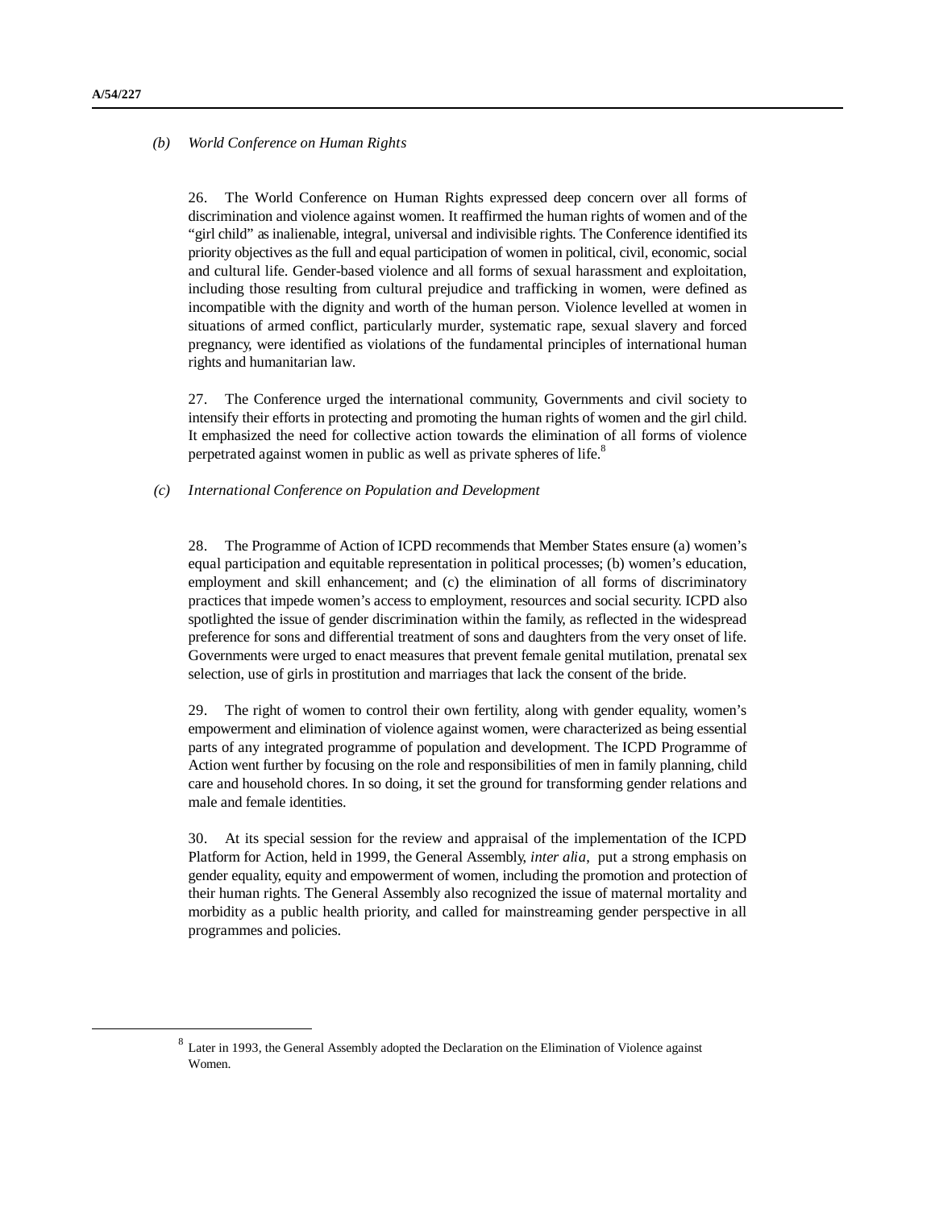*(b) World Conference on Human Rights*

26. The World Conference on Human Rights expressed deep concern over all forms of discrimination and violence against women. It reaffirmed the human rights of women and of the "girl child" as inalienable, integral, universal and indivisible rights. The Conference identified its priority objectives as the full and equal participation of women in political, civil, economic, social and cultural life. Gender-based violence and all forms of sexual harassment and exploitation, including those resulting from cultural prejudice and trafficking in women, were defined as incompatible with the dignity and worth of the human person. Violence levelled at women in situations of armed conflict, particularly murder, systematic rape, sexual slavery and forced pregnancy, were identified as violations of the fundamental principles of international human rights and humanitarian law.

27. The Conference urged the international community, Governments and civil society to intensify their efforts in protecting and promoting the human rights of women and the girl child. It emphasized the need for collective action towards the elimination of all forms of violence perpetrated against women in public as well as private spheres of life.[8]

*(c) International Conference on Population and Development*

28. The Programme of Action of ICPD recommends that Member States ensure (a) women's equal participation and equitable representation in political processes; (b) women's education, employment and skill enhancement; and (c) the elimination of all forms of discriminatory practices that impede women's access to employment, resources and social security. ICPD also spotlighted the issue of gender discrimination within the family, as reflected in the widespread preference for sons and differential treatment of sons and daughters from the very onset of life. Governments were urged to enact measures that prevent female genital mutilation, prenatal sex selection, use of girls in prostitution and marriages that lack the consent of the bride.

29. The right of women to control their own fertility, along with gender equality, women's empowerment and elimination of violence against women, were characterized as being essential parts of any integrated programme of population and development. The ICPD Programme of Action went further by focusing on the role and responsibilities of men in family planning, child care and household chores. In so doing, it set the ground for transforming gender relations and male and female identities.

30. At its special session for the review and appraisal of the implementation of the ICPD Platform for Action, held in 1999, the General Assembly, *inter alia*, put a strong emphasis on gender equality, equity and empowerment of women, including the promotion and protection of their human rights. The General Assembly also recognized the issue of maternal mortality and morbidity as a public health priority, and called for mainstreaming gender perspective in all programmes and policies.

---

[8] Later in 1993, the General Assembly adopted the Declaration on the Elimination of Violence against Women.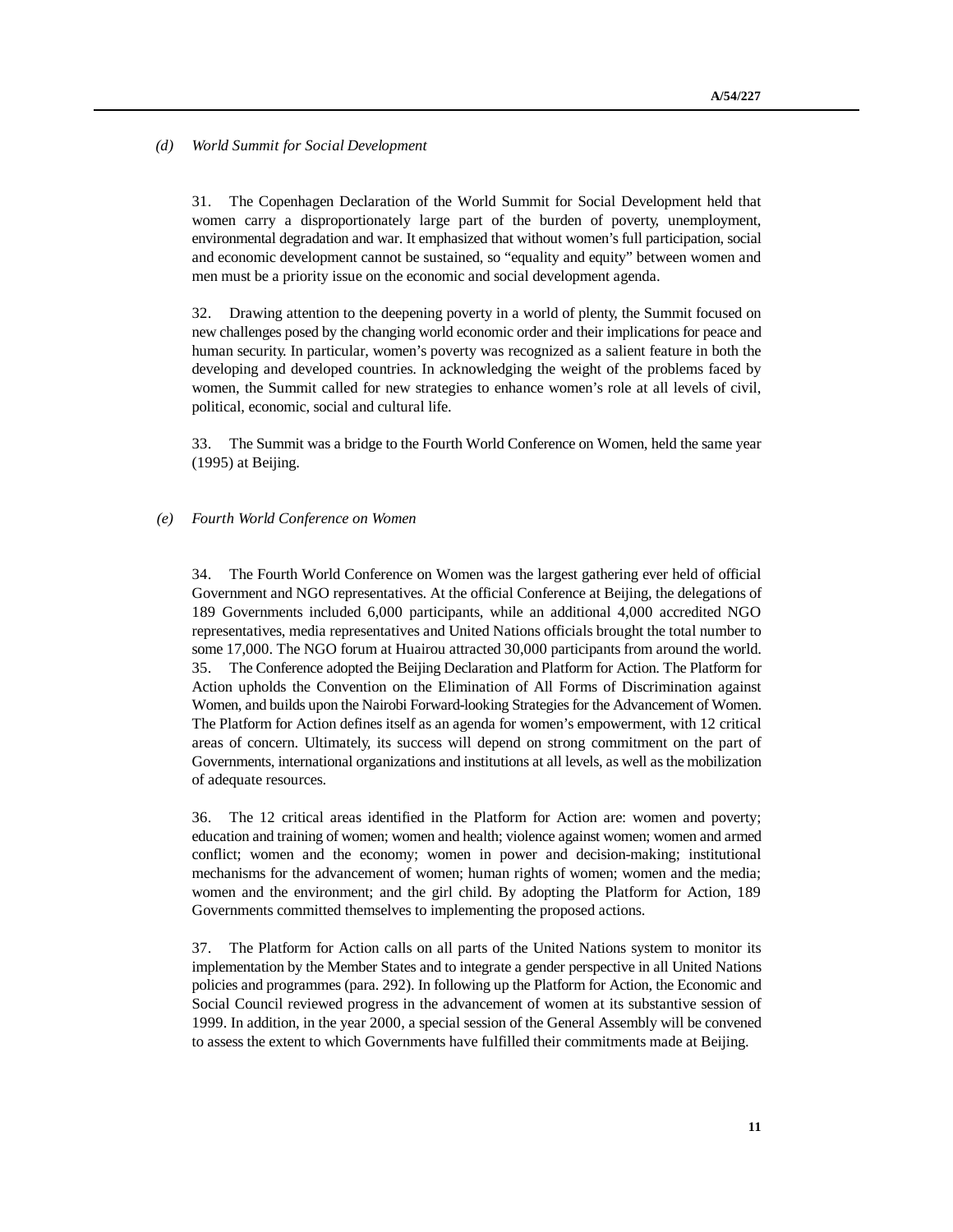### *(d) World Summit for Social Development*

31. The Copenhagen Declaration of the World Summit for Social Development held that women carry a disproportionately large part of the burden of poverty, unemployment, environmental degradation and war. It emphasized that without women's full participation, social and economic development cannot be sustained, so "equality and equity" between women and men must be a priority issue on the economic and social development agenda.

32. Drawing attention to the deepening poverty in a world of plenty, the Summit focused on new challenges posed by the changing world economic order and their implications for peace and human security. In particular, women's poverty was recognized as a salient feature in both the developing and developed countries. In acknowledging the weight of the problems faced by women, the Summit called for new strategies to enhance women's role at all levels of civil, political, economic, social and cultural life.

33. The Summit was a bridge to the Fourth World Conference on Women, held the same year (1995) at Beijing.

### *(e) Fourth World Conference on Women*

34. The Fourth World Conference on Women was the largest gathering ever held of official Government and NGO representatives. At the official Conference at Beijing, the delegations of 189 Governments included 6,000 participants, while an additional 4,000 accredited NGO representatives, media representatives and United Nations officials brought the total number to some 17,000. The NGO forum at Huairou attracted 30,000 participants from around the world.

35. The Conference adopted the Beijing Declaration and Platform for Action. The Platform for Action upholds the Convention on the Elimination of All Forms of Discrimination against Women, and builds upon the Nairobi Forward-looking Strategies for the Advancement of Women. The Platform for Action defines itself as an agenda for women's empowerment, with 12 critical areas of concern. Ultimately, its success will depend on strong commitment on the part of Governments, international organizations and institutions at all levels, as well as the mobilization of adequate resources.

36. The 12 critical areas identified in the Platform for Action are: women and poverty; education and training of women; women and health; violence against women; women and armed conflict; women and the economy; women in power and decision-making; institutional mechanisms for the advancement of women; human rights of women; women and the media; women and the environment; and the girl child. By adopting the Platform for Action, 189 Governments committed themselves to implementing the proposed actions.

37. The Platform for Action calls on all parts of the United Nations system to monitor its implementation by the Member States and to integrate a gender perspective in all United Nations policies and programmes (para. 292). In following up the Platform for Action, the Economic and Social Council reviewed progress in the advancement of women at its substantive session of 1999. In addition, in the year 2000, a special session of the General Assembly will be convened to assess the extent to which Governments have fulfilled their commitments made at Beijing.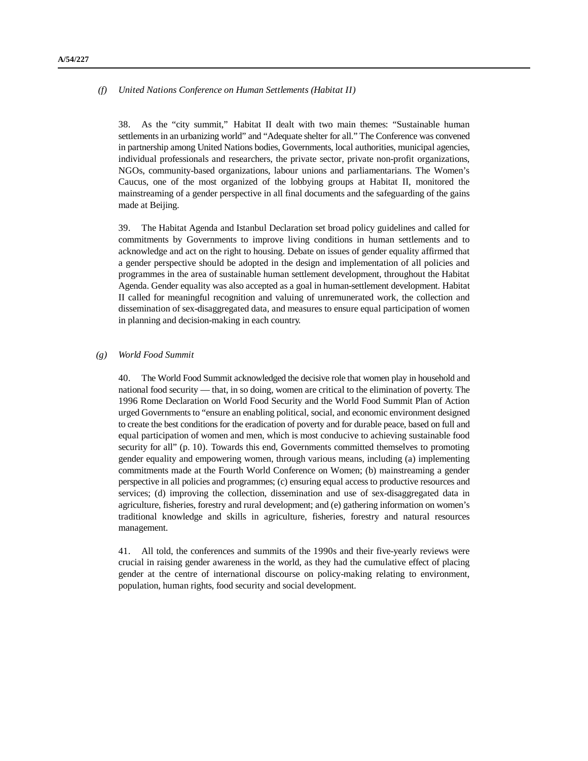*(f) United Nations Conference on Human Settlements (Habitat II)*

38. As the "city summit," Habitat II dealt with two main themes: "Sustainable human settlements in an urbanizing world" and "Adequate shelter for all." The Conference was convened in partnership among United Nations bodies, Governments, local authorities, municipal agencies, individual professionals and researchers, the private sector, private non-profit organizations, NGOs, community-based organizations, labour unions and parliamentarians. The Women's Caucus, one of the most organized of the lobbying groups at Habitat II, monitored the mainstreaming of a gender perspective in all final documents and the safeguarding of the gains made at Beijing.

39. The Habitat Agenda and Istanbul Declaration set broad policy guidelines and called for commitments by Governments to improve living conditions in human settlements and to acknowledge and act on the right to housing. Debate on issues of gender equality affirmed that a gender perspective should be adopted in the design and implementation of all policies and programmes in the area of sustainable human settlement development, throughout the Habitat Agenda. Gender equality was also accepted as a goal in human-settlement development. Habitat II called for meaningful recognition and valuing of unremunerated work, the collection and dissemination of sex-disaggregated data, and measures to ensure equal participation of women in planning and decision-making in each country.

*(g) World Food Summit*

40. The World Food Summit acknowledged the decisive role that women play in household and national food security — that, in so doing, women are critical to the elimination of poverty. The 1996 Rome Declaration on World Food Security and the World Food Summit Plan of Action urged Governments to "ensure an enabling political, social, and economic environment designed to create the best conditions for the eradication of poverty and for durable peace, based on full and equal participation of women and men, which is most conducive to achieving sustainable food security for all" (p. 10). Towards this end, Governments committed themselves to promoting gender equality and empowering women, through various means, including (a) implementing commitments made at the Fourth World Conference on Women; (b) mainstreaming a gender perspective in all policies and programmes; (c) ensuring equal access to productive resources and services; (d) improving the collection, dissemination and use of sex-disaggregated data in agriculture, fisheries, forestry and rural development; and (e) gathering information on women's traditional knowledge and skills in agriculture, fisheries, forestry and natural resources management.

41. All told, the conferences and summits of the 1990s and their five-yearly reviews were crucial in raising gender awareness in the world, as they had the cumulative effect of placing gender at the centre of international discourse on policy-making relating to environment, population, human rights, food security and social development.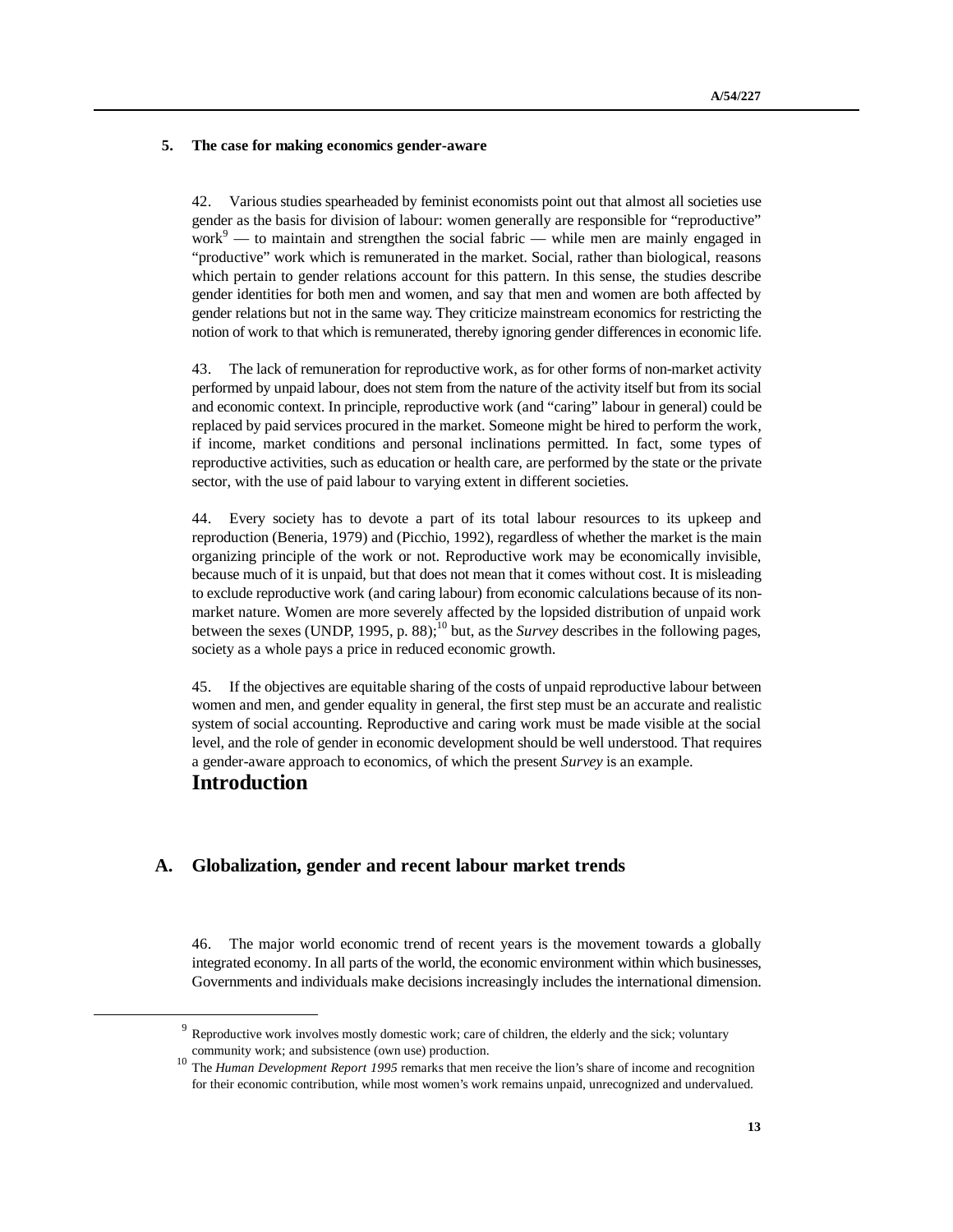### 5. The case for making economics gender-aware

42. Various studies spearheaded by feminist economists point out that almost all societies use gender as the basis for division of labour: women generally are responsible for "reproductive" work[9] — to maintain and strengthen the social fabric — while men are mainly engaged in "productive" work which is remunerated in the market. Social, rather than biological, reasons which pertain to gender relations account for this pattern. In this sense, the studies describe gender identities for both men and women, and say that men and women are both affected by gender relations but not in the same way. They criticize mainstream economics for restricting the notion of work to that which is remunerated, thereby ignoring gender differences in economic life.

43. The lack of remuneration for reproductive work, as for other forms of non-market activity performed by unpaid labour, does not stem from the nature of the activity itself but from its social and economic context. In principle, reproductive work (and "caring" labour in general) could be replaced by paid services procured in the market. Someone might be hired to perform the work, if income, market conditions and personal inclinations permitted. In fact, some types of reproductive activities, such as education or health care, are performed by the state or the private sector, with the use of paid labour to varying extent in different societies.

44. Every society has to devote a part of its total labour resources to its upkeep and reproduction (Beneria, 1979) and (Picchio, 1992), regardless of whether the market is the main organizing principle of the work or not. Reproductive work may be economically invisible, because much of it is unpaid, but that does not mean that it comes without cost. It is misleading to exclude reproductive work (and caring labour) from economic calculations because of its non-market nature. Women are more severely affected by the lopsided distribution of unpaid work between the sexes (UNDP, 1995, p. 88);[10] but, as the *Survey* describes in the following pages, society as a whole pays a price in reduced economic growth.

45. If the objectives are equitable sharing of the costs of unpaid reproductive labour between women and men, and gender equality in general, the first step must be an accurate and realistic system of social accounting. Reproductive and caring work must be made visible at the social level, and the role of gender in economic development should be well understood. That requires a gender-aware approach to economics, of which the present *Survey* is an example.

# Introduction

## A. Globalization, gender and recent labour market trends

46. The major world economic trend of recent years is the movement towards a globally integrated economy. In all parts of the world, the economic environment within which businesses, Governments and individuals make decisions increasingly includes the international dimension.

---

[9] Reproductive work involves mostly domestic work; care of children, the elderly and the sick; voluntary community work; and subsistence (own use) production.

[10] The *Human Development Report 1995* remarks that men receive the lion's share of income and recognition for their economic contribution, while most women's work remains unpaid, unrecognized and undervalued.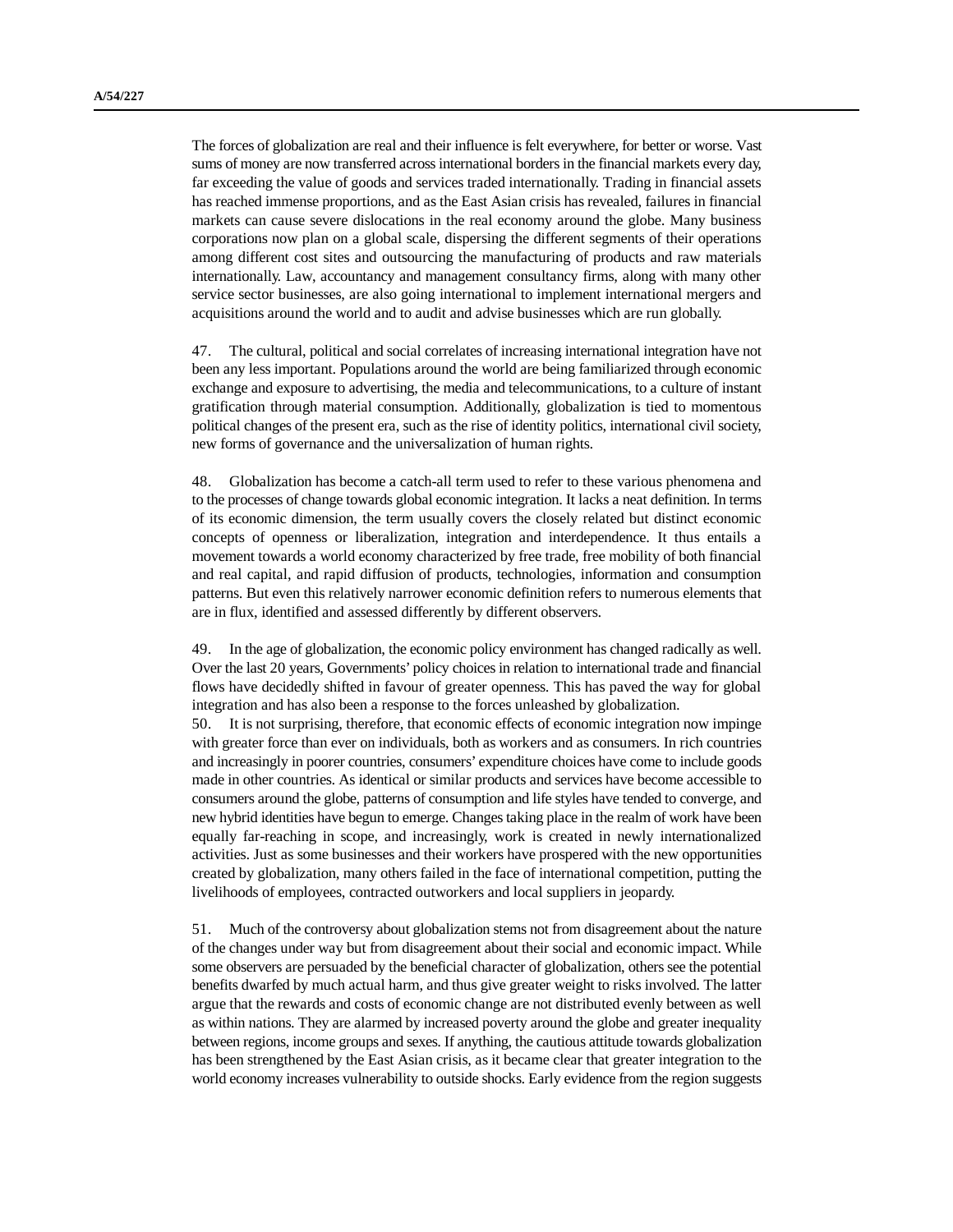The forces of globalization are real and their influence is felt everywhere, for better or worse. Vast sums of money are now transferred across international borders in the financial markets every day, far exceeding the value of goods and services traded internationally. Trading in financial assets has reached immense proportions, and as the East Asian crisis has revealed, failures in financial markets can cause severe dislocations in the real economy around the globe. Many business corporations now plan on a global scale, dispersing the different segments of their operations among different cost sites and outsourcing the manufacturing of products and raw materials internationally. Law, accountancy and management consultancy firms, along with many other service sector businesses, are also going international to implement international mergers and acquisitions around the world and to audit and advise businesses which are run globally.

47. The cultural, political and social correlates of increasing international integration have not been any less important. Populations around the world are being familiarized through economic exchange and exposure to advertising, the media and telecommunications, to a culture of instant gratification through material consumption. Additionally, globalization is tied to momentous political changes of the present era, such as the rise of identity politics, international civil society, new forms of governance and the universalization of human rights.

48. Globalization has become a catch-all term used to refer to these various phenomena and to the processes of change towards global economic integration. It lacks a neat definition. In terms of its economic dimension, the term usually covers the closely related but distinct economic concepts of openness or liberalization, integration and interdependence. It thus entails a movement towards a world economy characterized by free trade, free mobility of both financial and real capital, and rapid diffusion of products, technologies, information and consumption patterns. But even this relatively narrower economic definition refers to numerous elements that are in flux, identified and assessed differently by different observers.

49. In the age of globalization, the economic policy environment has changed radically as well. Over the last 20 years, Governments' policy choices in relation to international trade and financial flows have decidedly shifted in favour of greater openness. This has paved the way for global integration and has also been a response to the forces unleashed by globalization.

50. It is not surprising, therefore, that economic effects of economic integration now impinge with greater force than ever on individuals, both as workers and as consumers. In rich countries and increasingly in poorer countries, consumers' expenditure choices have come to include goods made in other countries. As identical or similar products and services have become accessible to consumers around the globe, patterns of consumption and life styles have tended to converge, and new hybrid identities have begun to emerge. Changes taking place in the realm of work have been equally far-reaching in scope, and increasingly, work is created in newly internationalized activities. Just as some businesses and their workers have prospered with the new opportunities created by globalization, many others failed in the face of international competition, putting the livelihoods of employees, contracted outworkers and local suppliers in jeopardy.

51. Much of the controversy about globalization stems not from disagreement about the nature of the changes under way but from disagreement about their social and economic impact. While some observers are persuaded by the beneficial character of globalization, others see the potential benefits dwarfed by much actual harm, and thus give greater weight to risks involved. The latter argue that the rewards and costs of economic change are not distributed evenly between as well as within nations. They are alarmed by increased poverty around the globe and greater inequality between regions, income groups and sexes. If anything, the cautious attitude towards globalization has been strengthened by the East Asian crisis, as it became clear that greater integration to the world economy increases vulnerability to outside shocks. Early evidence from the region suggests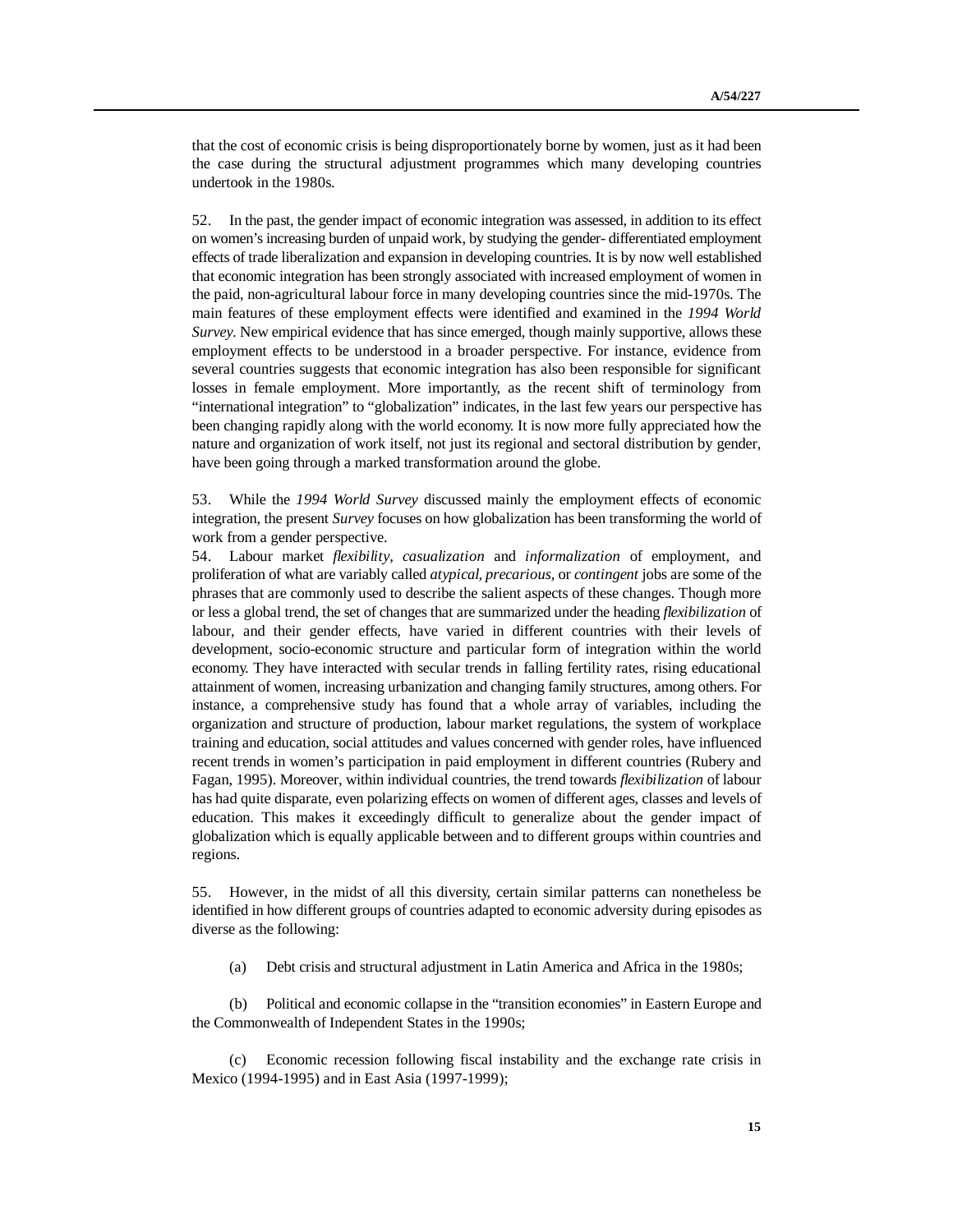that the cost of economic crisis is being disproportionately borne by women, just as it had been the case during the structural adjustment programmes which many developing countries undertook in the 1980s.

52. In the past, the gender impact of economic integration was assessed, in addition to its effect on women's increasing burden of unpaid work, by studying the gender- differentiated employment effects of trade liberalization and expansion in developing countries. It is by now well established that economic integration has been strongly associated with increased employment of women in the paid, non-agricultural labour force in many developing countries since the mid-1970s. The main features of these employment effects were identified and examined in the *1994 World Survey*. New empirical evidence that has since emerged, though mainly supportive, allows these employment effects to be understood in a broader perspective. For instance, evidence from several countries suggests that economic integration has also been responsible for significant losses in female employment. More importantly, as the recent shift of terminology from "international integration" to "globalization" indicates, in the last few years our perspective has been changing rapidly along with the world economy. It is now more fully appreciated how the nature and organization of work itself, not just its regional and sectoral distribution by gender, have been going through a marked transformation around the globe.

53. While the *1994 World Survey* discussed mainly the employment effects of economic integration, the present *Survey* focuses on how globalization has been transforming the world of work from a gender perspective.

54. Labour market *flexibility, casualization* and *informalization* of employment, and proliferation of what are variably called *atypical, precarious,* or *contingent* jobs are some of the phrases that are commonly used to describe the salient aspects of these changes. Though more or less a global trend, the set of changes that are summarized under the heading *flexibilization* of labour, and their gender effects, have varied in different countries with their levels of development, socio-economic structure and particular form of integration within the world economy. They have interacted with secular trends in falling fertility rates, rising educational attainment of women, increasing urbanization and changing family structures, among others. For instance, a comprehensive study has found that a whole array of variables, including the organization and structure of production, labour market regulations, the system of workplace training and education, social attitudes and values concerned with gender roles, have influenced recent trends in women's participation in paid employment in different countries (Rubery and Fagan, 1995). Moreover, within individual countries, the trend towards *flexibilization* of labour has had quite disparate, even polarizing effects on women of different ages, classes and levels of education. This makes it exceedingly difficult to generalize about the gender impact of globalization which is equally applicable between and to different groups within countries and regions.

55. However, in the midst of all this diversity, certain similar patterns can nonetheless be identified in how different groups of countries adapted to economic adversity during episodes as diverse as the following:

(a) Debt crisis and structural adjustment in Latin America and Africa in the 1980s;

(b) Political and economic collapse in the "transition economies" in Eastern Europe and the Commonwealth of Independent States in the 1990s;

(c) Economic recession following fiscal instability and the exchange rate crisis in Mexico (1994-1995) and in East Asia (1997-1999);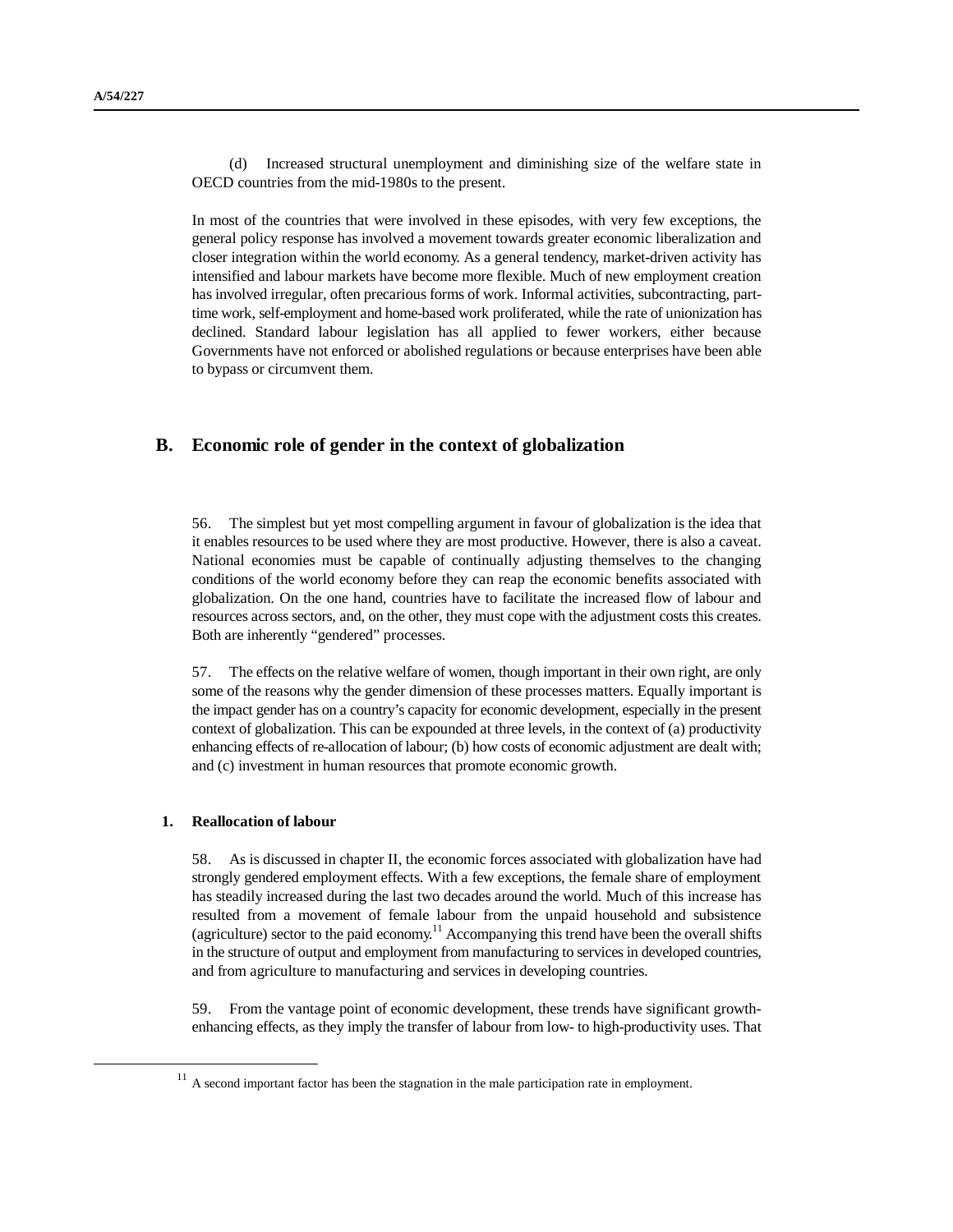(d) Increased structural unemployment and diminishing size of the welfare state in OECD countries from the mid-1980s to the present.

In most of the countries that were involved in these episodes, with very few exceptions, the general policy response has involved a movement towards greater economic liberalization and closer integration within the world economy. As a general tendency, market-driven activity has intensified and labour markets have become more flexible. Much of new employment creation has involved irregular, often precarious forms of work. Informal activities, subcontracting, part-time work, self-employment and home-based work proliferated, while the rate of unionization has declined. Standard labour legislation has all applied to fewer workers, either because Governments have not enforced or abolished regulations or because enterprises have been able to bypass or circumvent them.

## B. Economic role of gender in the context of globalization

56. The simplest but yet most compelling argument in favour of globalization is the idea that it enables resources to be used where they are most productive. However, there is also a caveat. National economies must be capable of continually adjusting themselves to the changing conditions of the world economy before they can reap the economic benefits associated with globalization. On the one hand, countries have to facilitate the increased flow of labour and resources across sectors, and, on the other, they must cope with the adjustment costs this creates. Both are inherently “gendered” processes.

57. The effects on the relative welfare of women, though important in their own right, are only some of the reasons why the gender dimension of these processes matters. Equally important is the impact gender has on a country’s capacity for economic development, especially in the present context of globalization. This can be expounded at three levels, in the context of (a) productivity enhancing effects of re-allocation of labour; (b) how costs of economic adjustment are dealt with; and (c) investment in human resources that promote economic growth.

### 1. Reallocation of labour

58. As is discussed in chapter II, the economic forces associated with globalization have had strongly gendered employment effects. With a few exceptions, the female share of employment has steadily increased during the last two decades around the world. Much of this increase has resulted from a movement of female labour from the unpaid household and subsistence (agriculture) sector to the paid economy.[11] Accompanying this trend have been the overall shifts in the structure of output and employment from manufacturing to services in developed countries, and from agriculture to manufacturing and services in developing countries.

59. From the vantage point of economic development, these trends have significant growth-enhancing effects, as they imply the transfer of labour from low- to high-productivity uses. That

[11] A second important factor has been the stagnation in the male participation rate in employment.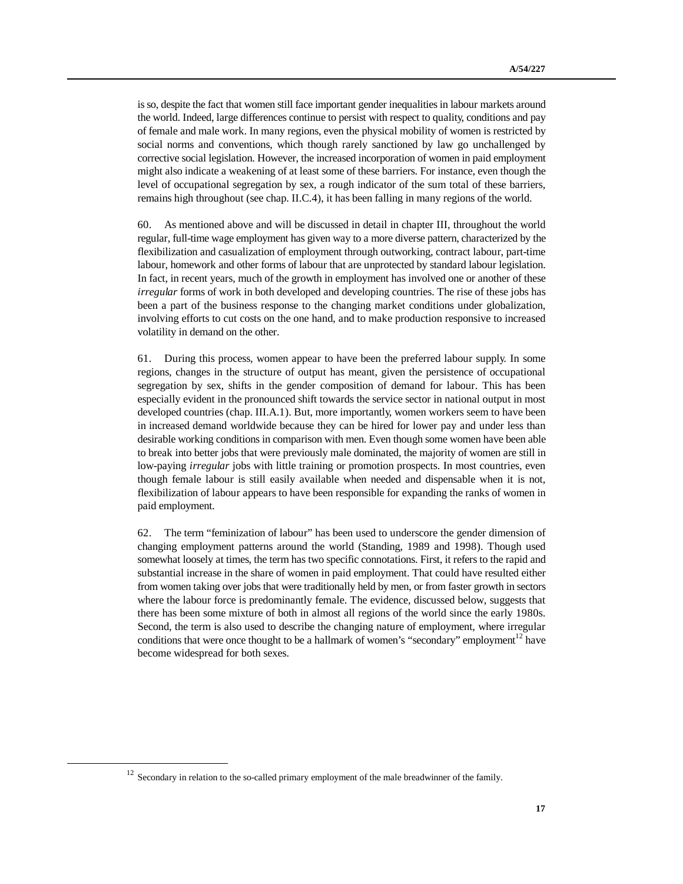is so, despite the fact that women still face important gender inequalities in labour markets around the world. Indeed, large differences continue to persist with respect to quality, conditions and pay of female and male work. In many regions, even the physical mobility of women is restricted by social norms and conventions, which though rarely sanctioned by law go unchallenged by corrective social legislation. However, the increased incorporation of women in paid employment might also indicate a weakening of at least some of these barriers. For instance, even though the level of occupational segregation by sex, a rough indicator of the sum total of these barriers, remains high throughout (see chap. II.C.4), it has been falling in many regions of the world.

60. As mentioned above and will be discussed in detail in chapter III, throughout the world regular, full-time wage employment has given way to a more diverse pattern, characterized by the flexibilization and casualization of employment through outworking, contract labour, part-time labour, homework and other forms of labour that are unprotected by standard labour legislation. In fact, in recent years, much of the growth in employment has involved one or another of these *irregular* forms of work in both developed and developing countries. The rise of these jobs has been a part of the business response to the changing market conditions under globalization, involving efforts to cut costs on the one hand, and to make production responsive to increased volatility in demand on the other.

61. During this process, women appear to have been the preferred labour supply. In some regions, changes in the structure of output has meant, given the persistence of occupational segregation by sex, shifts in the gender composition of demand for labour. This has been especially evident in the pronounced shift towards the service sector in national output in most developed countries (chap. III.A.1). But, more importantly, women workers seem to have been in increased demand worldwide because they can be hired for lower pay and under less than desirable working conditions in comparison with men. Even though some women have been able to break into better jobs that were previously male dominated, the majority of women are still in low-paying *irregular* jobs with little training or promotion prospects. In most countries, even though female labour is still easily available when needed and dispensable when it is not, flexibilization of labour appears to have been responsible for expanding the ranks of women in paid employment.

62. The term "feminization of labour" has been used to underscore the gender dimension of changing employment patterns around the world (Standing, 1989 and 1998). Though used somewhat loosely at times, the term has two specific connotations. First, it refers to the rapid and substantial increase in the share of women in paid employment. That could have resulted either from women taking over jobs that were traditionally held by men, or from faster growth in sectors where the labour force is predominantly female. The evidence, discussed below, suggests that there has been some mixture of both in almost all regions of the world since the early 1980s. Second, the term is also used to describe the changing nature of employment, where irregular conditions that were once thought to be a hallmark of women's "secondary" employment[12] have become widespread for both sexes.

[12] Secondary in relation to the so-called primary employment of the male breadwinner of the family.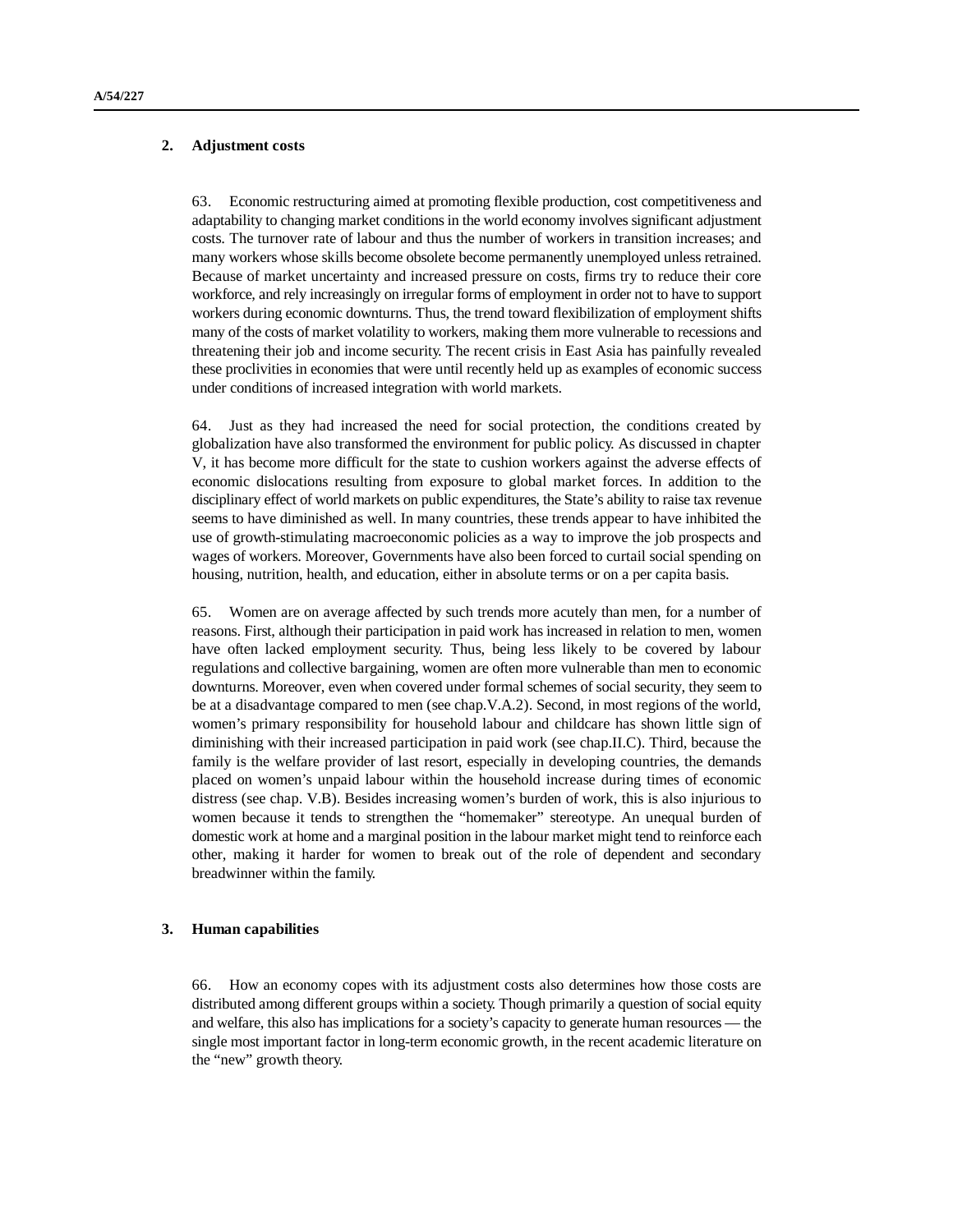### 2. Adjustment costs

63. Economic restructuring aimed at promoting flexible production, cost competitiveness and adaptability to changing market conditions in the world economy involves significant adjustment costs. The turnover rate of labour and thus the number of workers in transition increases; and many workers whose skills become obsolete become permanently unemployed unless retrained. Because of market uncertainty and increased pressure on costs, firms try to reduce their core workforce, and rely increasingly on irregular forms of employment in order not to have to support workers during economic downturns. Thus, the trend toward flexibilization of employment shifts many of the costs of market volatility to workers, making them more vulnerable to recessions and threatening their job and income security. The recent crisis in East Asia has painfully revealed these proclivities in economies that were until recently held up as examples of economic success under conditions of increased integration with world markets.

64. Just as they had increased the need for social protection, the conditions created by globalization have also transformed the environment for public policy. As discussed in chapter V, it has become more difficult for the state to cushion workers against the adverse effects of economic dislocations resulting from exposure to global market forces. In addition to the disciplinary effect of world markets on public expenditures, the State's ability to raise tax revenue seems to have diminished as well. In many countries, these trends appear to have inhibited the use of growth-stimulating macroeconomic policies as a way to improve the job prospects and wages of workers. Moreover, Governments have also been forced to curtail social spending on housing, nutrition, health, and education, either in absolute terms or on a per capita basis.

65. Women are on average affected by such trends more acutely than men, for a number of reasons. First, although their participation in paid work has increased in relation to men, women have often lacked employment security. Thus, being less likely to be covered by labour regulations and collective bargaining, women are often more vulnerable than men to economic downturns. Moreover, even when covered under formal schemes of social security, they seem to be at a disadvantage compared to men (see chap.V.A.2). Second, in most regions of the world, women's primary responsibility for household labour and childcare has shown little sign of diminishing with their increased participation in paid work (see chap.II.C). Third, because the family is the welfare provider of last resort, especially in developing countries, the demands placed on women's unpaid labour within the household increase during times of economic distress (see chap. V.B). Besides increasing women's burden of work, this is also injurious to women because it tends to strengthen the "homemaker" stereotype. An unequal burden of domestic work at home and a marginal position in the labour market might tend to reinforce each other, making it harder for women to break out of the role of dependent and secondary breadwinner within the family.

### 3. Human capabilities

66. How an economy copes with its adjustment costs also determines how those costs are distributed among different groups within a society. Though primarily a question of social equity and welfare, this also has implications for a society's capacity to generate human resources — the single most important factor in long-term economic growth, in the recent academic literature on the "new" growth theory.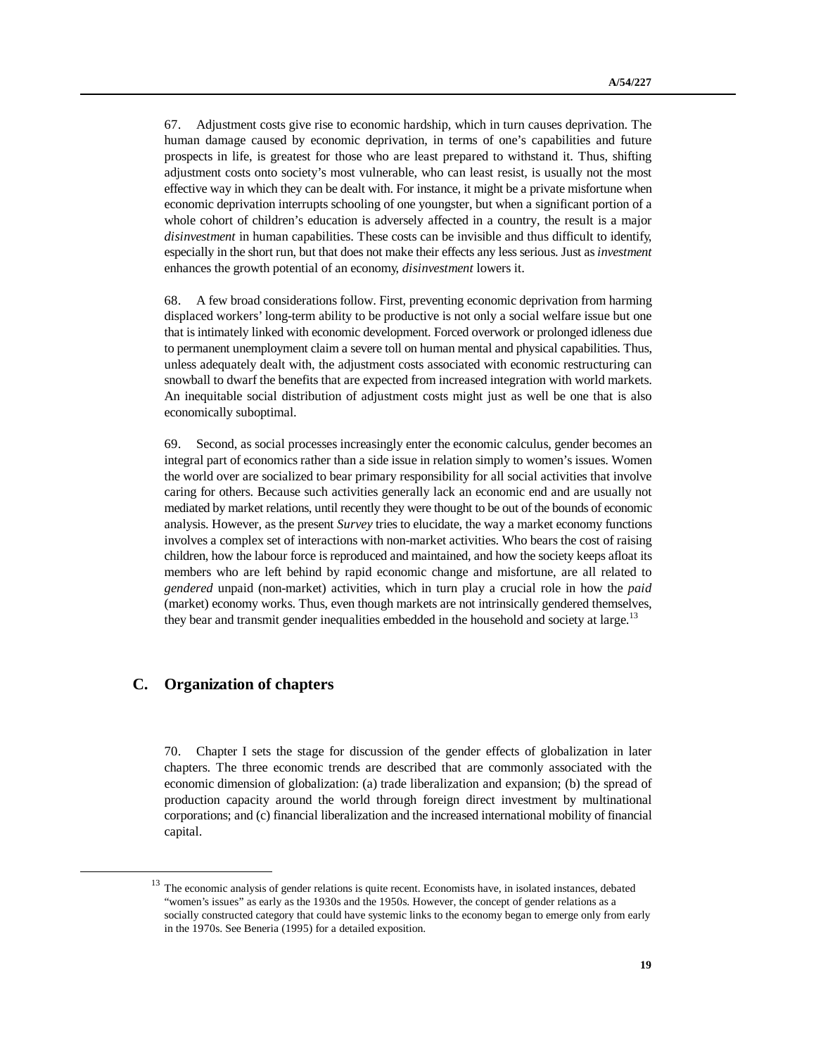67. Adjustment costs give rise to economic hardship, which in turn causes deprivation. The human damage caused by economic deprivation, in terms of one's capabilities and future prospects in life, is greatest for those who are least prepared to withstand it. Thus, shifting adjustment costs onto society's most vulnerable, who can least resist, is usually not the most effective way in which they can be dealt with. For instance, it might be a private misfortune when economic deprivation interrupts schooling of one youngster, but when a significant portion of a whole cohort of children's education is adversely affected in a country, the result is a major *disinvestment* in human capabilities. These costs can be invisible and thus difficult to identify, especially in the short run, but that does not make their effects any less serious. Just as *investment* enhances the growth potential of an economy, *disinvestment* lowers it.

68. A few broad considerations follow. First, preventing economic deprivation from harming displaced workers' long-term ability to be productive is not only a social welfare issue but one that is intimately linked with economic development. Forced overwork or prolonged idleness due to permanent unemployment claim a severe toll on human mental and physical capabilities. Thus, unless adequately dealt with, the adjustment costs associated with economic restructuring can snowball to dwarf the benefits that are expected from increased integration with world markets. An inequitable social distribution of adjustment costs might just as well be one that is also economically suboptimal.

69. Second, as social processes increasingly enter the economic calculus, gender becomes an integral part of economics rather than a side issue in relation simply to women's issues. Women the world over are socialized to bear primary responsibility for all social activities that involve caring for others. Because such activities generally lack an economic end and are usually not mediated by market relations, until recently they were thought to be out of the bounds of economic analysis. However, as the present *Survey* tries to elucidate, the way a market economy functions involves a complex set of interactions with non-market activities. Who bears the cost of raising children, how the labour force is reproduced and maintained, and how the society keeps afloat its members who are left behind by rapid economic change and misfortune, are all related to *gendered* unpaid (non-market) activities, which in turn play a crucial role in how the *paid* (market) economy works. Thus, even though markets are not intrinsically gendered themselves, they bear and transmit gender inequalities embedded in the household and society at large.[13]

## C. Organization of chapters

70. Chapter I sets the stage for discussion of the gender effects of globalization in later chapters. The three economic trends are described that are commonly associated with the economic dimension of globalization: (a) trade liberalization and expansion; (b) the spread of production capacity around the world through foreign direct investment by multinational corporations; and (c) financial liberalization and the increased international mobility of financial capital.

---

[13] The economic analysis of gender relations is quite recent. Economists have, in isolated instances, debated "women's issues" as early as the 1930s and the 1950s. However, the concept of gender relations as a socially constructed category that could have systemic links to the economy began to emerge only from early in the 1970s. See Beneria (1995) for a detailed exposition.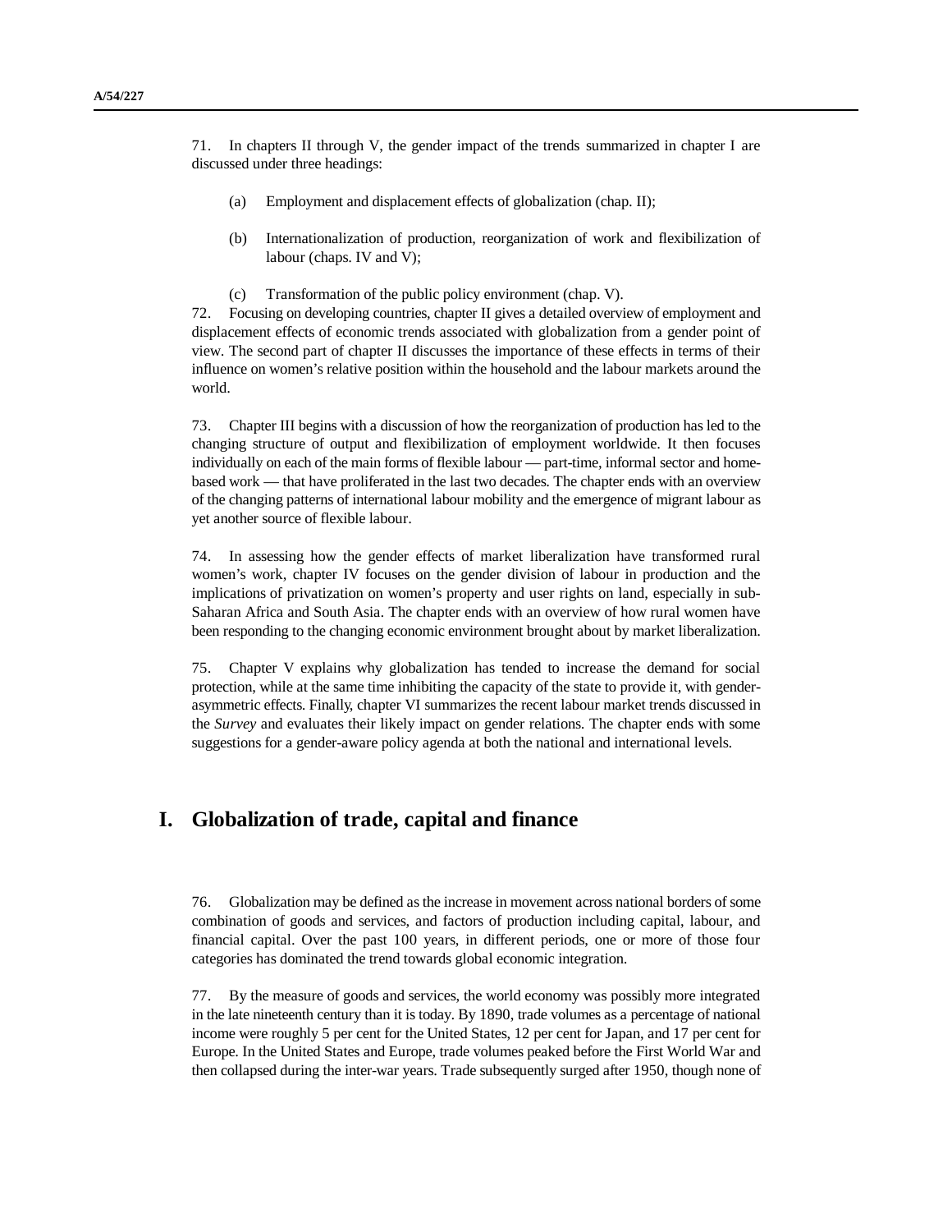71. In chapters II through V, the gender impact of the trends summarized in chapter I are discussed under three headings:

(a) Employment and displacement effects of globalization (chap. II);

(b) Internationalization of production, reorganization of work and flexibilization of labour (chaps. IV and V);

(c) Transformation of the public policy environment (chap. V).

72. Focusing on developing countries, chapter II gives a detailed overview of employment and displacement effects of economic trends associated with globalization from a gender point of view. The second part of chapter II discusses the importance of these effects in terms of their influence on women's relative position within the household and the labour markets around the world.

73. Chapter III begins with a discussion of how the reorganization of production has led to the changing structure of output and flexibilization of employment worldwide. It then focuses individually on each of the main forms of flexible labour — part-time, informal sector and home-based work — that have proliferated in the last two decades. The chapter ends with an overview of the changing patterns of international labour mobility and the emergence of migrant labour as yet another source of flexible labour.

74. In assessing how the gender effects of market liberalization have transformed rural women's work, chapter IV focuses on the gender division of labour in production and the implications of privatization on women's property and user rights on land, especially in sub-Saharan Africa and South Asia. The chapter ends with an overview of how rural women have been responding to the changing economic environment brought about by market liberalization.

75. Chapter V explains why globalization has tended to increase the demand for social protection, while at the same time inhibiting the capacity of the state to provide it, with gender-asymmetric effects. Finally, chapter VI summarizes the recent labour market trends discussed in the *Survey* and evaluates their likely impact on gender relations. The chapter ends with some suggestions for a gender-aware policy agenda at both the national and international levels.

# I. Globalization of trade, capital and finance

76. Globalization may be defined as the increase in movement across national borders of some combination of goods and services, and factors of production including capital, labour, and financial capital. Over the past 100 years, in different periods, one or more of those four categories has dominated the trend towards global economic integration.

77. By the measure of goods and services, the world economy was possibly more integrated in the late nineteenth century than it is today. By 1890, trade volumes as a percentage of national income were roughly 5 per cent for the United States, 12 per cent for Japan, and 17 per cent for Europe. In the United States and Europe, trade volumes peaked before the First World War and then collapsed during the inter-war years. Trade subsequently surged after 1950, though none of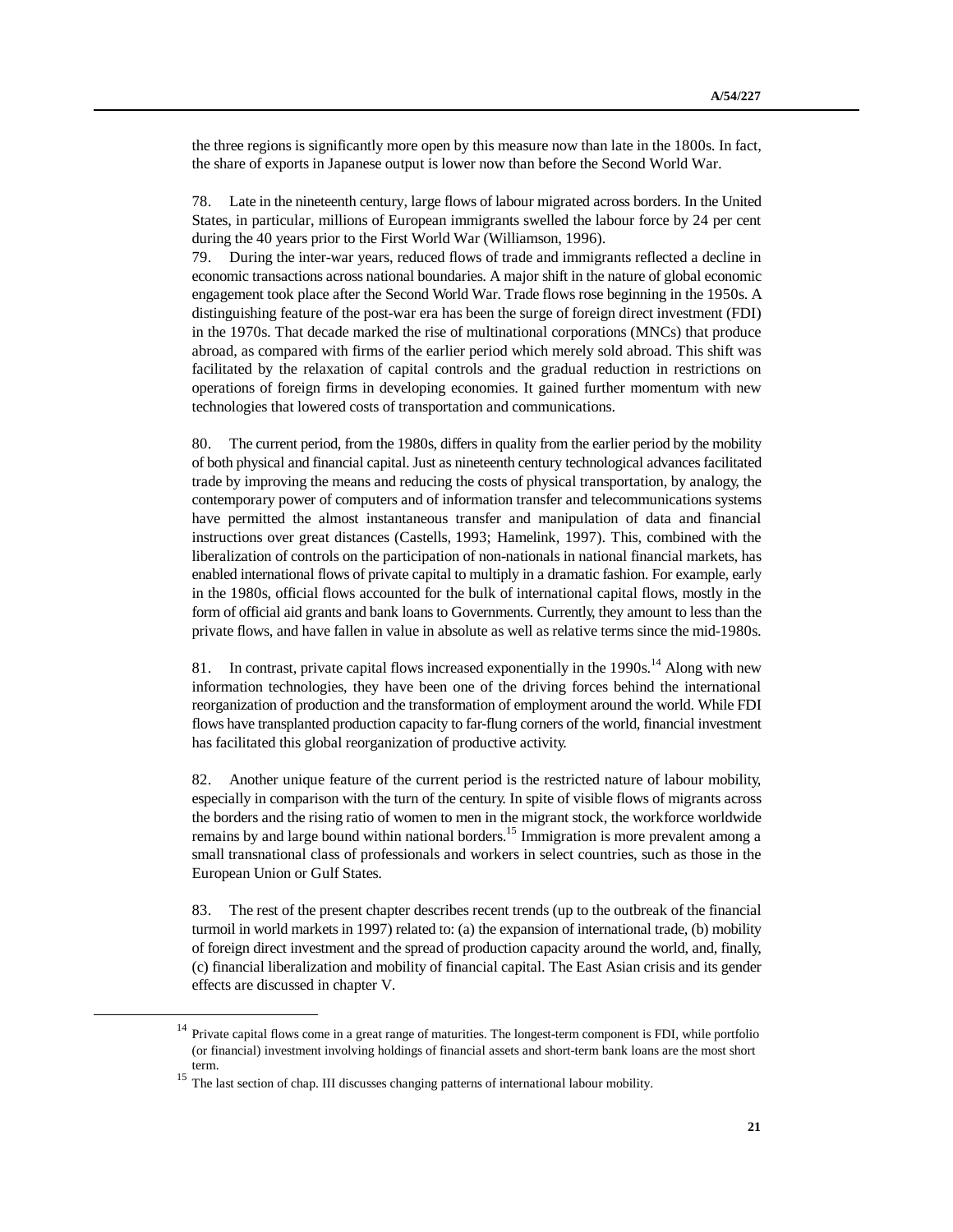the three regions is significantly more open by this measure now than late in the 1800s. In fact, the share of exports in Japanese output is lower now than before the Second World War.

78. Late in the nineteenth century, large flows of labour migrated across borders. In the United States, in particular, millions of European immigrants swelled the labour force by 24 per cent during the 40 years prior to the First World War (Williamson, 1996).

79. During the inter-war years, reduced flows of trade and immigrants reflected a decline in economic transactions across national boundaries. A major shift in the nature of global economic engagement took place after the Second World War. Trade flows rose beginning in the 1950s. A distinguishing feature of the post-war era has been the surge of foreign direct investment (FDI) in the 1970s. That decade marked the rise of multinational corporations (MNCs) that produce abroad, as compared with firms of the earlier period which merely sold abroad. This shift was facilitated by the relaxation of capital controls and the gradual reduction in restrictions on operations of foreign firms in developing economies. It gained further momentum with new technologies that lowered costs of transportation and communications.

80. The current period, from the 1980s, differs in quality from the earlier period by the mobility of both physical and financial capital. Just as nineteenth century technological advances facilitated trade by improving the means and reducing the costs of physical transportation, by analogy, the contemporary power of computers and of information transfer and telecommunications systems have permitted the almost instantaneous transfer and manipulation of data and financial instructions over great distances (Castells, 1993; Hamelink, 1997). This, combined with the liberalization of controls on the participation of non-nationals in national financial markets, has enabled international flows of private capital to multiply in a dramatic fashion. For example, early in the 1980s, official flows accounted for the bulk of international capital flows, mostly in the form of official aid grants and bank loans to Governments. Currently, they amount to less than the private flows, and have fallen in value in absolute as well as relative terms since the mid-1980s.

81. In contrast, private capital flows increased exponentially in the 1990s.[14] Along with new information technologies, they have been one of the driving forces behind the international reorganization of production and the transformation of employment around the world. While FDI flows have transplanted production capacity to far-flung corners of the world, financial investment has facilitated this global reorganization of productive activity.

82. Another unique feature of the current period is the restricted nature of labour mobility, especially in comparison with the turn of the century. In spite of visible flows of migrants across the borders and the rising ratio of women to men in the migrant stock, the workforce worldwide remains by and large bound within national borders.[15] Immigration is more prevalent among a small transnational class of professionals and workers in select countries, such as those in the European Union or Gulf States.

83. The rest of the present chapter describes recent trends (up to the outbreak of the financial turmoil in world markets in 1997) related to: (a) the expansion of international trade, (b) mobility of foreign direct investment and the spread of production capacity around the world, and, finally, (c) financial liberalization and mobility of financial capital. The East Asian crisis and its gender effects are discussed in chapter V.

---

[14] Private capital flows come in a great range of maturities. The longest-term component is FDI, while portfolio (or financial) investment involving holdings of financial assets and short-term bank loans are the most short term.

[15] The last section of chap. III discusses changing patterns of international labour mobility.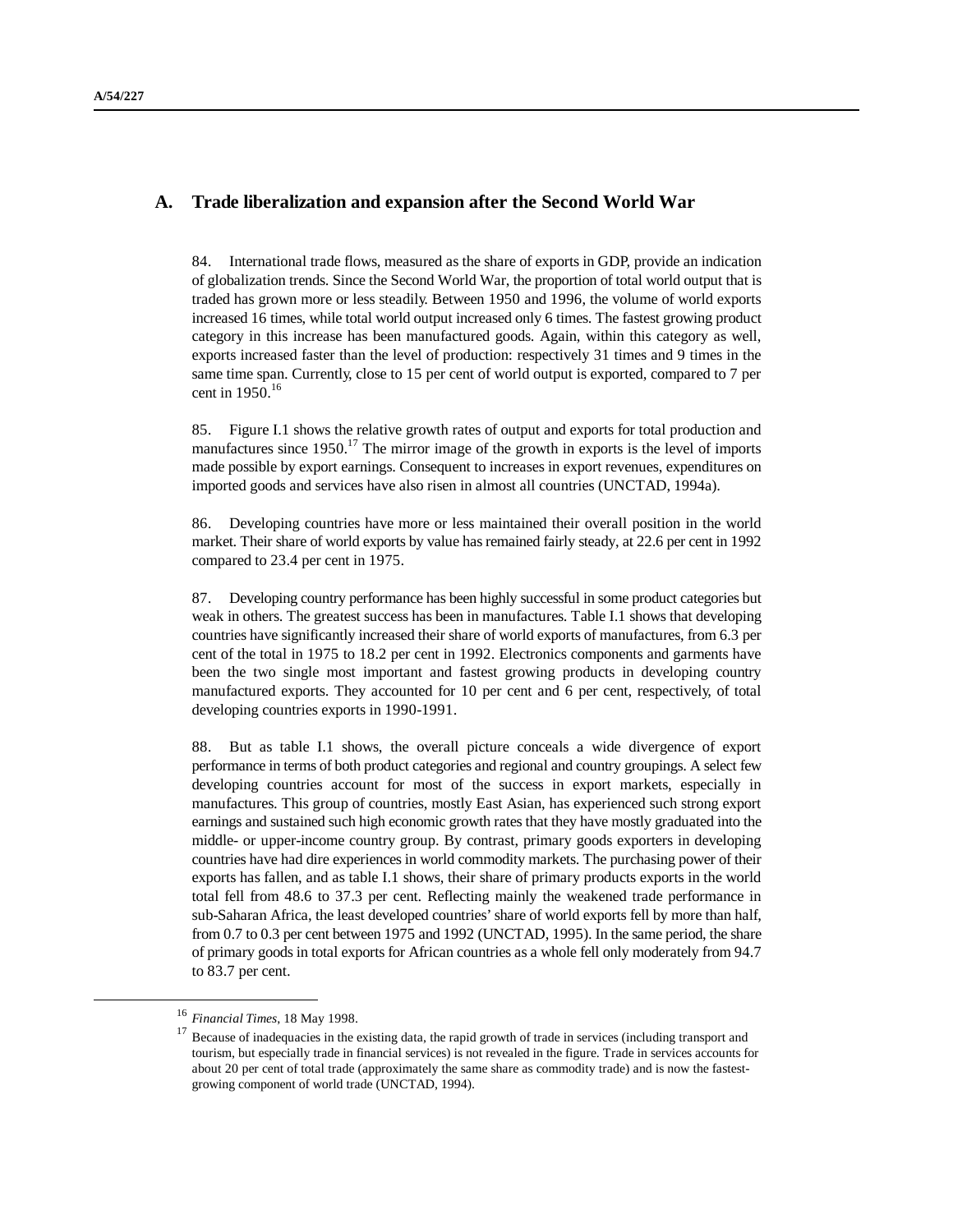## A. Trade liberalization and expansion after the Second World War

84. International trade flows, measured as the share of exports in GDP, provide an indication of globalization trends. Since the Second World War, the proportion of total world output that is traded has grown more or less steadily. Between 1950 and 1996, the volume of world exports increased 16 times, while total world output increased only 6 times. The fastest growing product category in this increase has been manufactured goods. Again, within this category as well, exports increased faster than the level of production: respectively 31 times and 9 times in the same time span. Currently, close to 15 per cent of world output is exported, compared to 7 per cent in 1950.[16]

85. Figure I.1 shows the relative growth rates of output and exports for total production and manufactures since 1950.[17] The mirror image of the growth in exports is the level of imports made possible by export earnings. Consequent to increases in export revenues, expenditures on imported goods and services have also risen in almost all countries (UNCTAD, 1994a).

86. Developing countries have more or less maintained their overall position in the world market. Their share of world exports by value has remained fairly steady, at 22.6 per cent in 1992 compared to 23.4 per cent in 1975.

87. Developing country performance has been highly successful in some product categories but weak in others. The greatest success has been in manufactures. Table I.1 shows that developing countries have significantly increased their share of world exports of manufactures, from 6.3 per cent of the total in 1975 to 18.2 per cent in 1992. Electronics components and garments have been the two single most important and fastest growing products in developing country manufactured exports. They accounted for 10 per cent and 6 per cent, respectively, of total developing countries exports in 1990-1991.

88. But as table I.1 shows, the overall picture conceals a wide divergence of export performance in terms of both product categories and regional and country groupings. A select few developing countries account for most of the success in export markets, especially in manufactures. This group of countries, mostly East Asian, has experienced such strong export earnings and sustained such high economic growth rates that they have mostly graduated into the middle- or upper-income country group. By contrast, primary goods exporters in developing countries have had dire experiences in world commodity markets. The purchasing power of their exports has fallen, and as table I.1 shows, their share of primary products exports in the world total fell from 48.6 to 37.3 per cent. Reflecting mainly the weakened trade performance in sub-Saharan Africa, the least developed countries' share of world exports fell by more than half, from 0.7 to 0.3 per cent between 1975 and 1992 (UNCTAD, 1995). In the same period, the share of primary goods in total exports for African countries as a whole fell only moderately from 94.7 to 83.7 per cent.

---

[16] *Financial Times*, 18 May 1998.

[17] Because of inadequacies in the existing data, the rapid growth of trade in services (including transport and tourism, but especially trade in financial services) is not revealed in the figure. Trade in services accounts for about 20 per cent of total trade (approximately the same share as commodity trade) and is now the fastest-growing component of world trade (UNCTAD, 1994).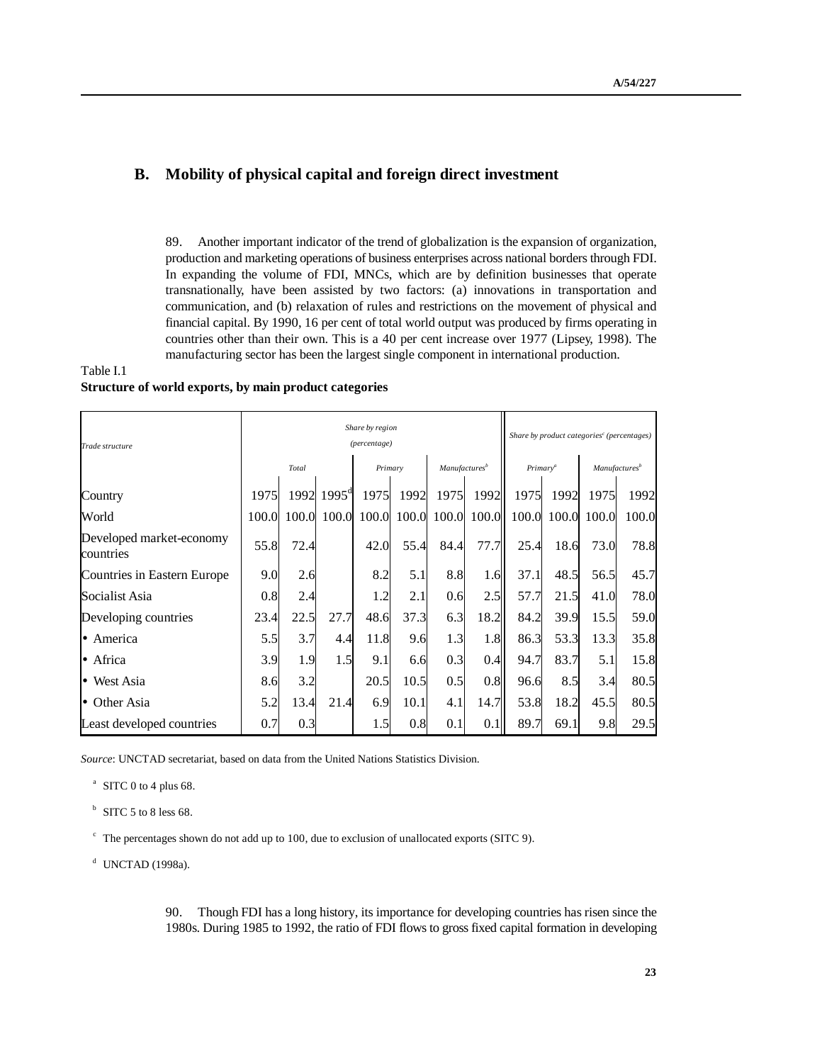## B. Mobility of physical capital and foreign direct investment

89. Another important indicator of the trend of globalization is the expansion of organization, production and marketing operations of business enterprises across national borders through FDI. In expanding the volume of FDI, MNCs, which are by definition businesses that operate transnationally, have been assisted by two factors: (a) innovations in transportation and communication, and (b) relaxation of rules and restrictions on the movement of physical and financial capital. By 1990, 16 per cent of total world output was produced by firms operating in countries other than their own. This is a 40 per cent increase over 1977 (Lipsey, 1998). The manufacturing sector has been the largest single component in international production.

Table I.1

**Structure of world exports, by main product categories**

| *Trade structure* | *Share by region (percentage)* | | | | | | | *Share by product categories[c] (percentages)* | | | |
|---|---|---|---|---|---|---|---|---|---|---|---|
| | *Total* | | | *Primary* | | *Manufactures[b]* | | *Primary[a]* | | *Manufactures[b]* | |
| Country | 1975 | 1992 | 1995[d] | 1975 | 1992 | 1975 | 1992 | 1975 | 1992 | 1975 | 1992 |
| World | 100.0 | 100.0 | 100.0 | 100.0 | 100.0 | 100.0 | 100.0 | 100.0 | 100.0 | 100.0 | 100.0 |
| Developed market-economy countries | 55.8 | 72.4 | | 42.0 | 55.4 | 84.4 | 77.7 | 25.4 | 18.6 | 73.0 | 78.8 |
| Countries in Eastern Europe | 9.0 | 2.6 | | 8.2 | 5.1 | 8.8 | 1.6 | 37.1 | 48.5 | 56.5 | 45.7 |
| Socialist Asia | 0.8 | 2.4 | | 1.2 | 2.1 | 0.6 | 2.5 | 57.7 | 21.5 | 41.0 | 78.0 |
| Developing countries | 23.4 | 22.5 | 27.7 | 48.6 | 37.3 | 6.3 | 18.2 | 84.2 | 39.9 | 15.5 | 59.0 |
| • America | 5.5 | 3.7 | 4.4 | 11.8 | 9.6 | 1.3 | 1.8 | 86.3 | 53.3 | 13.3 | 35.8 |
| • Africa | 3.9 | 1.9 | 1.5 | 9.1 | 6.6 | 0.3 | 0.4 | 94.7 | 83.7 | 5.1 | 15.8 |
| • West Asia | 8.6 | 3.2 | | 20.5 | 10.5 | 0.5 | 0.8 | 96.6 | 8.5 | 3.4 | 80.5 |
| • Other Asia | 5.2 | 13.4 | 21.4 | 6.9 | 10.1 | 4.1 | 14.7 | 53.8 | 18.2 | 45.5 | 80.5 |
| Least developed countries | 0.7 | 0.3 | | 1.5 | 0.8 | 0.1 | 0.1 | 89.7 | 69.1 | 9.8 | 29.5 |

*Source*: UNCTAD secretariat, based on data from the United Nations Statistics Division.

[a] SITC 0 to 4 plus 68.

[b] SITC 5 to 8 less 68.

[c] The percentages shown do not add up to 100, due to exclusion of unallocated exports (SITC 9).

[d] UNCTAD (1998a).

90. Though FDI has a long history, its importance for developing countries has risen since the 1980s. During 1985 to 1992, the ratio of FDI flows to gross fixed capital formation in developing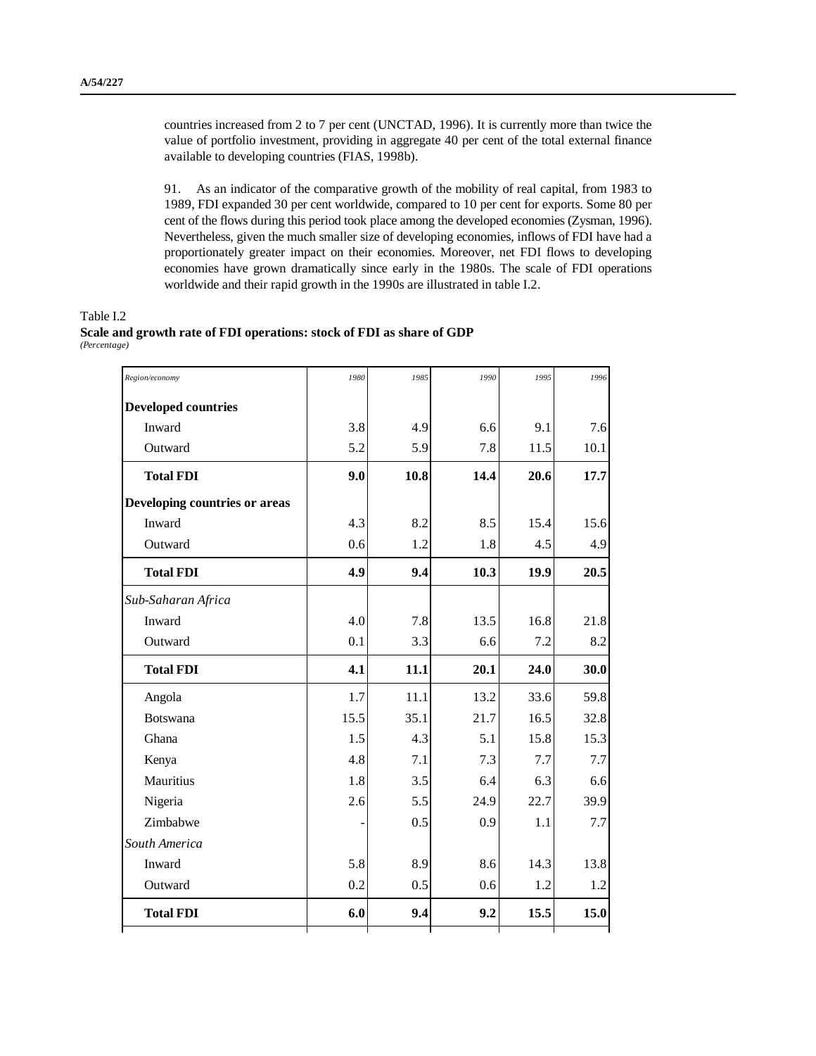countries increased from 2 to 7 per cent (UNCTAD, 1996). It is currently more than twice the value of portfolio investment, providing in aggregate 40 per cent of the total external finance available to developing countries (FIAS, 1998b).

91. As an indicator of the comparative growth of the mobility of real capital, from 1983 to 1989, FDI expanded 30 per cent worldwide, compared to 10 per cent for exports. Some 80 per cent of the flows during this period took place among the developed economies (Zysman, 1996). Nevertheless, given the much smaller size of developing economies, inflows of FDI have had a proportionately greater impact on their economies. Moreover, net FDI flows to developing economies have grown dramatically since early in the 1980s. The scale of FDI operations worldwide and their rapid growth in the 1990s are illustrated in table I.2.

Table I.2

**Scale and growth rate of FDI operations: stock of FDI as share of GDP**

*(Percentage)*

| *Region/economy* | *1980* | *1985* | *1990* | *1995* | *1996* |
|---|---|---|---|---|---|
| **Developed countries** | | | | | |
| Inward | 3.8 | 4.9 | 6.6 | 9.1 | 7.6 |
| Outward | 5.2 | 5.9 | 7.8 | 11.5 | 10.1 |
| **Total FDI** | **9.0** | **10.8** | **14.4** | **20.6** | **17.7** |
| **Developing countries or areas** | | | | | |
| Inward | 4.3 | 8.2 | 8.5 | 15.4 | 15.6 |
| Outward | 0.6 | 1.2 | 1.8 | 4.5 | 4.9 |
| **Total FDI** | **4.9** | **9.4** | **10.3** | **19.9** | **20.5** |
| *Sub-Saharan Africa* | | | | | |
| Inward | 4.0 | 7.8 | 13.5 | 16.8 | 21.8 |
| Outward | 0.1 | 3.3 | 6.6 | 7.2 | 8.2 |
| **Total FDI** | **4.1** | **11.1** | **20.1** | **24.0** | **30.0** |
| Angola | 1.7 | 11.1 | 13.2 | 33.6 | 59.8 |
| Botswana | 15.5 | 35.1 | 21.7 | 16.5 | 32.8 |
| Ghana | 1.5 | 4.3 | 5.1 | 15.8 | 15.3 |
| Kenya | 4.8 | 7.1 | 7.3 | 7.7 | 7.7 |
| Mauritius | 1.8 | 3.5 | 6.4 | 6.3 | 6.6 |
| Nigeria | 2.6 | 5.5 | 24.9 | 22.7 | 39.9 |
| Zimbabwe | - | 0.5 | 0.9 | 1.1 | 7.7 |
| *South America* | | | | | |
| Inward | 5.8 | 8.9 | 8.6 | 14.3 | 13.8 |
| Outward | 0.2 | 0.5 | 0.6 | 1.2 | 1.2 |
| **Total FDI** | **6.0** | **9.4** | **9.2** | **15.5** | **15.0** |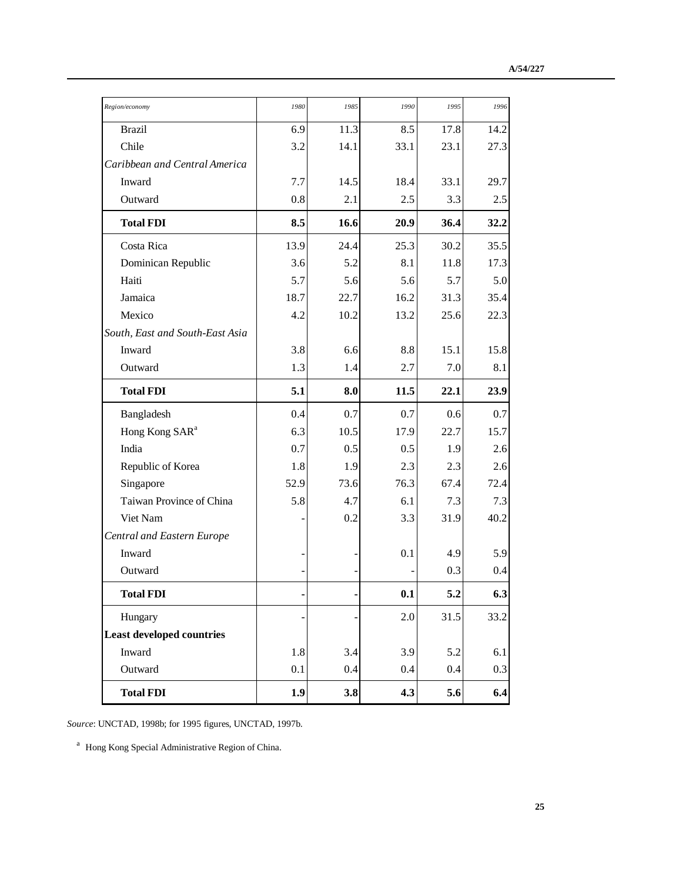| *Region/economy* | *1980* | *1985* | *1990* | *1995* | *1996* |
|---|---|---|---|---|---|
| Brazil | 6.9 | 11.3 | 8.5 | 17.8 | 14.2 |
| Chile | 3.2 | 14.1 | 33.1 | 23.1 | 27.3 |
| *Caribbean and Central America* | | | | | |
| Inward | 7.7 | 14.5 | 18.4 | 33.1 | 29.7 |
| Outward | 0.8 | 2.1 | 2.5 | 3.3 | 2.5 |
| **Total FDI** | **8.5** | **16.6** | **20.9** | **36.4** | **32.2** |
| Costa Rica | 13.9 | 24.4 | 25.3 | 30.2 | 35.5 |
| Dominican Republic | 3.6 | 5.2 | 8.1 | 11.8 | 17.3 |
| Haiti | 5.7 | 5.6 | 5.6 | 5.7 | 5.0 |
| Jamaica | 18.7 | 22.7 | 16.2 | 31.3 | 35.4 |
| Mexico | 4.2 | 10.2 | 13.2 | 25.6 | 22.3 |
| *South, East and South-East Asia* | | | | | |
| Inward | 3.8 | 6.6 | 8.8 | 15.1 | 15.8 |
| Outward | 1.3 | 1.4 | 2.7 | 7.0 | 8.1 |
| **Total FDI** | **5.1** | **8.0** | **11.5** | **22.1** | **23.9** |
| Bangladesh | 0.4 | 0.7 | 0.7 | 0.6 | 0.7 |
| Hong Kong SAR[a] | 6.3 | 10.5 | 17.9 | 22.7 | 15.7 |
| India | 0.7 | 0.5 | 0.5 | 1.9 | 2.6 |
| Republic of Korea | 1.8 | 1.9 | 2.3 | 2.3 | 2.6 |
| Singapore | 52.9 | 73.6 | 76.3 | 67.4 | 72.4 |
| Taiwan Province of China | 5.8 | 4.7 | 6.1 | 7.3 | 7.3 |
| Viet Nam | - | 0.2 | 3.3 | 31.9 | 40.2 |
| *Central and Eastern Europe* | | | | | |
| Inward | - | - | 0.1 | 4.9 | 5.9 |
| Outward | - | - | - | 0.3 | 0.4 |
| **Total FDI** | **-** | **-** | **0.1** | **5.2** | **6.3** |
| Hungary | - | - | 2.0 | 31.5 | 33.2 |
| **Least developed countries** | | | | | |
| Inward | 1.8 | 3.4 | 3.9 | 5.2 | 6.1 |
| Outward | 0.1 | 0.4 | 0.4 | 0.4 | 0.3 |
| **Total FDI** | **1.9** | **3.8** | **4.3** | **5.6** | **6.4** |

*Source*: UNCTAD, 1998b; for 1995 figures, UNCTAD, 1997b.

[a] Hong Kong Special Administrative Region of China.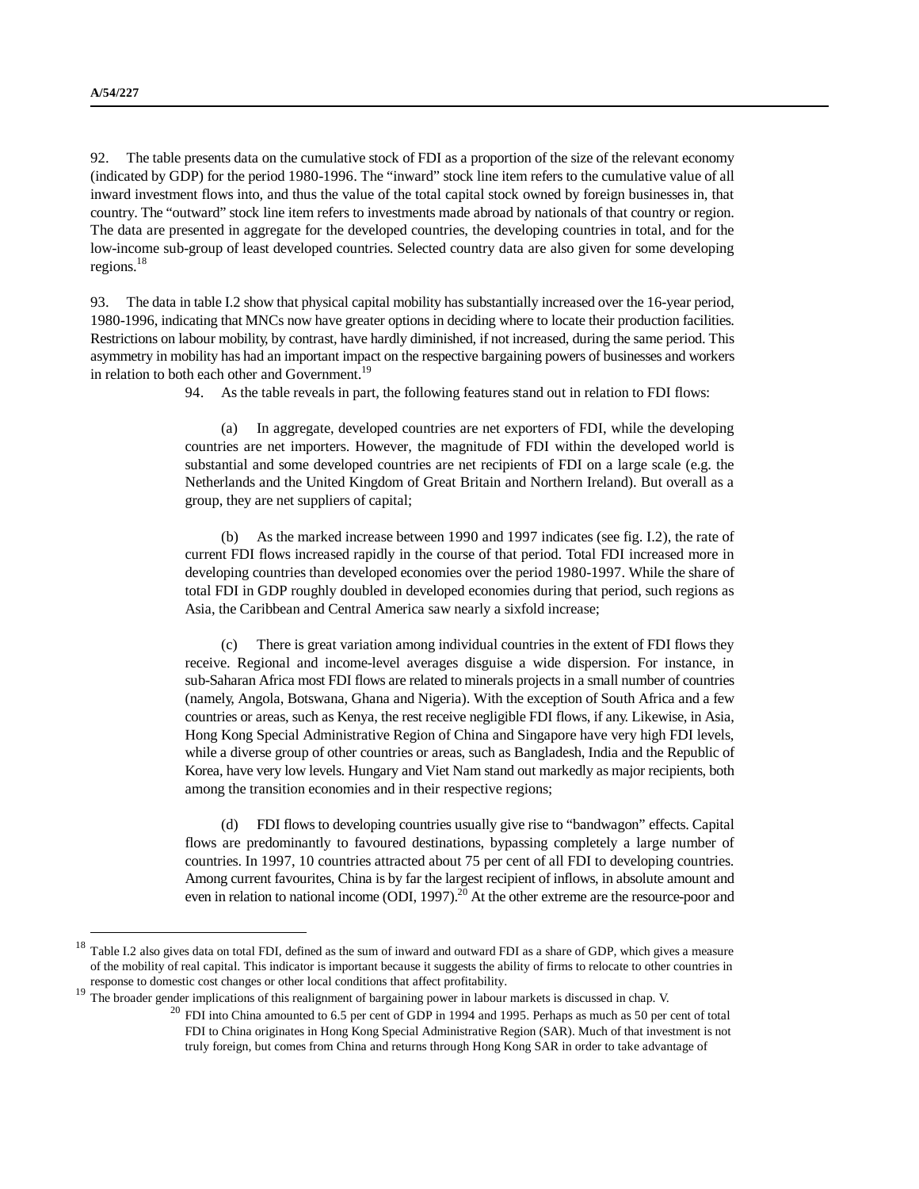92. The table presents data on the cumulative stock of FDI as a proportion of the size of the relevant economy (indicated by GDP) for the period 1980-1996. The "inward" stock line item refers to the cumulative value of all inward investment flows into, and thus the value of the total capital stock owned by foreign businesses in, that country. The "outward" stock line item refers to investments made abroad by nationals of that country or region. The data are presented in aggregate for the developed countries, the developing countries in total, and for the low-income sub-group of least developed countries. Selected country data are also given for some developing regions.[18]

93. The data in table I.2 show that physical capital mobility has substantially increased over the 16-year period, 1980-1996, indicating that MNCs now have greater options in deciding where to locate their production facilities. Restrictions on labour mobility, by contrast, have hardly diminished, if not increased, during the same period. This asymmetry in mobility has had an important impact on the respective bargaining powers of businesses and workers in relation to both each other and Government.[19]

94. As the table reveals in part, the following features stand out in relation to FDI flows:

(a) In aggregate, developed countries are net exporters of FDI, while the developing countries are net importers. However, the magnitude of FDI within the developed world is substantial and some developed countries are net recipients of FDI on a large scale (e.g. the Netherlands and the United Kingdom of Great Britain and Northern Ireland). But overall as a group, they are net suppliers of capital;

(b) As the marked increase between 1990 and 1997 indicates (see fig. I.2), the rate of current FDI flows increased rapidly in the course of that period. Total FDI increased more in developing countries than developed economies over the period 1980-1997. While the share of total FDI in GDP roughly doubled in developed economies during that period, such regions as Asia, the Caribbean and Central America saw nearly a sixfold increase;

(c) There is great variation among individual countries in the extent of FDI flows they receive. Regional and income-level averages disguise a wide dispersion. For instance, in sub-Saharan Africa most FDI flows are related to minerals projects in a small number of countries (namely, Angola, Botswana, Ghana and Nigeria). With the exception of South Africa and a few countries or areas, such as Kenya, the rest receive negligible FDI flows, if any. Likewise, in Asia, Hong Kong Special Administrative Region of China and Singapore have very high FDI levels, while a diverse group of other countries or areas, such as Bangladesh, India and the Republic of Korea, have very low levels. Hungary and Viet Nam stand out markedly as major recipients, both among the transition economies and in their respective regions;

(d) FDI flows to developing countries usually give rise to "bandwagon" effects. Capital flows are predominantly to favoured destinations, bypassing completely a large number of countries. In 1997, 10 countries attracted about 75 per cent of all FDI to developing countries. Among current favourites, China is by far the largest recipient of inflows, in absolute amount and even in relation to national income (ODI, 1997).[20] At the other extreme are the resource-poor and

---

[18] Table I.2 also gives data on total FDI, defined as the sum of inward and outward FDI as a share of GDP, which gives a measure of the mobility of real capital. This indicator is important because it suggests the ability of firms to relocate to other countries in response to domestic cost changes or other local conditions that affect profitability.

[19] The broader gender implications of this realignment of bargaining power in labour markets is discussed in chap. V.

[20] FDI into China amounted to 6.5 per cent of GDP in 1994 and 1995. Perhaps as much as 50 per cent of total FDI to China originates in Hong Kong Special Administrative Region (SAR). Much of that investment is not truly foreign, but comes from China and returns through Hong Kong SAR in order to take advantage of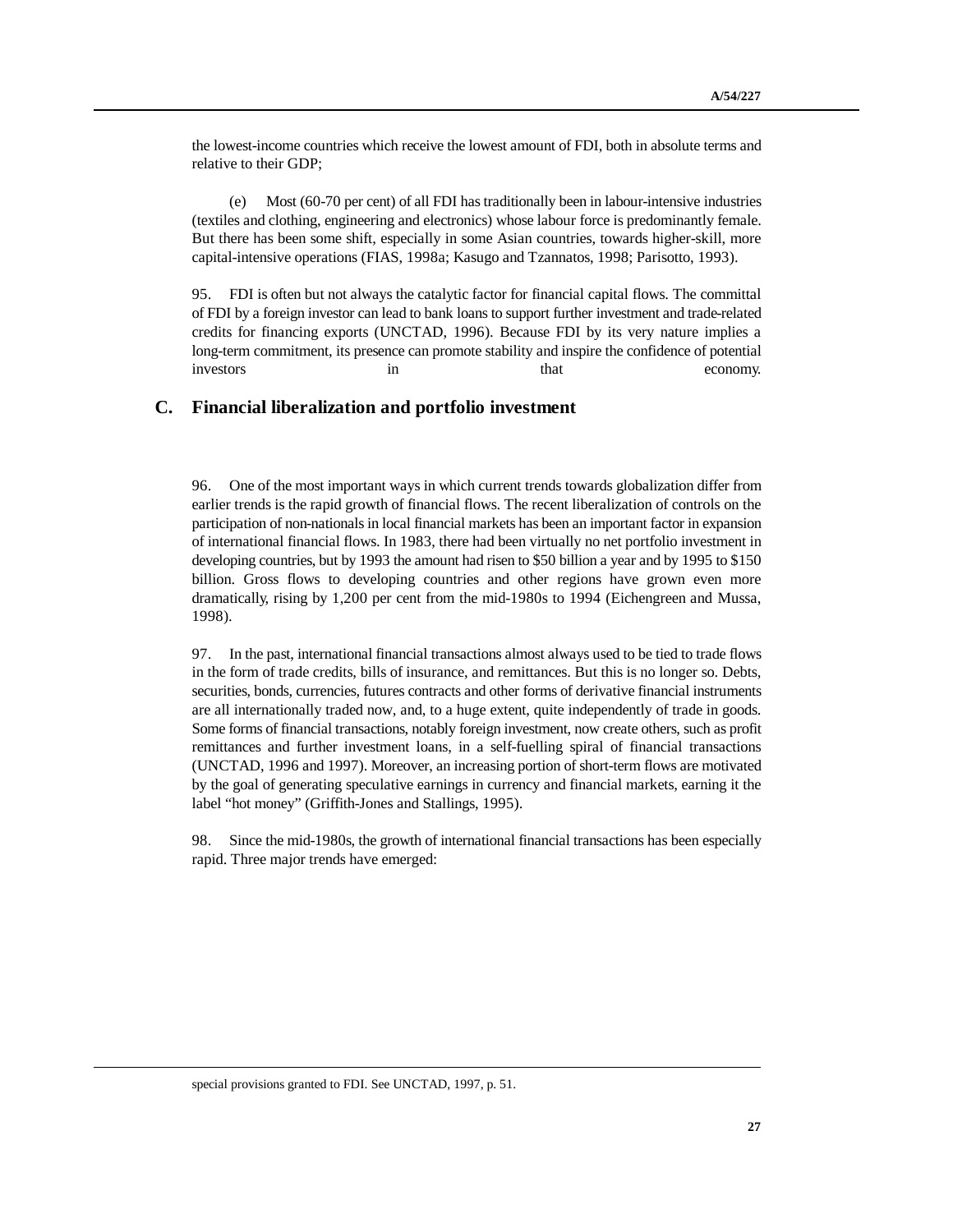the lowest-income countries which receive the lowest amount of FDI, both in absolute terms and relative to their GDP;

(e) Most (60-70 per cent) of all FDI has traditionally been in labour-intensive industries (textiles and clothing, engineering and electronics) whose labour force is predominantly female. But there has been some shift, especially in some Asian countries, towards higher-skill, more capital-intensive operations (FIAS, 1998a; Kasugo and Tzannatos, 1998; Parisotto, 1993).

95. FDI is often but not always the catalytic factor for financial capital flows. The committal of FDI by a foreign investor can lead to bank loans to support further investment and trade-related credits for financing exports (UNCTAD, 1996). Because FDI by its very nature implies a long-term commitment, its presence can promote stability and inspire the confidence of potential investors in that economy.

## C. Financial liberalization and portfolio investment

96. One of the most important ways in which current trends towards globalization differ from earlier trends is the rapid growth of financial flows. The recent liberalization of controls on the participation of non-nationals in local financial markets has been an important factor in expansion of international financial flows. In 1983, there had been virtually no net portfolio investment in developing countries, but by 1993 the amount had risen to $50 billion a year and by 1995 to $150 billion. Gross flows to developing countries and other regions have grown even more dramatically, rising by 1,200 per cent from the mid-1980s to 1994 (Eichengreen and Mussa, 1998).

97. In the past, international financial transactions almost always used to be tied to trade flows in the form of trade credits, bills of insurance, and remittances. But this is no longer so. Debts, securities, bonds, currencies, futures contracts and other forms of derivative financial instruments are all internationally traded now, and, to a huge extent, quite independently of trade in goods. Some forms of financial transactions, notably foreign investment, now create others, such as profit remittances and further investment loans, in a self-fuelling spiral of financial transactions (UNCTAD, 1996 and 1997). Moreover, an increasing portion of short-term flows are motivated by the goal of generating speculative earnings in currency and financial markets, earning it the label "hot money" (Griffith-Jones and Stallings, 1995).

98. Since the mid-1980s, the growth of international financial transactions has been especially rapid. Three major trends have emerged:

special provisions granted to FDI. See UNCTAD, 1997, p. 51.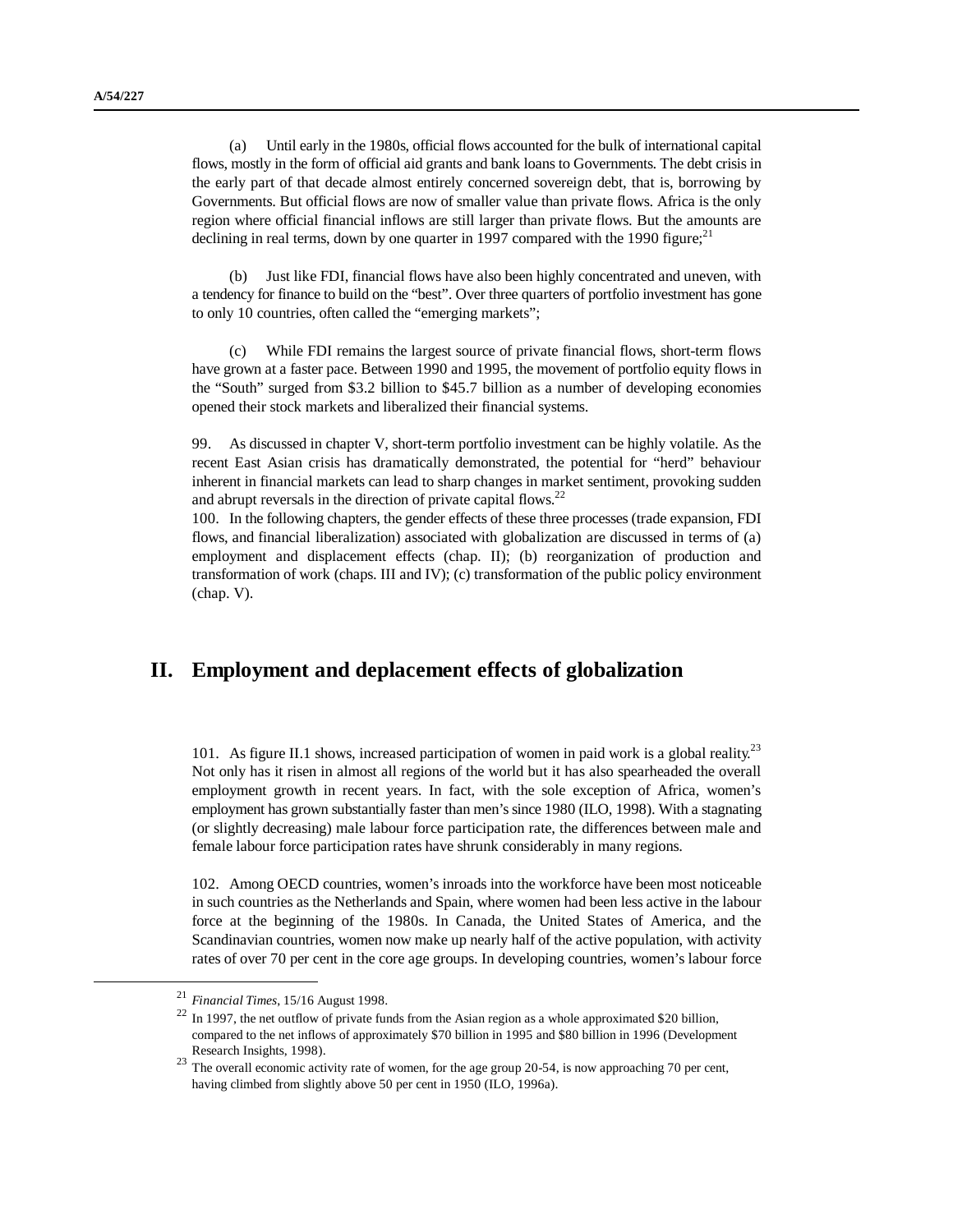(a) Until early in the 1980s, official flows accounted for the bulk of international capital flows, mostly in the form of official aid grants and bank loans to Governments. The debt crisis in the early part of that decade almost entirely concerned sovereign debt, that is, borrowing by Governments. But official flows are now of smaller value than private flows. Africa is the only region where official financial inflows are still larger than private flows. But the amounts are declining in real terms, down by one quarter in 1997 compared with the 1990 figure;[21]

(b) Just like FDI, financial flows have also been highly concentrated and uneven, with a tendency for finance to build on the "best". Over three quarters of portfolio investment has gone to only 10 countries, often called the "emerging markets";

(c) While FDI remains the largest source of private financial flows, short-term flows have grown at a faster pace. Between 1990 and 1995, the movement of portfolio equity flows in the "South" surged from $3.2 billion to $45.7 billion as a number of developing economies opened their stock markets and liberalized their financial systems.

99. As discussed in chapter V, short-term portfolio investment can be highly volatile. As the recent East Asian crisis has dramatically demonstrated, the potential for "herd" behaviour inherent in financial markets can lead to sharp changes in market sentiment, provoking sudden and abrupt reversals in the direction of private capital flows.[22]

100. In the following chapters, the gender effects of these three processes (trade expansion, FDI flows, and financial liberalization) associated with globalization are discussed in terms of (a) employment and displacement effects (chap. II); (b) reorganization of production and transformation of work (chaps. III and IV); (c) transformation of the public policy environment (chap. V).

# II. Employment and deplacement effects of globalization

101. As figure II.1 shows, increased participation of women in paid work is a global reality.[23] Not only has it risen in almost all regions of the world but it has also spearheaded the overall employment growth in recent years. In fact, with the sole exception of Africa, women's employment has grown substantially faster than men's since 1980 (ILO, 1998). With a stagnating (or slightly decreasing) male labour force participation rate, the differences between male and female labour force participation rates have shrunk considerably in many regions.

102. Among OECD countries, women's inroads into the workforce have been most noticeable in such countries as the Netherlands and Spain, where women had been less active in the labour force at the beginning of the 1980s. In Canada, the United States of America, and the Scandinavian countries, women now make up nearly half of the active population, with activity rates of over 70 per cent in the core age groups. In developing countries, women's labour force

---

[21] *Financial Times*, 15/16 August 1998.

[22] In 1997, the net outflow of private funds from the Asian region as a whole approximated $20 billion, compared to the net inflows of approximately $70 billion in 1995 and $80 billion in 1996 (Development Research Insights, 1998).

[23] The overall economic activity rate of women, for the age group 20-54, is now approaching 70 per cent, having climbed from slightly above 50 per cent in 1950 (ILO, 1996a).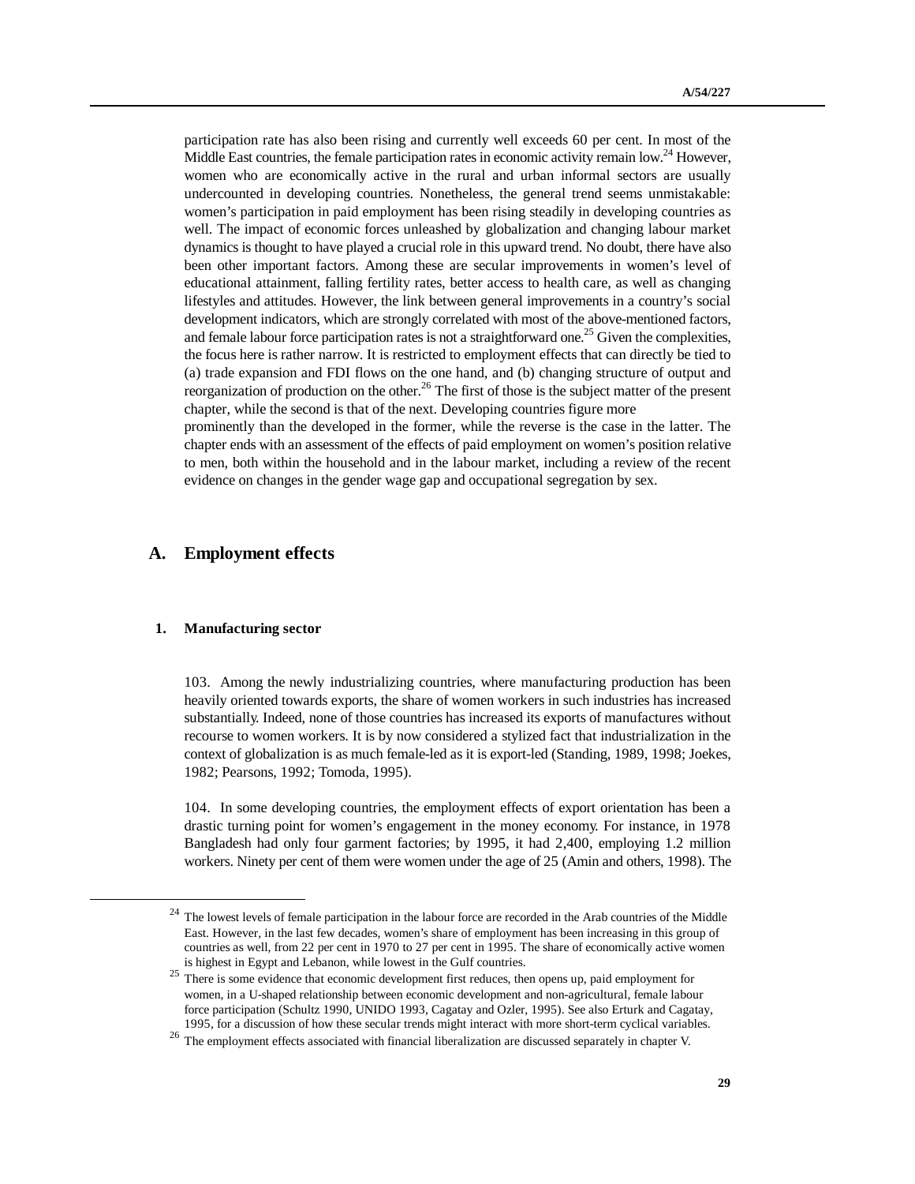participation rate has also been rising and currently well exceeds 60 per cent. In most of the Middle East countries, the female participation rates in economic activity remain low.[24] However, women who are economically active in the rural and urban informal sectors are usually undercounted in developing countries. Nonetheless, the general trend seems unmistakable: women's participation in paid employment has been rising steadily in developing countries as well. The impact of economic forces unleashed by globalization and changing labour market dynamics is thought to have played a crucial role in this upward trend. No doubt, there have also been other important factors. Among these are secular improvements in women's level of educational attainment, falling fertility rates, better access to health care, as well as changing lifestyles and attitudes. However, the link between general improvements in a country's social development indicators, which are strongly correlated with most of the above-mentioned factors, and female labour force participation rates is not a straightforward one.[25] Given the complexities, the focus here is rather narrow. It is restricted to employment effects that can directly be tied to (a) trade expansion and FDI flows on the one hand, and (b) changing structure of output and reorganization of production on the other.[26] The first of those is the subject matter of the present chapter, while the second is that of the next. Developing countries figure more prominently than the developed in the former, while the reverse is the case in the latter. The chapter ends with an assessment of the effects of paid employment on women's position relative to men, both within the household and in the labour market, including a review of the recent evidence on changes in the gender wage gap and occupational segregation by sex.

## A. Employment effects

### 1. Manufacturing sector

103. Among the newly industrializing countries, where manufacturing production has been heavily oriented towards exports, the share of women workers in such industries has increased substantially. Indeed, none of those countries has increased its exports of manufactures without recourse to women workers. It is by now considered a stylized fact that industrialization in the context of globalization is as much female-led as it is export-led (Standing, 1989, 1998; Joekes, 1982; Pearsons, 1992; Tomoda, 1995).

104. In some developing countries, the employment effects of export orientation has been a drastic turning point for women's engagement in the money economy. For instance, in 1978 Bangladesh had only four garment factories; by 1995, it had 2,400, employing 1.2 million workers. Ninety per cent of them were women under the age of 25 (Amin and others, 1998). The

---

[24] The lowest levels of female participation in the labour force are recorded in the Arab countries of the Middle East. However, in the last few decades, women's share of employment has been increasing in this group of countries as well, from 22 per cent in 1970 to 27 per cent in 1995. The share of economically active women is highest in Egypt and Lebanon, while lowest in the Gulf countries.

[25] There is some evidence that economic development first reduces, then opens up, paid employment for women, in a U-shaped relationship between economic development and non-agricultural, female labour force participation (Schultz 1990, UNIDO 1993, Cagatay and Ozler, 1995). See also Erturk and Cagatay, 1995, for a discussion of how these secular trends might interact with more short-term cyclical variables.

[26] The employment effects associated with financial liberalization are discussed separately in chapter V.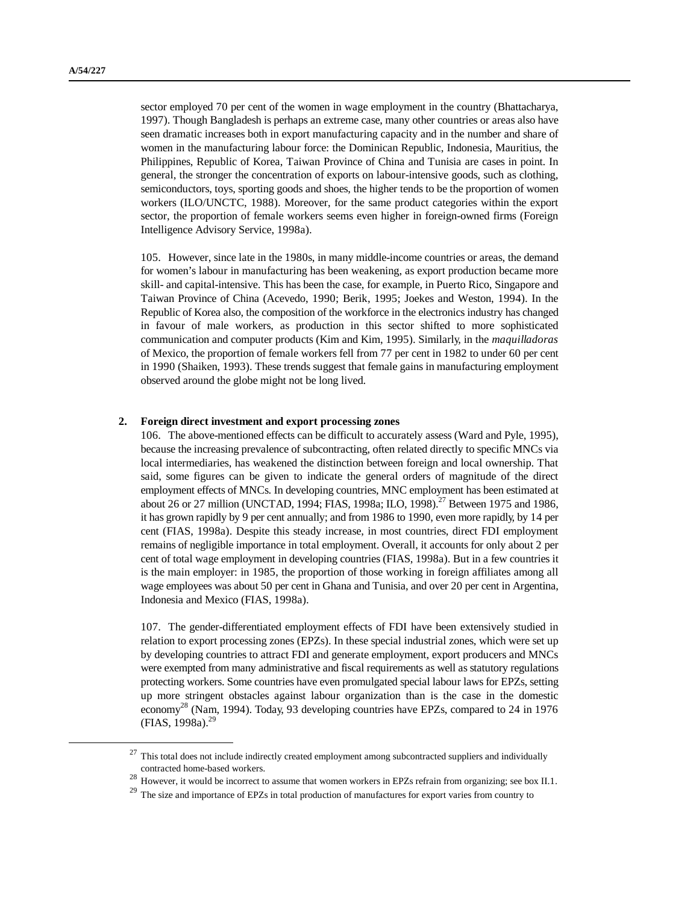sector employed 70 per cent of the women in wage employment in the country (Bhattacharya, 1997). Though Bangladesh is perhaps an extreme case, many other countries or areas also have seen dramatic increases both in export manufacturing capacity and in the number and share of women in the manufacturing labour force: the Dominican Republic, Indonesia, Mauritius, the Philippines, Republic of Korea, Taiwan Province of China and Tunisia are cases in point. In general, the stronger the concentration of exports on labour-intensive goods, such as clothing, semiconductors, toys, sporting goods and shoes, the higher tends to be the proportion of women workers (ILO/UNCTC, 1988). Moreover, for the same product categories within the export sector, the proportion of female workers seems even higher in foreign-owned firms (Foreign Intelligence Advisory Service, 1998a).

105. However, since late in the 1980s, in many middle-income countries or areas, the demand for women's labour in manufacturing has been weakening, as export production became more skill- and capital-intensive. This has been the case, for example, in Puerto Rico, Singapore and Taiwan Province of China (Acevedo, 1990; Berik, 1995; Joekes and Weston, 1994). In the Republic of Korea also, the composition of the workforce in the electronics industry has changed in favour of male workers, as production in this sector shifted to more sophisticated communication and computer products (Kim and Kim, 1995). Similarly, in the *maquilladoras* of Mexico, the proportion of female workers fell from 77 per cent in 1982 to under 60 per cent in 1990 (Shaiken, 1993). These trends suggest that female gains in manufacturing employment observed around the globe might not be long lived.

### 2. Foreign direct investment and export processing zones

106. The above-mentioned effects can be difficult to accurately assess (Ward and Pyle, 1995), because the increasing prevalence of subcontracting, often related directly to specific MNCs via local intermediaries, has weakened the distinction between foreign and local ownership. That said, some figures can be given to indicate the general orders of magnitude of the direct employment effects of MNCs. In developing countries, MNC employment has been estimated at about 26 or 27 million (UNCTAD, 1994; FIAS, 1998a; ILO, 1998).[27] Between 1975 and 1986, it has grown rapidly by 9 per cent annually; and from 1986 to 1990, even more rapidly, by 14 per cent (FIAS, 1998a). Despite this steady increase, in most countries, direct FDI employment remains of negligible importance in total employment. Overall, it accounts for only about 2 per cent of total wage employment in developing countries (FIAS, 1998a). But in a few countries it is the main employer: in 1985, the proportion of those working in foreign affiliates among all wage employees was about 50 per cent in Ghana and Tunisia, and over 20 per cent in Argentina, Indonesia and Mexico (FIAS, 1998a).

107. The gender-differentiated employment effects of FDI have been extensively studied in relation to export processing zones (EPZs). In these special industrial zones, which were set up by developing countries to attract FDI and generate employment, export producers and MNCs were exempted from many administrative and fiscal requirements as well as statutory regulations protecting workers. Some countries have even promulgated special labour laws for EPZs, setting up more stringent obstacles against labour organization than is the case in the domestic economy[28] (Nam, 1994). Today, 93 developing countries have EPZs, compared to 24 in 1976 (FIAS, 1998a).[29]

[27] This total does not include indirectly created employment among subcontracted suppliers and individually contracted home-based workers.

[28] However, it would be incorrect to assume that women workers in EPZs refrain from organizing; see box II.1.

[29] The size and importance of EPZs in total production of manufactures for export varies from country to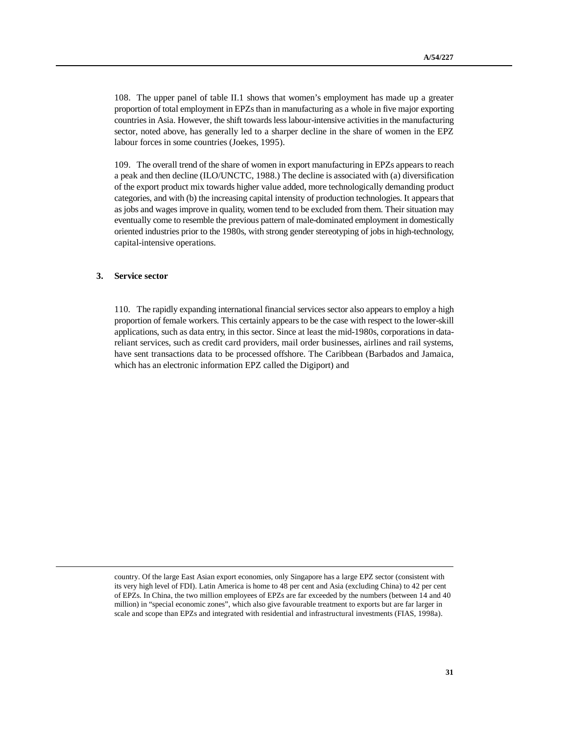108. The upper panel of table II.1 shows that women's employment has made up a greater proportion of total employment in EPZs than in manufacturing as a whole in five major exporting countries in Asia. However, the shift towards less labour-intensive activities in the manufacturing sector, noted above, has generally led to a sharper decline in the share of women in the EPZ labour forces in some countries (Joekes, 1995).

109. The overall trend of the share of women in export manufacturing in EPZs appears to reach a peak and then decline (ILO/UNCTC, 1988.) The decline is associated with (a) diversification of the export product mix towards higher value added, more technologically demanding product categories, and with (b) the increasing capital intensity of production technologies. It appears that as jobs and wages improve in quality, women tend to be excluded from them. Their situation may eventually come to resemble the previous pattern of male-dominated employment in domestically oriented industries prior to the 1980s, with strong gender stereotyping of jobs in high-technology, capital-intensive operations.

### 3. Service sector

110. The rapidly expanding international financial services sector also appears to employ a high proportion of female workers. This certainly appears to be the case with respect to the lower-skill applications, such as data entry, in this sector. Since at least the mid-1980s, corporations in data-reliant services, such as credit card providers, mail order businesses, airlines and rail systems, have sent transactions data to be processed offshore. The Caribbean (Barbados and Jamaica, which has an electronic information EPZ called the Digiport) and

---

country. Of the large East Asian export economies, only Singapore has a large EPZ sector (consistent with its very high level of FDI). Latin America is home to 48 per cent and Asia (excluding China) to 42 per cent of EPZs. In China, the two million employees of EPZs are far exceeded by the numbers (between 14 and 40 million) in "special economic zones", which also give favourable treatment to exports but are far larger in scale and scope than EPZs and integrated with residential and infrastructural investments (FIAS, 1998a).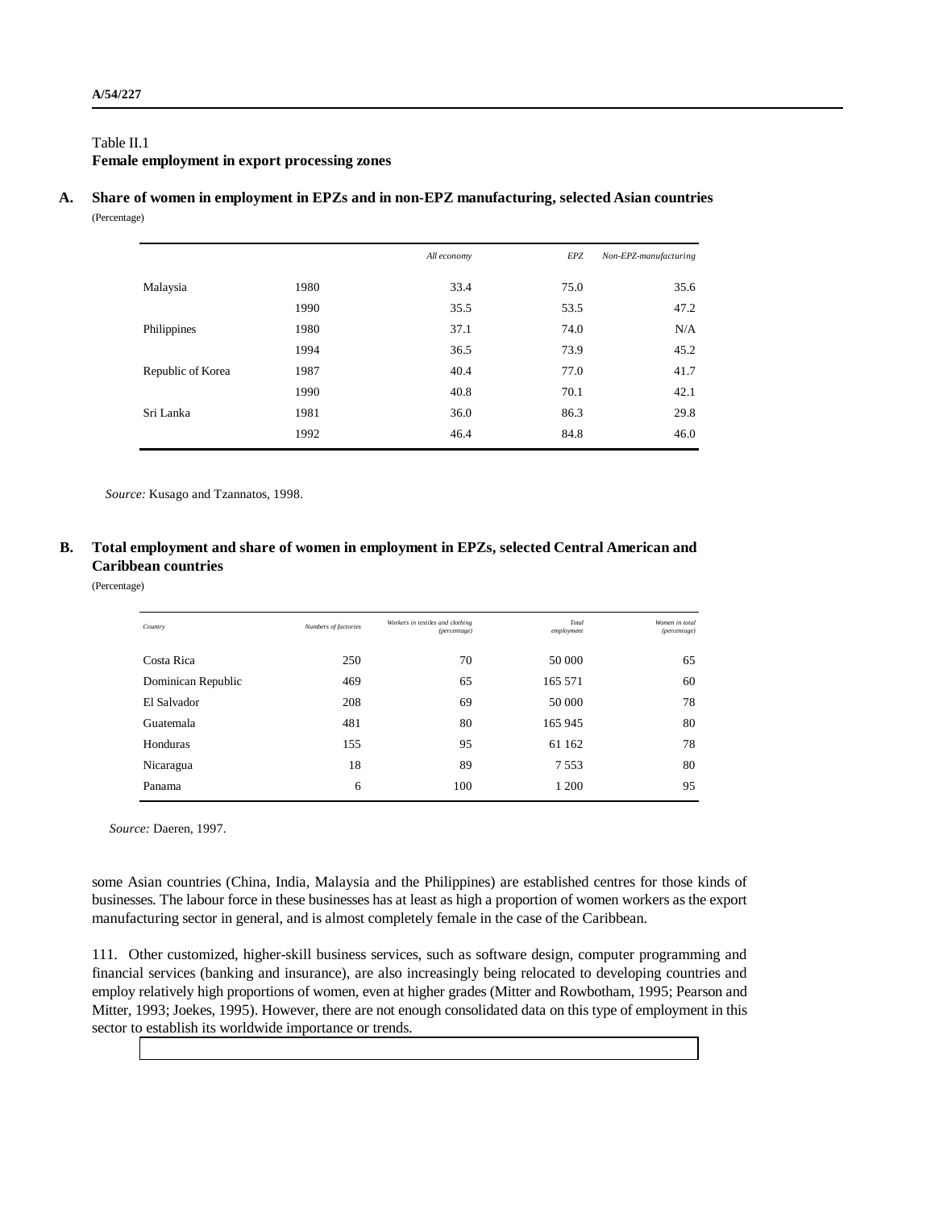Table II.1
**Female employment in export processing zones**

**A. Share of women in employment in EPZs and in non-EPZ manufacturing, selected Asian countries**
(Percentage)

| | | *All economy* | *EPZ* | *Non-EPZ-manufacturing* |
|---|---|---|---|---|
| Malaysia | 1980 | 33.4 | 75.0 | 35.6 |
| | 1990 | 35.5 | 53.5 | 47.2 |
| Philippines | 1980 | 37.1 | 74.0 | N/A |
| | 1994 | 36.5 | 73.9 | 45.2 |
| Republic of Korea | 1987 | 40.4 | 77.0 | 41.7 |
| | 1990 | 40.8 | 70.1 | 42.1 |
| Sri Lanka | 1981 | 36.0 | 86.3 | 29.8 |
| | 1992 | 46.4 | 84.8 | 46.0 |

*Source:* Kusago and Tzannatos, 1998.

**B. Total employment and share of women in employment in EPZs, selected Central American and Caribbean countries**
(Percentage)

| *Country* | *Numbers of factories* | *Workers in textiles and clothing (percentage)* | *Total employment* | *Women in total (percentage)* |
|---|---|---|---|---|
| Costa Rica | 250 | 70 | 50 000 | 65 |
| Dominican Republic | 469 | 65 | 165 571 | 60 |
| El Salvador | 208 | 69 | 50 000 | 78 |
| Guatemala | 481 | 80 | 165 945 | 80 |
| Honduras | 155 | 95 | 61 162 | 78 |
| Nicaragua | 18 | 89 | 7 553 | 80 |
| Panama | 6 | 100 | 1 200 | 95 |

*Source:* Daeren, 1997.

some Asian countries (China, India, Malaysia and the Philippines) are established centres for those kinds of businesses. The labour force in these businesses has at least as high a proportion of women workers as the export manufacturing sector in general, and is almost completely female in the case of the Caribbean.

111. Other customized, higher-skill business services, such as software design, computer programming and financial services (banking and insurance), are also increasingly being relocated to developing countries and employ relatively high proportions of women, even at higher grades (Mitter and Rowbotham, 1995; Pearson and Mitter, 1993; Joekes, 1995). However, there are not enough consolidated data on this type of employment in this sector to establish its worldwide importance or trends.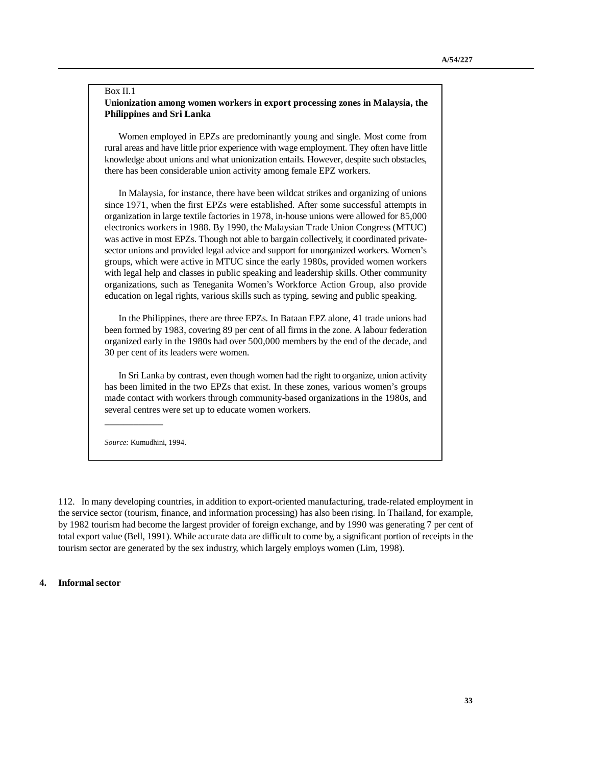Box II.1

**Unionization among women workers in export processing zones in Malaysia, the Philippines and Sri Lanka**

Women employed in EPZs are predominantly young and single. Most come from rural areas and have little prior experience with wage employment. They often have little knowledge about unions and what unionization entails. However, despite such obstacles, there has been considerable union activity among female EPZ workers.

In Malaysia, for instance, there have been wildcat strikes and organizing of unions since 1971, when the first EPZs were established. After some successful attempts in organization in large textile factories in 1978, in-house unions were allowed for 85,000 electronics workers in 1988. By 1990, the Malaysian Trade Union Congress (MTUC) was active in most EPZs. Though not able to bargain collectively, it coordinated private-sector unions and provided legal advice and support for unorganized workers. Women's groups, which were active in MTUC since the early 1980s, provided women workers with legal help and classes in public speaking and leadership skills. Other community organizations, such as Teneganita Women's Workforce Action Group, also provide education on legal rights, various skills such as typing, sewing and public speaking.

In the Philippines, there are three EPZs. In Bataan EPZ alone, 41 trade unions had been formed by 1983, covering 89 per cent of all firms in the zone. A labour federation organized early in the 1980s had over 500,000 members by the end of the decade, and 30 per cent of its leaders were women.

In Sri Lanka by contrast, even though women had the right to organize, union activity has been limited in the two EPZs that exist. In these zones, various women's groups made contact with workers through community-based organizations in the 1980s, and several centres were set up to educate women workers.

*Source:* Kumudhini, 1994.

112. In many developing countries, in addition to export-oriented manufacturing, trade-related employment in the service sector (tourism, finance, and information processing) has also been rising. In Thailand, for example, by 1982 tourism had become the largest provider of foreign exchange, and by 1990 was generating 7 per cent of total export value (Bell, 1991). While accurate data are difficult to come by, a significant portion of receipts in the tourism sector are generated by the sex industry, which largely employs women (Lim, 1998).

### 4. Informal sector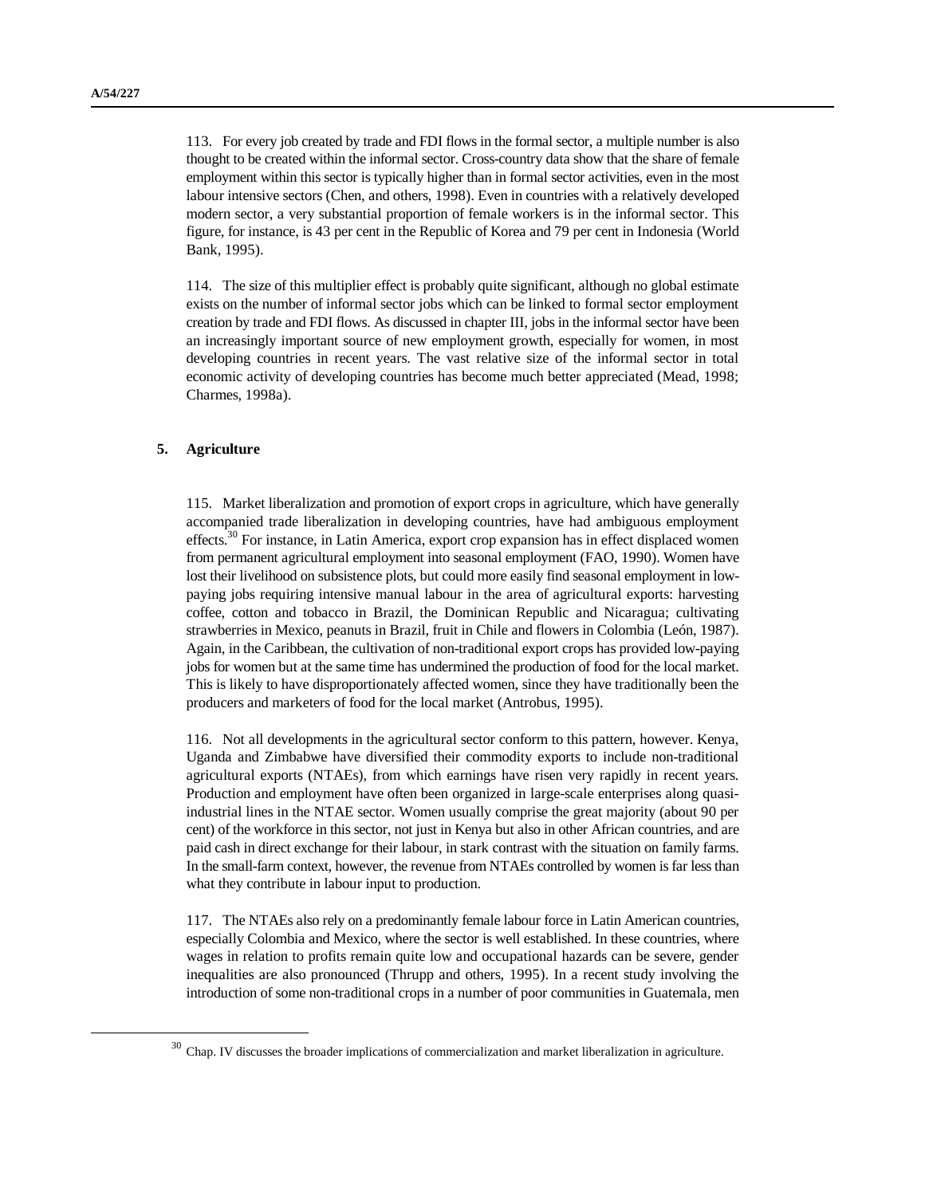113. For every job created by trade and FDI flows in the formal sector, a multiple number is also thought to be created within the informal sector. Cross-country data show that the share of female employment within this sector is typically higher than in formal sector activities, even in the most labour intensive sectors (Chen, and others, 1998). Even in countries with a relatively developed modern sector, a very substantial proportion of female workers is in the informal sector. This figure, for instance, is 43 per cent in the Republic of Korea and 79 per cent in Indonesia (World Bank, 1995).

114. The size of this multiplier effect is probably quite significant, although no global estimate exists on the number of informal sector jobs which can be linked to formal sector employment creation by trade and FDI flows. As discussed in chapter III, jobs in the informal sector have been an increasingly important source of new employment growth, especially for women, in most developing countries in recent years. The vast relative size of the informal sector in total economic activity of developing countries has become much better appreciated (Mead, 1998; Charmes, 1998a).

### 5. Agriculture

115. Market liberalization and promotion of export crops in agriculture, which have generally accompanied trade liberalization in developing countries, have had ambiguous employment effects.[30] For instance, in Latin America, export crop expansion has in effect displaced women from permanent agricultural employment into seasonal employment (FAO, 1990). Women have lost their livelihood on subsistence plots, but could more easily find seasonal employment in low-paying jobs requiring intensive manual labour in the area of agricultural exports: harvesting coffee, cotton and tobacco in Brazil, the Dominican Republic and Nicaragua; cultivating strawberries in Mexico, peanuts in Brazil, fruit in Chile and flowers in Colombia (León, 1987). Again, in the Caribbean, the cultivation of non-traditional export crops has provided low-paying jobs for women but at the same time has undermined the production of food for the local market. This is likely to have disproportionately affected women, since they have traditionally been the producers and marketers of food for the local market (Antrobus, 1995).

116. Not all developments in the agricultural sector conform to this pattern, however. Kenya, Uganda and Zimbabwe have diversified their commodity exports to include non-traditional agricultural exports (NTAEs), from which earnings have risen very rapidly in recent years. Production and employment have often been organized in large-scale enterprises along quasi-industrial lines in the NTAE sector. Women usually comprise the great majority (about 90 per cent) of the workforce in this sector, not just in Kenya but also in other African countries, and are paid cash in direct exchange for their labour, in stark contrast with the situation on family farms. In the small-farm context, however, the revenue from NTAEs controlled by women is far less than what they contribute in labour input to production.

117. The NTAEs also rely on a predominantly female labour force in Latin American countries, especially Colombia and Mexico, where the sector is well established. In these countries, where wages in relation to profits remain quite low and occupational hazards can be severe, gender inequalities are also pronounced (Thrupp and others, 1995). In a recent study involving the introduction of some non-traditional crops in a number of poor communities in Guatemala, men

[30] Chap. IV discusses the broader implications of commercialization and market liberalization in agriculture.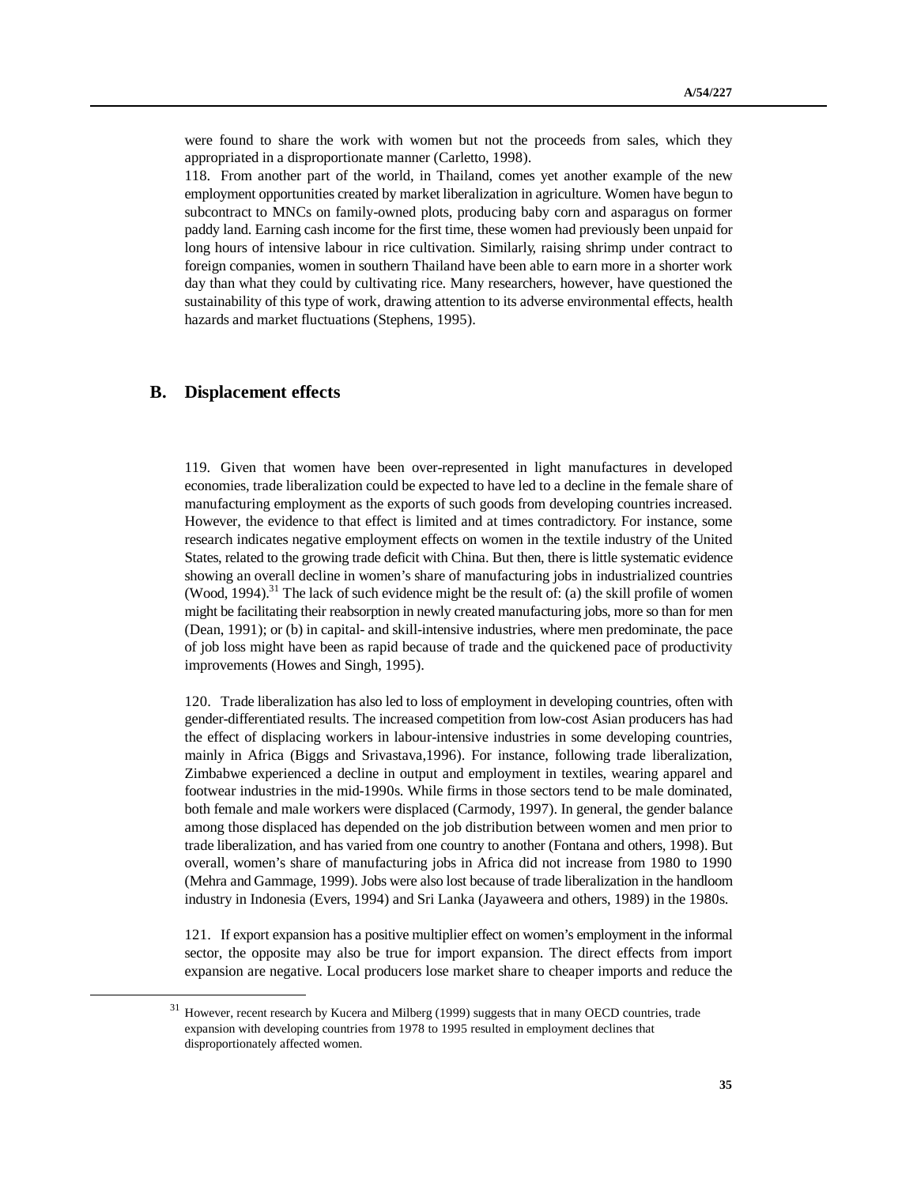were found to share the work with women but not the proceeds from sales, which they appropriated in a disproportionate manner (Carletto, 1998).

118. From another part of the world, in Thailand, comes yet another example of the new employment opportunities created by market liberalization in agriculture. Women have begun to subcontract to MNCs on family-owned plots, producing baby corn and asparagus on former paddy land. Earning cash income for the first time, these women had previously been unpaid for long hours of intensive labour in rice cultivation. Similarly, raising shrimp under contract to foreign companies, women in southern Thailand have been able to earn more in a shorter work day than what they could by cultivating rice. Many researchers, however, have questioned the sustainability of this type of work, drawing attention to its adverse environmental effects, health hazards and market fluctuations (Stephens, 1995).

## B. Displacement effects

119. Given that women have been over-represented in light manufactures in developed economies, trade liberalization could be expected to have led to a decline in the female share of manufacturing employment as the exports of such goods from developing countries increased. However, the evidence to that effect is limited and at times contradictory. For instance, some research indicates negative employment effects on women in the textile industry of the United States, related to the growing trade deficit with China. But then, there is little systematic evidence showing an overall decline in women's share of manufacturing jobs in industrialized countries (Wood, 1994).[31] The lack of such evidence might be the result of: (a) the skill profile of women might be facilitating their reabsorption in newly created manufacturing jobs, more so than for men (Dean, 1991); or (b) in capital- and skill-intensive industries, where men predominate, the pace of job loss might have been as rapid because of trade and the quickened pace of productivity improvements (Howes and Singh, 1995).

120. Trade liberalization has also led to loss of employment in developing countries, often with gender-differentiated results. The increased competition from low-cost Asian producers has had the effect of displacing workers in labour-intensive industries in some developing countries, mainly in Africa (Biggs and Srivastava,1996). For instance, following trade liberalization, Zimbabwe experienced a decline in output and employment in textiles, wearing apparel and footwear industries in the mid-1990s. While firms in those sectors tend to be male dominated, both female and male workers were displaced (Carmody, 1997). In general, the gender balance among those displaced has depended on the job distribution between women and men prior to trade liberalization, and has varied from one country to another (Fontana and others, 1998). But overall, women's share of manufacturing jobs in Africa did not increase from 1980 to 1990 (Mehra and Gammage, 1999). Jobs were also lost because of trade liberalization in the handloom industry in Indonesia (Evers, 1994) and Sri Lanka (Jayaweera and others, 1989) in the 1980s.

121. If export expansion has a positive multiplier effect on women's employment in the informal sector, the opposite may also be true for import expansion. The direct effects from import expansion are negative. Local producers lose market share to cheaper imports and reduce the

[31] However, recent research by Kucera and Milberg (1999) suggests that in many OECD countries, trade expansion with developing countries from 1978 to 1995 resulted in employment declines that disproportionately affected women.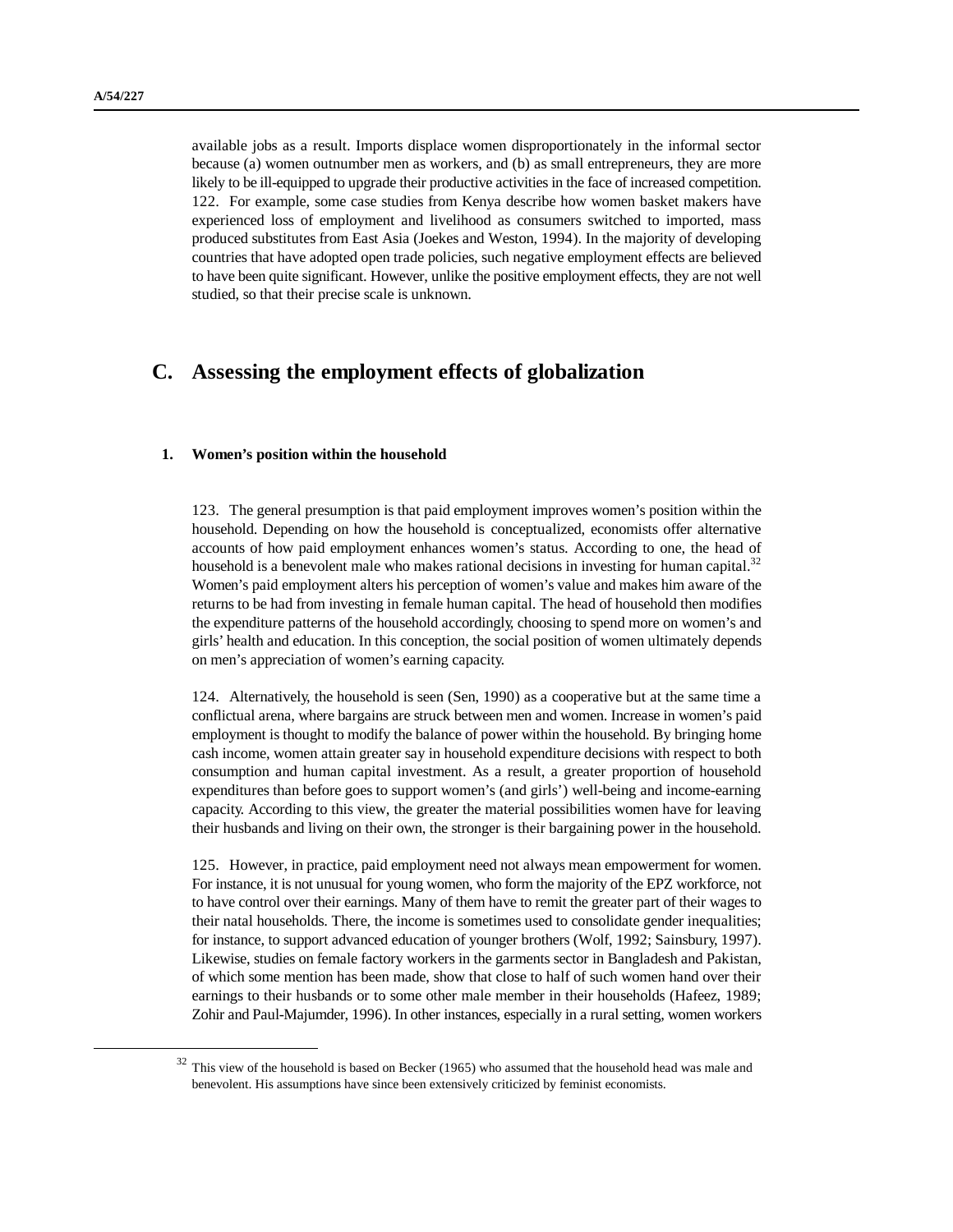available jobs as a result. Imports displace women disproportionately in the informal sector because (a) women outnumber men as workers, and (b) as small entrepreneurs, they are more likely to be ill-equipped to upgrade their productive activities in the face of increased competition.

122. For example, some case studies from Kenya describe how women basket makers have experienced loss of employment and livelihood as consumers switched to imported, mass produced substitutes from East Asia (Joekes and Weston, 1994). In the majority of developing countries that have adopted open trade policies, such negative employment effects are believed to have been quite significant. However, unlike the positive employment effects, they are not well studied, so that their precise scale is unknown.

## C. Assessing the employment effects of globalization

### 1. Women's position within the household

123. The general presumption is that paid employment improves women's position within the household. Depending on how the household is conceptualized, economists offer alternative accounts of how paid employment enhances women's status. According to one, the head of household is a benevolent male who makes rational decisions in investing for human capital.[32] Women's paid employment alters his perception of women's value and makes him aware of the returns to be had from investing in female human capital. The head of household then modifies the expenditure patterns of the household accordingly, choosing to spend more on women's and girls' health and education. In this conception, the social position of women ultimately depends on men's appreciation of women's earning capacity.

124. Alternatively, the household is seen (Sen, 1990) as a cooperative but at the same time a conflictual arena, where bargains are struck between men and women. Increase in women's paid employment is thought to modify the balance of power within the household. By bringing home cash income, women attain greater say in household expenditure decisions with respect to both consumption and human capital investment. As a result, a greater proportion of household expenditures than before goes to support women's (and girls') well-being and income-earning capacity. According to this view, the greater the material possibilities women have for leaving their husbands and living on their own, the stronger is their bargaining power in the household.

125. However, in practice, paid employment need not always mean empowerment for women. For instance, it is not unusual for young women, who form the majority of the EPZ workforce, not to have control over their earnings. Many of them have to remit the greater part of their wages to their natal households. There, the income is sometimes used to consolidate gender inequalities; for instance, to support advanced education of younger brothers (Wolf, 1992; Sainsbury, 1997). Likewise, studies on female factory workers in the garments sector in Bangladesh and Pakistan, of which some mention has been made, show that close to half of such women hand over their earnings to their husbands or to some other male member in their households (Hafeez, 1989; Zohir and Paul-Majumder, 1996). In other instances, especially in a rural setting, women workers

---

[32] This view of the household is based on Becker (1965) who assumed that the household head was male and benevolent. His assumptions have since been extensively criticized by feminist economists.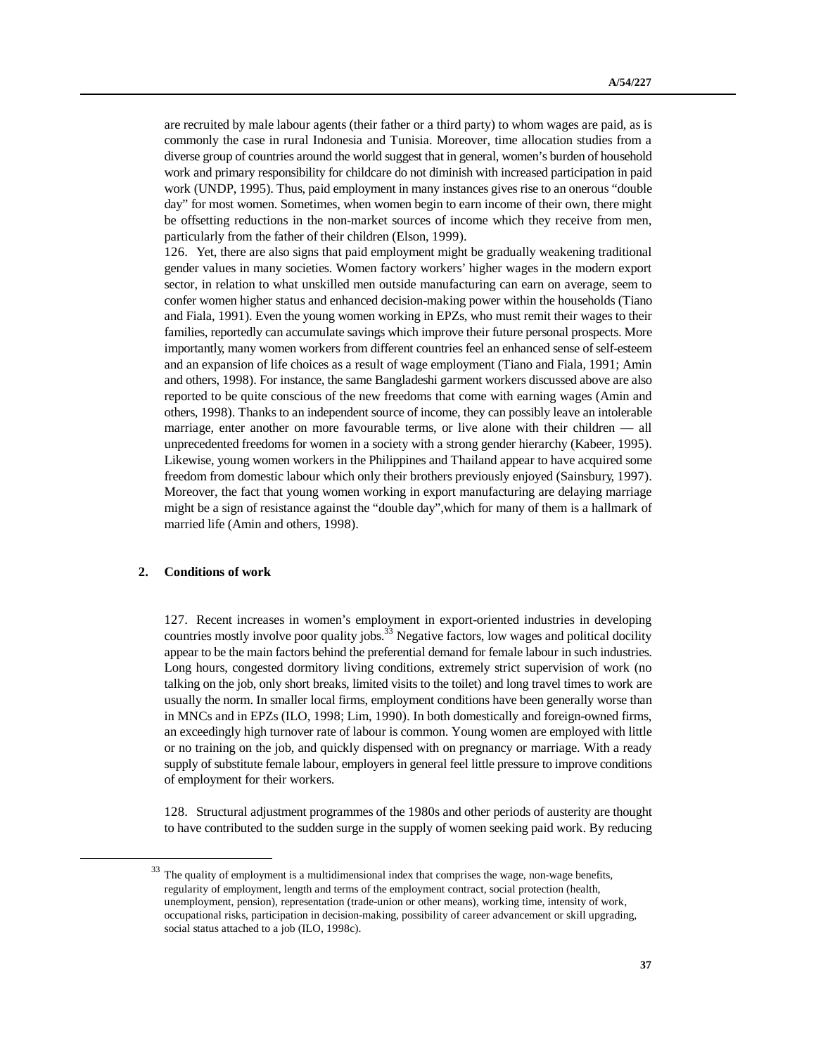are recruited by male labour agents (their father or a third party) to whom wages are paid, as is commonly the case in rural Indonesia and Tunisia. Moreover, time allocation studies from a diverse group of countries around the world suggest that in general, women's burden of household work and primary responsibility for childcare do not diminish with increased participation in paid work (UNDP, 1995). Thus, paid employment in many instances gives rise to an onerous "double day" for most women. Sometimes, when women begin to earn income of their own, there might be offsetting reductions in the non-market sources of income which they receive from men, particularly from the father of their children (Elson, 1999).

126. Yet, there are also signs that paid employment might be gradually weakening traditional gender values in many societies. Women factory workers' higher wages in the modern export sector, in relation to what unskilled men outside manufacturing can earn on average, seem to confer women higher status and enhanced decision-making power within the households (Tiano and Fiala, 1991). Even the young women working in EPZs, who must remit their wages to their families, reportedly can accumulate savings which improve their future personal prospects. More importantly, many women workers from different countries feel an enhanced sense of self-esteem and an expansion of life choices as a result of wage employment (Tiano and Fiala, 1991; Amin and others, 1998). For instance, the same Bangladeshi garment workers discussed above are also reported to be quite conscious of the new freedoms that come with earning wages (Amin and others, 1998). Thanks to an independent source of income, they can possibly leave an intolerable marriage, enter another on more favourable terms, or live alone with their children — all unprecedented freedoms for women in a society with a strong gender hierarchy (Kabeer, 1995). Likewise, young women workers in the Philippines and Thailand appear to have acquired some freedom from domestic labour which only their brothers previously enjoyed (Sainsbury, 1997). Moreover, the fact that young women working in export manufacturing are delaying marriage might be a sign of resistance against the "double day", which for many of them is a hallmark of married life (Amin and others, 1998).

### 2. Conditions of work

127. Recent increases in women's employment in export-oriented industries in developing countries mostly involve poor quality jobs.[33] Negative factors, low wages and political docility appear to be the main factors behind the preferential demand for female labour in such industries. Long hours, congested dormitory living conditions, extremely strict supervision of work (no talking on the job, only short breaks, limited visits to the toilet) and long travel times to work are usually the norm. In smaller local firms, employment conditions have been generally worse than in MNCs and in EPZs (ILO, 1998; Lim, 1990). In both domestically and foreign-owned firms, an exceedingly high turnover rate of labour is common. Young women are employed with little or no training on the job, and quickly dispensed with on pregnancy or marriage. With a ready supply of substitute female labour, employers in general feel little pressure to improve conditions of employment for their workers.

128. Structural adjustment programmes of the 1980s and other periods of austerity are thought to have contributed to the sudden surge in the supply of women seeking paid work. By reducing

[33] The quality of employment is a multidimensional index that comprises the wage, non-wage benefits, regularity of employment, length and terms of the employment contract, social protection (health, unemployment, pension), representation (trade-union or other means), working time, intensity of work, occupational risks, participation in decision-making, possibility of career advancement or skill upgrading, social status attached to a job (ILO, 1998c).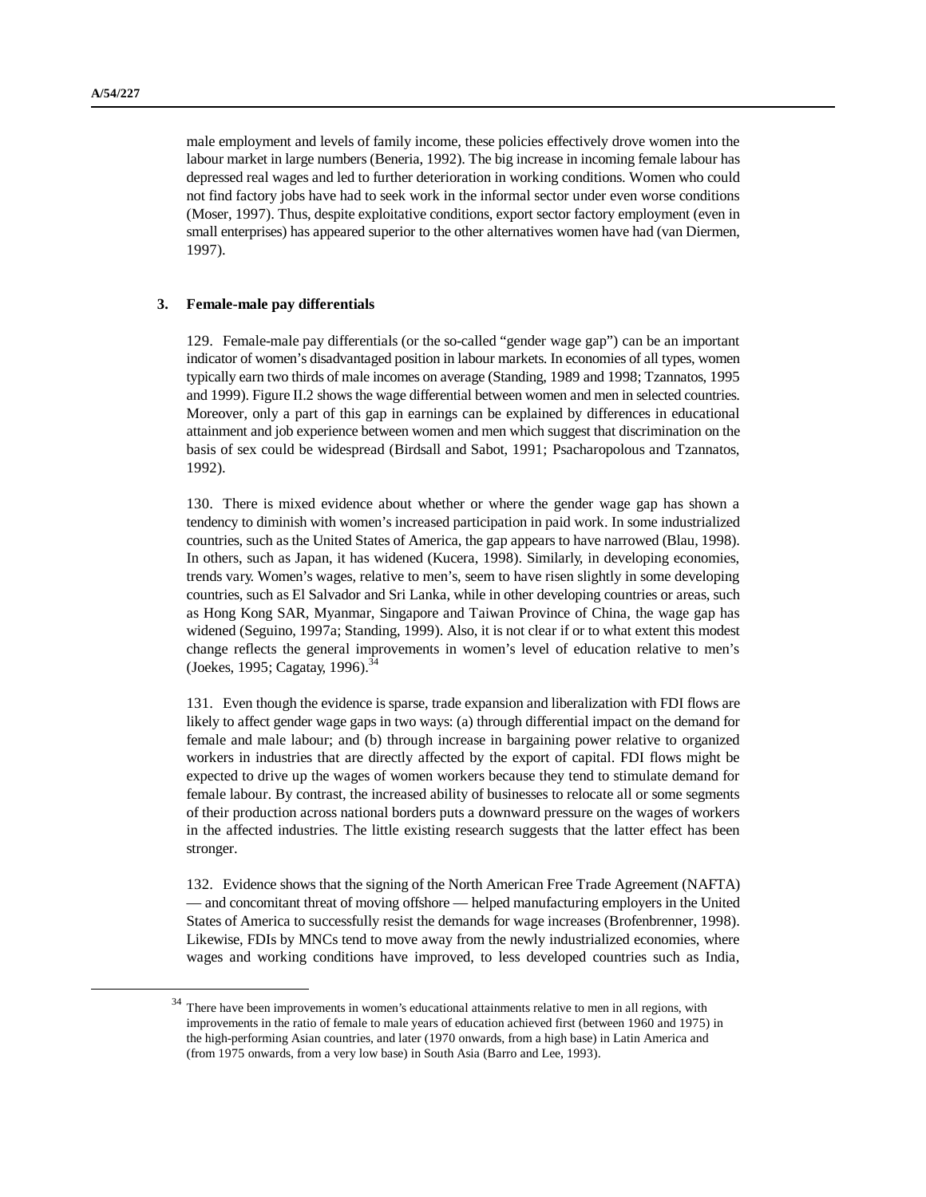male employment and levels of family income, these policies effectively drove women into the labour market in large numbers (Beneria, 1992). The big increase in incoming female labour has depressed real wages and led to further deterioration in working conditions. Women who could not find factory jobs have had to seek work in the informal sector under even worse conditions (Moser, 1997). Thus, despite exploitative conditions, export sector factory employment (even in small enterprises) has appeared superior to the other alternatives women have had (van Diermen, 1997).

### 3. Female-male pay differentials

129. Female-male pay differentials (or the so-called "gender wage gap") can be an important indicator of women's disadvantaged position in labour markets. In economies of all types, women typically earn two thirds of male incomes on average (Standing, 1989 and 1998; Tzannatos, 1995 and 1999). Figure II.2 shows the wage differential between women and men in selected countries. Moreover, only a part of this gap in earnings can be explained by differences in educational attainment and job experience between women and men which suggest that discrimination on the basis of sex could be widespread (Birdsall and Sabot, 1991; Psacharopolous and Tzannatos, 1992).

130. There is mixed evidence about whether or where the gender wage gap has shown a tendency to diminish with women's increased participation in paid work. In some industrialized countries, such as the United States of America, the gap appears to have narrowed (Blau, 1998). In others, such as Japan, it has widened (Kucera, 1998). Similarly, in developing economies, trends vary. Women's wages, relative to men's, seem to have risen slightly in some developing countries, such as El Salvador and Sri Lanka, while in other developing countries or areas, such as Hong Kong SAR, Myanmar, Singapore and Taiwan Province of China, the wage gap has widened (Seguino, 1997a; Standing, 1999). Also, it is not clear if or to what extent this modest change reflects the general improvements in women's level of education relative to men's (Joekes, 1995; Cagatay, 1996).[34]

131. Even though the evidence is sparse, trade expansion and liberalization with FDI flows are likely to affect gender wage gaps in two ways: (a) through differential impact on the demand for female and male labour; and (b) through increase in bargaining power relative to organized workers in industries that are directly affected by the export of capital. FDI flows might be expected to drive up the wages of women workers because they tend to stimulate demand for female labour. By contrast, the increased ability of businesses to relocate all or some segments of their production across national borders puts a downward pressure on the wages of workers in the affected industries. The little existing research suggests that the latter effect has been stronger.

132. Evidence shows that the signing of the North American Free Trade Agreement (NAFTA) — and concomitant threat of moving offshore — helped manufacturing employers in the United States of America to successfully resist the demands for wage increases (Brofenbrenner, 1998). Likewise, FDIs by MNCs tend to move away from the newly industrialized economies, where wages and working conditions have improved, to less developed countries such as India,

[34] There have been improvements in women's educational attainments relative to men in all regions, with improvements in the ratio of female to male years of education achieved first (between 1960 and 1975) in the high-performing Asian countries, and later (1970 onwards, from a high base) in Latin America and (from 1975 onwards, from a very low base) in South Asia (Barro and Lee, 1993).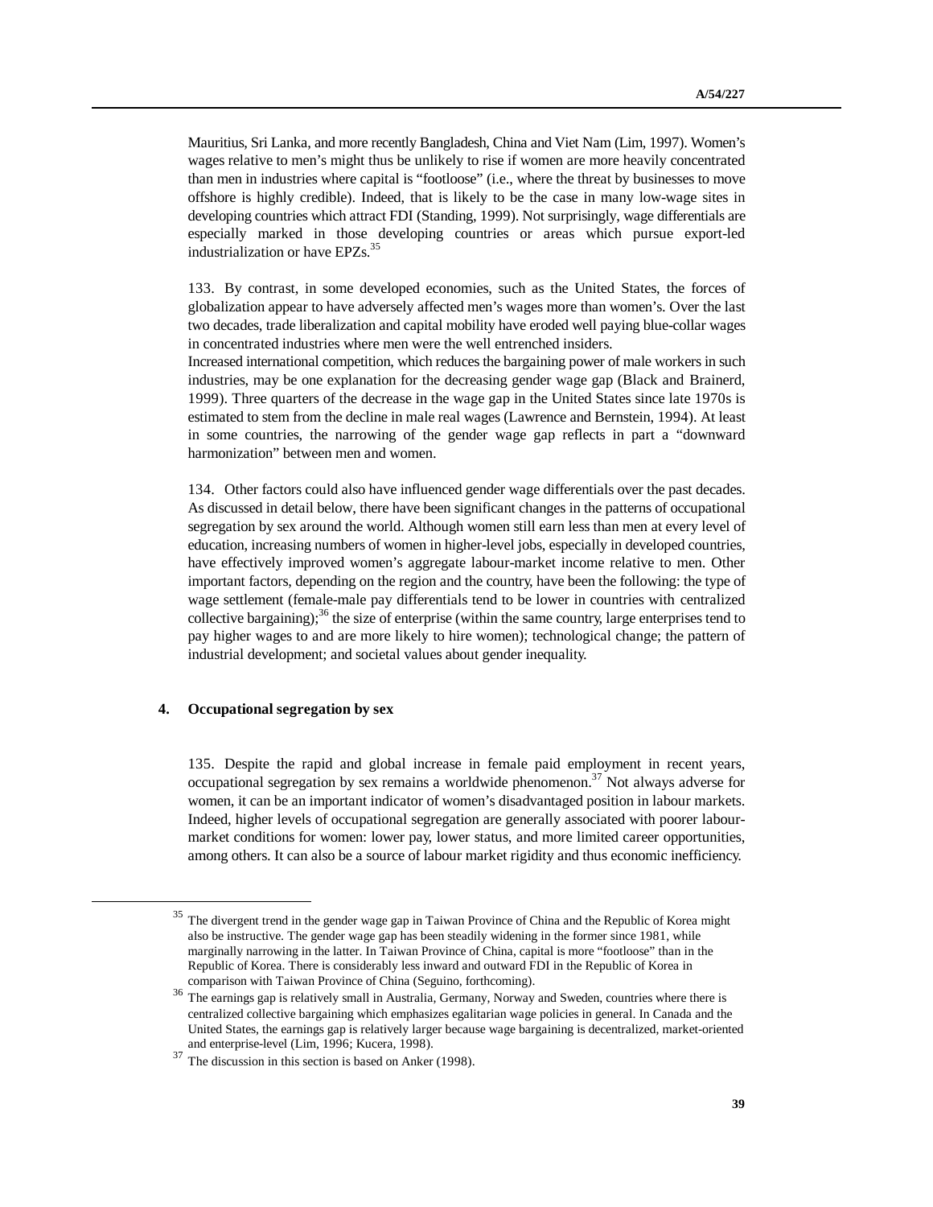Mauritius, Sri Lanka, and more recently Bangladesh, China and Viet Nam (Lim, 1997). Women's wages relative to men's might thus be unlikely to rise if women are more heavily concentrated than men in industries where capital is "footloose" (i.e., where the threat by businesses to move offshore is highly credible). Indeed, that is likely to be the case in many low-wage sites in developing countries which attract FDI (Standing, 1999). Not surprisingly, wage differentials are especially marked in those developing countries or areas which pursue export-led industrialization or have EPZs.[35]

133. By contrast, in some developed economies, such as the United States, the forces of globalization appear to have adversely affected men's wages more than women's. Over the last two decades, trade liberalization and capital mobility have eroded well paying blue-collar wages in concentrated industries where men were the well entrenched insiders.
Increased international competition, which reduces the bargaining power of male workers in such industries, may be one explanation for the decreasing gender wage gap (Black and Brainerd, 1999). Three quarters of the decrease in the wage gap in the United States since late 1970s is estimated to stem from the decline in male real wages (Lawrence and Bernstein, 1994). At least in some countries, the narrowing of the gender wage gap reflects in part a "downward harmonization" between men and women.

134. Other factors could also have influenced gender wage differentials over the past decades. As discussed in detail below, there have been significant changes in the patterns of occupational segregation by sex around the world. Although women still earn less than men at every level of education, increasing numbers of women in higher-level jobs, especially in developed countries, have effectively improved women's aggregate labour-market income relative to men. Other important factors, depending on the region and the country, have been the following: the type of wage settlement (female-male pay differentials tend to be lower in countries with centralized collective bargaining);[36] the size of enterprise (within the same country, large enterprises tend to pay higher wages to and are more likely to hire women); technological change; the pattern of industrial development; and societal values about gender inequality.

### 4. Occupational segregation by sex

135. Despite the rapid and global increase in female paid employment in recent years, occupational segregation by sex remains a worldwide phenomenon.[37] Not always adverse for women, it can be an important indicator of women's disadvantaged position in labour markets. Indeed, higher levels of occupational segregation are generally associated with poorer labour-market conditions for women: lower pay, lower status, and more limited career opportunities, among others. It can also be a source of labour market rigidity and thus economic inefficiency.

---

[35] The divergent trend in the gender wage gap in Taiwan Province of China and the Republic of Korea might also be instructive. The gender wage gap has been steadily widening in the former since 1981, while marginally narrowing in the latter. In Taiwan Province of China, capital is more "footloose" than in the Republic of Korea. There is considerably less inward and outward FDI in the Republic of Korea in comparison with Taiwan Province of China (Seguino, forthcoming).

[36] The earnings gap is relatively small in Australia, Germany, Norway and Sweden, countries where there is centralized collective bargaining which emphasizes egalitarian wage policies in general. In Canada and the United States, the earnings gap is relatively larger because wage bargaining is decentralized, market-oriented and enterprise-level (Lim, 1996; Kucera, 1998).

[37] The discussion in this section is based on Anker (1998).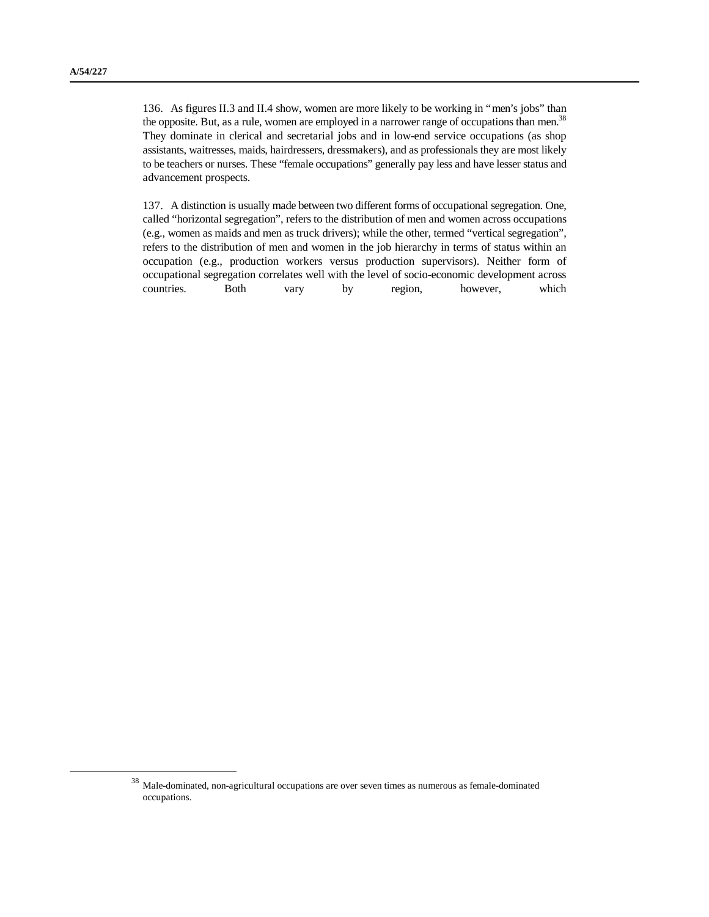136. As figures II.3 and II.4 show, women are more likely to be working in "men's jobs" than the opposite. But, as a rule, women are employed in a narrower range of occupations than men.[38] They dominate in clerical and secretarial jobs and in low-end service occupations (as shop assistants, waitresses, maids, hairdressers, dressmakers), and as professionals they are most likely to be teachers or nurses. These "female occupations" generally pay less and have lesser status and advancement prospects.

137. A distinction is usually made between two different forms of occupational segregation. One, called "horizontal segregation", refers to the distribution of men and women across occupations (e.g., women as maids and men as truck drivers); while the other, termed "vertical segregation", refers to the distribution of men and women in the job hierarchy in terms of status within an occupation (e.g., production workers versus production supervisors). Neither form of occupational segregation correlates well with the level of socio-economic development across countries. Both vary by region, however, which

---

[38] Male-dominated, non-agricultural occupations are over seven times as numerous as female-dominated occupations.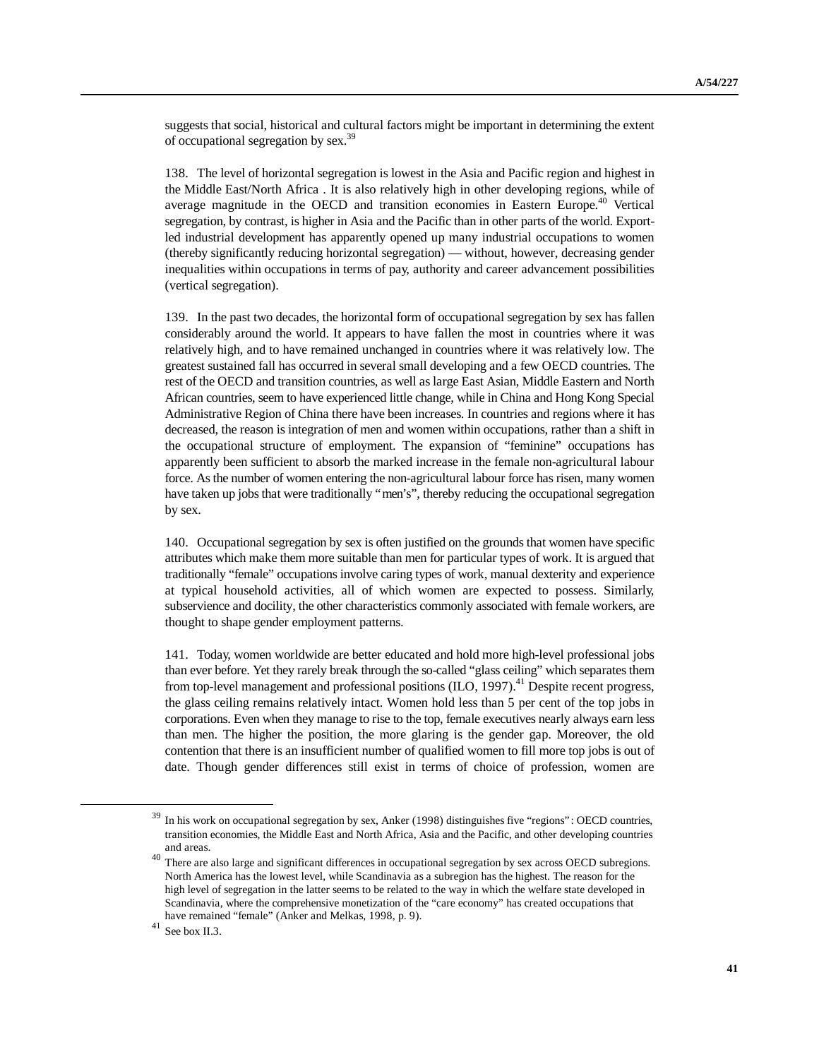suggests that social, historical and cultural factors might be important in determining the extent of occupational segregation by sex.[39]

138. The level of horizontal segregation is lowest in the Asia and Pacific region and highest in the Middle East/North Africa . It is also relatively high in other developing regions, while of average magnitude in the OECD and transition economies in Eastern Europe.[40] Vertical segregation, by contrast, is higher in Asia and the Pacific than in other parts of the world. Export-led industrial development has apparently opened up many industrial occupations to women (thereby significantly reducing horizontal segregation) — without, however, decreasing gender inequalities within occupations in terms of pay, authority and career advancement possibilities (vertical segregation).

139. In the past two decades, the horizontal form of occupational segregation by sex has fallen considerably around the world. It appears to have fallen the most in countries where it was relatively high, and to have remained unchanged in countries where it was relatively low. The greatest sustained fall has occurred in several small developing and a few OECD countries. The rest of the OECD and transition countries, as well as large East Asian, Middle Eastern and North African countries, seem to have experienced little change, while in China and Hong Kong Special Administrative Region of China there have been increases. In countries and regions where it has decreased, the reason is integration of men and women within occupations, rather than a shift in the occupational structure of employment. The expansion of "feminine" occupations has apparently been sufficient to absorb the marked increase in the female non-agricultural labour force. As the number of women entering the non-agricultural labour force has risen, many women have taken up jobs that were traditionally "men's", thereby reducing the occupational segregation by sex.

140. Occupational segregation by sex is often justified on the grounds that women have specific attributes which make them more suitable than men for particular types of work. It is argued that traditionally "female" occupations involve caring types of work, manual dexterity and experience at typical household activities, all of which women are expected to possess. Similarly, subservience and docility, the other characteristics commonly associated with female workers, are thought to shape gender employment patterns.

141. Today, women worldwide are better educated and hold more high-level professional jobs than ever before. Yet they rarely break through the so-called "glass ceiling" which separates them from top-level management and professional positions (ILO, 1997).[41] Despite recent progress, the glass ceiling remains relatively intact. Women hold less than 5 per cent of the top jobs in corporations. Even when they manage to rise to the top, female executives nearly always earn less than men. The higher the position, the more glaring is the gender gap. Moreover, the old contention that there is an insufficient number of qualified women to fill more top jobs is out of date. Though gender differences still exist in terms of choice of profession, women are

---

[39] In his work on occupational segregation by sex, Anker (1998) distinguishes five "regions": OECD countries, transition economies, the Middle East and North Africa, Asia and the Pacific, and other developing countries and areas.

[40] There are also large and significant differences in occupational segregation by sex across OECD subregions. North America has the lowest level, while Scandinavia as a subregion has the highest. The reason for the high level of segregation in the latter seems to be related to the way in which the welfare state developed in Scandinavia, where the comprehensive monetization of the "care economy" has created occupations that have remained "female" (Anker and Melkas, 1998, p. 9).

[41] See box II.3.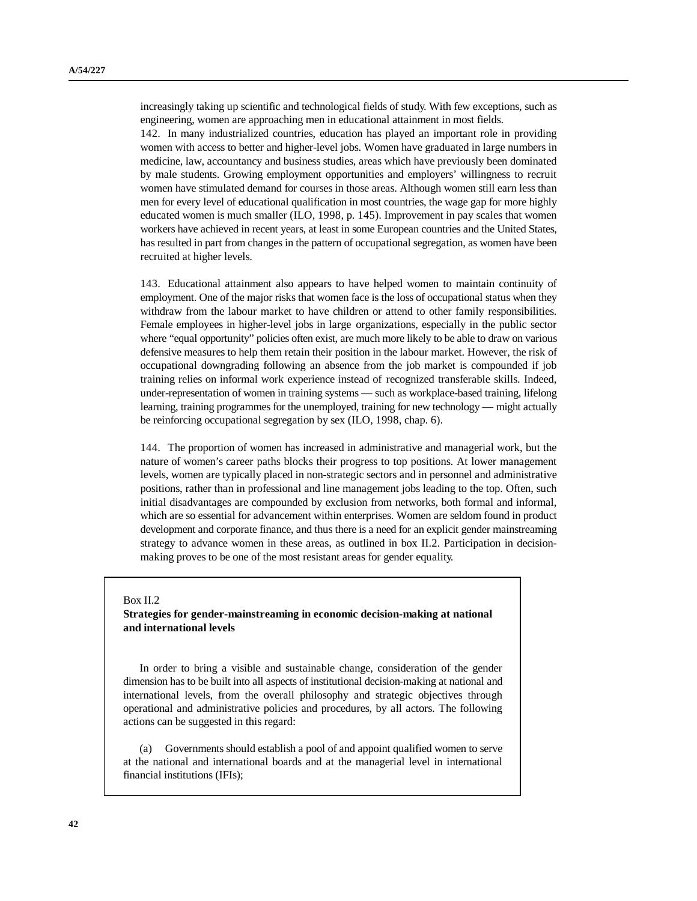increasingly taking up scientific and technological fields of study. With few exceptions, such as engineering, women are approaching men in educational attainment in most fields.

142. In many industrialized countries, education has played an important role in providing women with access to better and higher-level jobs. Women have graduated in large numbers in medicine, law, accountancy and business studies, areas which have previously been dominated by male students. Growing employment opportunities and employers' willingness to recruit women have stimulated demand for courses in those areas. Although women still earn less than men for every level of educational qualification in most countries, the wage gap for more highly educated women is much smaller (ILO, 1998, p. 145). Improvement in pay scales that women workers have achieved in recent years, at least in some European countries and the United States, has resulted in part from changes in the pattern of occupational segregation, as women have been recruited at higher levels.

143. Educational attainment also appears to have helped women to maintain continuity of employment. One of the major risks that women face is the loss of occupational status when they withdraw from the labour market to have children or attend to other family responsibilities. Female employees in higher-level jobs in large organizations, especially in the public sector where "equal opportunity" policies often exist, are much more likely to be able to draw on various defensive measures to help them retain their position in the labour market. However, the risk of occupational downgrading following an absence from the job market is compounded if job training relies on informal work experience instead of recognized transferable skills. Indeed, under-representation of women in training systems — such as workplace-based training, lifelong learning, training programmes for the unemployed, training for new technology — might actually be reinforcing occupational segregation by sex (ILO, 1998, chap. 6).

144. The proportion of women has increased in administrative and managerial work, but the nature of women's career paths blocks their progress to top positions. At lower management levels, women are typically placed in non-strategic sectors and in personnel and administrative positions, rather than in professional and line management jobs leading to the top. Often, such initial disadvantages are compounded by exclusion from networks, both formal and informal, which are so essential for advancement within enterprises. Women are seldom found in product development and corporate finance, and thus there is a need for an explicit gender mainstreaming strategy to advance women in these areas, as outlined in box II.2. Participation in decision-making proves to be one of the most resistant areas for gender equality.

Box II.2

**Strategies for gender-mainstreaming in economic decision-making at national and international levels**

In order to bring a visible and sustainable change, consideration of the gender dimension has to be built into all aspects of institutional decision-making at national and international levels, from the overall philosophy and strategic objectives through operational and administrative policies and procedures, by all actors. The following actions can be suggested in this regard:

(a) Governments should establish a pool of and appoint qualified women to serve at the national and international boards and at the managerial level in international financial institutions (IFIs);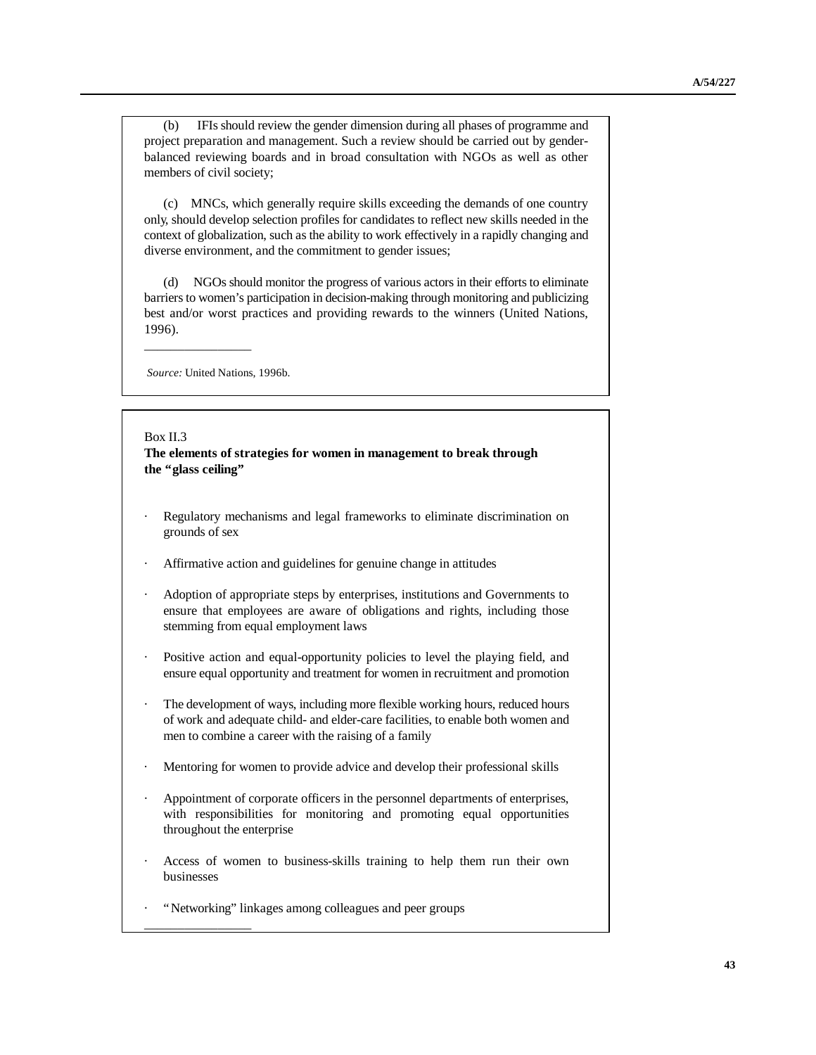(b) IFIs should review the gender dimension during all phases of programme and project preparation and management. Such a review should be carried out by gender-balanced reviewing boards and in broad consultation with NGOs as well as other members of civil society;

(c) MNCs, which generally require skills exceeding the demands of one country only, should develop selection profiles for candidates to reflect new skills needed in the context of globalization, such as the ability to work effectively in a rapidly changing and diverse environment, and the commitment to gender issues;

(d) NGOs should monitor the progress of various actors in their efforts to eliminate barriers to women's participation in decision-making through monitoring and publicizing best and/or worst practices and providing rewards to the winners (United Nations, 1996).

---

*Source:* United Nations, 1996b.

Box II.3

**The elements of strategies for women in management to break through the "glass ceiling"**

- Regulatory mechanisms and legal frameworks to eliminate discrimination on grounds of sex
- Affirmative action and guidelines for genuine change in attitudes
- Adoption of appropriate steps by enterprises, institutions and Governments to ensure that employees are aware of obligations and rights, including those stemming from equal employment laws
- Positive action and equal-opportunity policies to level the playing field, and ensure equal opportunity and treatment for women in recruitment and promotion
- The development of ways, including more flexible working hours, reduced hours of work and adequate child- and elder-care facilities, to enable both women and men to combine a career with the raising of a family
- Mentoring for women to provide advice and develop their professional skills
- Appointment of corporate officers in the personnel departments of enterprises, with responsibilities for monitoring and promoting equal opportunities throughout the enterprise
- Access of women to business-skills training to help them run their own businesses
- "Networking" linkages among colleagues and peer groups

---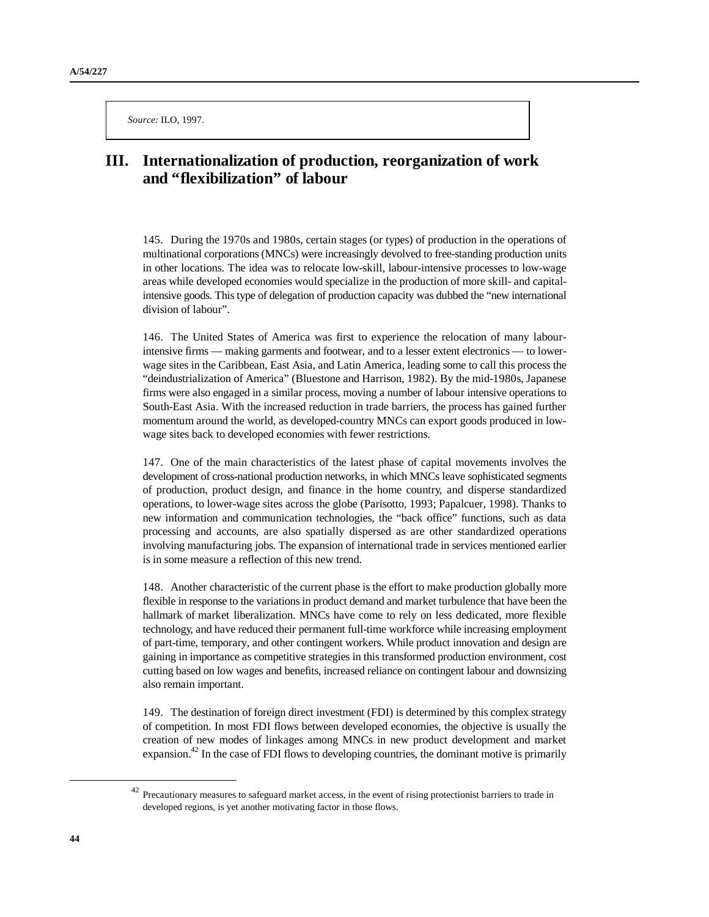*Source:* ILO, 1997.

# III. Internationalization of production, reorganization of work and "flexibilization" of labour

145. During the 1970s and 1980s, certain stages (or types) of production in the operations of multinational corporations (MNCs) were increasingly devolved to free-standing production units in other locations. The idea was to relocate low-skill, labour-intensive processes to low-wage areas while developed economies would specialize in the production of more skill- and capital-intensive goods. This type of delegation of production capacity was dubbed the "new international division of labour".

146. The United States of America was first to experience the relocation of many labour-intensive firms — making garments and footwear, and to a lesser extent electronics — to lower-wage sites in the Caribbean, East Asia, and Latin America, leading some to call this process the "deindustrialization of America" (Bluestone and Harrison, 1982). By the mid-1980s, Japanese firms were also engaged in a similar process, moving a number of labour intensive operations to South-East Asia. With the increased reduction in trade barriers, the process has gained further momentum around the world, as developed-country MNCs can export goods produced in low-wage sites back to developed economies with fewer restrictions.

147. One of the main characteristics of the latest phase of capital movements involves the development of cross-national production networks, in which MNCs leave sophisticated segments of production, product design, and finance in the home country, and disperse standardized operations, to lower-wage sites across the globe (Parisotto, 1993; Papalcuer, 1998). Thanks to new information and communication technologies, the "back office" functions, such as data processing and accounts, are also spatially dispersed as are other standardized operations involving manufacturing jobs. The expansion of international trade in services mentioned earlier is in some measure a reflection of this new trend.

148. Another characteristic of the current phase is the effort to make production globally more flexible in response to the variations in product demand and market turbulence that have been the hallmark of market liberalization. MNCs have come to rely on less dedicated, more flexible technology, and have reduced their permanent full-time workforce while increasing employment of part-time, temporary, and other contingent workers. While product innovation and design are gaining in importance as competitive strategies in this transformed production environment, cost cutting based on low wages and benefits, increased reliance on contingent labour and downsizing also remain important.

149. The destination of foreign direct investment (FDI) is determined by this complex strategy of competition. In most FDI flows between developed economies, the objective is usually the creation of new modes of linkages among MNCs in new product development and market expansion.[42] In the case of FDI flows to developing countries, the dominant motive is primarily

---

[42] Precautionary measures to safeguard market access, in the event of rising protectionist barriers to trade in developed regions, is yet another motivating factor in those flows.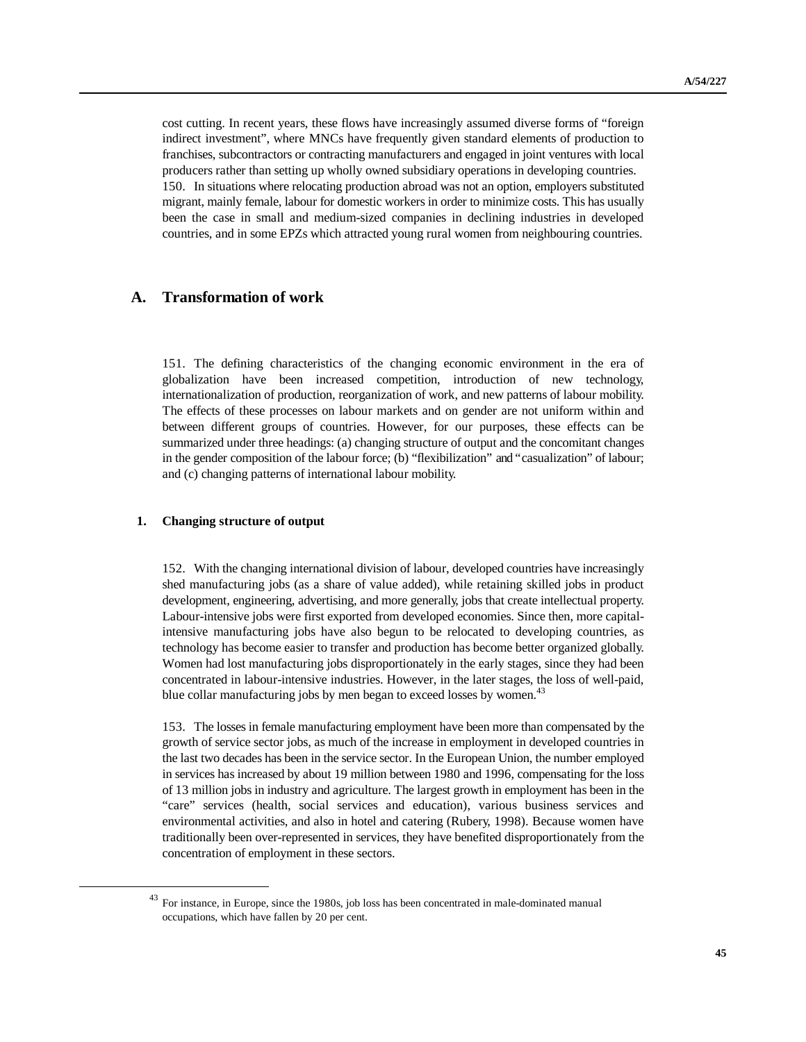cost cutting. In recent years, these flows have increasingly assumed diverse forms of "foreign indirect investment", where MNCs have frequently given standard elements of production to franchises, subcontractors or contracting manufacturers and engaged in joint ventures with local producers rather than setting up wholly owned subsidiary operations in developing countries.

150. In situations where relocating production abroad was not an option, employers substituted migrant, mainly female, labour for domestic workers in order to minimize costs. This has usually been the case in small and medium-sized companies in declining industries in developed countries, and in some EPZs which attracted young rural women from neighbouring countries.

## A. Transformation of work

151. The defining characteristics of the changing economic environment in the era of globalization have been increased competition, introduction of new technology, internationalization of production, reorganization of work, and new patterns of labour mobility. The effects of these processes on labour markets and on gender are not uniform within and between different groups of countries. However, for our purposes, these effects can be summarized under three headings: (a) changing structure of output and the concomitant changes in the gender composition of the labour force; (b) "flexibilization" and "casualization" of labour; and (c) changing patterns of international labour mobility.

### 1. Changing structure of output

152. With the changing international division of labour, developed countries have increasingly shed manufacturing jobs (as a share of value added), while retaining skilled jobs in product development, engineering, advertising, and more generally, jobs that create intellectual property. Labour-intensive jobs were first exported from developed economies. Since then, more capital-intensive manufacturing jobs have also begun to be relocated to developing countries, as technology has become easier to transfer and production has become better organized globally. Women had lost manufacturing jobs disproportionately in the early stages, since they had been concentrated in labour-intensive industries. However, in the later stages, the loss of well-paid, blue collar manufacturing jobs by men began to exceed losses by women.[43]

153. The losses in female manufacturing employment have been more than compensated by the growth of service sector jobs, as much of the increase in employment in developed countries in the last two decades has been in the service sector. In the European Union, the number employed in services has increased by about 19 million between 1980 and 1996, compensating for the loss of 13 million jobs in industry and agriculture. The largest growth in employment has been in the "care" services (health, social services and education), various business services and environmental activities, and also in hotel and catering (Rubery, 1998). Because women have traditionally been over-represented in services, they have benefited disproportionately from the concentration of employment in these sectors.

[43] For instance, in Europe, since the 1980s, job loss has been concentrated in male-dominated manual occupations, which have fallen by 20 per cent.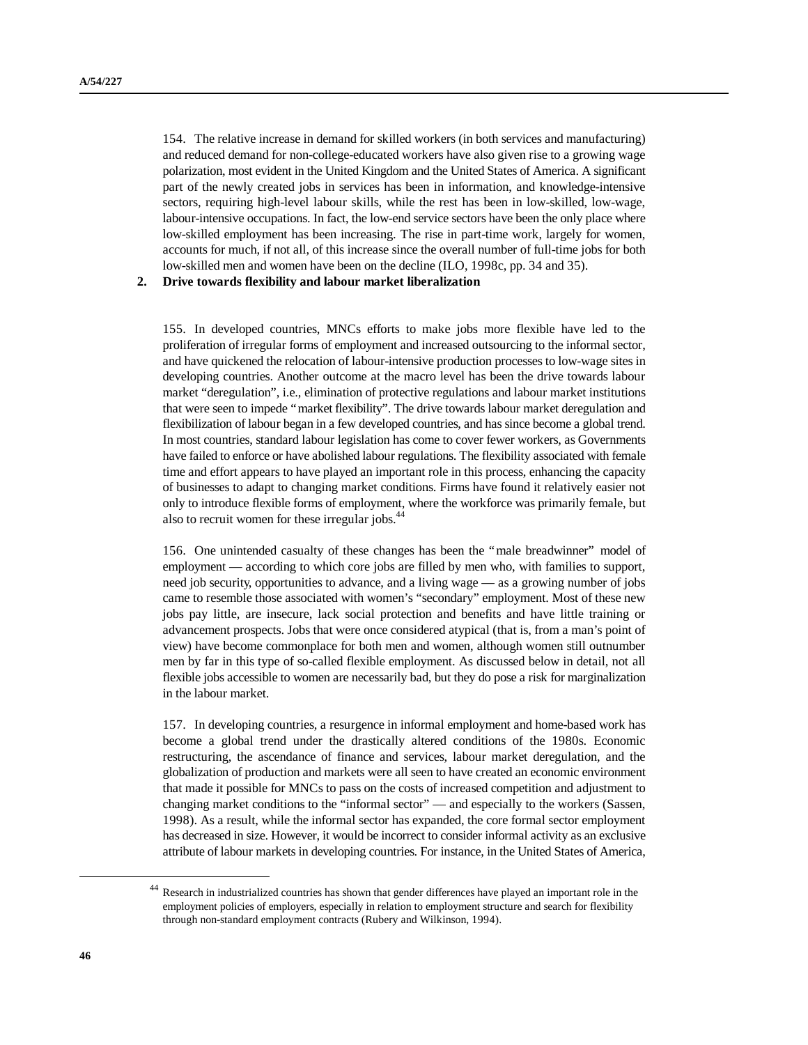154. The relative increase in demand for skilled workers (in both services and manufacturing) and reduced demand for non-college-educated workers have also given rise to a growing wage polarization, most evident in the United Kingdom and the United States of America. A significant part of the newly created jobs in services has been in information, and knowledge-intensive sectors, requiring high-level labour skills, while the rest has been in low-skilled, low-wage, labour-intensive occupations. In fact, the low-end service sectors have been the only place where low-skilled employment has been increasing. The rise in part-time work, largely for women, accounts for much, if not all, of this increase since the overall number of full-time jobs for both low-skilled men and women have been on the decline (ILO, 1998c, pp. 34 and 35).

### 2. Drive towards flexibility and labour market liberalization

155. In developed countries, MNCs efforts to make jobs more flexible have led to the proliferation of irregular forms of employment and increased outsourcing to the informal sector, and have quickened the relocation of labour-intensive production processes to low-wage sites in developing countries. Another outcome at the macro level has been the drive towards labour market "deregulation", i.e., elimination of protective regulations and labour market institutions that were seen to impede "market flexibility". The drive towards labour market deregulation and flexibilization of labour began in a few developed countries, and has since become a global trend. In most countries, standard labour legislation has come to cover fewer workers, as Governments have failed to enforce or have abolished labour regulations. The flexibility associated with female time and effort appears to have played an important role in this process, enhancing the capacity of businesses to adapt to changing market conditions. Firms have found it relatively easier not only to introduce flexible forms of employment, where the workforce was primarily female, but also to recruit women for these irregular jobs.[44]

156. One unintended casualty of these changes has been the "male breadwinner" model of employment — according to which core jobs are filled by men who, with families to support, need job security, opportunities to advance, and a living wage — as a growing number of jobs came to resemble those associated with women's "secondary" employment. Most of these new jobs pay little, are insecure, lack social protection and benefits and have little training or advancement prospects. Jobs that were once considered atypical (that is, from a man's point of view) have become commonplace for both men and women, although women still outnumber men by far in this type of so-called flexible employment. As discussed below in detail, not all flexible jobs accessible to women are necessarily bad, but they do pose a risk for marginalization in the labour market.

157. In developing countries, a resurgence in informal employment and home-based work has become a global trend under the drastically altered conditions of the 1980s. Economic restructuring, the ascendance of finance and services, labour market deregulation, and the globalization of production and markets were all seen to have created an economic environment that made it possible for MNCs to pass on the costs of increased competition and adjustment to changing market conditions to the "informal sector" — and especially to the workers (Sassen, 1998). As a result, while the informal sector has expanded, the core formal sector employment has decreased in size. However, it would be incorrect to consider informal activity as an exclusive attribute of labour markets in developing countries. For instance, in the United States of America,

---

[44] Research in industrialized countries has shown that gender differences have played an important role in the employment policies of employers, especially in relation to employment structure and search for flexibility through non-standard employment contracts (Rubery and Wilkinson, 1994).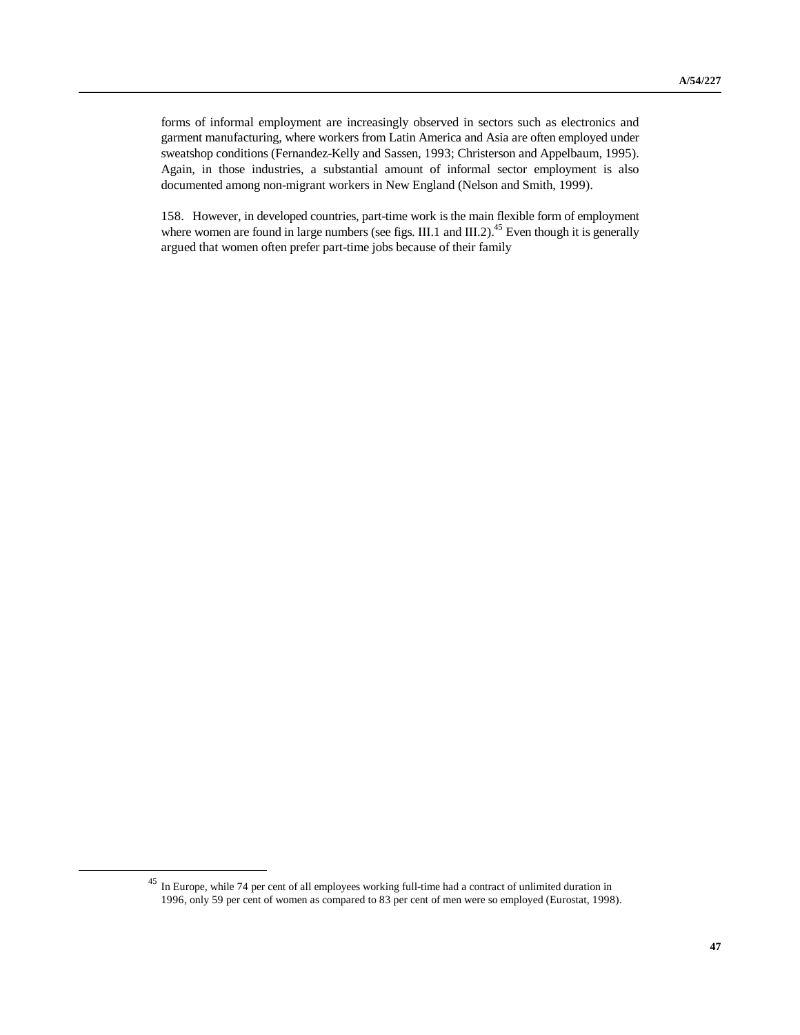forms of informal employment are increasingly observed in sectors such as electronics and garment manufacturing, where workers from Latin America and Asia are often employed under sweatshop conditions (Fernandez-Kelly and Sassen, 1993; Christerson and Appelbaum, 1995). Again, in those industries, a substantial amount of informal sector employment is also documented among non-migrant workers in New England (Nelson and Smith, 1999).

158. However, in developed countries, part-time work is the main flexible form of employment where women are found in large numbers (see figs. III.1 and III.2).[45] Even though it is generally argued that women often prefer part-time jobs because of their family

[45] In Europe, while 74 per cent of all employees working full-time had a contract of unlimited duration in 1996, only 59 per cent of women as compared to 83 per cent of men were so employed (Eurostat, 1998).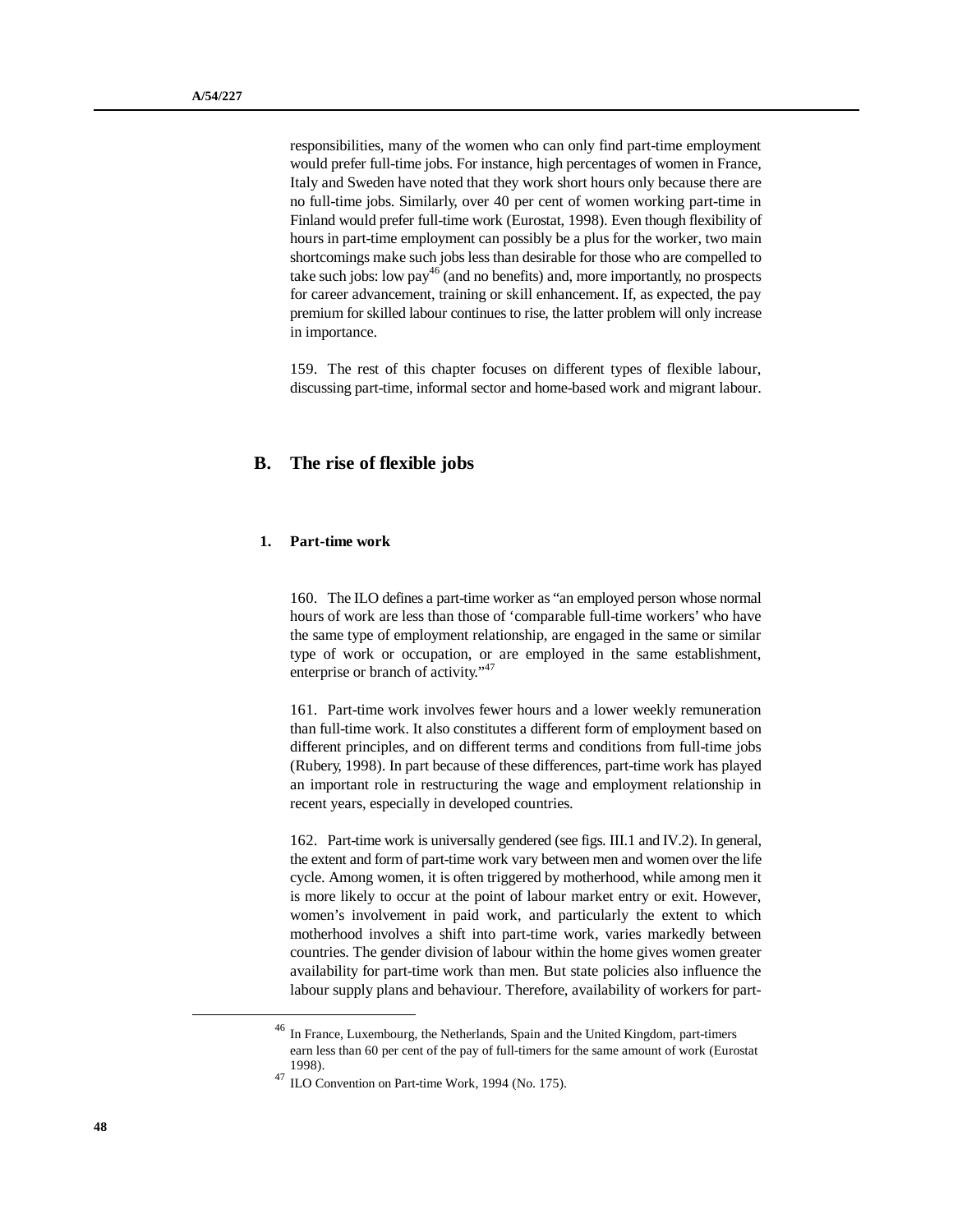responsibilities, many of the women who can only find part-time employment would prefer full-time jobs. For instance, high percentages of women in France, Italy and Sweden have noted that they work short hours only because there are no full-time jobs. Similarly, over 40 per cent of women working part-time in Finland would prefer full-time work (Eurostat, 1998). Even though flexibility of hours in part-time employment can possibly be a plus for the worker, two main shortcomings make such jobs less than desirable for those who are compelled to take such jobs: low pay[46] (and no benefits) and, more importantly, no prospects for career advancement, training or skill enhancement. If, as expected, the pay premium for skilled labour continues to rise, the latter problem will only increase in importance.

159. The rest of this chapter focuses on different types of flexible labour, discussing part-time, informal sector and home-based work and migrant labour.

## B. The rise of flexible jobs

### 1. Part-time work

160. The ILO defines a part-time worker as "an employed person whose normal hours of work are less than those of 'comparable full-time workers' who have the same type of employment relationship, are engaged in the same or similar type of work or occupation, or are employed in the same establishment, enterprise or branch of activity."[47]

161. Part-time work involves fewer hours and a lower weekly remuneration than full-time work. It also constitutes a different form of employment based on different principles, and on different terms and conditions from full-time jobs (Rubery, 1998). In part because of these differences, part-time work has played an important role in restructuring the wage and employment relationship in recent years, especially in developed countries.

162. Part-time work is universally gendered (see figs. III.1 and IV.2). In general, the extent and form of part-time work vary between men and women over the life cycle. Among women, it is often triggered by motherhood, while among men it is more likely to occur at the point of labour market entry or exit. However, women's involvement in paid work, and particularly the extent to which motherhood involves a shift into part-time work, varies markedly between countries. The gender division of labour within the home gives women greater availability for part-time work than men. But state policies also influence the labour supply plans and behaviour. Therefore, availability of workers for part-

---

[46] In France, Luxembourg, the Netherlands, Spain and the United Kingdom, part-timers earn less than 60 per cent of the pay of full-timers for the same amount of work (Eurostat 1998).

[47] ILO Convention on Part-time Work, 1994 (No. 175).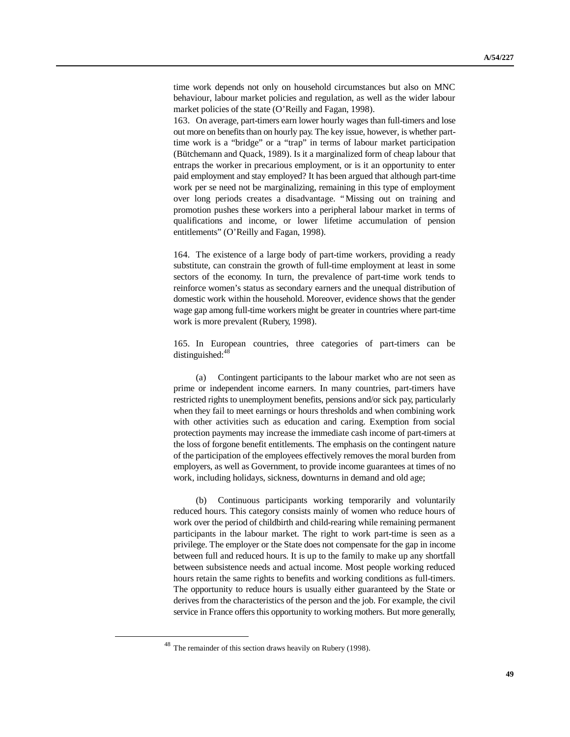time work depends not only on household circumstances but also on MNC behaviour, labour market policies and regulation, as well as the wider labour market policies of the state (O'Reilly and Fagan, 1998).

163. On average, part-timers earn lower hourly wages than full-timers and lose out more on benefits than on hourly pay. The key issue, however, is whether part-time work is a "bridge" or a "trap" in terms of labour market participation (Bütchemann and Quack, 1989). Is it a marginalized form of cheap labour that entraps the worker in precarious employment, or is it an opportunity to enter paid employment and stay employed? It has been argued that although part-time work per se need not be marginalizing, remaining in this type of employment over long periods creates a disadvantage. "Missing out on training and promotion pushes these workers into a peripheral labour market in terms of qualifications and income, or lower lifetime accumulation of pension entitlements" (O'Reilly and Fagan, 1998).

164. The existence of a large body of part-time workers, providing a ready substitute, can constrain the growth of full-time employment at least in some sectors of the economy. In turn, the prevalence of part-time work tends to reinforce women's status as secondary earners and the unequal distribution of domestic work within the household. Moreover, evidence shows that the gender wage gap among full-time workers might be greater in countries where part-time work is more prevalent (Rubery, 1998).

165. In European countries, three categories of part-timers can be distinguished:[48]

(a) Contingent participants to the labour market who are not seen as prime or independent income earners. In many countries, part-timers have restricted rights to unemployment benefits, pensions and/or sick pay, particularly when they fail to meet earnings or hours thresholds and when combining work with other activities such as education and caring. Exemption from social protection payments may increase the immediate cash income of part-timers at the loss of forgone benefit entitlements. The emphasis on the contingent nature of the participation of the employees effectively removes the moral burden from employers, as well as Government, to provide income guarantees at times of no work, including holidays, sickness, downturns in demand and old age;

(b) Continuous participants working temporarily and voluntarily reduced hours. This category consists mainly of women who reduce hours of work over the period of childbirth and child-rearing while remaining permanent participants in the labour market. The right to work part-time is seen as a privilege. The employer or the State does not compensate for the gap in income between full and reduced hours. It is up to the family to make up any shortfall between subsistence needs and actual income. Most people working reduced hours retain the same rights to benefits and working conditions as full-timers. The opportunity to reduce hours is usually either guaranteed by the State or derives from the characteristics of the person and the job. For example, the civil service in France offers this opportunity to working mothers. But more generally,

[48] The remainder of this section draws heavily on Rubery (1998).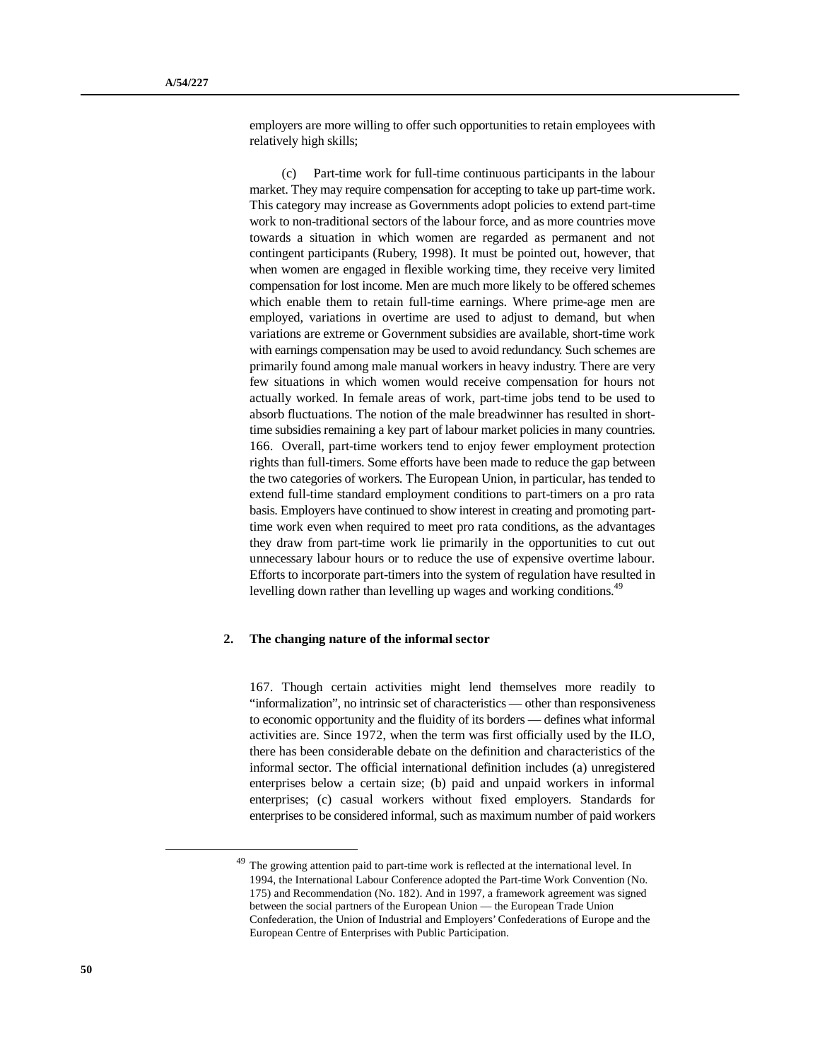employers are more willing to offer such opportunities to retain employees with relatively high skills;

(c) Part-time work for full-time continuous participants in the labour market. They may require compensation for accepting to take up part-time work. This category may increase as Governments adopt policies to extend part-time work to non-traditional sectors of the labour force, and as more countries move towards a situation in which women are regarded as permanent and not contingent participants (Rubery, 1998). It must be pointed out, however, that when women are engaged in flexible working time, they receive very limited compensation for lost income. Men are much more likely to be offered schemes which enable them to retain full-time earnings. Where prime-age men are employed, variations in overtime are used to adjust to demand, but when variations are extreme or Government subsidies are available, short-time work with earnings compensation may be used to avoid redundancy. Such schemes are primarily found among male manual workers in heavy industry. There are very few situations in which women would receive compensation for hours not actually worked. In female areas of work, part-time jobs tend to be used to absorb fluctuations. The notion of the male breadwinner has resulted in short-time subsidies remaining a key part of labour market policies in many countries.

166. Overall, part-time workers tend to enjoy fewer employment protection rights than full-timers. Some efforts have been made to reduce the gap between the two categories of workers. The European Union, in particular, has tended to extend full-time standard employment conditions to part-timers on a pro rata basis. Employers have continued to show interest in creating and promoting part-time work even when required to meet pro rata conditions, as the advantages they draw from part-time work lie primarily in the opportunities to cut out unnecessary labour hours or to reduce the use of expensive overtime labour. Efforts to incorporate part-timers into the system of regulation have resulted in levelling down rather than levelling up wages and working conditions.[49]

## 2. The changing nature of the informal sector

167. Though certain activities might lend themselves more readily to "informalization", no intrinsic set of characteristics — other than responsiveness to economic opportunity and the fluidity of its borders — defines what informal activities are. Since 1972, when the term was first officially used by the ILO, there has been considerable debate on the definition and characteristics of the informal sector. The official international definition includes (a) unregistered enterprises below a certain size; (b) paid and unpaid workers in informal enterprises; (c) casual workers without fixed employers. Standards for enterprises to be considered informal, such as maximum number of paid workers

---

[49] The growing attention paid to part-time work is reflected at the international level. In 1994, the International Labour Conference adopted the Part-time Work Convention (No. 175) and Recommendation (No. 182). And in 1997, a framework agreement was signed between the social partners of the European Union — the European Trade Union Confederation, the Union of Industrial and Employers' Confederations of Europe and the European Centre of Enterprises with Public Participation.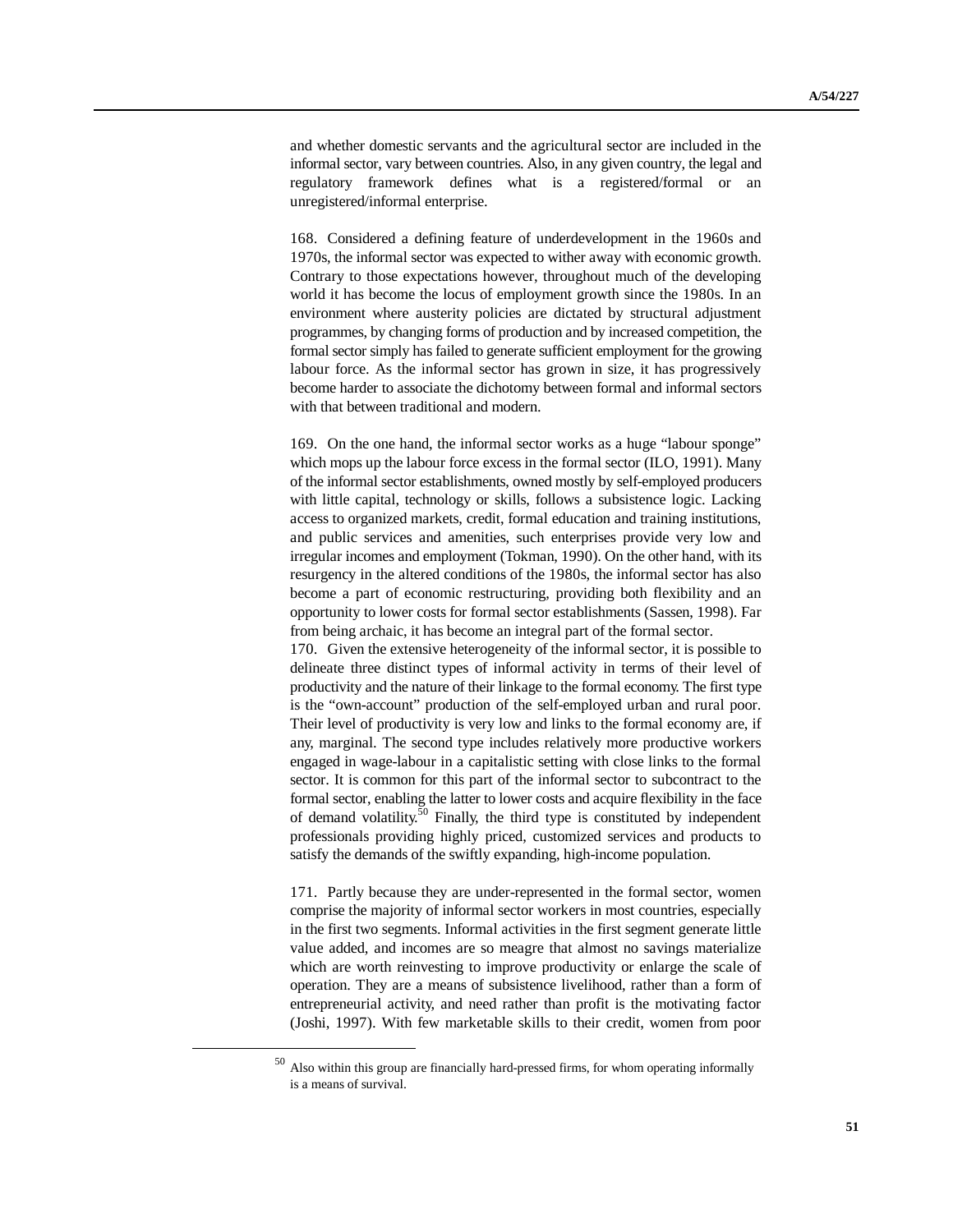and whether domestic servants and the agricultural sector are included in the informal sector, vary between countries. Also, in any given country, the legal and regulatory framework defines what is a registered/formal or an unregistered/informal enterprise.

168. Considered a defining feature of underdevelopment in the 1960s and 1970s, the informal sector was expected to wither away with economic growth. Contrary to those expectations however, throughout much of the developing world it has become the locus of employment growth since the 1980s. In an environment where austerity policies are dictated by structural adjustment programmes, by changing forms of production and by increased competition, the formal sector simply has failed to generate sufficient employment for the growing labour force. As the informal sector has grown in size, it has progressively become harder to associate the dichotomy between formal and informal sectors with that between traditional and modern.

169. On the one hand, the informal sector works as a huge "labour sponge" which mops up the labour force excess in the formal sector (ILO, 1991). Many of the informal sector establishments, owned mostly by self-employed producers with little capital, technology or skills, follows a subsistence logic. Lacking access to organized markets, credit, formal education and training institutions, and public services and amenities, such enterprises provide very low and irregular incomes and employment (Tokman, 1990). On the other hand, with its resurgency in the altered conditions of the 1980s, the informal sector has also become a part of economic restructuring, providing both flexibility and an opportunity to lower costs for formal sector establishments (Sassen, 1998). Far from being archaic, it has become an integral part of the formal sector.

170. Given the extensive heterogeneity of the informal sector, it is possible to delineate three distinct types of informal activity in terms of their level of productivity and the nature of their linkage to the formal economy. The first type is the "own-account" production of the self-employed urban and rural poor. Their level of productivity is very low and links to the formal economy are, if any, marginal. The second type includes relatively more productive workers engaged in wage-labour in a capitalistic setting with close links to the formal sector. It is common for this part of the informal sector to subcontract to the formal sector, enabling the latter to lower costs and acquire flexibility in the face of demand volatility.[50] Finally, the third type is constituted by independent professionals providing highly priced, customized services and products to satisfy the demands of the swiftly expanding, high-income population.

171. Partly because they are under-represented in the formal sector, women comprise the majority of informal sector workers in most countries, especially in the first two segments. Informal activities in the first segment generate little value added, and incomes are so meagre that almost no savings materialize which are worth reinvesting to improve productivity or enlarge the scale of operation. They are a means of subsistence livelihood, rather than a form of entrepreneurial activity, and need rather than profit is the motivating factor (Joshi, 1997). With few marketable skills to their credit, women from poor

---

[50] Also within this group are financially hard-pressed firms, for whom operating informally is a means of survival.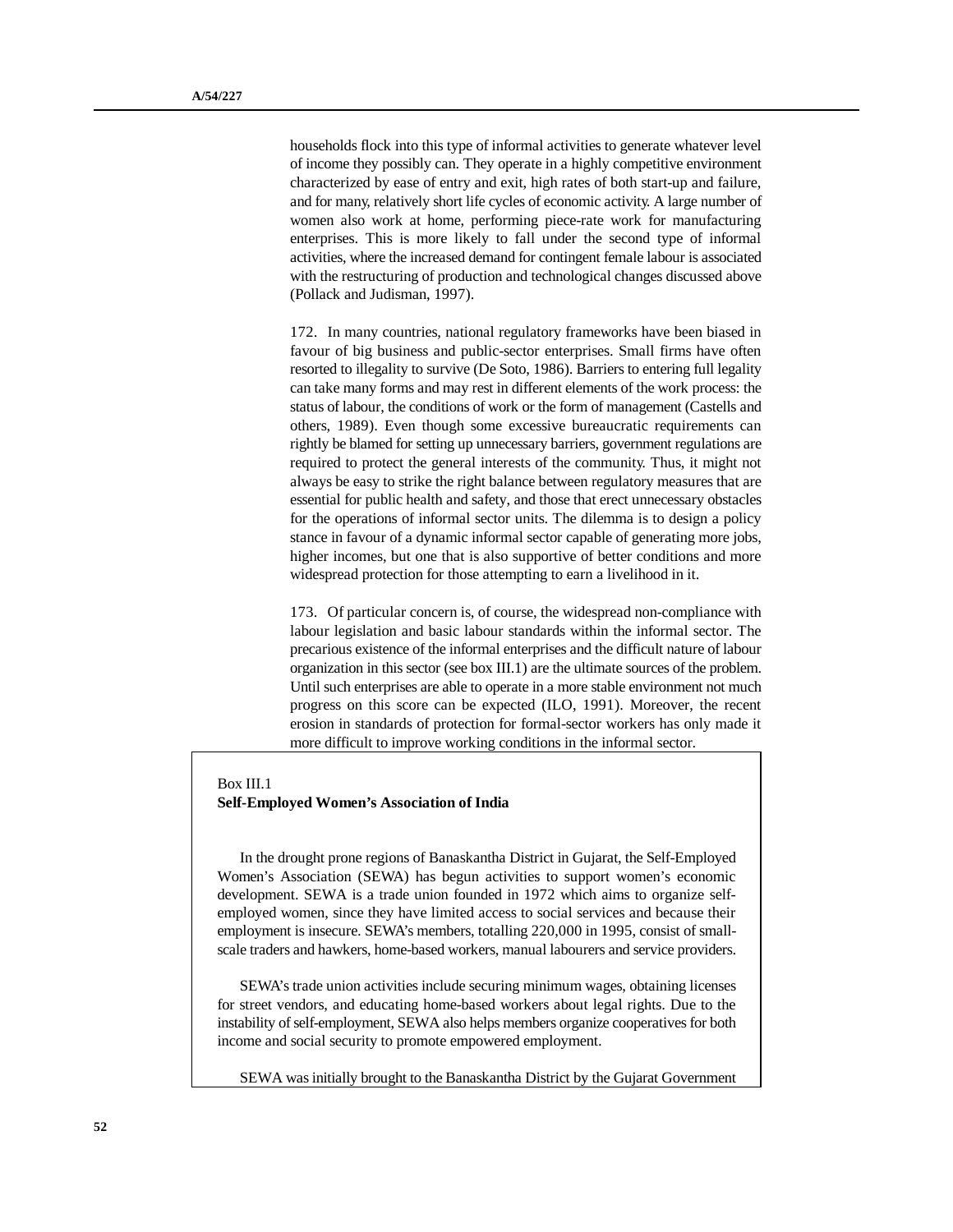households flock into this type of informal activities to generate whatever level of income they possibly can. They operate in a highly competitive environment characterized by ease of entry and exit, high rates of both start-up and failure, and for many, relatively short life cycles of economic activity. A large number of women also work at home, performing piece-rate work for manufacturing enterprises. This is more likely to fall under the second type of informal activities, where the increased demand for contingent female labour is associated with the restructuring of production and technological changes discussed above (Pollack and Judisman, 1997).

172. In many countries, national regulatory frameworks have been biased in favour of big business and public-sector enterprises. Small firms have often resorted to illegality to survive (De Soto, 1986). Barriers to entering full legality can take many forms and may rest in different elements of the work process: the status of labour, the conditions of work or the form of management (Castells and others, 1989). Even though some excessive bureaucratic requirements can rightly be blamed for setting up unnecessary barriers, government regulations are required to protect the general interests of the community. Thus, it might not always be easy to strike the right balance between regulatory measures that are essential for public health and safety, and those that erect unnecessary obstacles for the operations of informal sector units. The dilemma is to design a policy stance in favour of a dynamic informal sector capable of generating more jobs, higher incomes, but one that is also supportive of better conditions and more widespread protection for those attempting to earn a livelihood in it.

173. Of particular concern is, of course, the widespread non-compliance with labour legislation and basic labour standards within the informal sector. The precarious existence of the informal enterprises and the difficult nature of labour organization in this sector (see box III.1) are the ultimate sources of the problem. Until such enterprises are able to operate in a more stable environment not much progress on this score can be expected (ILO, 1991). Moreover, the recent erosion in standards of protection for formal-sector workers has only made it more difficult to improve working conditions in the informal sector.

Box III.1
**Self-Employed Women's Association of India**

In the drought prone regions of Banaskantha District in Gujarat, the Self-Employed Women's Association (SEWA) has begun activities to support women's economic development. SEWA is a trade union founded in 1972 which aims to organize self-employed women, since they have limited access to social services and because their employment is insecure. SEWA's members, totalling 220,000 in 1995, consist of small-scale traders and hawkers, home-based workers, manual labourers and service providers.

SEWA's trade union activities include securing minimum wages, obtaining licenses for street vendors, and educating home-based workers about legal rights. Due to the instability of self-employment, SEWA also helps members organize cooperatives for both income and social security to promote empowered employment.

SEWA was initially brought to the Banaskantha District by the Gujarat Government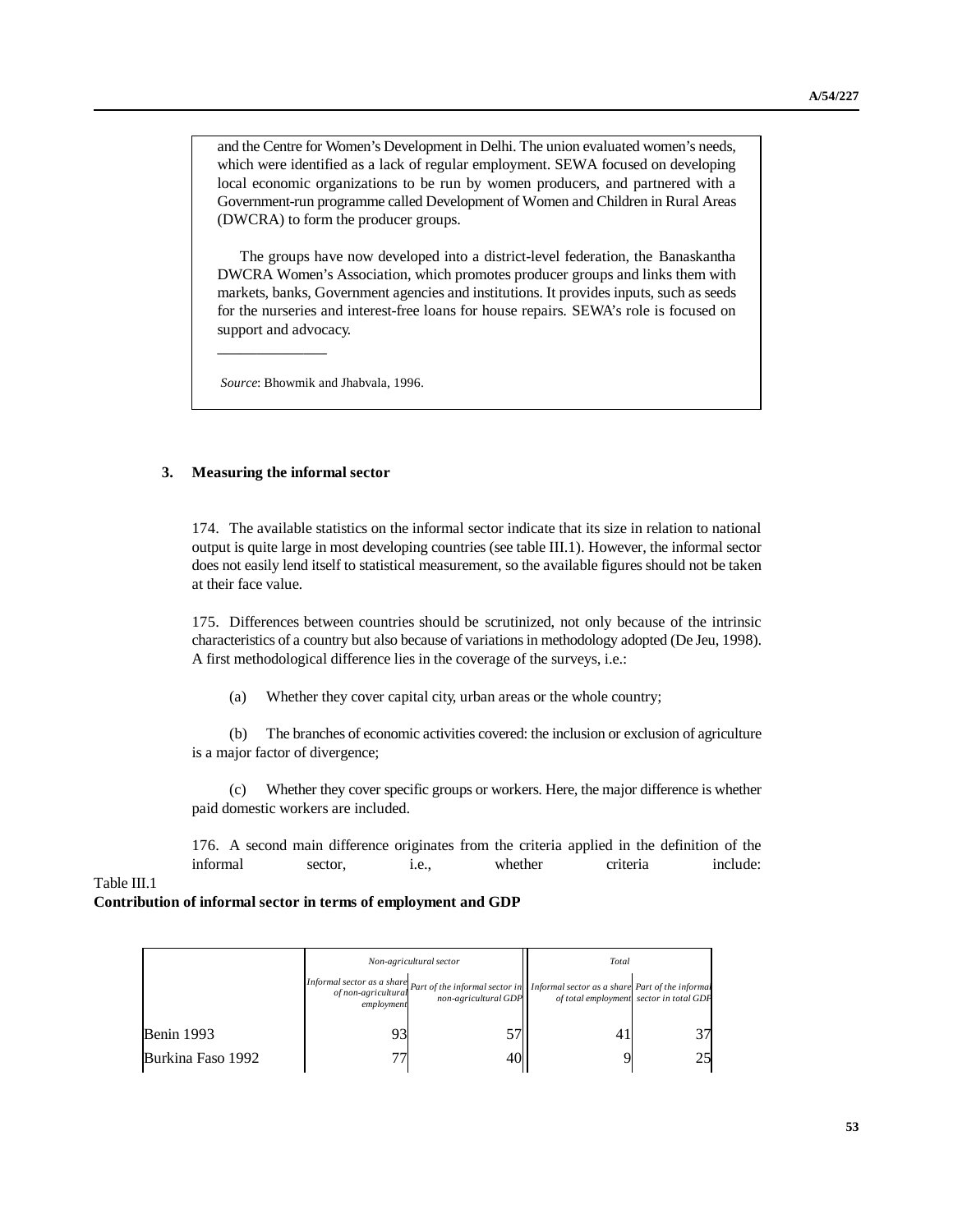and the Centre for Women's Development in Delhi. The union evaluated women's needs, which were identified as a lack of regular employment. SEWA focused on developing local economic organizations to be run by women producers, and partnered with a Government-run programme called Development of Women and Children in Rural Areas (DWCRA) to form the producer groups.

The groups have now developed into a district-level federation, the Banaskantha DWCRA Women's Association, which promotes producer groups and links them with markets, banks, Government agencies and institutions. It provides inputs, such as seeds for the nurseries and interest-free loans for house repairs. SEWA's role is focused on support and advocacy.

---

*Source*: Bhowmik and Jhabvala, 1996.

### 3. Measuring the informal sector

174. The available statistics on the informal sector indicate that its size in relation to national output is quite large in most developing countries (see table III.1). However, the informal sector does not easily lend itself to statistical measurement, so the available figures should not be taken at their face value.

175. Differences between countries should be scrutinized, not only because of the intrinsic characteristics of a country but also because of variations in methodology adopted (De Jeu, 1998). A first methodological difference lies in the coverage of the surveys, i.e.:

(a) Whether they cover capital city, urban areas or the whole country;

(b) The branches of economic activities covered: the inclusion or exclusion of agriculture is a major factor of divergence;

(c) Whether they cover specific groups or workers. Here, the major difference is whether paid domestic workers are included.

176. A second main difference originates from the criteria applied in the definition of the informal sector, i.e., whether criteria include:

Table III.1
**Contribution of informal sector in terms of employment and GDP**

| | *Non-agricultural sector* | | *Total* | |
|---|---|---|---|---|
| | *Informal sector as a share of non-agricultural employment* | *Part of the informal sector in non-agricultural GDP* | *Informal sector as a share of total employment* | *Part of the informal sector in total GDP* |
| Benin 1993 | 93 | 57 | 41 | 37 |
| Burkina Faso 1992 | 77 | 40 | 9 | 25 |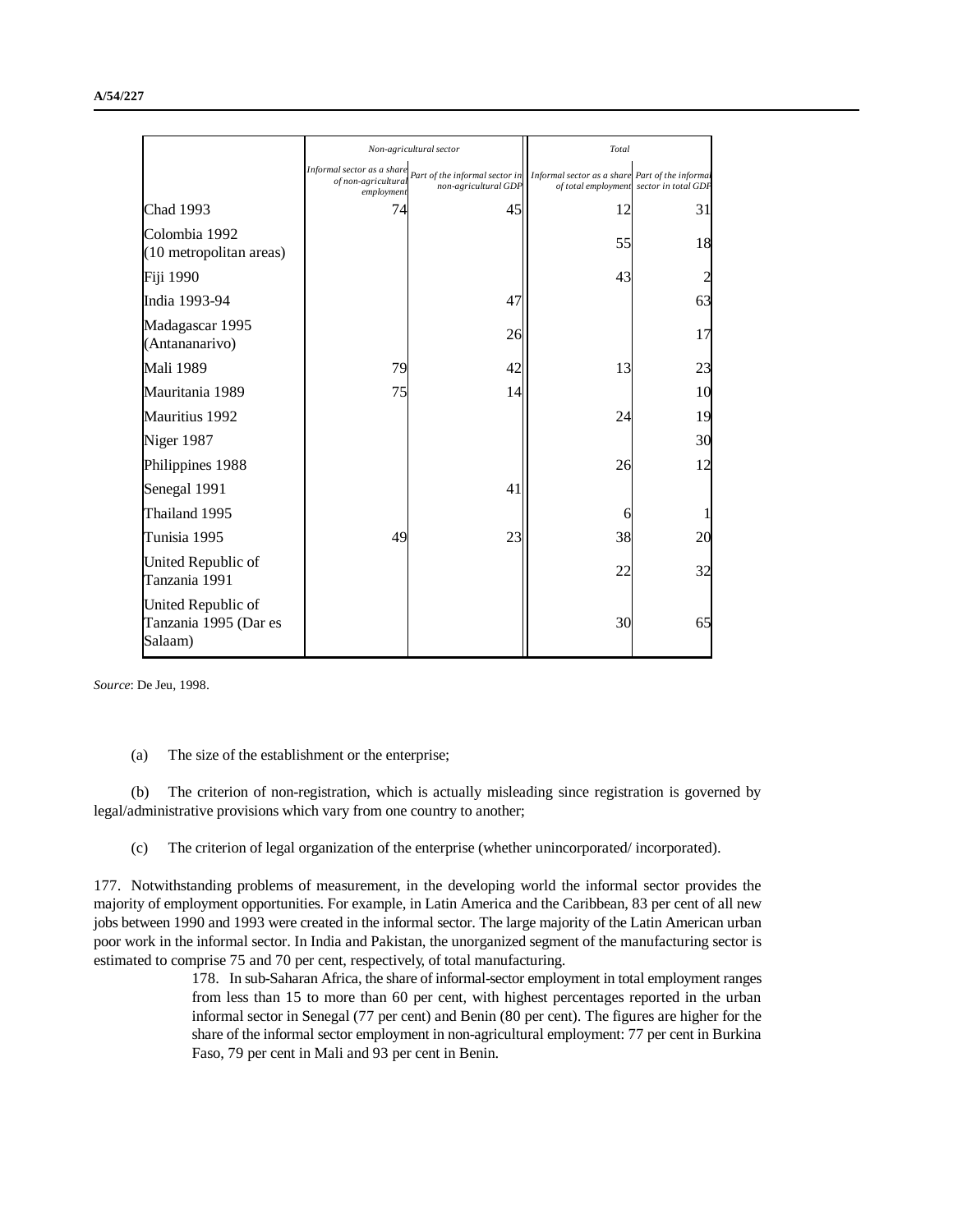| | Non-agricultural sector | | Total | |
|---|---|---|---|---|
| | Informal sector as a share of non-agricultural employment | Part of the informal sector in non-agricultural GDP | Informal sector as a share of total employment | Part of the informal sector in total GDP |
| Chad 1993 | 74 | 45 | 12 | 31 |
| Colombia 1992 (10 metropolitan areas) | | | 55 | 18 |
| Fiji 1990 | | | 43 | 2 |
| India 1993-94 | | 47 | | 63 |
| Madagascar 1995 (Antananarivo) | | 26 | | 17 |
| Mali 1989 | 79 | 42 | 13 | 23 |
| Mauritania 1989 | 75 | 14 | | 10 |
| Mauritius 1992 | | | 24 | 19 |
| Niger 1987 | | | | 30 |
| Philippines 1988 | | | 26 | 12 |
| Senegal 1991 | | 41 | | |
| Thailand 1995 | | | 6 | 1 |
| Tunisia 1995 | 49 | 23 | 38 | 20 |
| United Republic of Tanzania 1991 | | | 22 | 32 |
| United Republic of Tanzania 1995 (Dar es Salaam) | | | 30 | 65 |

*Source*: De Jeu, 1998.

(a) The size of the establishment or the enterprise;

(b) The criterion of non-registration, which is actually misleading since registration is governed by legal/administrative provisions which vary from one country to another;

(c) The criterion of legal organization of the enterprise (whether unincorporated/ incorporated).

177. Notwithstanding problems of measurement, in the developing world the informal sector provides the majority of employment opportunities. For example, in Latin America and the Caribbean, 83 per cent of all new jobs between 1990 and 1993 were created in the informal sector. The large majority of the Latin American urban poor work in the informal sector. In India and Pakistan, the unorganized segment of the manufacturing sector is estimated to comprise 75 and 70 per cent, respectively, of total manufacturing.

178. In sub-Saharan Africa, the share of informal-sector employment in total employment ranges from less than 15 to more than 60 per cent, with highest percentages reported in the urban informal sector in Senegal (77 per cent) and Benin (80 per cent). The figures are higher for the share of the informal sector employment in non-agricultural employment: 77 per cent in Burkina Faso, 79 per cent in Mali and 93 per cent in Benin.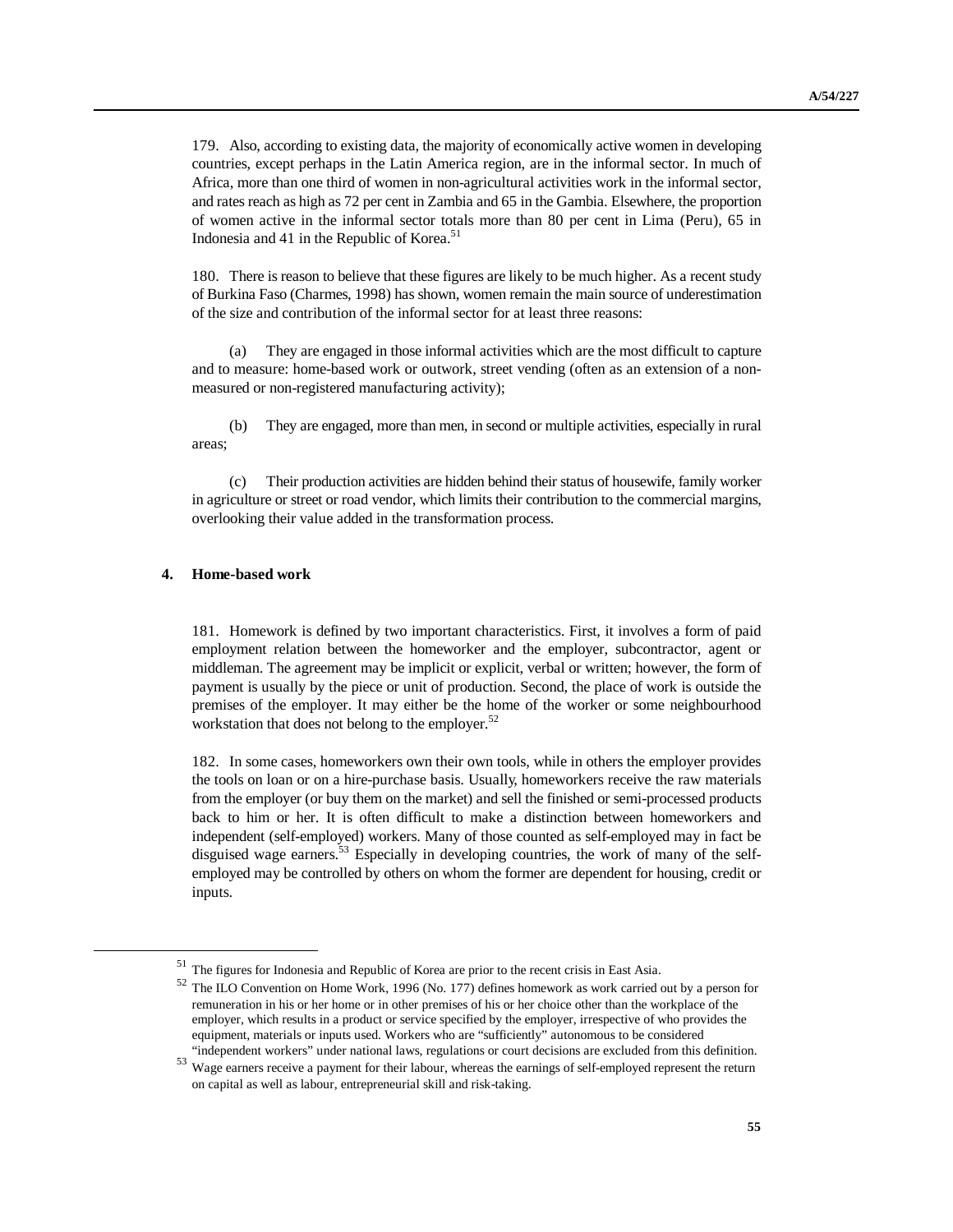179. Also, according to existing data, the majority of economically active women in developing countries, except perhaps in the Latin America region, are in the informal sector. In much of Africa, more than one third of women in non-agricultural activities work in the informal sector, and rates reach as high as 72 per cent in Zambia and 65 in the Gambia. Elsewhere, the proportion of women active in the informal sector totals more than 80 per cent in Lima (Peru), 65 in Indonesia and 41 in the Republic of Korea.[51]

180. There is reason to believe that these figures are likely to be much higher. As a recent study of Burkina Faso (Charmes, 1998) has shown, women remain the main source of underestimation of the size and contribution of the informal sector for at least three reasons:

(a) They are engaged in those informal activities which are the most difficult to capture and to measure: home-based work or outwork, street vending (often as an extension of a non-measured or non-registered manufacturing activity);

(b) They are engaged, more than men, in second or multiple activities, especially in rural areas;

(c) Their production activities are hidden behind their status of housewife, family worker in agriculture or street or road vendor, which limits their contribution to the commercial margins, overlooking their value added in the transformation process.

### 4. Home-based work

181. Homework is defined by two important characteristics. First, it involves a form of paid employment relation between the homeworker and the employer, subcontractor, agent or middleman. The agreement may be implicit or explicit, verbal or written; however, the form of payment is usually by the piece or unit of production. Second, the place of work is outside the premises of the employer. It may either be the home of the worker or some neighbourhood workstation that does not belong to the employer.[52]

182. In some cases, homeworkers own their own tools, while in others the employer provides the tools on loan or on a hire-purchase basis. Usually, homeworkers receive the raw materials from the employer (or buy them on the market) and sell the finished or semi-processed products back to him or her. It is often difficult to make a distinction between homeworkers and independent (self-employed) workers. Many of those counted as self-employed may in fact be disguised wage earners.[53] Especially in developing countries, the work of many of the self-employed may be controlled by others on whom the former are dependent for housing, credit or inputs.

---

[51] The figures for Indonesia and Republic of Korea are prior to the recent crisis in East Asia.

[52] The ILO Convention on Home Work, 1996 (No. 177) defines homework as work carried out by a person for remuneration in his or her home or in other premises of his or her choice other than the workplace of the employer, which results in a product or service specified by the employer, irrespective of who provides the equipment, materials or inputs used. Workers who are "sufficiently" autonomous to be considered "independent workers" under national laws, regulations or court decisions are excluded from this definition.

[53] Wage earners receive a payment for their labour, whereas the earnings of self-employed represent the return on capital as well as labour, entrepreneurial skill and risk-taking.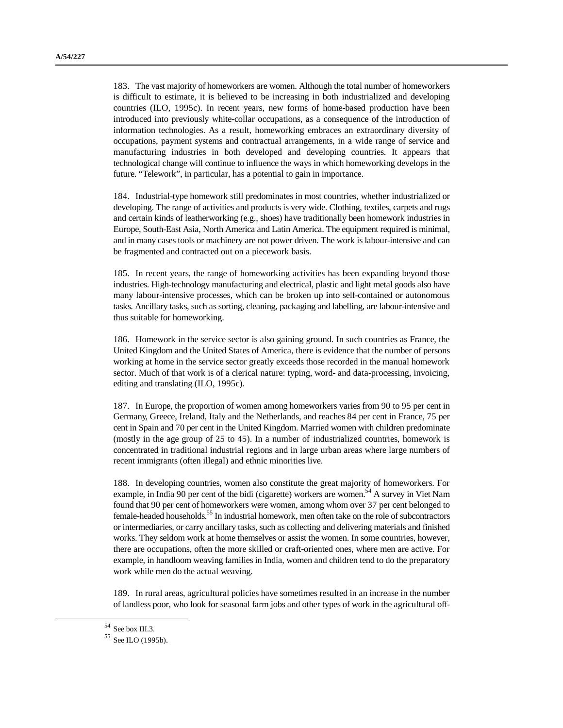183. The vast majority of homeworkers are women. Although the total number of homeworkers is difficult to estimate, it is believed to be increasing in both industrialized and developing countries (ILO, 1995c). In recent years, new forms of home-based production have been introduced into previously white-collar occupations, as a consequence of the introduction of information technologies. As a result, homeworking embraces an extraordinary diversity of occupations, payment systems and contractual arrangements, in a wide range of service and manufacturing industries in both developed and developing countries. It appears that technological change will continue to influence the ways in which homeworking develops in the future. "Telework", in particular, has a potential to gain in importance.

184. Industrial-type homework still predominates in most countries, whether industrialized or developing. The range of activities and products is very wide. Clothing, textiles, carpets and rugs and certain kinds of leatherworking (e.g., shoes) have traditionally been homework industries in Europe, South-East Asia, North America and Latin America. The equipment required is minimal, and in many cases tools or machinery are not power driven. The work is labour-intensive and can be fragmented and contracted out on a piecework basis.

185. In recent years, the range of homeworking activities has been expanding beyond those industries. High-technology manufacturing and electrical, plastic and light metal goods also have many labour-intensive processes, which can be broken up into self-contained or autonomous tasks. Ancillary tasks, such as sorting, cleaning, packaging and labelling, are labour-intensive and thus suitable for homeworking.

186. Homework in the service sector is also gaining ground. In such countries as France, the United Kingdom and the United States of America, there is evidence that the number of persons working at home in the service sector greatly exceeds those recorded in the manual homework sector. Much of that work is of a clerical nature: typing, word- and data-processing, invoicing, editing and translating (ILO, 1995c).

187. In Europe, the proportion of women among homeworkers varies from 90 to 95 per cent in Germany, Greece, Ireland, Italy and the Netherlands, and reaches 84 per cent in France, 75 per cent in Spain and 70 per cent in the United Kingdom. Married women with children predominate (mostly in the age group of 25 to 45). In a number of industrialized countries, homework is concentrated in traditional industrial regions and in large urban areas where large numbers of recent immigrants (often illegal) and ethnic minorities live.

188. In developing countries, women also constitute the great majority of homeworkers. For example, in India 90 per cent of the bidi (cigarette) workers are women.[54] A survey in Viet Nam found that 90 per cent of homeworkers were women, among whom over 37 per cent belonged to female-headed households.[55] In industrial homework, men often take on the role of subcontractors or intermediaries, or carry ancillary tasks, such as collecting and delivering materials and finished works. They seldom work at home themselves or assist the women. In some countries, however, there are occupations, often the more skilled or craft-oriented ones, where men are active. For example, in handloom weaving families in India, women and children tend to do the preparatory work while men do the actual weaving.

189. In rural areas, agricultural policies have sometimes resulted in an increase in the number of landless poor, who look for seasonal farm jobs and other types of work in the agricultural off-

---

[54] See box III.3.

[55] See ILO (1995b).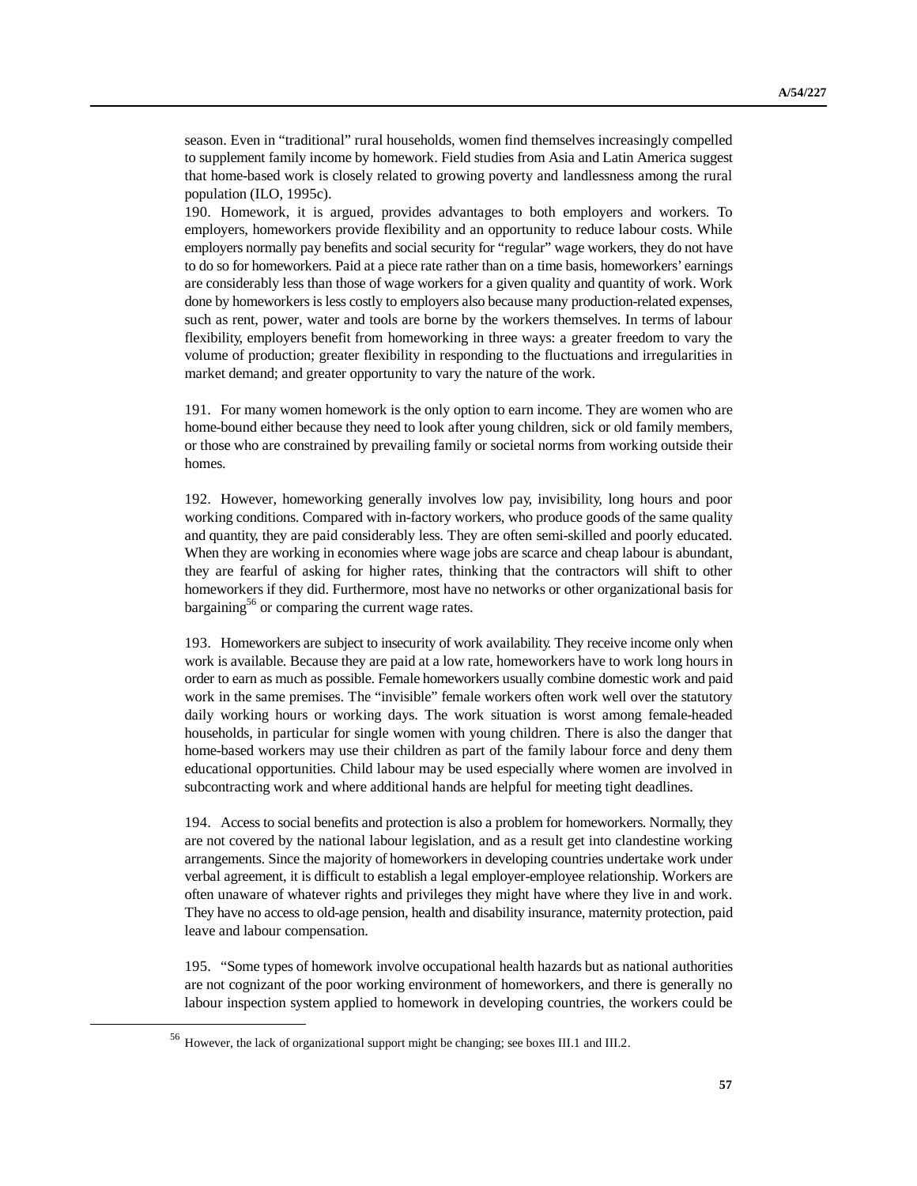season. Even in "traditional" rural households, women find themselves increasingly compelled to supplement family income by homework. Field studies from Asia and Latin America suggest that home-based work is closely related to growing poverty and landlessness among the rural population (ILO, 1995c).

190. Homework, it is argued, provides advantages to both employers and workers. To employers, homeworkers provide flexibility and an opportunity to reduce labour costs. While employers normally pay benefits and social security for "regular" wage workers, they do not have to do so for homeworkers. Paid at a piece rate rather than on a time basis, homeworkers' earnings are considerably less than those of wage workers for a given quality and quantity of work. Work done by homeworkers is less costly to employers also because many production-related expenses, such as rent, power, water and tools are borne by the workers themselves. In terms of labour flexibility, employers benefit from homeworking in three ways: a greater freedom to vary the volume of production; greater flexibility in responding to the fluctuations and irregularities in market demand; and greater opportunity to vary the nature of the work.

191. For many women homework is the only option to earn income. They are women who are home-bound either because they need to look after young children, sick or old family members, or those who are constrained by prevailing family or societal norms from working outside their homes.

192. However, homeworking generally involves low pay, invisibility, long hours and poor working conditions. Compared with in-factory workers, who produce goods of the same quality and quantity, they are paid considerably less. They are often semi-skilled and poorly educated. When they are working in economies where wage jobs are scarce and cheap labour is abundant, they are fearful of asking for higher rates, thinking that the contractors will shift to other homeworkers if they did. Furthermore, most have no networks or other organizational basis for bargaining[56] or comparing the current wage rates.

193. Homeworkers are subject to insecurity of work availability. They receive income only when work is available. Because they are paid at a low rate, homeworkers have to work long hours in order to earn as much as possible. Female homeworkers usually combine domestic work and paid work in the same premises. The "invisible" female workers often work well over the statutory daily working hours or working days. The work situation is worst among female-headed households, in particular for single women with young children. There is also the danger that home-based workers may use their children as part of the family labour force and deny them educational opportunities. Child labour may be used especially where women are involved in subcontracting work and where additional hands are helpful for meeting tight deadlines.

194. Access to social benefits and protection is also a problem for homeworkers. Normally, they are not covered by the national labour legislation, and as a result get into clandestine working arrangements. Since the majority of homeworkers in developing countries undertake work under verbal agreement, it is difficult to establish a legal employer-employee relationship. Workers are often unaware of whatever rights and privileges they might have where they live in and work. They have no access to old-age pension, health and disability insurance, maternity protection, paid leave and labour compensation.

195. "Some types of homework involve occupational health hazards but as national authorities are not cognizant of the poor working environment of homeworkers, and there is generally no labour inspection system applied to homework in developing countries, the workers could be

---

[56] However, the lack of organizational support might be changing; see boxes III.1 and III.2.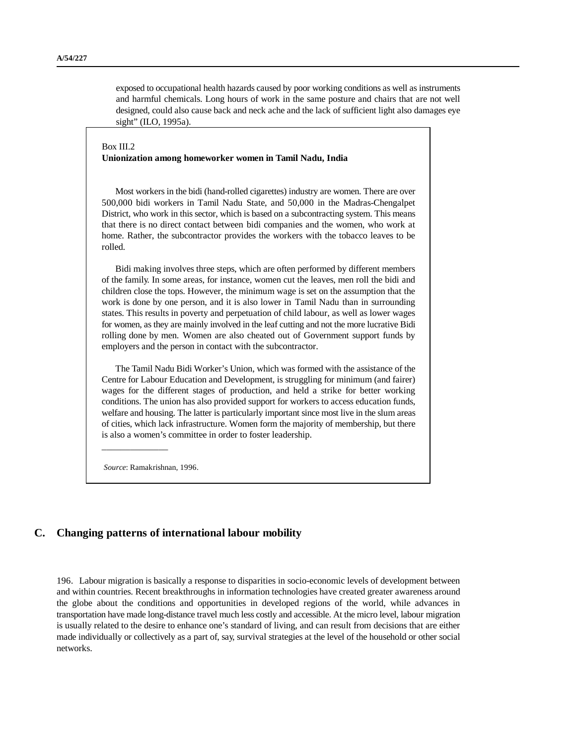exposed to occupational health hazards caused by poor working conditions as well as instruments and harmful chemicals. Long hours of work in the same posture and chairs that are not well designed, could also cause back and neck ache and the lack of sufficient light also damages eye sight" (ILO, 1995a).

Box III.2

**Unionization among homeworker women in Tamil Nadu, India**

Most workers in the bidi (hand-rolled cigarettes) industry are women. There are over 500,000 bidi workers in Tamil Nadu State, and 50,000 in the Madras-Chengalpet District, who work in this sector, which is based on a subcontracting system. This means that there is no direct contact between bidi companies and the women, who work at home. Rather, the subcontractor provides the workers with the tobacco leaves to be rolled.

Bidi making involves three steps, which are often performed by different members of the family. In some areas, for instance, women cut the leaves, men roll the bidi and children close the tops. However, the minimum wage is set on the assumption that the work is done by one person, and it is also lower in Tamil Nadu than in surrounding states. This results in poverty and perpetuation of child labour, as well as lower wages for women, as they are mainly involved in the leaf cutting and not the more lucrative Bidi rolling done by men. Women are also cheated out of Government support funds by employers and the person in contact with the subcontractor.

The Tamil Nadu Bidi Worker's Union, which was formed with the assistance of the Centre for Labour Education and Development, is struggling for minimum (and fairer) wages for the different stages of production, and held a strike for better working conditions. The union has also provided support for workers to access education funds, welfare and housing. The latter is particularly important since most live in the slum areas of cities, which lack infrastructure. Women form the majority of membership, but there is also a women's committee in order to foster leadership.

*Source*: Ramakrishnan, 1996.

## C. Changing patterns of international labour mobility

196. Labour migration is basically a response to disparities in socio-economic levels of development between and within countries. Recent breakthroughs in information technologies have created greater awareness around the globe about the conditions and opportunities in developed regions of the world, while advances in transportation have made long-distance travel much less costly and accessible. At the micro level, labour migration is usually related to the desire to enhance one's standard of living, and can result from decisions that are either made individually or collectively as a part of, say, survival strategies at the level of the household or other social networks.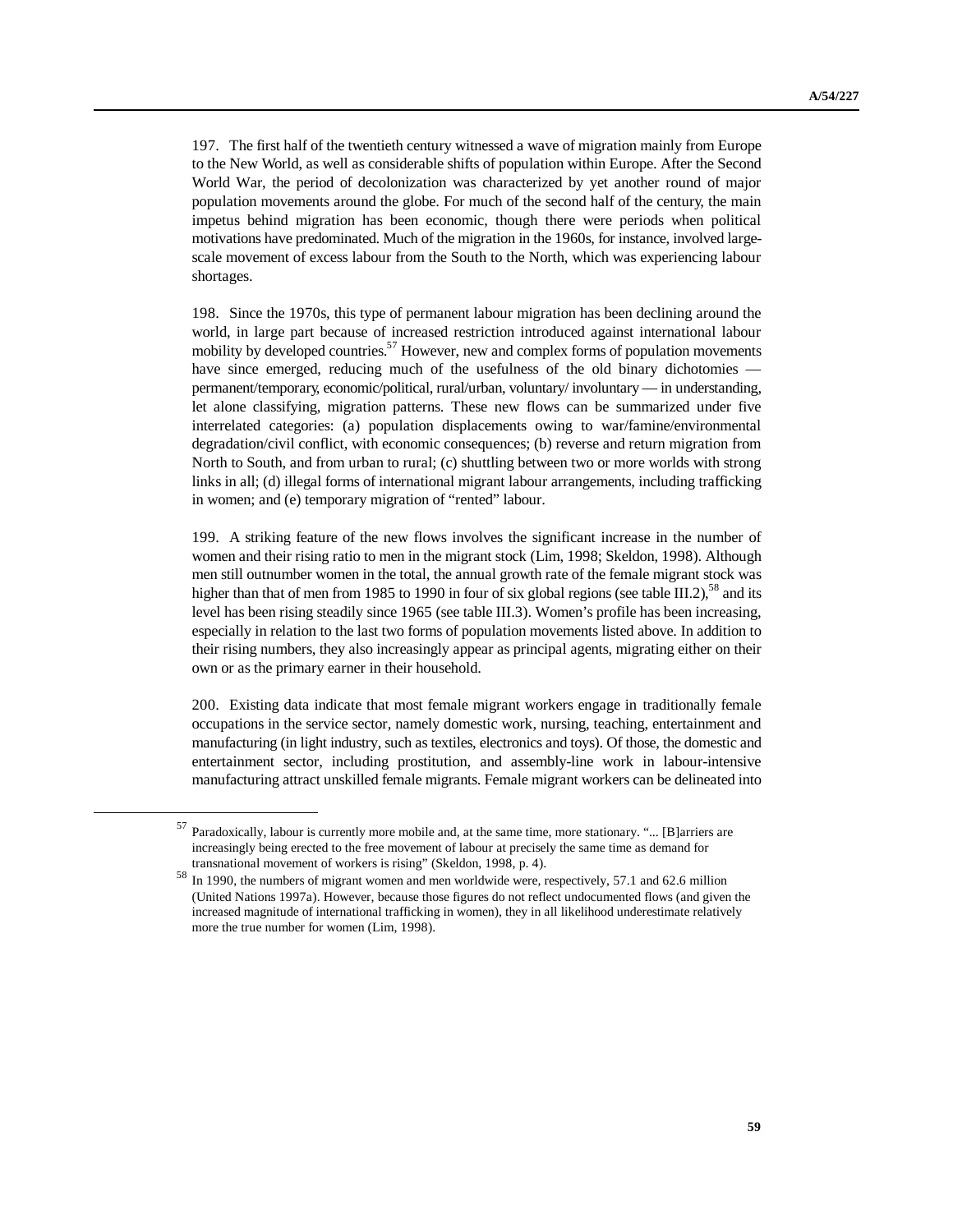197. The first half of the twentieth century witnessed a wave of migration mainly from Europe to the New World, as well as considerable shifts of population within Europe. After the Second World War, the period of decolonization was characterized by yet another round of major population movements around the globe. For much of the second half of the century, the main impetus behind migration has been economic, though there were periods when political motivations have predominated. Much of the migration in the 1960s, for instance, involved large-scale movement of excess labour from the South to the North, which was experiencing labour shortages.

198. Since the 1970s, this type of permanent labour migration has been declining around the world, in large part because of increased restriction introduced against international labour mobility by developed countries.[57] However, new and complex forms of population movements have since emerged, reducing much of the usefulness of the old binary dichotomies — permanent/temporary, economic/political, rural/urban, voluntary/ involuntary — in understanding, let alone classifying, migration patterns. These new flows can be summarized under five interrelated categories: (a) population displacements owing to war/famine/environmental degradation/civil conflict, with economic consequences; (b) reverse and return migration from North to South, and from urban to rural; (c) shuttling between two or more worlds with strong links in all; (d) illegal forms of international migrant labour arrangements, including trafficking in women; and (e) temporary migration of "rented" labour.

199. A striking feature of the new flows involves the significant increase in the number of women and their rising ratio to men in the migrant stock (Lim, 1998; Skeldon, 1998). Although men still outnumber women in the total, the annual growth rate of the female migrant stock was higher than that of men from 1985 to 1990 in four of six global regions (see table III.2),[58] and its level has been rising steadily since 1965 (see table III.3). Women's profile has been increasing, especially in relation to the last two forms of population movements listed above. In addition to their rising numbers, they also increasingly appear as principal agents, migrating either on their own or as the primary earner in their household.

200. Existing data indicate that most female migrant workers engage in traditionally female occupations in the service sector, namely domestic work, nursing, teaching, entertainment and manufacturing (in light industry, such as textiles, electronics and toys). Of those, the domestic and entertainment sector, including prostitution, and assembly-line work in labour-intensive manufacturing attract unskilled female migrants. Female migrant workers can be delineated into

[57] Paradoxically, labour is currently more mobile and, at the same time, more stationary. "... [B]arriers are increasingly being erected to the free movement of labour at precisely the same time as demand for transnational movement of workers is rising" (Skeldon, 1998, p. 4).

[58] In 1990, the numbers of migrant women and men worldwide were, respectively, 57.1 and 62.6 million (United Nations 1997a). However, because those figures do not reflect undocumented flows (and given the increased magnitude of international trafficking in women), they in all likelihood underestimate relatively more the true number for women (Lim, 1998).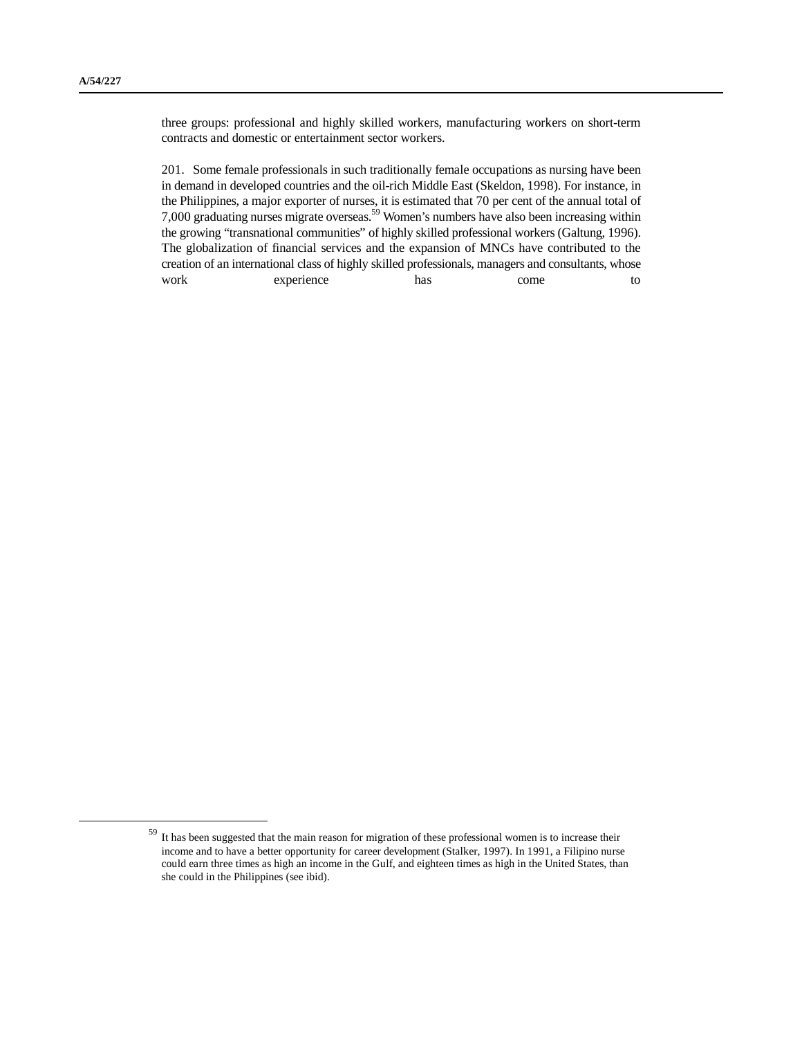three groups: professional and highly skilled workers, manufacturing workers on short-term contracts and domestic or entertainment sector workers.

201. Some female professionals in such traditionally female occupations as nursing have been in demand in developed countries and the oil-rich Middle East (Skeldon, 1998). For instance, in the Philippines, a major exporter of nurses, it is estimated that 70 per cent of the annual total of 7,000 graduating nurses migrate overseas.[59] Women's numbers have also been increasing within the growing "transnational communities" of highly skilled professional workers (Galtung, 1996). The globalization of financial services and the expansion of MNCs have contributed to the creation of an international class of highly skilled professionals, managers and consultants, whose work experience has come to

[59] It has been suggested that the main reason for migration of these professional women is to increase their income and to have a better opportunity for career development (Stalker, 1997). In 1991, a Filipino nurse could earn three times as high an income in the Gulf, and eighteen times as high in the United States, than she could in the Philippines (see ibid).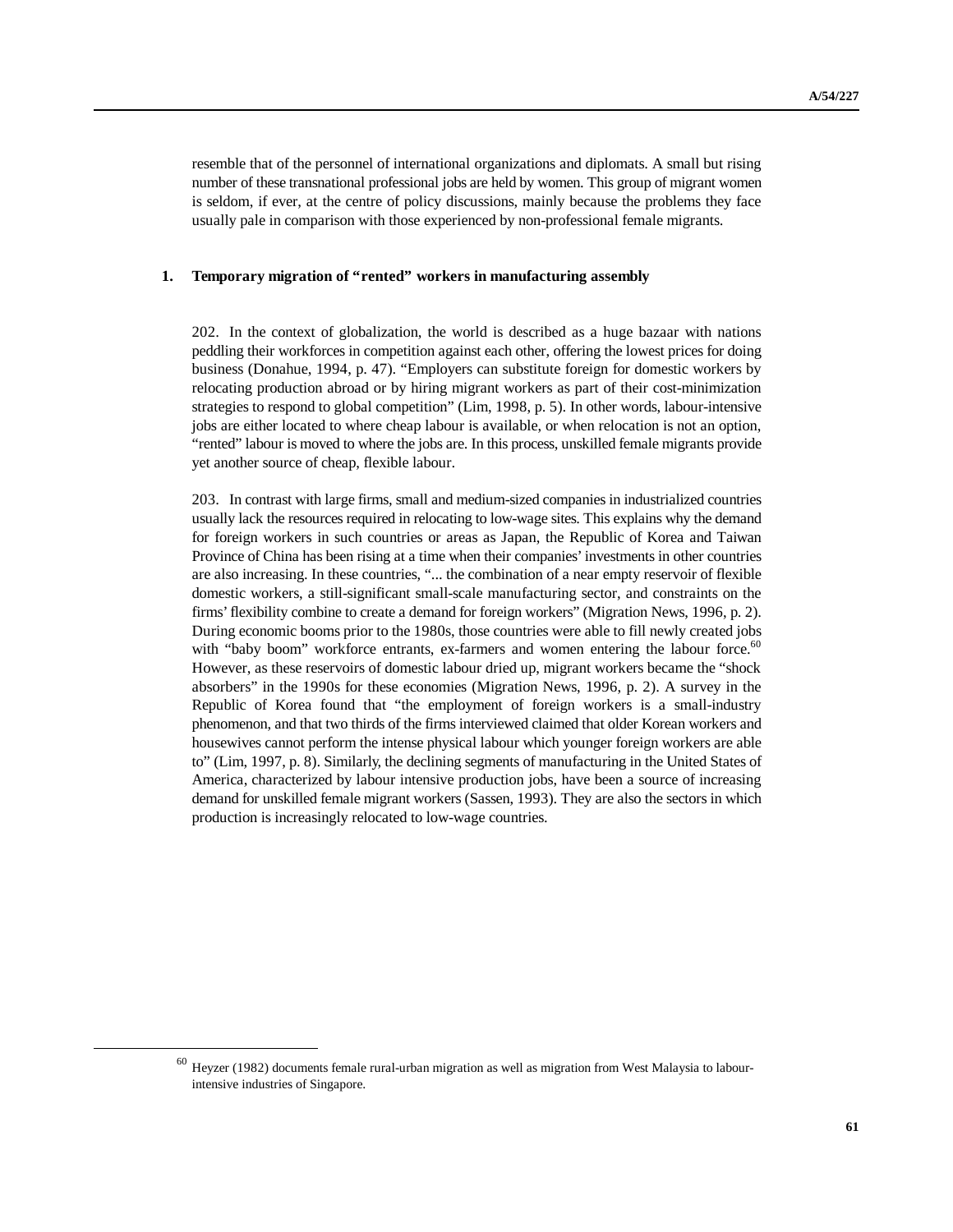resemble that of the personnel of international organizations and diplomats. A small but rising number of these transnational professional jobs are held by women. This group of migrant women is seldom, if ever, at the centre of policy discussions, mainly because the problems they face usually pale in comparison with those experienced by non-professional female migrants.

### 1. Temporary migration of "rented" workers in manufacturing assembly

202. In the context of globalization, the world is described as a huge bazaar with nations peddling their workforces in competition against each other, offering the lowest prices for doing business (Donahue, 1994, p. 47). "Employers can substitute foreign for domestic workers by relocating production abroad or by hiring migrant workers as part of their cost-minimization strategies to respond to global competition" (Lim, 1998, p. 5). In other words, labour-intensive jobs are either located to where cheap labour is available, or when relocation is not an option, "rented" labour is moved to where the jobs are. In this process, unskilled female migrants provide yet another source of cheap, flexible labour.

203. In contrast with large firms, small and medium-sized companies in industrialized countries usually lack the resources required in relocating to low-wage sites. This explains why the demand for foreign workers in such countries or areas as Japan, the Republic of Korea and Taiwan Province of China has been rising at a time when their companies' investments in other countries are also increasing. In these countries, "... the combination of a near empty reservoir of flexible domestic workers, a still-significant small-scale manufacturing sector, and constraints on the firms' flexibility combine to create a demand for foreign workers" (Migration News, 1996, p. 2). During economic booms prior to the 1980s, those countries were able to fill newly created jobs with "baby boom" workforce entrants, ex-farmers and women entering the labour force.[60] However, as these reservoirs of domestic labour dried up, migrant workers became the "shock absorbers" in the 1990s for these economies (Migration News, 1996, p. 2). A survey in the Republic of Korea found that "the employment of foreign workers is a small-industry phenomenon, and that two thirds of the firms interviewed claimed that older Korean workers and housewives cannot perform the intense physical labour which younger foreign workers are able to" (Lim, 1997, p. 8). Similarly, the declining segments of manufacturing in the United States of America, characterized by labour intensive production jobs, have been a source of increasing demand for unskilled female migrant workers (Sassen, 1993). They are also the sectors in which production is increasingly relocated to low-wage countries.

[60] Heyzer (1982) documents female rural-urban migration as well as migration from West Malaysia to labour-intensive industries of Singapore.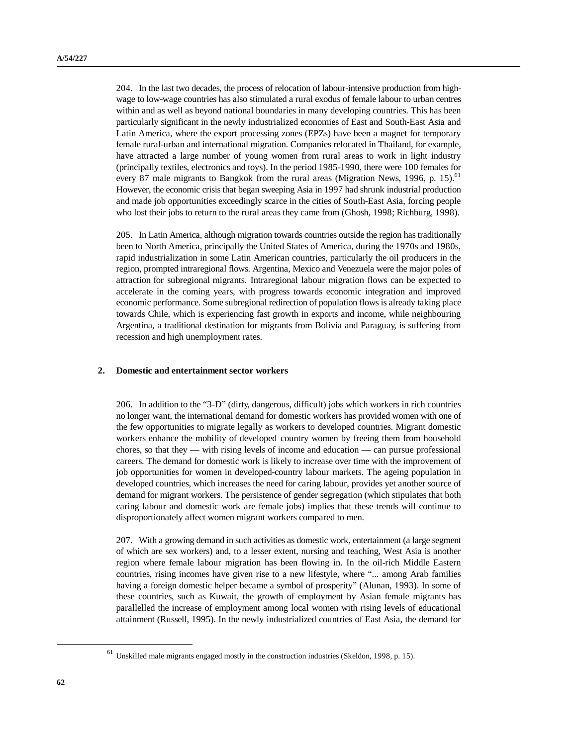204. In the last two decades, the process of relocation of labour-intensive production from high-wage to low-wage countries has also stimulated a rural exodus of female labour to urban centres within and as well as beyond national boundaries in many developing countries. This has been particularly significant in the newly industrialized economies of East and South-East Asia and Latin America, where the export processing zones (EPZs) have been a magnet for temporary female rural-urban and international migration. Companies relocated in Thailand, for example, have attracted a large number of young women from rural areas to work in light industry (principally textiles, electronics and toys). In the period 1985-1990, there were 100 females for every 87 male migrants to Bangkok from the rural areas (Migration News, 1996, p. 15).[61] However, the economic crisis that began sweeping Asia in 1997 had shrunk industrial production and made job opportunities exceedingly scarce in the cities of South-East Asia, forcing people who lost their jobs to return to the rural areas they came from (Ghosh, 1998; Richburg, 1998).

205. In Latin America, although migration towards countries outside the region has traditionally been to North America, principally the United States of America, during the 1970s and 1980s, rapid industrialization in some Latin American countries, particularly the oil producers in the region, prompted intraregional flows. Argentina, Mexico and Venezuela were the major poles of attraction for subregional migrants. Intraregional labour migration flows can be expected to accelerate in the coming years, with progress towards economic integration and improved economic performance. Some subregional redirection of population flows is already taking place towards Chile, which is experiencing fast growth in exports and income, while neighbouring Argentina, a traditional destination for migrants from Bolivia and Paraguay, is suffering from recession and high unemployment rates.

## 2. Domestic and entertainment sector workers

206. In addition to the "3-D" (dirty, dangerous, difficult) jobs which workers in rich countries no longer want, the international demand for domestic workers has provided women with one of the few opportunities to migrate legally as workers to developed countries. Migrant domestic workers enhance the mobility of developed country women by freeing them from household chores, so that they — with rising levels of income and education — can pursue professional careers. The demand for domestic work is likely to increase over time with the improvement of job opportunities for women in developed-country labour markets. The ageing population in developed countries, which increases the need for caring labour, provides yet another source of demand for migrant workers. The persistence of gender segregation (which stipulates that both caring labour and domestic work are female jobs) implies that these trends will continue to disproportionately affect women migrant workers compared to men.

207. With a growing demand in such activities as domestic work, entertainment (a large segment of which are sex workers) and, to a lesser extent, nursing and teaching, West Asia is another region where female labour migration has been flowing in. In the oil-rich Middle Eastern countries, rising incomes have given rise to a new lifestyle, where "... among Arab families having a foreign domestic helper became a symbol of prosperity" (Alunan, 1993). In some of these countries, such as Kuwait, the growth of employment by Asian female migrants has parallelled the increase of employment among local women with rising levels of educational attainment (Russell, 1995). In the newly industrialized countries of East Asia, the demand for

---

[61] Unskilled male migrants engaged mostly in the construction industries (Skeldon, 1998, p. 15).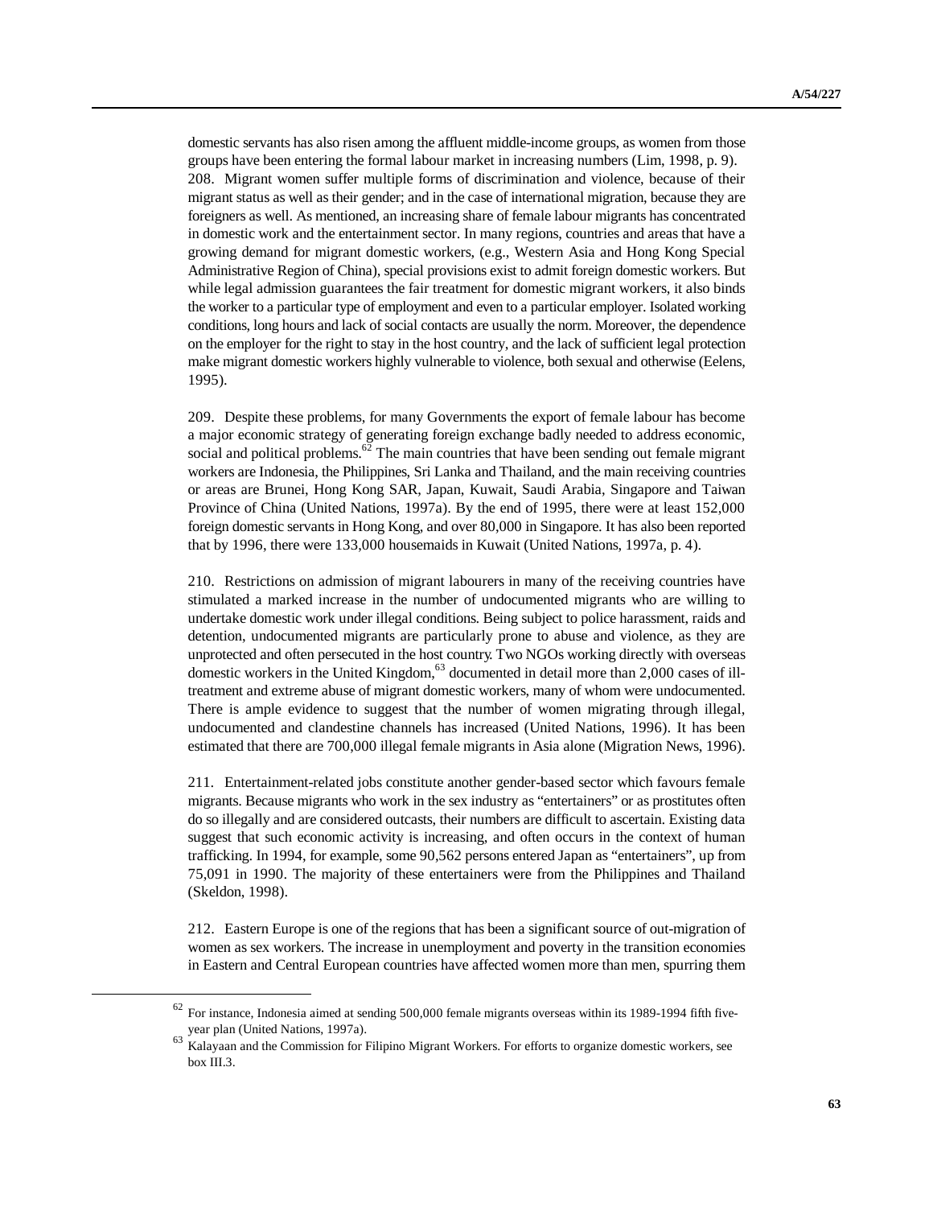domestic servants has also risen among the affluent middle-income groups, as women from those groups have been entering the formal labour market in increasing numbers (Lim, 1998, p. 9).

208. Migrant women suffer multiple forms of discrimination and violence, because of their migrant status as well as their gender; and in the case of international migration, because they are foreigners as well. As mentioned, an increasing share of female labour migrants has concentrated in domestic work and the entertainment sector. In many regions, countries and areas that have a growing demand for migrant domestic workers, (e.g., Western Asia and Hong Kong Special Administrative Region of China), special provisions exist to admit foreign domestic workers. But while legal admission guarantees the fair treatment for domestic migrant workers, it also binds the worker to a particular type of employment and even to a particular employer. Isolated working conditions, long hours and lack of social contacts are usually the norm. Moreover, the dependence on the employer for the right to stay in the host country, and the lack of sufficient legal protection make migrant domestic workers highly vulnerable to violence, both sexual and otherwise (Eelens, 1995).

209. Despite these problems, for many Governments the export of female labour has become a major economic strategy of generating foreign exchange badly needed to address economic, social and political problems.[62] The main countries that have been sending out female migrant workers are Indonesia, the Philippines, Sri Lanka and Thailand, and the main receiving countries or areas are Brunei, Hong Kong SAR, Japan, Kuwait, Saudi Arabia, Singapore and Taiwan Province of China (United Nations, 1997a). By the end of 1995, there were at least 152,000 foreign domestic servants in Hong Kong, and over 80,000 in Singapore. It has also been reported that by 1996, there were 133,000 housemaids in Kuwait (United Nations, 1997a, p. 4).

210. Restrictions on admission of migrant labourers in many of the receiving countries have stimulated a marked increase in the number of undocumented migrants who are willing to undertake domestic work under illegal conditions. Being subject to police harassment, raids and detention, undocumented migrants are particularly prone to abuse and violence, as they are unprotected and often persecuted in the host country. Two NGOs working directly with overseas domestic workers in the United Kingdom,[63] documented in detail more than 2,000 cases of ill-treatment and extreme abuse of migrant domestic workers, many of whom were undocumented. There is ample evidence to suggest that the number of women migrating through illegal, undocumented and clandestine channels has increased (United Nations, 1996). It has been estimated that there are 700,000 illegal female migrants in Asia alone (Migration News, 1996).

211. Entertainment-related jobs constitute another gender-based sector which favours female migrants. Because migrants who work in the sex industry as "entertainers" or as prostitutes often do so illegally and are considered outcasts, their numbers are difficult to ascertain. Existing data suggest that such economic activity is increasing, and often occurs in the context of human trafficking. In 1994, for example, some 90,562 persons entered Japan as "entertainers", up from 75,091 in 1990. The majority of these entertainers were from the Philippines and Thailand (Skeldon, 1998).

212. Eastern Europe is one of the regions that has been a significant source of out-migration of women as sex workers. The increase in unemployment and poverty in the transition economies in Eastern and Central European countries have affected women more than men, spurring them

[62] For instance, Indonesia aimed at sending 500,000 female migrants overseas within its 1989-1994 fifth five-year plan (United Nations, 1997a).

[63] Kalayaan and the Commission for Filipino Migrant Workers. For efforts to organize domestic workers, see box III.3.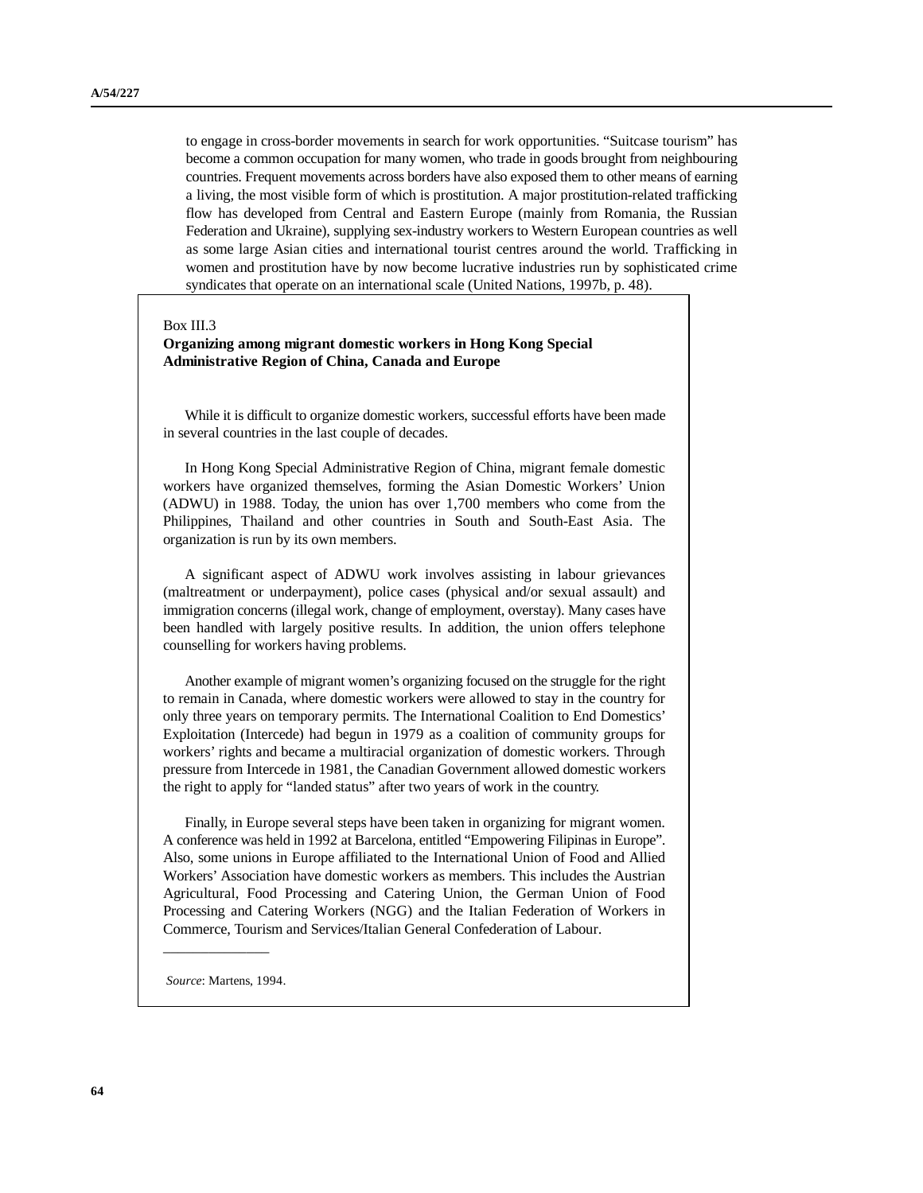to engage in cross-border movements in search for work opportunities. “Suitcase tourism” has become a common occupation for many women, who trade in goods brought from neighbouring countries. Frequent movements across borders have also exposed them to other means of earning a living, the most visible form of which is prostitution. A major prostitution-related trafficking flow has developed from Central and Eastern Europe (mainly from Romania, the Russian Federation and Ukraine), supplying sex-industry workers to Western European countries as well as some large Asian cities and international tourist centres around the world. Trafficking in women and prostitution have by now become lucrative industries run by sophisticated crime syndicates that operate on an international scale (United Nations, 1997b, p. 48).

Box III.3

**Organizing among migrant domestic workers in Hong Kong Special Administrative Region of China, Canada and Europe**

While it is difficult to organize domestic workers, successful efforts have been made in several countries in the last couple of decades.

In Hong Kong Special Administrative Region of China, migrant female domestic workers have organized themselves, forming the Asian Domestic Workers’ Union (ADWU) in 1988. Today, the union has over 1,700 members who come from the Philippines, Thailand and other countries in South and South-East Asia. The organization is run by its own members.

A significant aspect of ADWU work involves assisting in labour grievances (maltreatment or underpayment), police cases (physical and/or sexual assault) and immigration concerns (illegal work, change of employment, overstay). Many cases have been handled with largely positive results. In addition, the union offers telephone counselling for workers having problems.

Another example of migrant women’s organizing focused on the struggle for the right to remain in Canada, where domestic workers were allowed to stay in the country for only three years on temporary permits. The International Coalition to End Domestics’ Exploitation (Intercede) had begun in 1979 as a coalition of community groups for workers’ rights and became a multiracial organization of domestic workers. Through pressure from Intercede in 1981, the Canadian Government allowed domestic workers the right to apply for “landed status” after two years of work in the country.

Finally, in Europe several steps have been taken in organizing for migrant women. A conference was held in 1992 at Barcelona, entitled “Empowering Filipinas in Europe”. Also, some unions in Europe affiliated to the International Union of Food and Allied Workers’ Association have domestic workers as members. This includes the Austrian Agricultural, Food Processing and Catering Union, the German Union of Food Processing and Catering Workers (NGG) and the Italian Federation of Workers in Commerce, Tourism and Services/Italian General Confederation of Labour.

---

*Source*: Martens, 1994.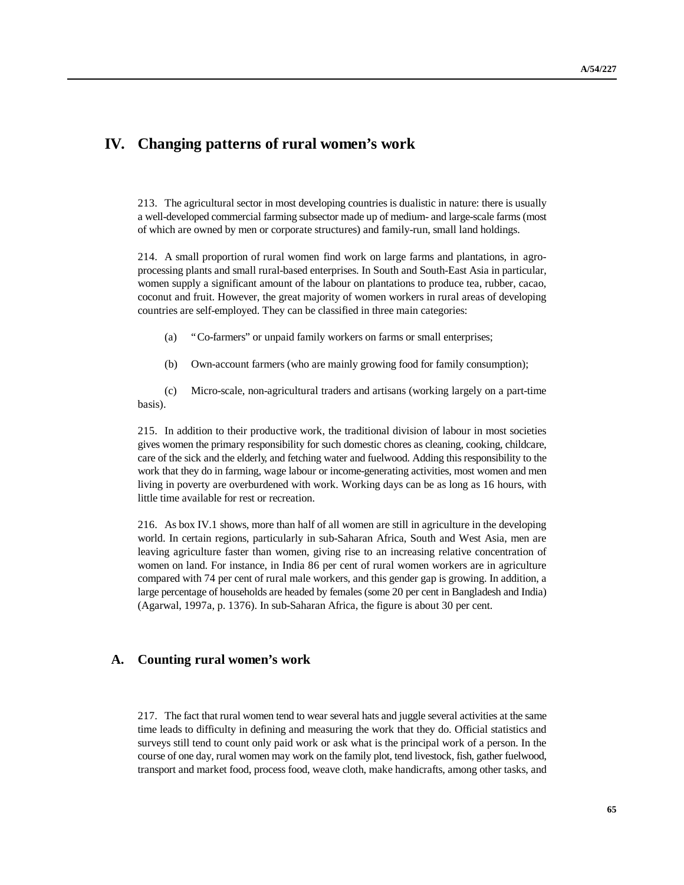# IV. Changing patterns of rural women's work

213. The agricultural sector in most developing countries is dualistic in nature: there is usually a well-developed commercial farming subsector made up of medium- and large-scale farms (most of which are owned by men or corporate structures) and family-run, small land holdings.

214. A small proportion of rural women find work on large farms and plantations, in agro-processing plants and small rural-based enterprises. In South and South-East Asia in particular, women supply a significant amount of the labour on plantations to produce tea, rubber, cacao, coconut and fruit. However, the great majority of women workers in rural areas of developing countries are self-employed. They can be classified in three main categories:

(a) "Co-farmers" or unpaid family workers on farms or small enterprises;

(b) Own-account farmers (who are mainly growing food for family consumption);

(c) Micro-scale, non-agricultural traders and artisans (working largely on a part-time basis).

215. In addition to their productive work, the traditional division of labour in most societies gives women the primary responsibility for such domestic chores as cleaning, cooking, childcare, care of the sick and the elderly, and fetching water and fuelwood. Adding this responsibility to the work that they do in farming, wage labour or income-generating activities, most women and men living in poverty are overburdened with work. Working days can be as long as 16 hours, with little time available for rest or recreation.

216. As box IV.1 shows, more than half of all women are still in agriculture in the developing world. In certain regions, particularly in sub-Saharan Africa, South and West Asia, men are leaving agriculture faster than women, giving rise to an increasing relative concentration of women on land. For instance, in India 86 per cent of rural women workers are in agriculture compared with 74 per cent of rural male workers, and this gender gap is growing. In addition, a large percentage of households are headed by females (some 20 per cent in Bangladesh and India) (Agarwal, 1997a, p. 1376). In sub-Saharan Africa, the figure is about 30 per cent.

## A. Counting rural women's work

217. The fact that rural women tend to wear several hats and juggle several activities at the same time leads to difficulty in defining and measuring the work that they do. Official statistics and surveys still tend to count only paid work or ask what is the principal work of a person. In the course of one day, rural women may work on the family plot, tend livestock, fish, gather fuelwood, transport and market food, process food, weave cloth, make handicrafts, among other tasks, and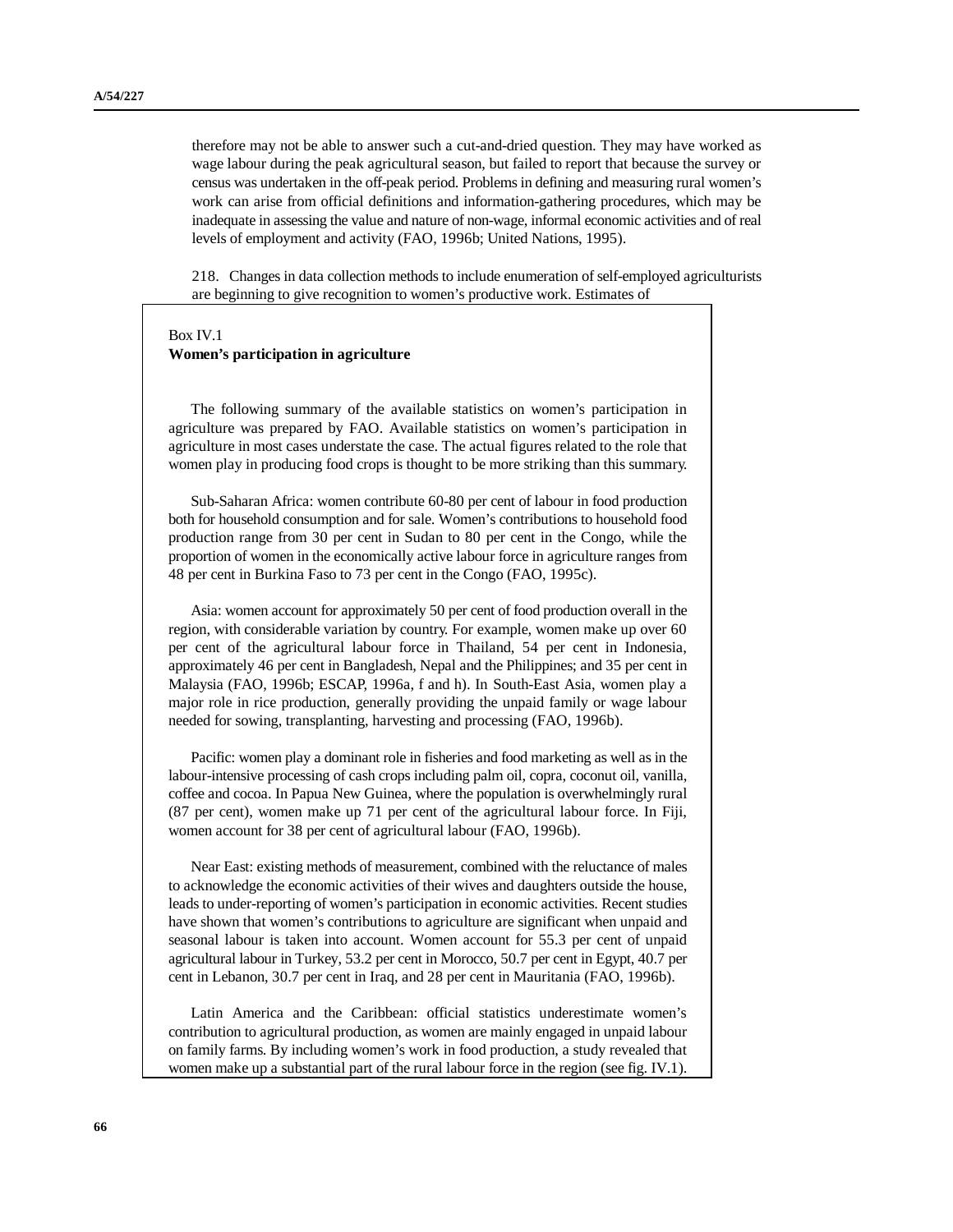therefore may not be able to answer such a cut-and-dried question. They may have worked as wage labour during the peak agricultural season, but failed to report that because the survey or census was undertaken in the off-peak period. Problems in defining and measuring rural women's work can arise from official definitions and information-gathering procedures, which may be inadequate in assessing the value and nature of non-wage, informal economic activities and of real levels of employment and activity (FAO, 1996b; United Nations, 1995).

218. Changes in data collection methods to include enumeration of self-employed agriculturists are beginning to give recognition to women's productive work. Estimates of

Box IV.1

**Women's participation in agriculture**

The following summary of the available statistics on women's participation in agriculture was prepared by FAO. Available statistics on women's participation in agriculture in most cases understate the case. The actual figures related to the role that women play in producing food crops is thought to be more striking than this summary.

Sub-Saharan Africa: women contribute 60-80 per cent of labour in food production both for household consumption and for sale. Women's contributions to household food production range from 30 per cent in Sudan to 80 per cent in the Congo, while the proportion of women in the economically active labour force in agriculture ranges from 48 per cent in Burkina Faso to 73 per cent in the Congo (FAO, 1995c).

Asia: women account for approximately 50 per cent of food production overall in the region, with considerable variation by country. For example, women make up over 60 per cent of the agricultural labour force in Thailand, 54 per cent in Indonesia, approximately 46 per cent in Bangladesh, Nepal and the Philippines; and 35 per cent in Malaysia (FAO, 1996b; ESCAP, 1996a, f and h). In South-East Asia, women play a major role in rice production, generally providing the unpaid family or wage labour needed for sowing, transplanting, harvesting and processing (FAO, 1996b).

Pacific: women play a dominant role in fisheries and food marketing as well as in the labour-intensive processing of cash crops including palm oil, copra, coconut oil, vanilla, coffee and cocoa. In Papua New Guinea, where the population is overwhelmingly rural (87 per cent), women make up 71 per cent of the agricultural labour force. In Fiji, women account for 38 per cent of agricultural labour (FAO, 1996b).

Near East: existing methods of measurement, combined with the reluctance of males to acknowledge the economic activities of their wives and daughters outside the house, leads to under-reporting of women's participation in economic activities. Recent studies have shown that women's contributions to agriculture are significant when unpaid and seasonal labour is taken into account. Women account for 55.3 per cent of unpaid agricultural labour in Turkey, 53.2 per cent in Morocco, 50.7 per cent in Egypt, 40.7 per cent in Lebanon, 30.7 per cent in Iraq, and 28 per cent in Mauritania (FAO, 1996b).

Latin America and the Caribbean: official statistics underestimate women's contribution to agricultural production, as women are mainly engaged in unpaid labour on family farms. By including women's work in food production, a study revealed that women make up a substantial part of the rural labour force in the region (see fig. IV.1).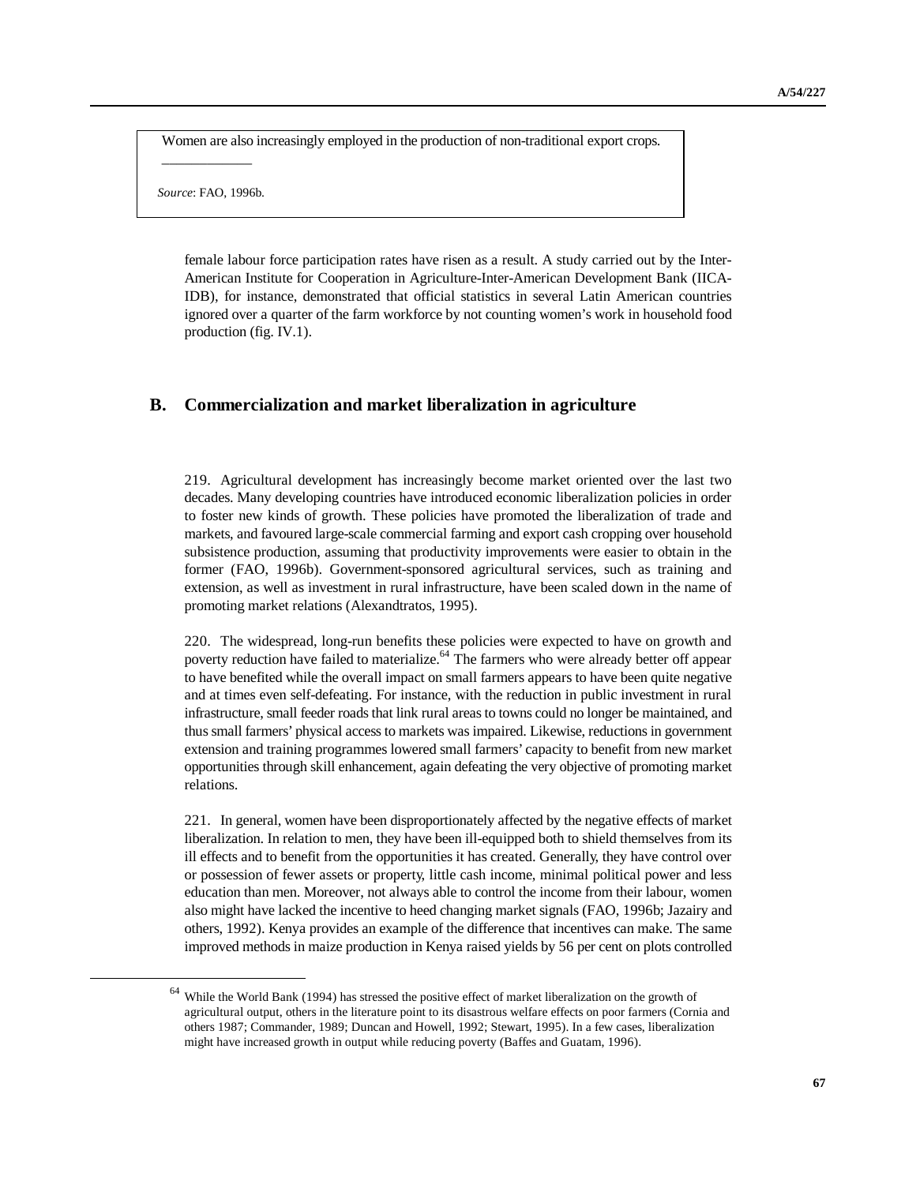Women are also increasingly employed in the production of non-traditional export crops.

---

*Source*: FAO, 1996b.

female labour force participation rates have risen as a result. A study carried out by the Inter-American Institute for Cooperation in Agriculture-Inter-American Development Bank (IICA-IDB), for instance, demonstrated that official statistics in several Latin American countries ignored over a quarter of the farm workforce by not counting women's work in household food production (fig. IV.1).

## B. Commercialization and market liberalization in agriculture

219. Agricultural development has increasingly become market oriented over the last two decades. Many developing countries have introduced economic liberalization policies in order to foster new kinds of growth. These policies have promoted the liberalization of trade and markets, and favoured large-scale commercial farming and export cash cropping over household subsistence production, assuming that productivity improvements were easier to obtain in the former (FAO, 1996b). Government-sponsored agricultural services, such as training and extension, as well as investment in rural infrastructure, have been scaled down in the name of promoting market relations (Alexandtratos, 1995).

220. The widespread, long-run benefits these policies were expected to have on growth and poverty reduction have failed to materialize.[64] The farmers who were already better off appear to have benefited while the overall impact on small farmers appears to have been quite negative and at times even self-defeating. For instance, with the reduction in public investment in rural infrastructure, small feeder roads that link rural areas to towns could no longer be maintained, and thus small farmers' physical access to markets was impaired. Likewise, reductions in government extension and training programmes lowered small farmers' capacity to benefit from new market opportunities through skill enhancement, again defeating the very objective of promoting market relations.

221. In general, women have been disproportionately affected by the negative effects of market liberalization. In relation to men, they have been ill-equipped both to shield themselves from its ill effects and to benefit from the opportunities it has created. Generally, they have control over or possession of fewer assets or property, little cash income, minimal political power and less education than men. Moreover, not always able to control the income from their labour, women also might have lacked the incentive to heed changing market signals (FAO, 1996b; Jazairy and others, 1992). Kenya provides an example of the difference that incentives can make. The same improved methods in maize production in Kenya raised yields by 56 per cent on plots controlled

---

[64] While the World Bank (1994) has stressed the positive effect of market liberalization on the growth of agricultural output, others in the literature point to its disastrous welfare effects on poor farmers (Cornia and others 1987; Commander, 1989; Duncan and Howell, 1992; Stewart, 1995). In a few cases, liberalization might have increased growth in output while reducing poverty (Baffes and Guatam, 1996).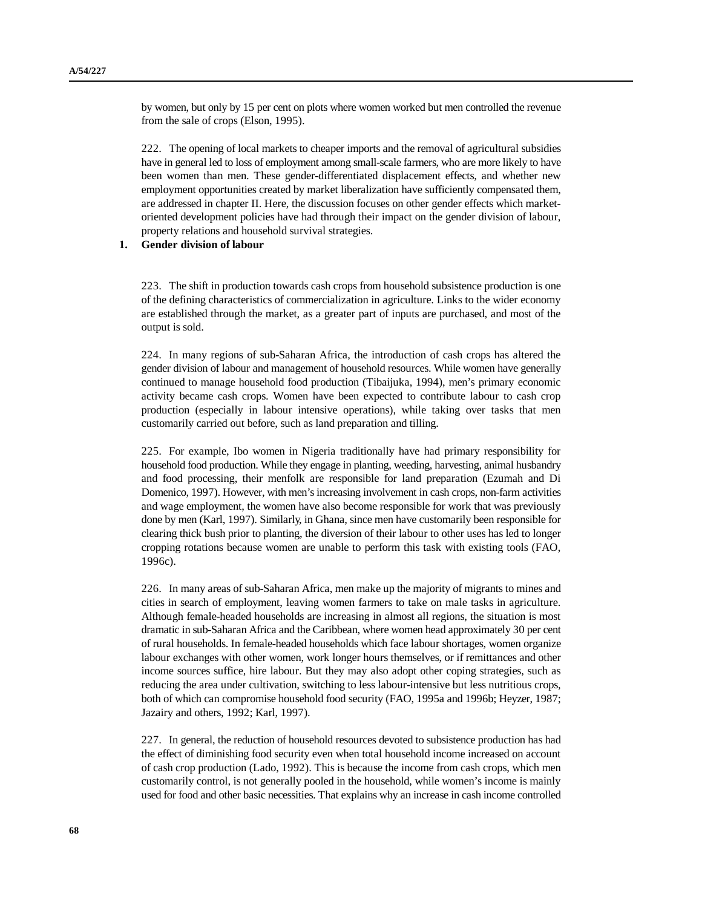by women, but only by 15 per cent on plots where women worked but men controlled the revenue from the sale of crops (Elson, 1995).

222. The opening of local markets to cheaper imports and the removal of agricultural subsidies have in general led to loss of employment among small-scale farmers, who are more likely to have been women than men. These gender-differentiated displacement effects, and whether new employment opportunities created by market liberalization have sufficiently compensated them, are addressed in chapter II. Here, the discussion focuses on other gender effects which market-oriented development policies have had through their impact on the gender division of labour, property relations and household survival strategies.

### 1. Gender division of labour

223. The shift in production towards cash crops from household subsistence production is one of the defining characteristics of commercialization in agriculture. Links to the wider economy are established through the market, as a greater part of inputs are purchased, and most of the output is sold.

224. In many regions of sub-Saharan Africa, the introduction of cash crops has altered the gender division of labour and management of household resources. While women have generally continued to manage household food production (Tibaijuka, 1994), men's primary economic activity became cash crops. Women have been expected to contribute labour to cash crop production (especially in labour intensive operations), while taking over tasks that men customarily carried out before, such as land preparation and tilling.

225. For example, Ibo women in Nigeria traditionally have had primary responsibility for household food production. While they engage in planting, weeding, harvesting, animal husbandry and food processing, their menfolk are responsible for land preparation (Ezumah and Di Domenico, 1997). However, with men's increasing involvement in cash crops, non-farm activities and wage employment, the women have also become responsible for work that was previously done by men (Karl, 1997). Similarly, in Ghana, since men have customarily been responsible for clearing thick bush prior to planting, the diversion of their labour to other uses has led to longer cropping rotations because women are unable to perform this task with existing tools (FAO, 1996c).

226. In many areas of sub-Saharan Africa, men make up the majority of migrants to mines and cities in search of employment, leaving women farmers to take on male tasks in agriculture. Although female-headed households are increasing in almost all regions, the situation is most dramatic in sub-Saharan Africa and the Caribbean, where women head approximately 30 per cent of rural households. In female-headed households which face labour shortages, women organize labour exchanges with other women, work longer hours themselves, or if remittances and other income sources suffice, hire labour. But they may also adopt other coping strategies, such as reducing the area under cultivation, switching to less labour-intensive but less nutritious crops, both of which can compromise household food security (FAO, 1995a and 1996b; Heyzer, 1987; Jazairy and others, 1992; Karl, 1997).

227. In general, the reduction of household resources devoted to subsistence production has had the effect of diminishing food security even when total household income increased on account of cash crop production (Lado, 1992). This is because the income from cash crops, which men customarily control, is not generally pooled in the household, while women's income is mainly used for food and other basic necessities. That explains why an increase in cash income controlled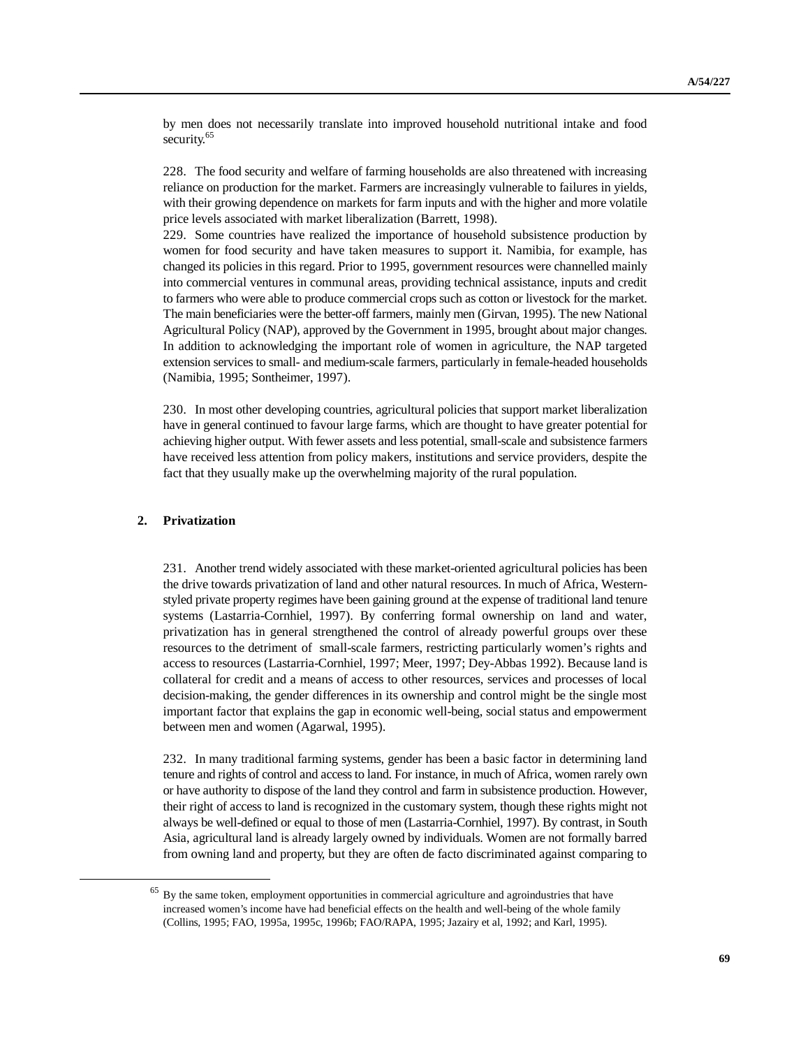by men does not necessarily translate into improved household nutritional intake and food security.[65]

228. The food security and welfare of farming households are also threatened with increasing reliance on production for the market. Farmers are increasingly vulnerable to failures in yields, with their growing dependence on markets for farm inputs and with the higher and more volatile price levels associated with market liberalization (Barrett, 1998).

229. Some countries have realized the importance of household subsistence production by women for food security and have taken measures to support it. Namibia, for example, has changed its policies in this regard. Prior to 1995, government resources were channelled mainly into commercial ventures in communal areas, providing technical assistance, inputs and credit to farmers who were able to produce commercial crops such as cotton or livestock for the market. The main beneficiaries were the better-off farmers, mainly men (Girvan, 1995). The new National Agricultural Policy (NAP), approved by the Government in 1995, brought about major changes. In addition to acknowledging the important role of women in agriculture, the NAP targeted extension services to small- and medium-scale farmers, particularly in female-headed households (Namibia, 1995; Sontheimer, 1997).

230. In most other developing countries, agricultural policies that support market liberalization have in general continued to favour large farms, which are thought to have greater potential for achieving higher output. With fewer assets and less potential, small-scale and subsistence farmers have received less attention from policy makers, institutions and service providers, despite the fact that they usually make up the overwhelming majority of the rural population.

### 2. Privatization

231. Another trend widely associated with these market-oriented agricultural policies has been the drive towards privatization of land and other natural resources. In much of Africa, Western-styled private property regimes have been gaining ground at the expense of traditional land tenure systems (Lastarria-Cornhiel, 1997). By conferring formal ownership on land and water, privatization has in general strengthened the control of already powerful groups over these resources to the detriment of small-scale farmers, restricting particularly women's rights and access to resources (Lastarria-Cornhiel, 1997; Meer, 1997; Dey-Abbas 1992). Because land is collateral for credit and a means of access to other resources, services and processes of local decision-making, the gender differences in its ownership and control might be the single most important factor that explains the gap in economic well-being, social status and empowerment between men and women (Agarwal, 1995).

232. In many traditional farming systems, gender has been a basic factor in determining land tenure and rights of control and access to land. For instance, in much of Africa, women rarely own or have authority to dispose of the land they control and farm in subsistence production. However, their right of access to land is recognized in the customary system, though these rights might not always be well-defined or equal to those of men (Lastarria-Cornhiel, 1997). By contrast, in South Asia, agricultural land is already largely owned by individuals. Women are not formally barred from owning land and property, but they are often de facto discriminated against comparing to

---

[65] By the same token, employment opportunities in commercial agriculture and agroindustries that have increased women's income have had beneficial effects on the health and well-being of the whole family (Collins, 1995; FAO, 1995a, 1995c, 1996b; FAO/RAPA, 1995; Jazairy et al, 1992; and Karl, 1995).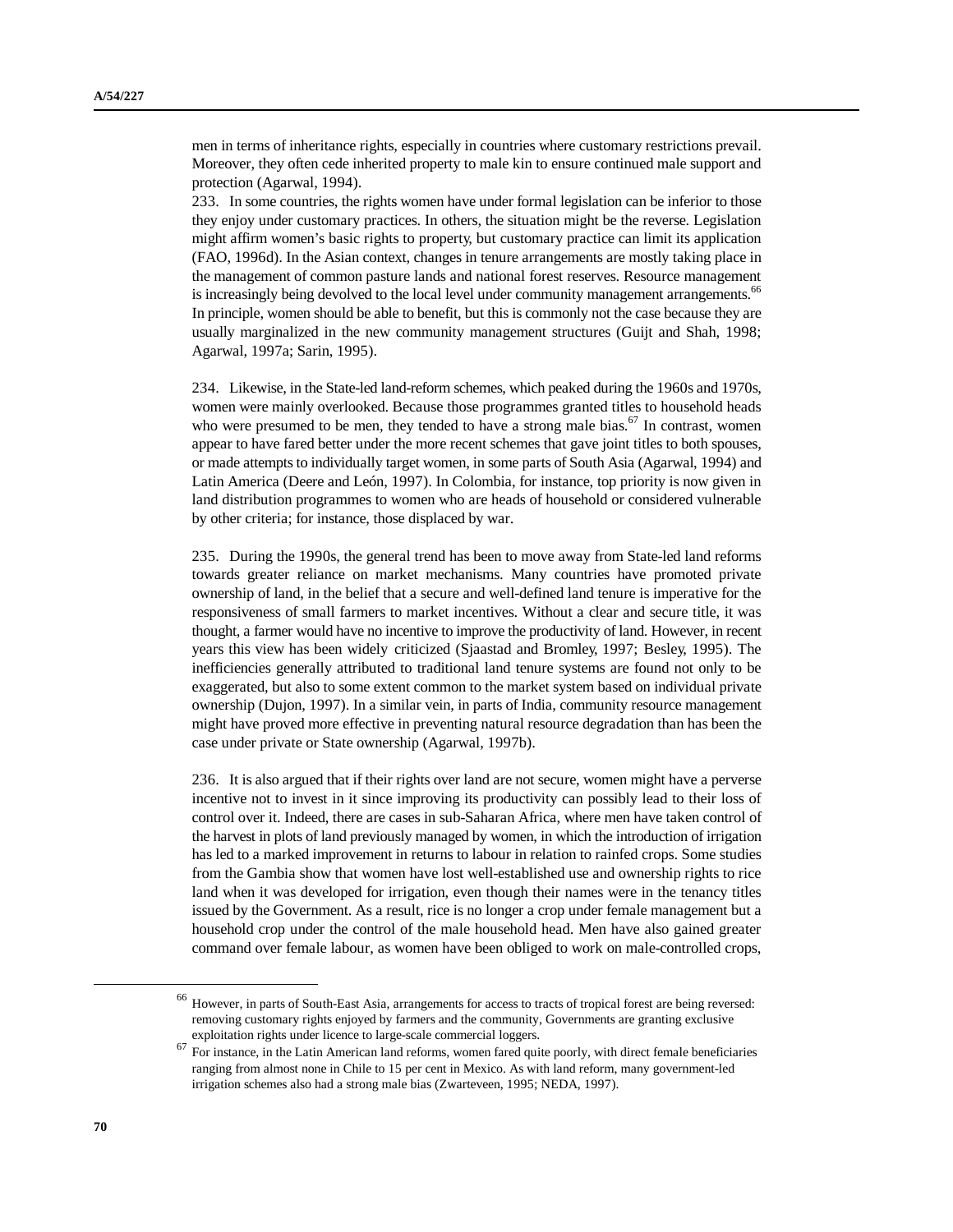men in terms of inheritance rights, especially in countries where customary restrictions prevail. Moreover, they often cede inherited property to male kin to ensure continued male support and protection (Agarwal, 1994).

233. In some countries, the rights women have under formal legislation can be inferior to those they enjoy under customary practices. In others, the situation might be the reverse. Legislation might affirm women's basic rights to property, but customary practice can limit its application (FAO, 1996d). In the Asian context, changes in tenure arrangements are mostly taking place in the management of common pasture lands and national forest reserves. Resource management is increasingly being devolved to the local level under community management arrangements.[66] In principle, women should be able to benefit, but this is commonly not the case because they are usually marginalized in the new community management structures (Guijt and Shah, 1998; Agarwal, 1997a; Sarin, 1995).

234. Likewise, in the State-led land-reform schemes, which peaked during the 1960s and 1970s, women were mainly overlooked. Because those programmes granted titles to household heads who were presumed to be men, they tended to have a strong male bias.[67] In contrast, women appear to have fared better under the more recent schemes that gave joint titles to both spouses, or made attempts to individually target women, in some parts of South Asia (Agarwal, 1994) and Latin America (Deere and León, 1997). In Colombia, for instance, top priority is now given in land distribution programmes to women who are heads of household or considered vulnerable by other criteria; for instance, those displaced by war.

235. During the 1990s, the general trend has been to move away from State-led land reforms towards greater reliance on market mechanisms. Many countries have promoted private ownership of land, in the belief that a secure and well-defined land tenure is imperative for the responsiveness of small farmers to market incentives. Without a clear and secure title, it was thought, a farmer would have no incentive to improve the productivity of land. However, in recent years this view has been widely criticized (Sjaastad and Bromley, 1997; Besley, 1995). The inefficiencies generally attributed to traditional land tenure systems are found not only to be exaggerated, but also to some extent common to the market system based on individual private ownership (Dujon, 1997). In a similar vein, in parts of India, community resource management might have proved more effective in preventing natural resource degradation than has been the case under private or State ownership (Agarwal, 1997b).

236. It is also argued that if their rights over land are not secure, women might have a perverse incentive not to invest in it since improving its productivity can possibly lead to their loss of control over it. Indeed, there are cases in sub-Saharan Africa, where men have taken control of the harvest in plots of land previously managed by women, in which the introduction of irrigation has led to a marked improvement in returns to labour in relation to rainfed crops. Some studies from the Gambia show that women have lost well-established use and ownership rights to rice land when it was developed for irrigation, even though their names were in the tenancy titles issued by the Government. As a result, rice is no longer a crop under female management but a household crop under the control of the male household head. Men have also gained greater command over female labour, as women have been obliged to work on male-controlled crops,

---

[66] However, in parts of South-East Asia, arrangements for access to tracts of tropical forest are being reversed: removing customary rights enjoyed by farmers and the community, Governments are granting exclusive exploitation rights under licence to large-scale commercial loggers.

[67] For instance, in the Latin American land reforms, women fared quite poorly, with direct female beneficiaries ranging from almost none in Chile to 15 per cent in Mexico. As with land reform, many government-led irrigation schemes also had a strong male bias (Zwarteveen, 1995; NEDA, 1997).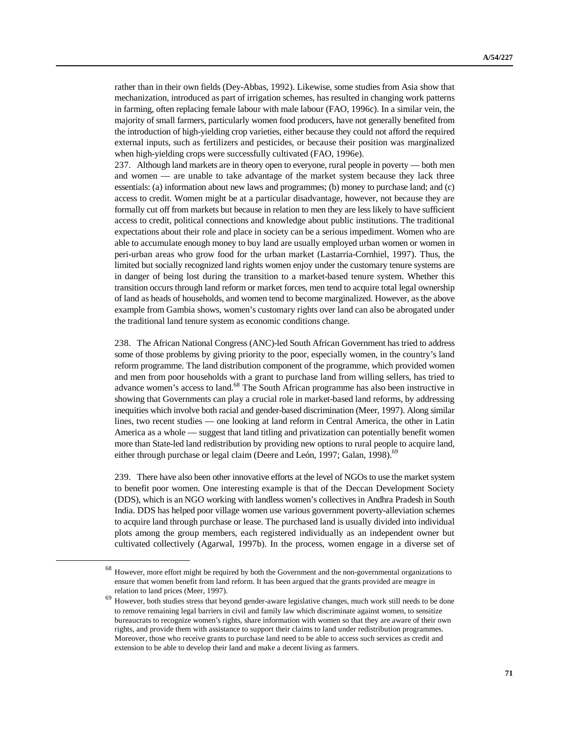rather than in their own fields (Dey-Abbas, 1992). Likewise, some studies from Asia show that mechanization, introduced as part of irrigation schemes, has resulted in changing work patterns in farming, often replacing female labour with male labour (FAO, 1996c). In a similar vein, the majority of small farmers, particularly women food producers, have not generally benefited from the introduction of high-yielding crop varieties, either because they could not afford the required external inputs, such as fertilizers and pesticides, or because their position was marginalized when high-yielding crops were successfully cultivated (FAO, 1996e).

237. Although land markets are in theory open to everyone, rural people in poverty — both men and women — are unable to take advantage of the market system because they lack three essentials: (a) information about new laws and programmes; (b) money to purchase land; and (c) access to credit. Women might be at a particular disadvantage, however, not because they are formally cut off from markets but because in relation to men they are less likely to have sufficient access to credit, political connections and knowledge about public institutions. The traditional expectations about their role and place in society can be a serious impediment. Women who are able to accumulate enough money to buy land are usually employed urban women or women in peri-urban areas who grow food for the urban market (Lastarria-Cornhiel, 1997). Thus, the limited but socially recognized land rights women enjoy under the customary tenure systems are in danger of being lost during the transition to a market-based tenure system. Whether this transition occurs through land reform or market forces, men tend to acquire total legal ownership of land as heads of households, and women tend to become marginalized. However, as the above example from Gambia shows, women's customary rights over land can also be abrogated under the traditional land tenure system as economic conditions change.

238. The African National Congress (ANC)-led South African Government has tried to address some of those problems by giving priority to the poor, especially women, in the country's land reform programme. The land distribution component of the programme, which provided women and men from poor households with a grant to purchase land from willing sellers, has tried to advance women's access to land.[68] The South African programme has also been instructive in showing that Governments can play a crucial role in market-based land reforms, by addressing inequities which involve both racial and gender-based discrimination (Meer, 1997). Along similar lines, two recent studies — one looking at land reform in Central America, the other in Latin America as a whole — suggest that land titling and privatization can potentially benefit women more than State-led land redistribution by providing new options to rural people to acquire land, either through purchase or legal claim (Deere and León, 1997; Galan, 1998).[69]

239. There have also been other innovative efforts at the level of NGOs to use the market system to benefit poor women. One interesting example is that of the Deccan Development Society (DDS), which is an NGO working with landless women's collectives in Andhra Pradesh in South India. DDS has helped poor village women use various government poverty-alleviation schemes to acquire land through purchase or lease. The purchased land is usually divided into individual plots among the group members, each registered individually as an independent owner but cultivated collectively (Agarwal, 1997b). In the process, women engage in a diverse set of

---

[68] However, more effort might be required by both the Government and the non-governmental organizations to ensure that women benefit from land reform. It has been argued that the grants provided are meagre in relation to land prices (Meer, 1997).

[69] However, both studies stress that beyond gender-aware legislative changes, much work still needs to be done to remove remaining legal barriers in civil and family law which discriminate against women, to sensitize bureaucrats to recognize women's rights, share information with women so that they are aware of their own rights, and provide them with assistance to support their claims to land under redistribution programmes. Moreover, those who receive grants to purchase land need to be able to access such services as credit and extension to be able to develop their land and make a decent living as farmers.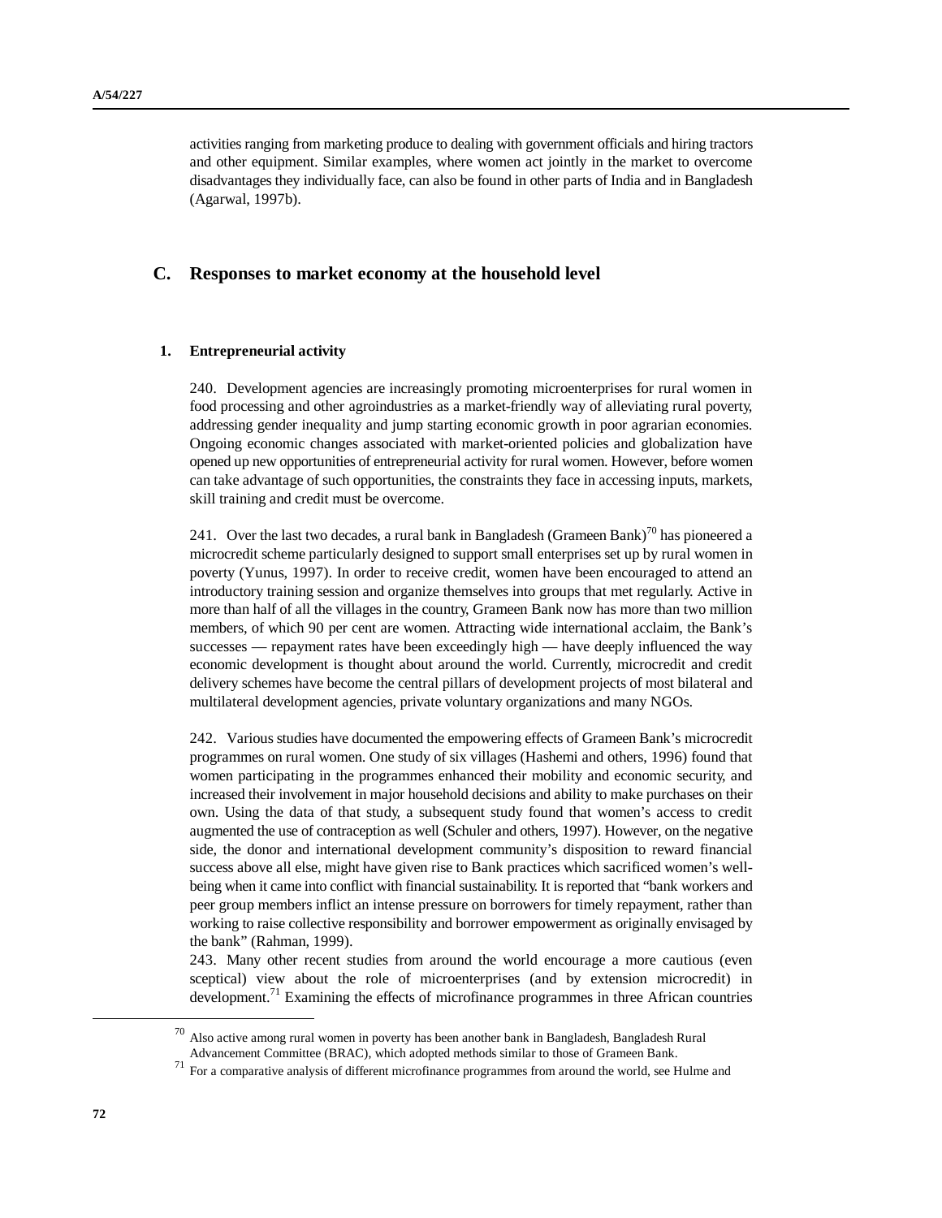activities ranging from marketing produce to dealing with government officials and hiring tractors and other equipment. Similar examples, where women act jointly in the market to overcome disadvantages they individually face, can also be found in other parts of India and in Bangladesh (Agarwal, 1997b).

## C. Responses to market economy at the household level

### 1. Entrepreneurial activity

240. Development agencies are increasingly promoting microenterprises for rural women in food processing and other agroindustries as a market-friendly way of alleviating rural poverty, addressing gender inequality and jump starting economic growth in poor agrarian economies. Ongoing economic changes associated with market-oriented policies and globalization have opened up new opportunities of entrepreneurial activity for rural women. However, before women can take advantage of such opportunities, the constraints they face in accessing inputs, markets, skill training and credit must be overcome.

241. Over the last two decades, a rural bank in Bangladesh (Grameen Bank)[70] has pioneered a microcredit scheme particularly designed to support small enterprises set up by rural women in poverty (Yunus, 1997). In order to receive credit, women have been encouraged to attend an introductory training session and organize themselves into groups that met regularly. Active in more than half of all the villages in the country, Grameen Bank now has more than two million members, of which 90 per cent are women. Attracting wide international acclaim, the Bank's successes — repayment rates have been exceedingly high — have deeply influenced the way economic development is thought about around the world. Currently, microcredit and credit delivery schemes have become the central pillars of development projects of most bilateral and multilateral development agencies, private voluntary organizations and many NGOs.

242. Various studies have documented the empowering effects of Grameen Bank's microcredit programmes on rural women. One study of six villages (Hashemi and others, 1996) found that women participating in the programmes enhanced their mobility and economic security, and increased their involvement in major household decisions and ability to make purchases on their own. Using the data of that study, a subsequent study found that women's access to credit augmented the use of contraception as well (Schuler and others, 1997). However, on the negative side, the donor and international development community's disposition to reward financial success above all else, might have given rise to Bank practices which sacrificed women's well-being when it came into conflict with financial sustainability. It is reported that "bank workers and peer group members inflict an intense pressure on borrowers for timely repayment, rather than working to raise collective responsibility and borrower empowerment as originally envisaged by the bank" (Rahman, 1999).

243. Many other recent studies from around the world encourage a more cautious (even sceptical) view about the role of microenterprises (and by extension microcredit) in development.[71] Examining the effects of microfinance programmes in three African countries

---

[70] Also active among rural women in poverty has been another bank in Bangladesh, Bangladesh Rural Advancement Committee (BRAC), which adopted methods similar to those of Grameen Bank.

[71] For a comparative analysis of different microfinance programmes from around the world, see Hulme and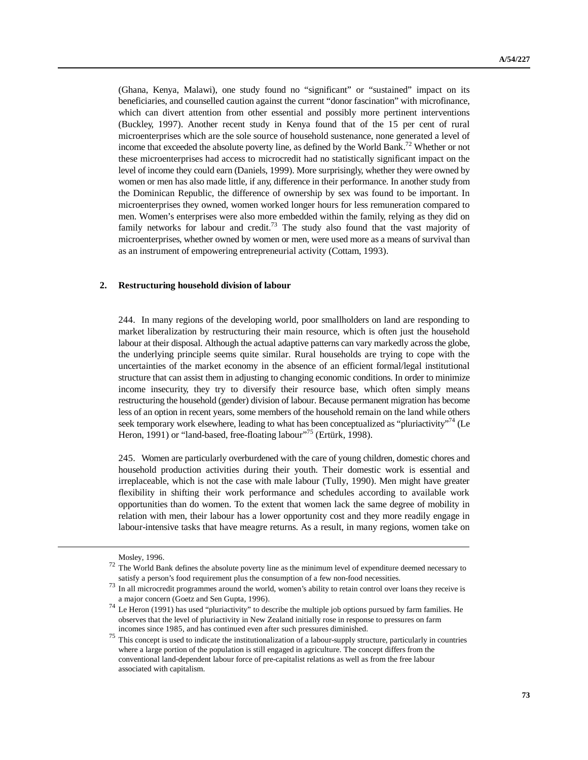(Ghana, Kenya, Malawi), one study found no "significant" or "sustained" impact on its beneficiaries, and counselled caution against the current "donor fascination" with microfinance, which can divert attention from other essential and possibly more pertinent interventions (Buckley, 1997). Another recent study in Kenya found that of the 15 per cent of rural microenterprises which are the sole source of household sustenance, none generated a level of income that exceeded the absolute poverty line, as defined by the World Bank.[72] Whether or not these microenterprises had access to microcredit had no statistically significant impact on the level of income they could earn (Daniels, 1999). More surprisingly, whether they were owned by women or men has also made little, if any, difference in their performance. In another study from the Dominican Republic, the difference of ownership by sex was found to be important. In microenterprises they owned, women worked longer hours for less remuneration compared to men. Women's enterprises were also more embedded within the family, relying as they did on family networks for labour and credit.[73] The study also found that the vast majority of microenterprises, whether owned by women or men, were used more as a means of survival than as an instrument of empowering entrepreneurial activity (Cottam, 1993).

### 2. Restructuring household division of labour

244. In many regions of the developing world, poor smallholders on land are responding to market liberalization by restructuring their main resource, which is often just the household labour at their disposal. Although the actual adaptive patterns can vary markedly across the globe, the underlying principle seems quite similar. Rural households are trying to cope with the uncertainties of the market economy in the absence of an efficient formal/legal institutional structure that can assist them in adjusting to changing economic conditions. In order to minimize income insecurity, they try to diversify their resource base, which often simply means restructuring the household (gender) division of labour. Because permanent migration has become less of an option in recent years, some members of the household remain on the land while others seek temporary work elsewhere, leading to what has been conceptualized as "pluriactivity"[74] (Le Heron, 1991) or "land-based, free-floating labour"[75] (Ertürk, 1998).

245. Women are particularly overburdened with the care of young children, domestic chores and household production activities during their youth. Their domestic work is essential and irreplaceable, which is not the case with male labour (Tully, 1990). Men might have greater flexibility in shifting their work performance and schedules according to available work opportunities than do women. To the extent that women lack the same degree of mobility in relation with men, their labour has a lower opportunity cost and they more readily engage in labour-intensive tasks that have meagre returns. As a result, in many regions, women take on

---

Mosley, 1996.

[72] The World Bank defines the absolute poverty line as the minimum level of expenditure deemed necessary to satisfy a person's food requirement plus the consumption of a few non-food necessities.

[73] In all microcredit programmes around the world, women's ability to retain control over loans they receive is a major concern (Goetz and Sen Gupta, 1996).

[74] Le Heron (1991) has used "pluriactivity" to describe the multiple job options pursued by farm families. He observes that the level of pluriactivity in New Zealand initially rose in response to pressures on farm incomes since 1985, and has continued even after such pressures diminished.

[75] This concept is used to indicate the institutionalization of a labour-supply structure, particularly in countries where a large portion of the population is still engaged in agriculture. The concept differs from the conventional land-dependent labour force of pre-capitalist relations as well as from the free labour associated with capitalism.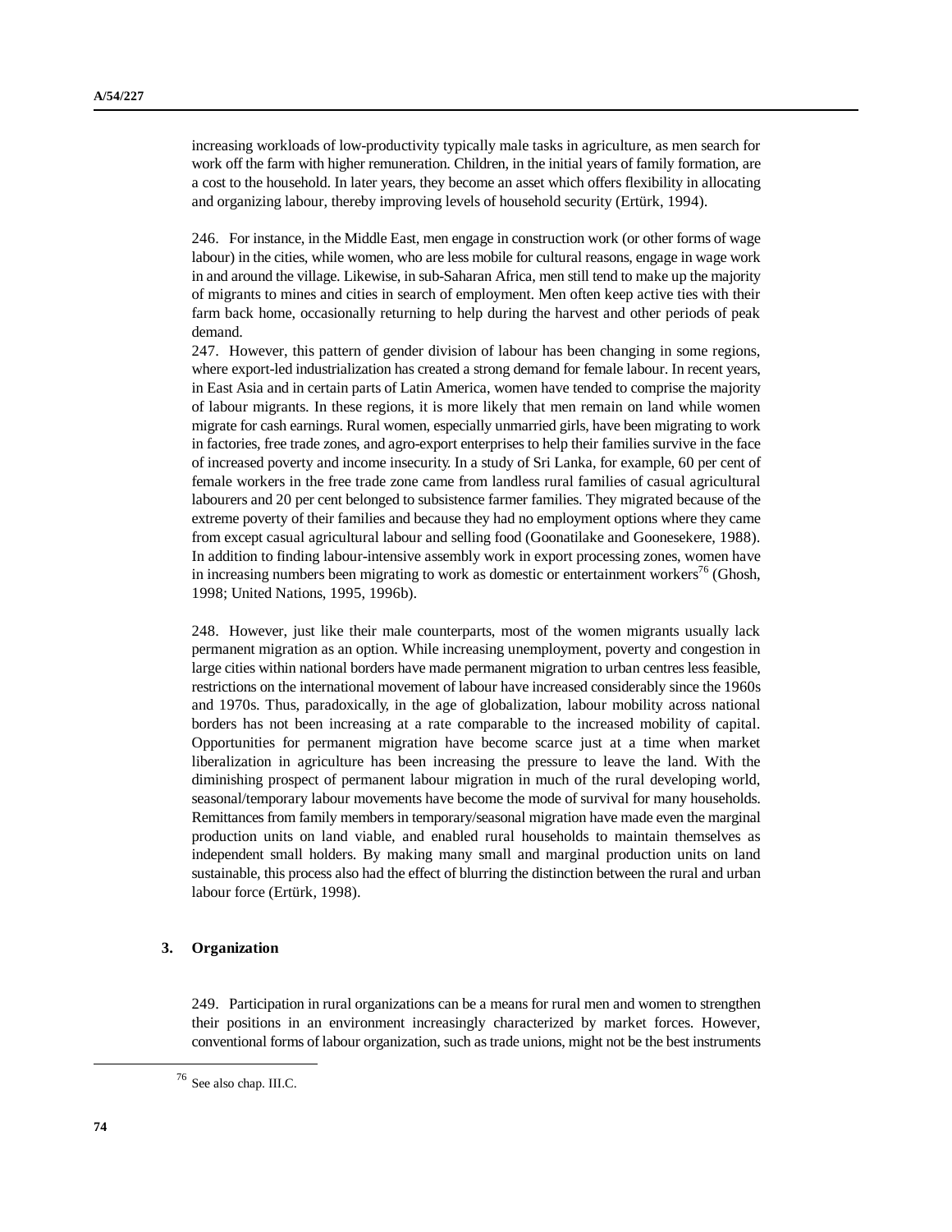increasing workloads of low-productivity typically male tasks in agriculture, as men search for work off the farm with higher remuneration. Children, in the initial years of family formation, are a cost to the household. In later years, they become an asset which offers flexibility in allocating and organizing labour, thereby improving levels of household security (Ertürk, 1994).

246. For instance, in the Middle East, men engage in construction work (or other forms of wage labour) in the cities, while women, who are less mobile for cultural reasons, engage in wage work in and around the village. Likewise, in sub-Saharan Africa, men still tend to make up the majority of migrants to mines and cities in search of employment. Men often keep active ties with their farm back home, occasionally returning to help during the harvest and other periods of peak demand.

247. However, this pattern of gender division of labour has been changing in some regions, where export-led industrialization has created a strong demand for female labour. In recent years, in East Asia and in certain parts of Latin America, women have tended to comprise the majority of labour migrants. In these regions, it is more likely that men remain on land while women migrate for cash earnings. Rural women, especially unmarried girls, have been migrating to work in factories, free trade zones, and agro-export enterprises to help their families survive in the face of increased poverty and income insecurity. In a study of Sri Lanka, for example, 60 per cent of female workers in the free trade zone came from landless rural families of casual agricultural labourers and 20 per cent belonged to subsistence farmer families. They migrated because of the extreme poverty of their families and because they had no employment options where they came from except casual agricultural labour and selling food (Goonatilake and Goonesekere, 1988). In addition to finding labour-intensive assembly work in export processing zones, women have in increasing numbers been migrating to work as domestic or entertainment workers[76] (Ghosh, 1998; United Nations, 1995, 1996b).

248. However, just like their male counterparts, most of the women migrants usually lack permanent migration as an option. While increasing unemployment, poverty and congestion in large cities within national borders have made permanent migration to urban centres less feasible, restrictions on the international movement of labour have increased considerably since the 1960s and 1970s. Thus, paradoxically, in the age of globalization, labour mobility across national borders has not been increasing at a rate comparable to the increased mobility of capital. Opportunities for permanent migration have become scarce just at a time when market liberalization in agriculture has been increasing the pressure to leave the land. With the diminishing prospect of permanent labour migration in much of the rural developing world, seasonal/temporary labour movements have become the mode of survival for many households. Remittances from family members in temporary/seasonal migration have made even the marginal production units on land viable, and enabled rural households to maintain themselves as independent small holders. By making many small and marginal production units on land sustainable, this process also had the effect of blurring the distinction between the rural and urban labour force (Ertürk, 1998).

### 3. Organization

249. Participation in rural organizations can be a means for rural men and women to strengthen their positions in an environment increasingly characterized by market forces. However, conventional forms of labour organization, such as trade unions, might not be the best instruments

---

[76] See also chap. III.C.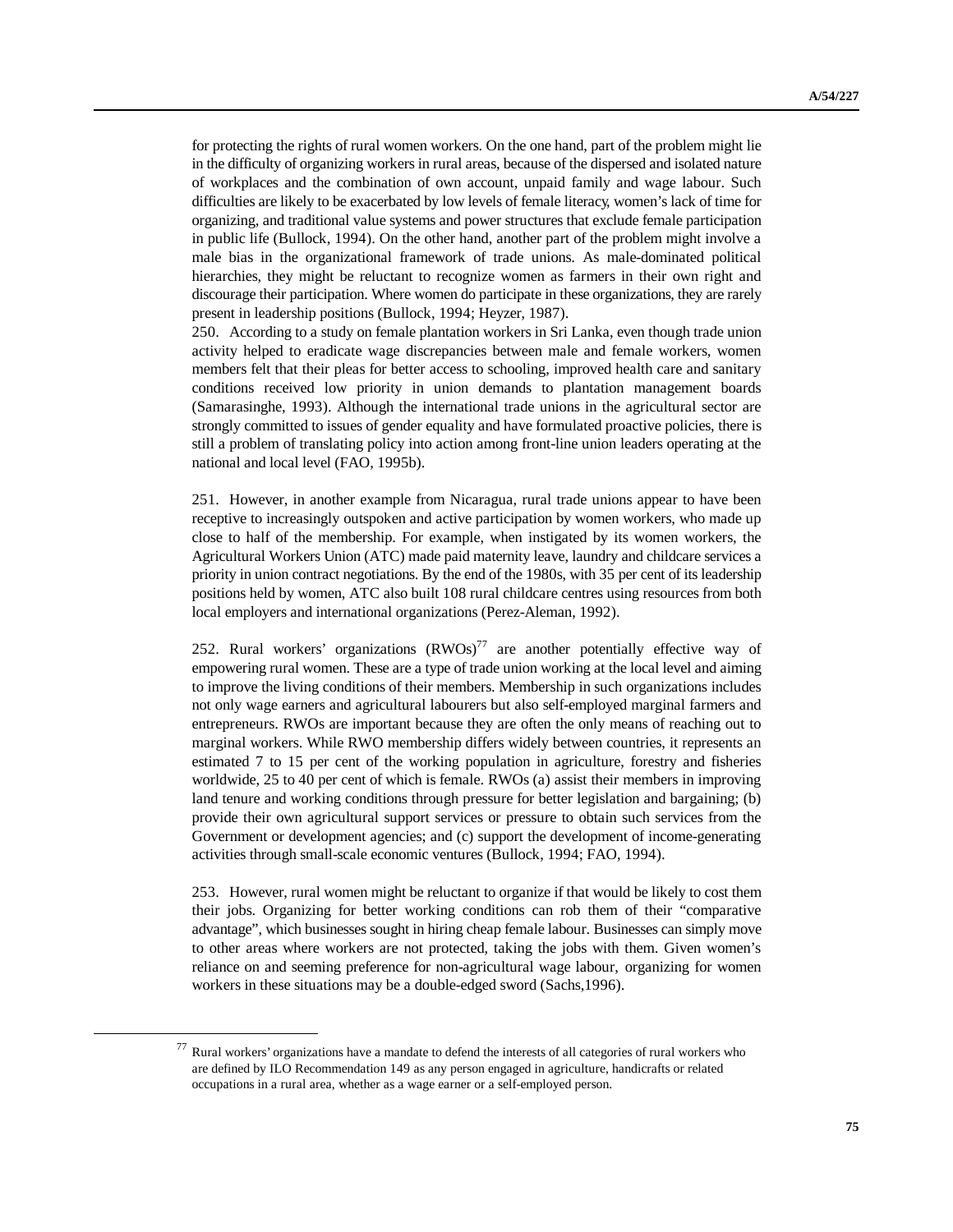for protecting the rights of rural women workers. On the one hand, part of the problem might lie in the difficulty of organizing workers in rural areas, because of the dispersed and isolated nature of workplaces and the combination of own account, unpaid family and wage labour. Such difficulties are likely to be exacerbated by low levels of female literacy, women's lack of time for organizing, and traditional value systems and power structures that exclude female participation in public life (Bullock, 1994). On the other hand, another part of the problem might involve a male bias in the organizational framework of trade unions. As male-dominated political hierarchies, they might be reluctant to recognize women as farmers in their own right and discourage their participation. Where women do participate in these organizations, they are rarely present in leadership positions (Bullock, 1994; Heyzer, 1987).

250. According to a study on female plantation workers in Sri Lanka, even though trade union activity helped to eradicate wage discrepancies between male and female workers, women members felt that their pleas for better access to schooling, improved health care and sanitary conditions received low priority in union demands to plantation management boards (Samarasinghe, 1993). Although the international trade unions in the agricultural sector are strongly committed to issues of gender equality and have formulated proactive policies, there is still a problem of translating policy into action among front-line union leaders operating at the national and local level (FAO, 1995b).

251. However, in another example from Nicaragua, rural trade unions appear to have been receptive to increasingly outspoken and active participation by women workers, who made up close to half of the membership. For example, when instigated by its women workers, the Agricultural Workers Union (ATC) made paid maternity leave, laundry and childcare services a priority in union contract negotiations. By the end of the 1980s, with 35 per cent of its leadership positions held by women, ATC also built 108 rural childcare centres using resources from both local employers and international organizations (Perez-Aleman, 1992).

252. Rural workers' organizations (RWOs)[77] are another potentially effective way of empowering rural women. These are a type of trade union working at the local level and aiming to improve the living conditions of their members. Membership in such organizations includes not only wage earners and agricultural labourers but also self-employed marginal farmers and entrepreneurs. RWOs are important because they are often the only means of reaching out to marginal workers. While RWO membership differs widely between countries, it represents an estimated 7 to 15 per cent of the working population in agriculture, forestry and fisheries worldwide, 25 to 40 per cent of which is female. RWOs (a) assist their members in improving land tenure and working conditions through pressure for better legislation and bargaining; (b) provide their own agricultural support services or pressure to obtain such services from the Government or development agencies; and (c) support the development of income-generating activities through small-scale economic ventures (Bullock, 1994; FAO, 1994).

253. However, rural women might be reluctant to organize if that would be likely to cost them their jobs. Organizing for better working conditions can rob them of their "comparative advantage", which businesses sought in hiring cheap female labour. Businesses can simply move to other areas where workers are not protected, taking the jobs with them. Given women's reliance on and seeming preference for non-agricultural wage labour, organizing for women workers in these situations may be a double-edged sword (Sachs,1996).

---

[77] Rural workers' organizations have a mandate to defend the interests of all categories of rural workers who are defined by ILO Recommendation 149 as any person engaged in agriculture, handicrafts or related occupations in a rural area, whether as a wage earner or a self-employed person.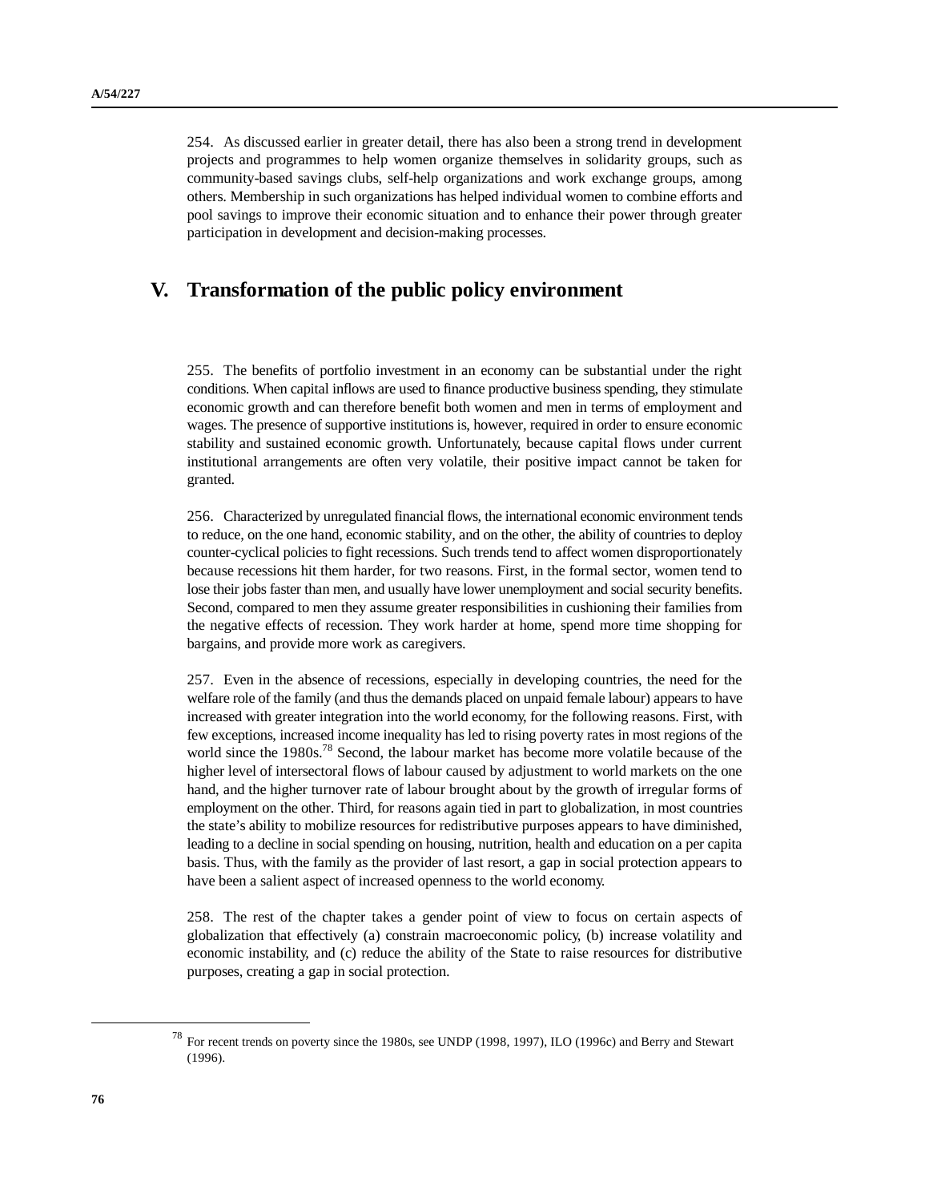254. As discussed earlier in greater detail, there has also been a strong trend in development projects and programmes to help women organize themselves in solidarity groups, such as community-based savings clubs, self-help organizations and work exchange groups, among others. Membership in such organizations has helped individual women to combine efforts and pool savings to improve their economic situation and to enhance their power through greater participation in development and decision-making processes.

# V. Transformation of the public policy environment

255. The benefits of portfolio investment in an economy can be substantial under the right conditions. When capital inflows are used to finance productive business spending, they stimulate economic growth and can therefore benefit both women and men in terms of employment and wages. The presence of supportive institutions is, however, required in order to ensure economic stability and sustained economic growth. Unfortunately, because capital flows under current institutional arrangements are often very volatile, their positive impact cannot be taken for granted.

256. Characterized by unregulated financial flows, the international economic environment tends to reduce, on the one hand, economic stability, and on the other, the ability of countries to deploy counter-cyclical policies to fight recessions. Such trends tend to affect women disproportionately because recessions hit them harder, for two reasons. First, in the formal sector, women tend to lose their jobs faster than men, and usually have lower unemployment and social security benefits. Second, compared to men they assume greater responsibilities in cushioning their families from the negative effects of recession. They work harder at home, spend more time shopping for bargains, and provide more work as caregivers.

257. Even in the absence of recessions, especially in developing countries, the need for the welfare role of the family (and thus the demands placed on unpaid female labour) appears to have increased with greater integration into the world economy, for the following reasons. First, with few exceptions, increased income inequality has led to rising poverty rates in most regions of the world since the 1980s.[78] Second, the labour market has become more volatile because of the higher level of intersectoral flows of labour caused by adjustment to world markets on the one hand, and the higher turnover rate of labour brought about by the growth of irregular forms of employment on the other. Third, for reasons again tied in part to globalization, in most countries the state's ability to mobilize resources for redistributive purposes appears to have diminished, leading to a decline in social spending on housing, nutrition, health and education on a per capita basis. Thus, with the family as the provider of last resort, a gap in social protection appears to have been a salient aspect of increased openness to the world economy.

258. The rest of the chapter takes a gender point of view to focus on certain aspects of globalization that effectively (a) constrain macroeconomic policy, (b) increase volatility and economic instability, and (c) reduce the ability of the State to raise resources for distributive purposes, creating a gap in social protection.

[78] For recent trends on poverty since the 1980s, see UNDP (1998, 1997), ILO (1996c) and Berry and Stewart (1996).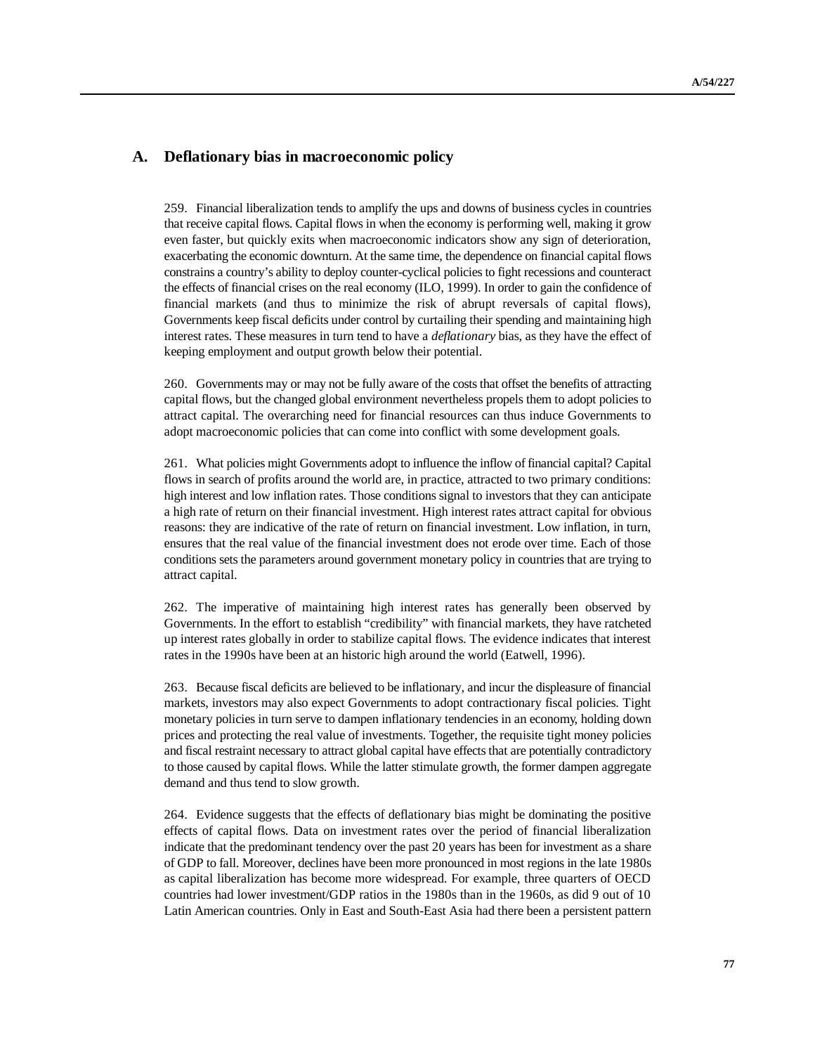## A. Deflationary bias in macroeconomic policy

259. Financial liberalization tends to amplify the ups and downs of business cycles in countries that receive capital flows. Capital flows in when the economy is performing well, making it grow even faster, but quickly exits when macroeconomic indicators show any sign of deterioration, exacerbating the economic downturn. At the same time, the dependence on financial capital flows constrains a country's ability to deploy counter-cyclical policies to fight recessions and counteract the effects of financial crises on the real economy (ILO, 1999). In order to gain the confidence of financial markets (and thus to minimize the risk of abrupt reversals of capital flows), Governments keep fiscal deficits under control by curtailing their spending and maintaining high interest rates. These measures in turn tend to have a *deflationary* bias, as they have the effect of keeping employment and output growth below their potential.

260. Governments may or may not be fully aware of the costs that offset the benefits of attracting capital flows, but the changed global environment nevertheless propels them to adopt policies to attract capital. The overarching need for financial resources can thus induce Governments to adopt macroeconomic policies that can come into conflict with some development goals.

261. What policies might Governments adopt to influence the inflow of financial capital? Capital flows in search of profits around the world are, in practice, attracted to two primary conditions: high interest and low inflation rates. Those conditions signal to investors that they can anticipate a high rate of return on their financial investment. High interest rates attract capital for obvious reasons: they are indicative of the rate of return on financial investment. Low inflation, in turn, ensures that the real value of the financial investment does not erode over time. Each of those conditions sets the parameters around government monetary policy in countries that are trying to attract capital.

262. The imperative of maintaining high interest rates has generally been observed by Governments. In the effort to establish "credibility" with financial markets, they have ratcheted up interest rates globally in order to stabilize capital flows. The evidence indicates that interest rates in the 1990s have been at an historic high around the world (Eatwell, 1996).

263. Because fiscal deficits are believed to be inflationary, and incur the displeasure of financial markets, investors may also expect Governments to adopt contractionary fiscal policies. Tight monetary policies in turn serve to dampen inflationary tendencies in an economy, holding down prices and protecting the real value of investments. Together, the requisite tight money policies and fiscal restraint necessary to attract global capital have effects that are potentially contradictory to those caused by capital flows. While the latter stimulate growth, the former dampen aggregate demand and thus tend to slow growth.

264. Evidence suggests that the effects of deflationary bias might be dominating the positive effects of capital flows. Data on investment rates over the period of financial liberalization indicate that the predominant tendency over the past 20 years has been for investment as a share of GDP to fall. Moreover, declines have been more pronounced in most regions in the late 1980s as capital liberalization has become more widespread. For example, three quarters of OECD countries had lower investment/GDP ratios in the 1980s than in the 1960s, as did 9 out of 10 Latin American countries. Only in East and South-East Asia had there been a persistent pattern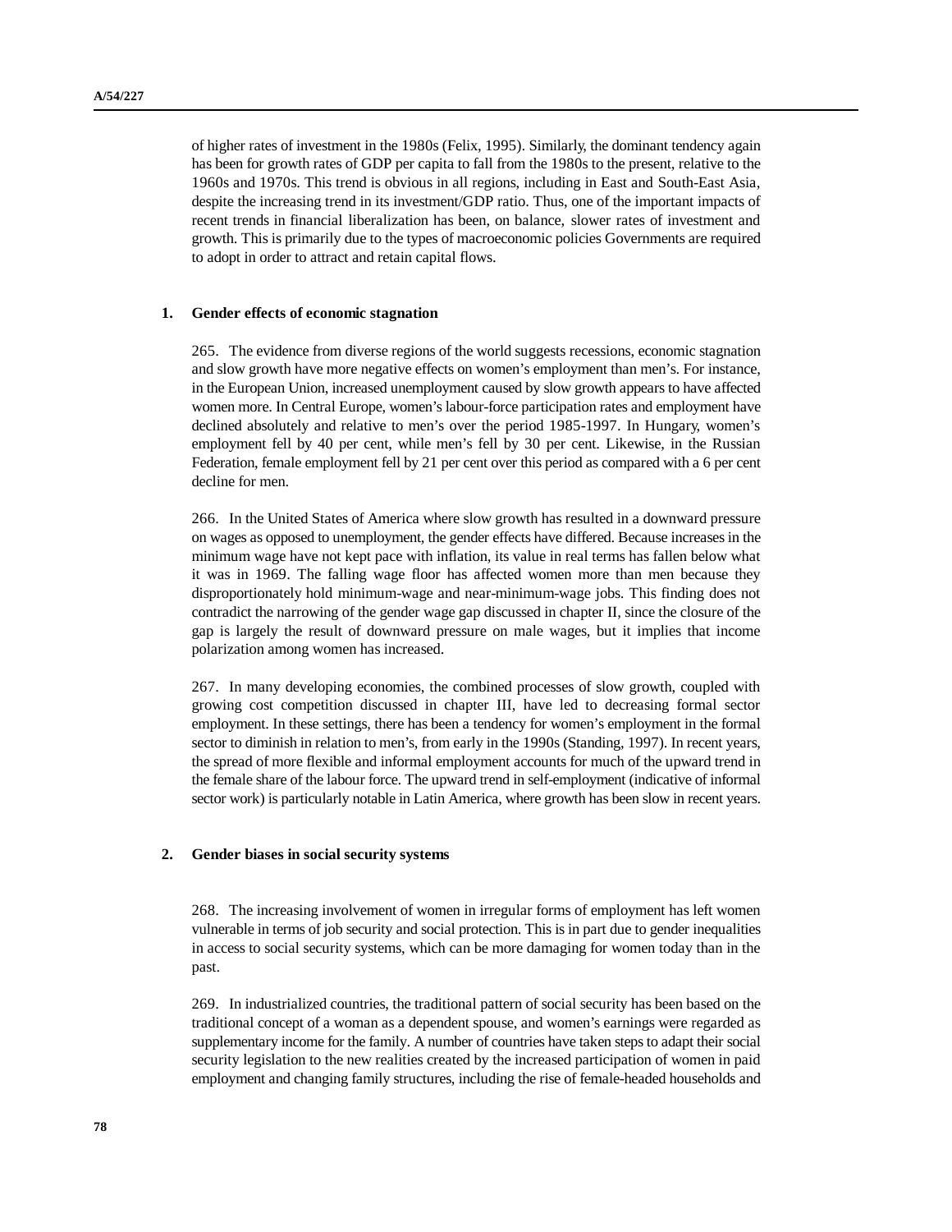of higher rates of investment in the 1980s (Felix, 1995). Similarly, the dominant tendency again has been for growth rates of GDP per capita to fall from the 1980s to the present, relative to the 1960s and 1970s. This trend is obvious in all regions, including in East and South-East Asia, despite the increasing trend in its investment/GDP ratio. Thus, one of the important impacts of recent trends in financial liberalization has been, on balance, slower rates of investment and growth. This is primarily due to the types of macroeconomic policies Governments are required to adopt in order to attract and retain capital flows.

### 1. Gender effects of economic stagnation

265. The evidence from diverse regions of the world suggests recessions, economic stagnation and slow growth have more negative effects on women's employment than men's. For instance, in the European Union, increased unemployment caused by slow growth appears to have affected women more. In Central Europe, women's labour-force participation rates and employment have declined absolutely and relative to men's over the period 1985-1997. In Hungary, women's employment fell by 40 per cent, while men's fell by 30 per cent. Likewise, in the Russian Federation, female employment fell by 21 per cent over this period as compared with a 6 per cent decline for men.

266. In the United States of America where slow growth has resulted in a downward pressure on wages as opposed to unemployment, the gender effects have differed. Because increases in the minimum wage have not kept pace with inflation, its value in real terms has fallen below what it was in 1969. The falling wage floor has affected women more than men because they disproportionately hold minimum-wage and near-minimum-wage jobs. This finding does not contradict the narrowing of the gender wage gap discussed in chapter II, since the closure of the gap is largely the result of downward pressure on male wages, but it implies that income polarization among women has increased.

267. In many developing economies, the combined processes of slow growth, coupled with growing cost competition discussed in chapter III, have led to decreasing formal sector employment. In these settings, there has been a tendency for women's employment in the formal sector to diminish in relation to men's, from early in the 1990s (Standing, 1997). In recent years, the spread of more flexible and informal employment accounts for much of the upward trend in the female share of the labour force. The upward trend in self-employment (indicative of informal sector work) is particularly notable in Latin America, where growth has been slow in recent years.

### 2. Gender biases in social security systems

268. The increasing involvement of women in irregular forms of employment has left women vulnerable in terms of job security and social protection. This is in part due to gender inequalities in access to social security systems, which can be more damaging for women today than in the past.

269. In industrialized countries, the traditional pattern of social security has been based on the traditional concept of a woman as a dependent spouse, and women's earnings were regarded as supplementary income for the family. A number of countries have taken steps to adapt their social security legislation to the new realities created by the increased participation of women in paid employment and changing family structures, including the rise of female-headed households and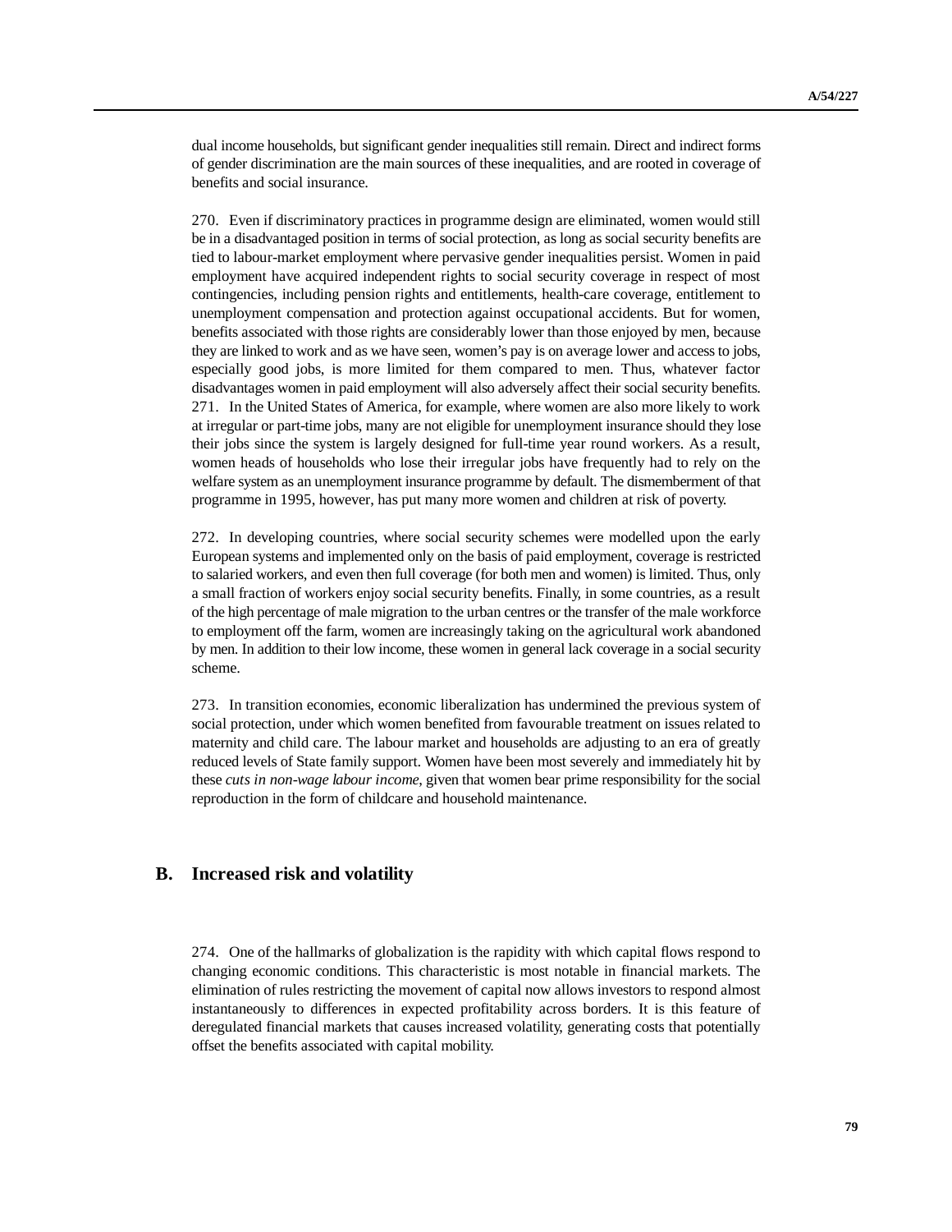dual income households, but significant gender inequalities still remain. Direct and indirect forms of gender discrimination are the main sources of these inequalities, and are rooted in coverage of benefits and social insurance.

270. Even if discriminatory practices in programme design are eliminated, women would still be in a disadvantaged position in terms of social protection, as long as social security benefits are tied to labour-market employment where pervasive gender inequalities persist. Women in paid employment have acquired independent rights to social security coverage in respect of most contingencies, including pension rights and entitlements, health-care coverage, entitlement to unemployment compensation and protection against occupational accidents. But for women, benefits associated with those rights are considerably lower than those enjoyed by men, because they are linked to work and as we have seen, women's pay is on average lower and access to jobs, especially good jobs, is more limited for them compared to men. Thus, whatever factor disadvantages women in paid employment will also adversely affect their social security benefits.

271. In the United States of America, for example, where women are also more likely to work at irregular or part-time jobs, many are not eligible for unemployment insurance should they lose their jobs since the system is largely designed for full-time year round workers. As a result, women heads of households who lose their irregular jobs have frequently had to rely on the welfare system as an unemployment insurance programme by default. The dismemberment of that programme in 1995, however, has put many more women and children at risk of poverty.

272. In developing countries, where social security schemes were modelled upon the early European systems and implemented only on the basis of paid employment, coverage is restricted to salaried workers, and even then full coverage (for both men and women) is limited. Thus, only a small fraction of workers enjoy social security benefits. Finally, in some countries, as a result of the high percentage of male migration to the urban centres or the transfer of the male workforce to employment off the farm, women are increasingly taking on the agricultural work abandoned by men. In addition to their low income, these women in general lack coverage in a social security scheme.

273. In transition economies, economic liberalization has undermined the previous system of social protection, under which women benefited from favourable treatment on issues related to maternity and child care. The labour market and households are adjusting to an era of greatly reduced levels of State family support. Women have been most severely and immediately hit by these *cuts in non-wage labour income*, given that women bear prime responsibility for the social reproduction in the form of childcare and household maintenance.

## B. Increased risk and volatility

274. One of the hallmarks of globalization is the rapidity with which capital flows respond to changing economic conditions. This characteristic is most notable in financial markets. The elimination of rules restricting the movement of capital now allows investors to respond almost instantaneously to differences in expected profitability across borders. It is this feature of deregulated financial markets that causes increased volatility, generating costs that potentially offset the benefits associated with capital mobility.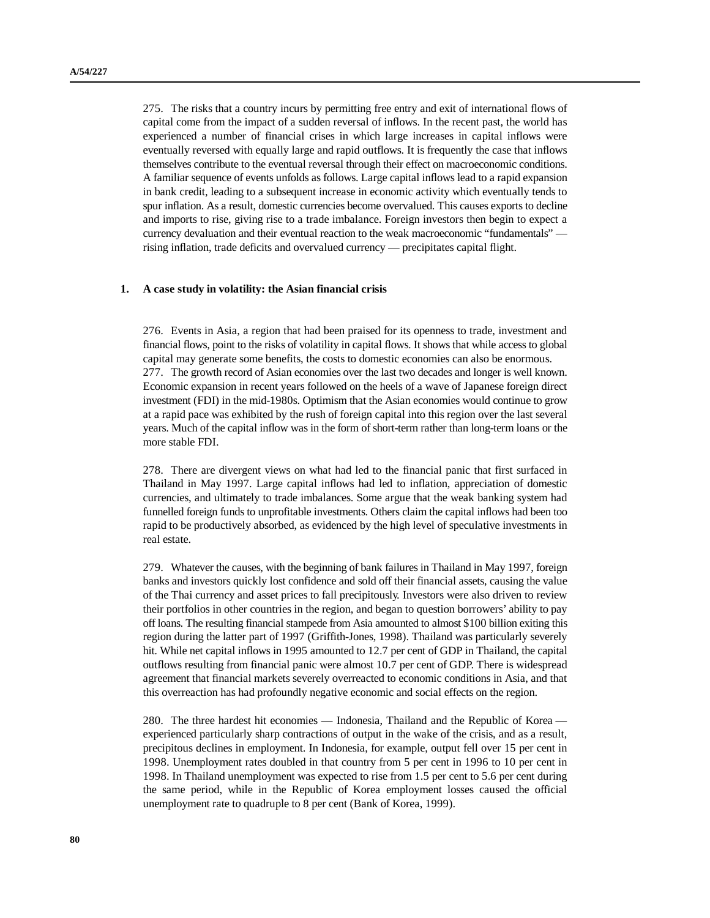275. The risks that a country incurs by permitting free entry and exit of international flows of capital come from the impact of a sudden reversal of inflows. In the recent past, the world has experienced a number of financial crises in which large increases in capital inflows were eventually reversed with equally large and rapid outflows. It is frequently the case that inflows themselves contribute to the eventual reversal through their effect on macroeconomic conditions. A familiar sequence of events unfolds as follows. Large capital inflows lead to a rapid expansion in bank credit, leading to a subsequent increase in economic activity which eventually tends to spur inflation. As a result, domestic currencies become overvalued. This causes exports to decline and imports to rise, giving rise to a trade imbalance. Foreign investors then begin to expect a currency devaluation and their eventual reaction to the weak macroeconomic "fundamentals" — rising inflation, trade deficits and overvalued currency — precipitates capital flight.

### 1. A case study in volatility: the Asian financial crisis

276. Events in Asia, a region that had been praised for its openness to trade, investment and financial flows, point to the risks of volatility in capital flows. It shows that while access to global capital may generate some benefits, the costs to domestic economies can also be enormous.

277. The growth record of Asian economies over the last two decades and longer is well known. Economic expansion in recent years followed on the heels of a wave of Japanese foreign direct investment (FDI) in the mid-1980s. Optimism that the Asian economies would continue to grow at a rapid pace was exhibited by the rush of foreign capital into this region over the last several years. Much of the capital inflow was in the form of short-term rather than long-term loans or the more stable FDI.

278. There are divergent views on what had led to the financial panic that first surfaced in Thailand in May 1997. Large capital inflows had led to inflation, appreciation of domestic currencies, and ultimately to trade imbalances. Some argue that the weak banking system had funnelled foreign funds to unprofitable investments. Others claim the capital inflows had been too rapid to be productively absorbed, as evidenced by the high level of speculative investments in real estate.

279. Whatever the causes, with the beginning of bank failures in Thailand in May 1997, foreign banks and investors quickly lost confidence and sold off their financial assets, causing the value of the Thai currency and asset prices to fall precipitously. Investors were also driven to review their portfolios in other countries in the region, and began to question borrowers' ability to pay off loans. The resulting financial stampede from Asia amounted to almost $100 billion exiting this region during the latter part of 1997 (Griffith-Jones, 1998). Thailand was particularly severely hit. While net capital inflows in 1995 amounted to 12.7 per cent of GDP in Thailand, the capital outflows resulting from financial panic were almost 10.7 per cent of GDP. There is widespread agreement that financial markets severely overreacted to economic conditions in Asia, and that this overreaction has had profoundly negative economic and social effects on the region.

280. The three hardest hit economies — Indonesia, Thailand and the Republic of Korea — experienced particularly sharp contractions of output in the wake of the crisis, and as a result, precipitous declines in employment. In Indonesia, for example, output fell over 15 per cent in 1998. Unemployment rates doubled in that country from 5 per cent in 1996 to 10 per cent in 1998. In Thailand unemployment was expected to rise from 1.5 per cent to 5.6 per cent during the same period, while in the Republic of Korea employment losses caused the official unemployment rate to quadruple to 8 per cent (Bank of Korea, 1999).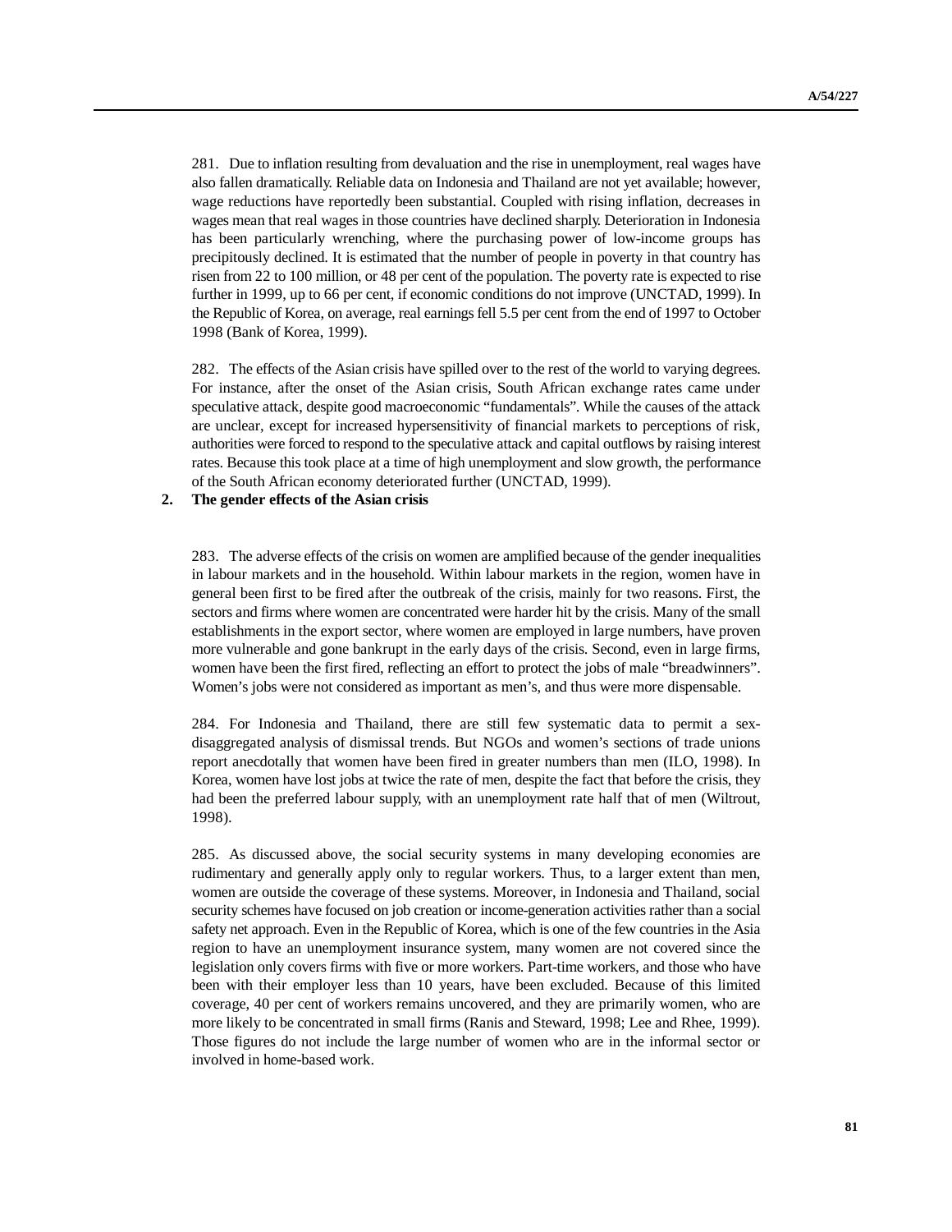281. Due to inflation resulting from devaluation and the rise in unemployment, real wages have also fallen dramatically. Reliable data on Indonesia and Thailand are not yet available; however, wage reductions have reportedly been substantial. Coupled with rising inflation, decreases in wages mean that real wages in those countries have declined sharply. Deterioration in Indonesia has been particularly wrenching, where the purchasing power of low-income groups has precipitously declined. It is estimated that the number of people in poverty in that country has risen from 22 to 100 million, or 48 per cent of the population. The poverty rate is expected to rise further in 1999, up to 66 per cent, if economic conditions do not improve (UNCTAD, 1999). In the Republic of Korea, on average, real earnings fell 5.5 per cent from the end of 1997 to October 1998 (Bank of Korea, 1999).

282. The effects of the Asian crisis have spilled over to the rest of the world to varying degrees. For instance, after the onset of the Asian crisis, South African exchange rates came under speculative attack, despite good macroeconomic "fundamentals". While the causes of the attack are unclear, except for increased hypersensitivity of financial markets to perceptions of risk, authorities were forced to respond to the speculative attack and capital outflows by raising interest rates. Because this took place at a time of high unemployment and slow growth, the performance of the South African economy deteriorated further (UNCTAD, 1999).

### 2. The gender effects of the Asian crisis

283. The adverse effects of the crisis on women are amplified because of the gender inequalities in labour markets and in the household. Within labour markets in the region, women have in general been first to be fired after the outbreak of the crisis, mainly for two reasons. First, the sectors and firms where women are concentrated were harder hit by the crisis. Many of the small establishments in the export sector, where women are employed in large numbers, have proven more vulnerable and gone bankrupt in the early days of the crisis. Second, even in large firms, women have been the first fired, reflecting an effort to protect the jobs of male "breadwinners". Women's jobs were not considered as important as men's, and thus were more dispensable.

284. For Indonesia and Thailand, there are still few systematic data to permit a sex-disaggregated analysis of dismissal trends. But NGOs and women's sections of trade unions report anecdotally that women have been fired in greater numbers than men (ILO, 1998). In Korea, women have lost jobs at twice the rate of men, despite the fact that before the crisis, they had been the preferred labour supply, with an unemployment rate half that of men (Wiltrout, 1998).

285. As discussed above, the social security systems in many developing economies are rudimentary and generally apply only to regular workers. Thus, to a larger extent than men, women are outside the coverage of these systems. Moreover, in Indonesia and Thailand, social security schemes have focused on job creation or income-generation activities rather than a social safety net approach. Even in the Republic of Korea, which is one of the few countries in the Asia region to have an unemployment insurance system, many women are not covered since the legislation only covers firms with five or more workers. Part-time workers, and those who have been with their employer less than 10 years, have been excluded. Because of this limited coverage, 40 per cent of workers remains uncovered, and they are primarily women, who are more likely to be concentrated in small firms (Ranis and Steward, 1998; Lee and Rhee, 1999). Those figures do not include the large number of women who are in the informal sector or involved in home-based work.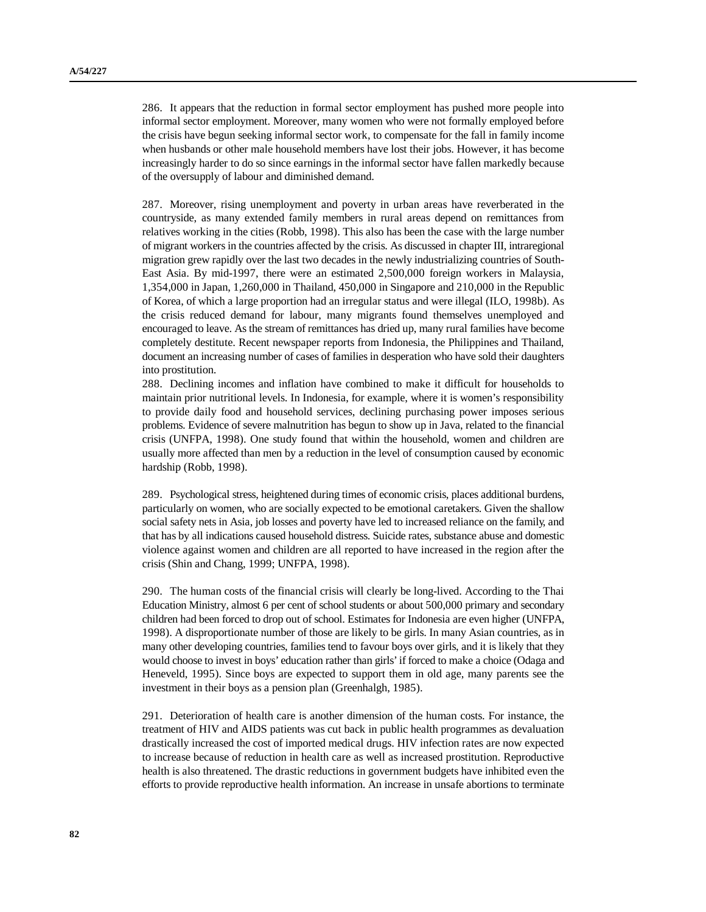286. It appears that the reduction in formal sector employment has pushed more people into informal sector employment. Moreover, many women who were not formally employed before the crisis have begun seeking informal sector work, to compensate for the fall in family income when husbands or other male household members have lost their jobs. However, it has become increasingly harder to do so since earnings in the informal sector have fallen markedly because of the oversupply of labour and diminished demand.

287. Moreover, rising unemployment and poverty in urban areas have reverberated in the countryside, as many extended family members in rural areas depend on remittances from relatives working in the cities (Robb, 1998). This also has been the case with the large number of migrant workers in the countries affected by the crisis. As discussed in chapter III, intraregional migration grew rapidly over the last two decades in the newly industrializing countries of South-East Asia. By mid-1997, there were an estimated 2,500,000 foreign workers in Malaysia, 1,354,000 in Japan, 1,260,000 in Thailand, 450,000 in Singapore and 210,000 in the Republic of Korea, of which a large proportion had an irregular status and were illegal (ILO, 1998b). As the crisis reduced demand for labour, many migrants found themselves unemployed and encouraged to leave. As the stream of remittances has dried up, many rural families have become completely destitute. Recent newspaper reports from Indonesia, the Philippines and Thailand, document an increasing number of cases of families in desperation who have sold their daughters into prostitution.

288. Declining incomes and inflation have combined to make it difficult for households to maintain prior nutritional levels. In Indonesia, for example, where it is women's responsibility to provide daily food and household services, declining purchasing power imposes serious problems. Evidence of severe malnutrition has begun to show up in Java, related to the financial crisis (UNFPA, 1998). One study found that within the household, women and children are usually more affected than men by a reduction in the level of consumption caused by economic hardship (Robb, 1998).

289. Psychological stress, heightened during times of economic crisis, places additional burdens, particularly on women, who are socially expected to be emotional caretakers. Given the shallow social safety nets in Asia, job losses and poverty have led to increased reliance on the family, and that has by all indications caused household distress. Suicide rates, substance abuse and domestic violence against women and children are all reported to have increased in the region after the crisis (Shin and Chang, 1999; UNFPA, 1998).

290. The human costs of the financial crisis will clearly be long-lived. According to the Thai Education Ministry, almost 6 per cent of school students or about 500,000 primary and secondary children had been forced to drop out of school. Estimates for Indonesia are even higher (UNFPA, 1998). A disproportionate number of those are likely to be girls. In many Asian countries, as in many other developing countries, families tend to favour boys over girls, and it is likely that they would choose to invest in boys' education rather than girls' if forced to make a choice (Odaga and Heneveld, 1995). Since boys are expected to support them in old age, many parents see the investment in their boys as a pension plan (Greenhalgh, 1985).

291. Deterioration of health care is another dimension of the human costs. For instance, the treatment of HIV and AIDS patients was cut back in public health programmes as devaluation drastically increased the cost of imported medical drugs. HIV infection rates are now expected to increase because of reduction in health care as well as increased prostitution. Reproductive health is also threatened. The drastic reductions in government budgets have inhibited even the efforts to provide reproductive health information. An increase in unsafe abortions to terminate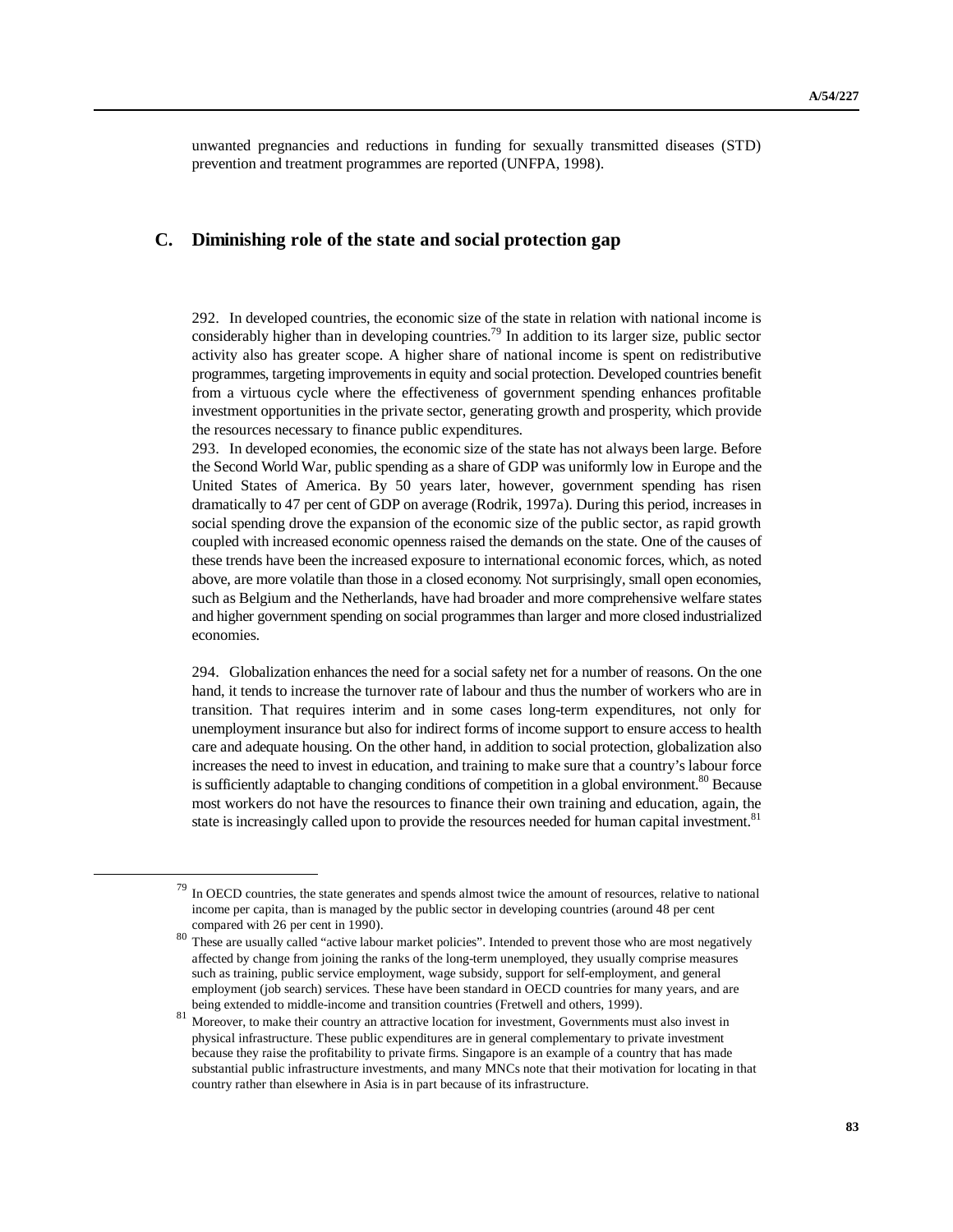unwanted pregnancies and reductions in funding for sexually transmitted diseases (STD) prevention and treatment programmes are reported (UNFPA, 1998).

## C. Diminishing role of the state and social protection gap

292. In developed countries, the economic size of the state in relation with national income is considerably higher than in developing countries.[79] In addition to its larger size, public sector activity also has greater scope. A higher share of national income is spent on redistributive programmes, targeting improvements in equity and social protection. Developed countries benefit from a virtuous cycle where the effectiveness of government spending enhances profitable investment opportunities in the private sector, generating growth and prosperity, which provide the resources necessary to finance public expenditures.

293. In developed economies, the economic size of the state has not always been large. Before the Second World War, public spending as a share of GDP was uniformly low in Europe and the United States of America. By 50 years later, however, government spending has risen dramatically to 47 per cent of GDP on average (Rodrik, 1997a). During this period, increases in social spending drove the expansion of the economic size of the public sector, as rapid growth coupled with increased economic openness raised the demands on the state. One of the causes of these trends have been the increased exposure to international economic forces, which, as noted above, are more volatile than those in a closed economy. Not surprisingly, small open economies, such as Belgium and the Netherlands, have had broader and more comprehensive welfare states and higher government spending on social programmes than larger and more closed industrialized economies.

294. Globalization enhances the need for a social safety net for a number of reasons. On the one hand, it tends to increase the turnover rate of labour and thus the number of workers who are in transition. That requires interim and in some cases long-term expenditures, not only for unemployment insurance but also for indirect forms of income support to ensure access to health care and adequate housing. On the other hand, in addition to social protection, globalization also increases the need to invest in education, and training to make sure that a country's labour force is sufficiently adaptable to changing conditions of competition in a global environment.[80] Because most workers do not have the resources to finance their own training and education, again, the state is increasingly called upon to provide the resources needed for human capital investment.[81]

[79] In OECD countries, the state generates and spends almost twice the amount of resources, relative to national income per capita, than is managed by the public sector in developing countries (around 48 per cent compared with 26 per cent in 1990).

[80] These are usually called "active labour market policies". Intended to prevent those who are most negatively affected by change from joining the ranks of the long-term unemployed, they usually comprise measures such as training, public service employment, wage subsidy, support for self-employment, and general employment (job search) services. These have been standard in OECD countries for many years, and are being extended to middle-income and transition countries (Fretwell and others, 1999).

[81] Moreover, to make their country an attractive location for investment, Governments must also invest in physical infrastructure. These public expenditures are in general complementary to private investment because they raise the profitability to private firms. Singapore is an example of a country that has made substantial public infrastructure investments, and many MNCs note that their motivation for locating in that country rather than elsewhere in Asia is in part because of its infrastructure.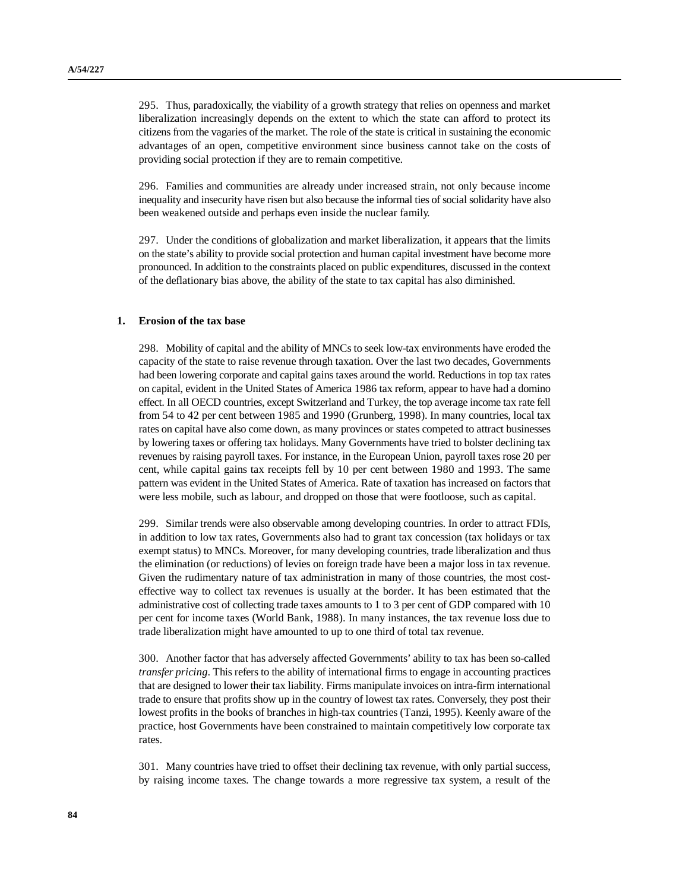295. Thus, paradoxically, the viability of a growth strategy that relies on openness and market liberalization increasingly depends on the extent to which the state can afford to protect its citizens from the vagaries of the market. The role of the state is critical in sustaining the economic advantages of an open, competitive environment since business cannot take on the costs of providing social protection if they are to remain competitive.

296. Families and communities are already under increased strain, not only because income inequality and insecurity have risen but also because the informal ties of social solidarity have also been weakened outside and perhaps even inside the nuclear family.

297. Under the conditions of globalization and market liberalization, it appears that the limits on the state's ability to provide social protection and human capital investment have become more pronounced. In addition to the constraints placed on public expenditures, discussed in the context of the deflationary bias above, the ability of the state to tax capital has also diminished.

### 1. Erosion of the tax base

298. Mobility of capital and the ability of MNCs to seek low-tax environments have eroded the capacity of the state to raise revenue through taxation. Over the last two decades, Governments had been lowering corporate and capital gains taxes around the world. Reductions in top tax rates on capital, evident in the United States of America 1986 tax reform, appear to have had a domino effect. In all OECD countries, except Switzerland and Turkey, the top average income tax rate fell from 54 to 42 per cent between 1985 and 1990 (Grunberg, 1998). In many countries, local tax rates on capital have also come down, as many provinces or states competed to attract businesses by lowering taxes or offering tax holidays. Many Governments have tried to bolster declining tax revenues by raising payroll taxes. For instance, in the European Union, payroll taxes rose 20 per cent, while capital gains tax receipts fell by 10 per cent between 1980 and 1993. The same pattern was evident in the United States of America. Rate of taxation has increased on factors that were less mobile, such as labour, and dropped on those that were footloose, such as capital.

299. Similar trends were also observable among developing countries. In order to attract FDIs, in addition to low tax rates, Governments also had to grant tax concession (tax holidays or tax exempt status) to MNCs. Moreover, for many developing countries, trade liberalization and thus the elimination (or reductions) of levies on foreign trade have been a major loss in tax revenue. Given the rudimentary nature of tax administration in many of those countries, the most cost-effective way to collect tax revenues is usually at the border. It has been estimated that the administrative cost of collecting trade taxes amounts to 1 to 3 per cent of GDP compared with 10 per cent for income taxes (World Bank, 1988). In many instances, the tax revenue loss due to trade liberalization might have amounted to up to one third of total tax revenue.

300. Another factor that has adversely affected Governments' ability to tax has been so-called *transfer pricing*. This refers to the ability of international firms to engage in accounting practices that are designed to lower their tax liability. Firms manipulate invoices on intra-firm international trade to ensure that profits show up in the country of lowest tax rates. Conversely, they post their lowest profits in the books of branches in high-tax countries (Tanzi, 1995). Keenly aware of the practice, host Governments have been constrained to maintain competitively low corporate tax rates.

301. Many countries have tried to offset their declining tax revenue, with only partial success, by raising income taxes. The change towards a more regressive tax system, a result of the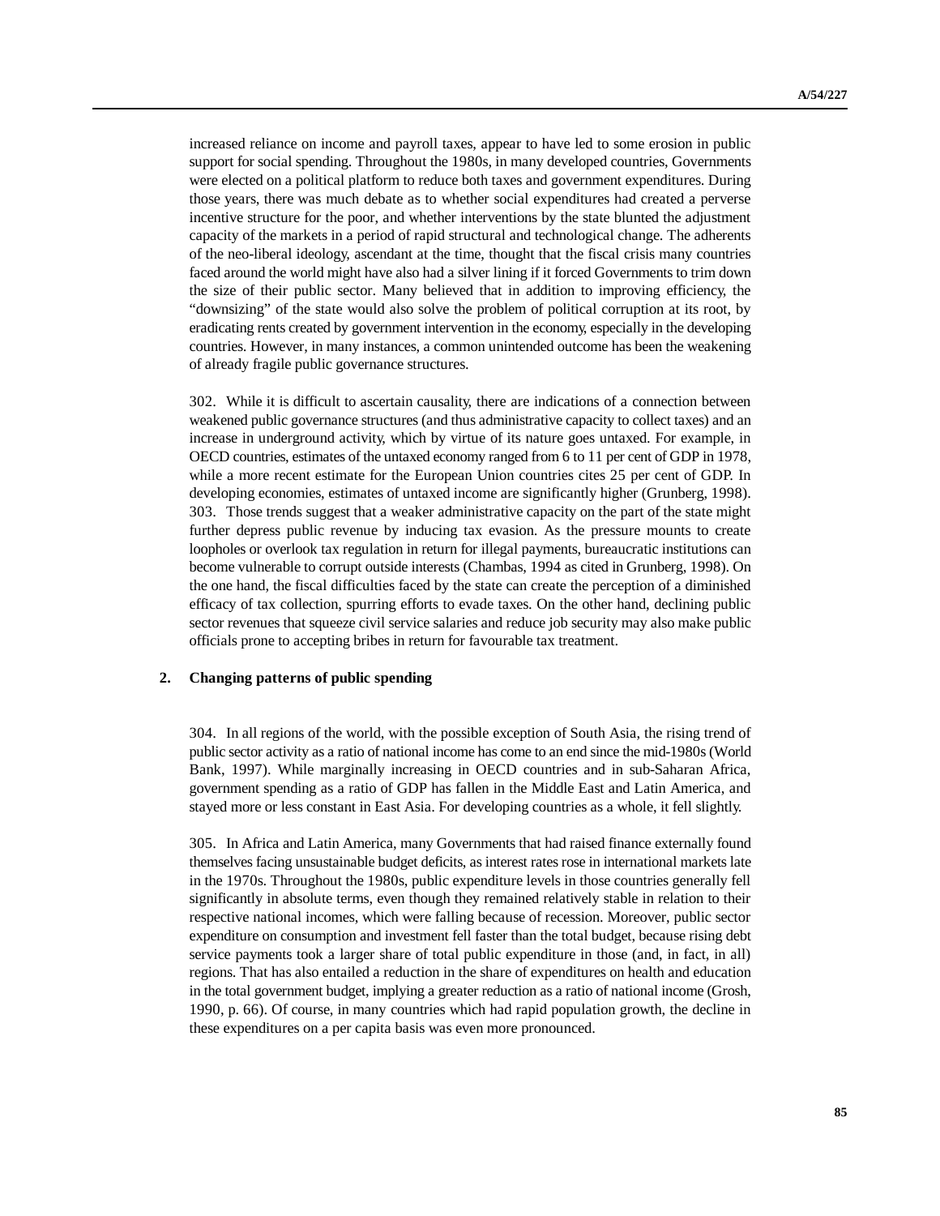increased reliance on income and payroll taxes, appear to have led to some erosion in public support for social spending. Throughout the 1980s, in many developed countries, Governments were elected on a political platform to reduce both taxes and government expenditures. During those years, there was much debate as to whether social expenditures had created a perverse incentive structure for the poor, and whether interventions by the state blunted the adjustment capacity of the markets in a period of rapid structural and technological change. The adherents of the neo-liberal ideology, ascendant at the time, thought that the fiscal crisis many countries faced around the world might have also had a silver lining if it forced Governments to trim down the size of their public sector. Many believed that in addition to improving efficiency, the "downsizing" of the state would also solve the problem of political corruption at its root, by eradicating rents created by government intervention in the economy, especially in the developing countries. However, in many instances, a common unintended outcome has been the weakening of already fragile public governance structures.

302. While it is difficult to ascertain causality, there are indications of a connection between weakened public governance structures (and thus administrative capacity to collect taxes) and an increase in underground activity, which by virtue of its nature goes untaxed. For example, in OECD countries, estimates of the untaxed economy ranged from 6 to 11 per cent of GDP in 1978, while a more recent estimate for the European Union countries cites 25 per cent of GDP. In developing economies, estimates of untaxed income are significantly higher (Grunberg, 1998).

303. Those trends suggest that a weaker administrative capacity on the part of the state might further depress public revenue by inducing tax evasion. As the pressure mounts to create loopholes or overlook tax regulation in return for illegal payments, bureaucratic institutions can become vulnerable to corrupt outside interests (Chambas, 1994 as cited in Grunberg, 1998). On the one hand, the fiscal difficulties faced by the state can create the perception of a diminished efficacy of tax collection, spurring efforts to evade taxes. On the other hand, declining public sector revenues that squeeze civil service salaries and reduce job security may also make public officials prone to accepting bribes in return for favourable tax treatment.

## 2. Changing patterns of public spending

304. In all regions of the world, with the possible exception of South Asia, the rising trend of public sector activity as a ratio of national income has come to an end since the mid-1980s (World Bank, 1997). While marginally increasing in OECD countries and in sub-Saharan Africa, government spending as a ratio of GDP has fallen in the Middle East and Latin America, and stayed more or less constant in East Asia. For developing countries as a whole, it fell slightly.

305. In Africa and Latin America, many Governments that had raised finance externally found themselves facing unsustainable budget deficits, as interest rates rose in international markets late in the 1970s. Throughout the 1980s, public expenditure levels in those countries generally fell significantly in absolute terms, even though they remained relatively stable in relation to their respective national incomes, which were falling because of recession. Moreover, public sector expenditure on consumption and investment fell faster than the total budget, because rising debt service payments took a larger share of total public expenditure in those (and, in fact, in all) regions. That has also entailed a reduction in the share of expenditures on health and education in the total government budget, implying a greater reduction as a ratio of national income (Grosh, 1990, p. 66). Of course, in many countries which had rapid population growth, the decline in these expenditures on a per capita basis was even more pronounced.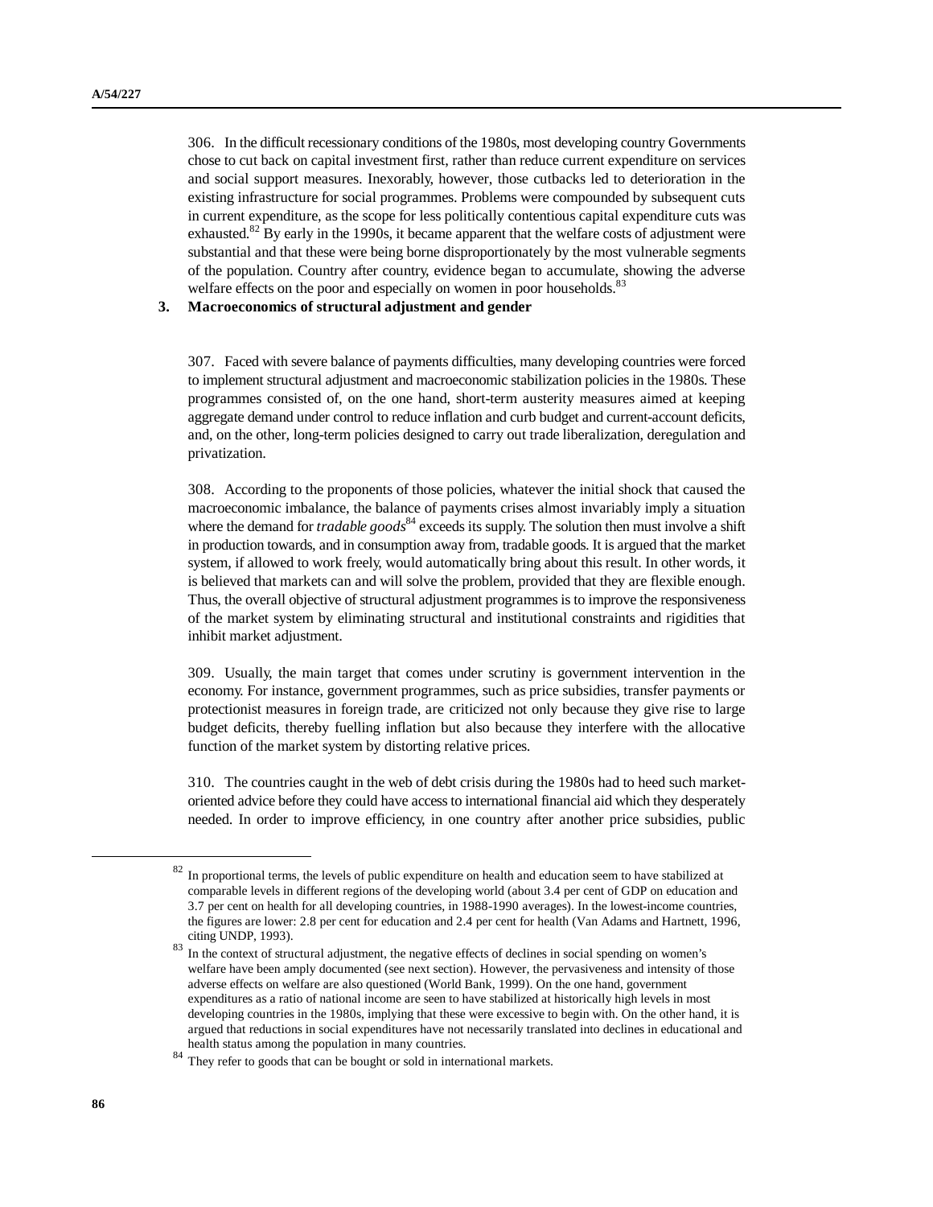306. In the difficult recessionary conditions of the 1980s, most developing country Governments chose to cut back on capital investment first, rather than reduce current expenditure on services and social support measures. Inexorably, however, those cutbacks led to deterioration in the existing infrastructure for social programmes. Problems were compounded by subsequent cuts in current expenditure, as the scope for less politically contentious capital expenditure cuts was exhausted.[82] By early in the 1990s, it became apparent that the welfare costs of adjustment were substantial and that these were being borne disproportionately by the most vulnerable segments of the population. Country after country, evidence began to accumulate, showing the adverse welfare effects on the poor and especially on women in poor households.[83]

### 3. Macroeconomics of structural adjustment and gender

307. Faced with severe balance of payments difficulties, many developing countries were forced to implement structural adjustment and macroeconomic stabilization policies in the 1980s. These programmes consisted of, on the one hand, short-term austerity measures aimed at keeping aggregate demand under control to reduce inflation and curb budget and current-account deficits, and, on the other, long-term policies designed to carry out trade liberalization, deregulation and privatization.

308. According to the proponents of those policies, whatever the initial shock that caused the macroeconomic imbalance, the balance of payments crises almost invariably imply a situation where the demand for *tradable goods*[84] exceeds its supply. The solution then must involve a shift in production towards, and in consumption away from, tradable goods. It is argued that the market system, if allowed to work freely, would automatically bring about this result. In other words, it is believed that markets can and will solve the problem, provided that they are flexible enough. Thus, the overall objective of structural adjustment programmes is to improve the responsiveness of the market system by eliminating structural and institutional constraints and rigidities that inhibit market adjustment.

309. Usually, the main target that comes under scrutiny is government intervention in the economy. For instance, government programmes, such as price subsidies, transfer payments or protectionist measures in foreign trade, are criticized not only because they give rise to large budget deficits, thereby fuelling inflation but also because they interfere with the allocative function of the market system by distorting relative prices.

310. The countries caught in the web of debt crisis during the 1980s had to heed such market-oriented advice before they could have access to international financial aid which they desperately needed. In order to improve efficiency, in one country after another price subsidies, public

---

[82] In proportional terms, the levels of public expenditure on health and education seem to have stabilized at comparable levels in different regions of the developing world (about 3.4 per cent of GDP on education and 3.7 per cent on health for all developing countries, in 1988-1990 averages). In the lowest-income countries, the figures are lower: 2.8 per cent for education and 2.4 per cent for health (Van Adams and Hartnett, 1996, citing UNDP, 1993).

[83] In the context of structural adjustment, the negative effects of declines in social spending on women's welfare have been amply documented (see next section). However, the pervasiveness and intensity of those adverse effects on welfare are also questioned (World Bank, 1999). On the one hand, government expenditures as a ratio of national income are seen to have stabilized at historically high levels in most developing countries in the 1980s, implying that these were excessive to begin with. On the other hand, it is argued that reductions in social expenditures have not necessarily translated into declines in educational and health status among the population in many countries.

[84] They refer to goods that can be bought or sold in international markets.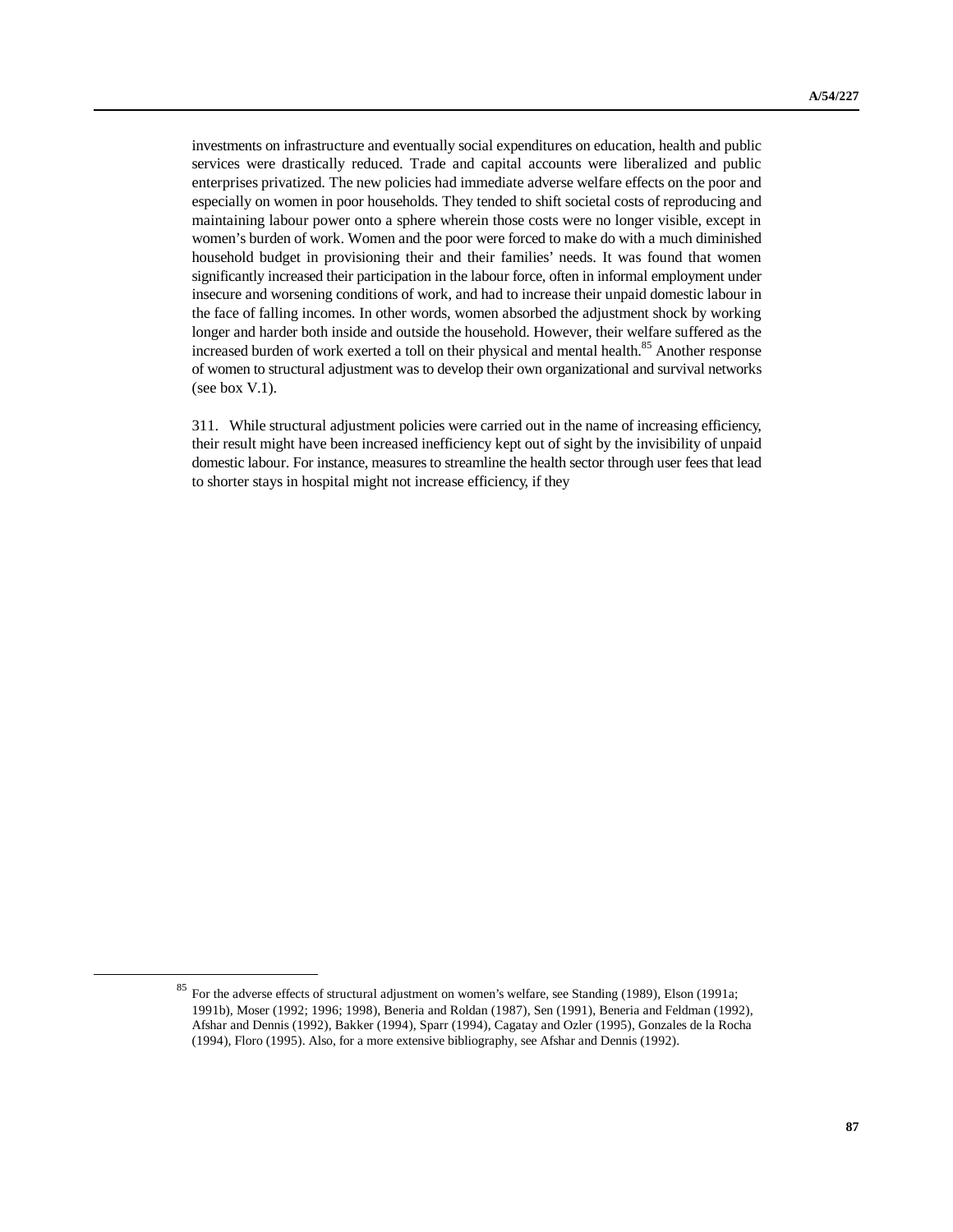investments on infrastructure and eventually social expenditures on education, health and public services were drastically reduced. Trade and capital accounts were liberalized and public enterprises privatized. The new policies had immediate adverse welfare effects on the poor and especially on women in poor households. They tended to shift societal costs of reproducing and maintaining labour power onto a sphere wherein those costs were no longer visible, except in women's burden of work. Women and the poor were forced to make do with a much diminished household budget in provisioning their and their families' needs. It was found that women significantly increased their participation in the labour force, often in informal employment under insecure and worsening conditions of work, and had to increase their unpaid domestic labour in the face of falling incomes. In other words, women absorbed the adjustment shock by working longer and harder both inside and outside the household. However, their welfare suffered as the increased burden of work exerted a toll on their physical and mental health.[85] Another response of women to structural adjustment was to develop their own organizational and survival networks (see box V.1).

311. While structural adjustment policies were carried out in the name of increasing efficiency, their result might have been increased inefficiency kept out of sight by the invisibility of unpaid domestic labour. For instance, measures to streamline the health sector through user fees that lead to shorter stays in hospital might not increase efficiency, if they

---

[85] For the adverse effects of structural adjustment on women's welfare, see Standing (1989), Elson (1991a; 1991b), Moser (1992; 1996; 1998), Beneria and Roldan (1987), Sen (1991), Beneria and Feldman (1992), Afshar and Dennis (1992), Bakker (1994), Sparr (1994), Cagatay and Ozler (1995), Gonzales de la Rocha (1994), Floro (1995). Also, for a more extensive bibliography, see Afshar and Dennis (1992).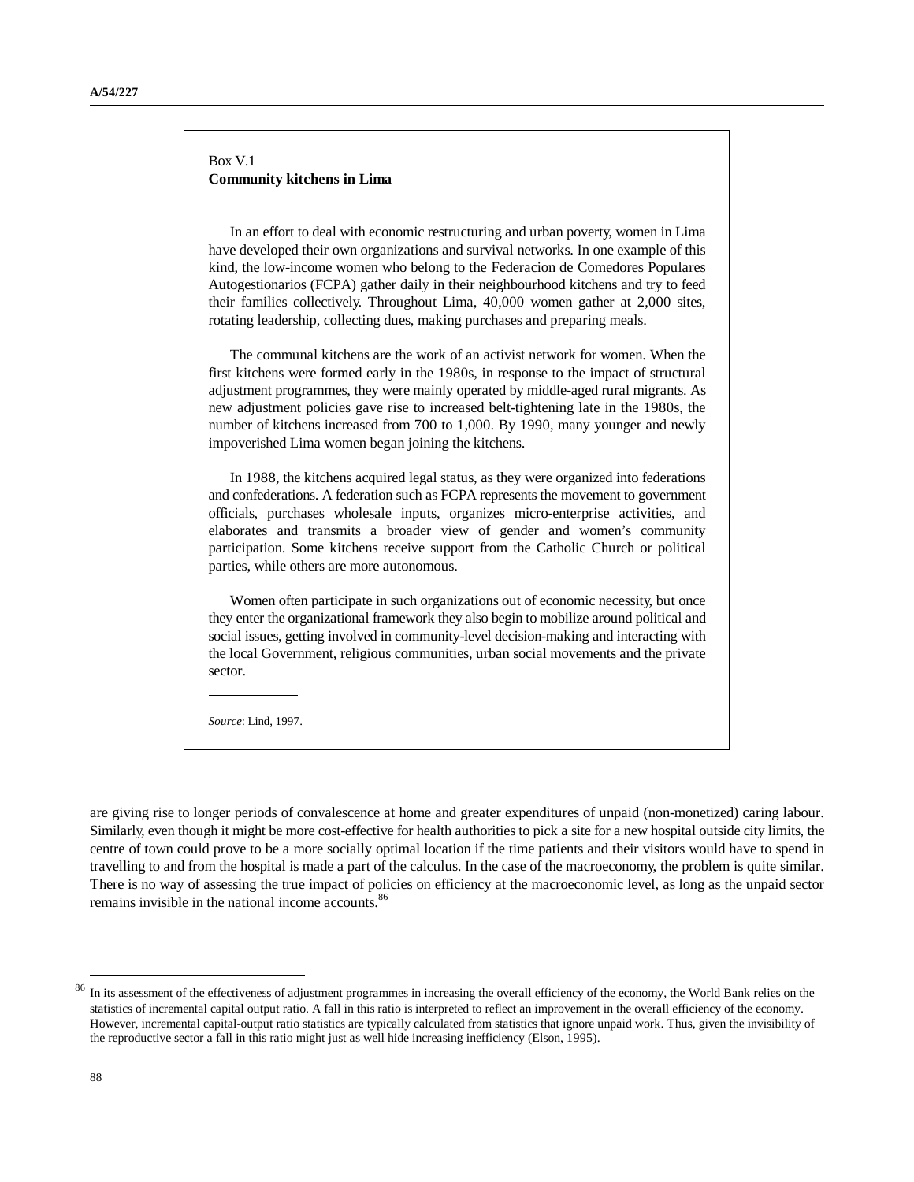Box V.1
**Community kitchens in Lima**

In an effort to deal with economic restructuring and urban poverty, women in Lima have developed their own organizations and survival networks. In one example of this kind, the low-income women who belong to the Federacion de Comedores Populares Autogestionarios (FCPA) gather daily in their neighbourhood kitchens and try to feed their families collectively. Throughout Lima, 40,000 women gather at 2,000 sites, rotating leadership, collecting dues, making purchases and preparing meals.

The communal kitchens are the work of an activist network for women. When the first kitchens were formed early in the 1980s, in response to the impact of structural adjustment programmes, they were mainly operated by middle-aged rural migrants. As new adjustment policies gave rise to increased belt-tightening late in the 1980s, the number of kitchens increased from 700 to 1,000. By 1990, many younger and newly impoverished Lima women began joining the kitchens.

In 1988, the kitchens acquired legal status, as they were organized into federations and confederations. A federation such as FCPA represents the movement to government officials, purchases wholesale inputs, organizes micro-enterprise activities, and elaborates and transmits a broader view of gender and women's community participation. Some kitchens receive support from the Catholic Church or political parties, while others are more autonomous.

Women often participate in such organizations out of economic necessity, but once they enter the organizational framework they also begin to mobilize around political and social issues, getting involved in community-level decision-making and interacting with the local Government, religious communities, urban social movements and the private sector.

*Source*: Lind, 1997.

are giving rise to longer periods of convalescence at home and greater expenditures of unpaid (non-monetized) caring labour. Similarly, even though it might be more cost-effective for health authorities to pick a site for a new hospital outside city limits, the centre of town could prove to be a more socially optimal location if the time patients and their visitors would have to spend in travelling to and from the hospital is made a part of the calculus. In the case of the macroeconomy, the problem is quite similar. There is no way of assessing the true impact of policies on efficiency at the macroeconomic level, as long as the unpaid sector remains invisible in the national income accounts.[86]

[86] In its assessment of the effectiveness of adjustment programmes in increasing the overall efficiency of the economy, the World Bank relies on the statistics of incremental capital output ratio. A fall in this ratio is interpreted to reflect an improvement in the overall efficiency of the economy. However, incremental capital-output ratio statistics are typically calculated from statistics that ignore unpaid work. Thus, given the invisibility of the reproductive sector a fall in this ratio might just as well hide increasing inefficiency (Elson, 1995).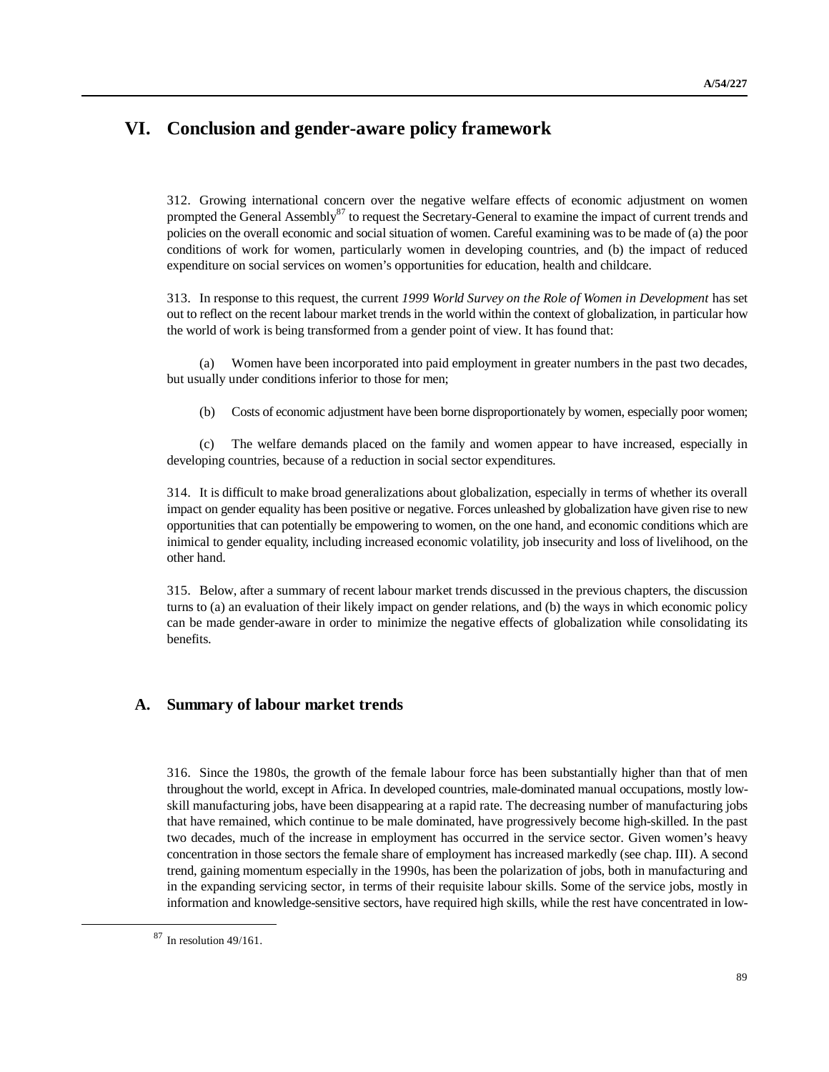# VI. Conclusion and gender-aware policy framework

312. Growing international concern over the negative welfare effects of economic adjustment on women prompted the General Assembly[87] to request the Secretary-General to examine the impact of current trends and policies on the overall economic and social situation of women. Careful examining was to be made of (a) the poor conditions of work for women, particularly women in developing countries, and (b) the impact of reduced expenditure on social services on women's opportunities for education, health and childcare.

313. In response to this request, the current *1999 World Survey on the Role of Women in Development* has set out to reflect on the recent labour market trends in the world within the context of globalization, in particular how the world of work is being transformed from a gender point of view. It has found that:

(a) Women have been incorporated into paid employment in greater numbers in the past two decades, but usually under conditions inferior to those for men;

(b) Costs of economic adjustment have been borne disproportionately by women, especially poor women;

(c) The welfare demands placed on the family and women appear to have increased, especially in developing countries, because of a reduction in social sector expenditures.

314. It is difficult to make broad generalizations about globalization, especially in terms of whether its overall impact on gender equality has been positive or negative. Forces unleashed by globalization have given rise to new opportunities that can potentially be empowering to women, on the one hand, and economic conditions which are inimical to gender equality, including increased economic volatility, job insecurity and loss of livelihood, on the other hand.

315. Below, after a summary of recent labour market trends discussed in the previous chapters, the discussion turns to (a) an evaluation of their likely impact on gender relations, and (b) the ways in which economic policy can be made gender-aware in order to minimize the negative effects of globalization while consolidating its benefits.

## A. Summary of labour market trends

316. Since the 1980s, the growth of the female labour force has been substantially higher than that of men throughout the world, except in Africa. In developed countries, male-dominated manual occupations, mostly low-skill manufacturing jobs, have been disappearing at a rapid rate. The decreasing number of manufacturing jobs that have remained, which continue to be male dominated, have progressively become high-skilled. In the past two decades, much of the increase in employment has occurred in the service sector. Given women's heavy concentration in those sectors the female share of employment has increased markedly (see chap. III). A second trend, gaining momentum especially in the 1990s, has been the polarization of jobs, both in manufacturing and in the expanding servicing sector, in terms of their requisite labour skills. Some of the service jobs, mostly in information and knowledge-sensitive sectors, have required high skills, while the rest have concentrated in low-

[87] In resolution 49/161.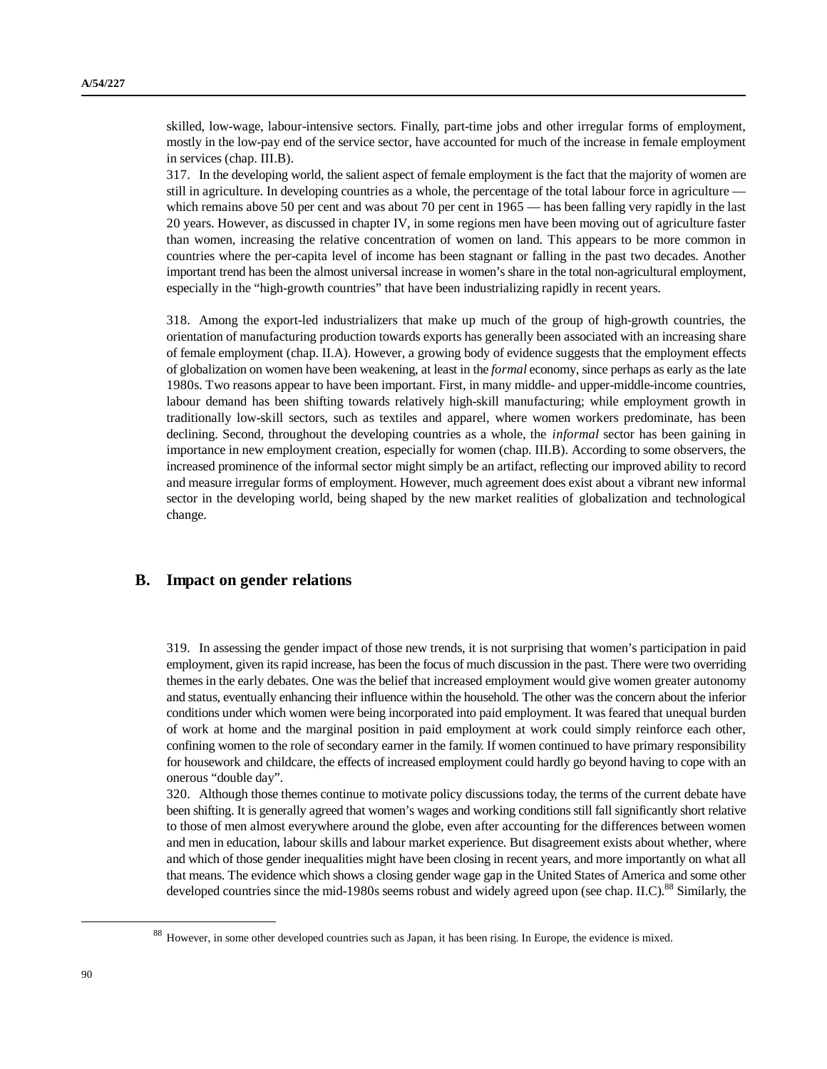skilled, low-wage, labour-intensive sectors. Finally, part-time jobs and other irregular forms of employment, mostly in the low-pay end of the service sector, have accounted for much of the increase in female employment in services (chap. III.B).

317. In the developing world, the salient aspect of female employment is the fact that the majority of women are still in agriculture. In developing countries as a whole, the percentage of the total labour force in agriculture — which remains above 50 per cent and was about 70 per cent in 1965 — has been falling very rapidly in the last 20 years. However, as discussed in chapter IV, in some regions men have been moving out of agriculture faster than women, increasing the relative concentration of women on land. This appears to be more common in countries where the per-capita level of income has been stagnant or falling in the past two decades. Another important trend has been the almost universal increase in women's share in the total non-agricultural employment, especially in the "high-growth countries" that have been industrializing rapidly in recent years.

318. Among the export-led industrializers that make up much of the group of high-growth countries, the orientation of manufacturing production towards exports has generally been associated with an increasing share of female employment (chap. II.A). However, a growing body of evidence suggests that the employment effects of globalization on women have been weakening, at least in the *formal* economy, since perhaps as early as the late 1980s. Two reasons appear to have been important. First, in many middle- and upper-middle-income countries, labour demand has been shifting towards relatively high-skill manufacturing; while employment growth in traditionally low-skill sectors, such as textiles and apparel, where women workers predominate, has been declining. Second, throughout the developing countries as a whole, the *informal* sector has been gaining in importance in new employment creation, especially for women (chap. III.B). According to some observers, the increased prominence of the informal sector might simply be an artifact, reflecting our improved ability to record and measure irregular forms of employment. However, much agreement does exist about a vibrant new informal sector in the developing world, being shaped by the new market realities of globalization and technological change.

## B. Impact on gender relations

319. In assessing the gender impact of those new trends, it is not surprising that women's participation in paid employment, given its rapid increase, has been the focus of much discussion in the past. There were two overriding themes in the early debates. One was the belief that increased employment would give women greater autonomy and status, eventually enhancing their influence within the household. The other was the concern about the inferior conditions under which women were being incorporated into paid employment. It was feared that unequal burden of work at home and the marginal position in paid employment at work could simply reinforce each other, confining women to the role of secondary earner in the family. If women continued to have primary responsibility for housework and childcare, the effects of increased employment could hardly go beyond having to cope with an onerous "double day".

320. Although those themes continue to motivate policy discussions today, the terms of the current debate have been shifting. It is generally agreed that women's wages and working conditions still fall significantly short relative to those of men almost everywhere around the globe, even after accounting for the differences between women and men in education, labour skills and labour market experience. But disagreement exists about whether, where and which of those gender inequalities might have been closing in recent years, and more importantly on what all that means. The evidence which shows a closing gender wage gap in the United States of America and some other developed countries since the mid-1980s seems robust and widely agreed upon (see chap. II.C).[88] Similarly, the

[88] However, in some other developed countries such as Japan, it has been rising. In Europe, the evidence is mixed.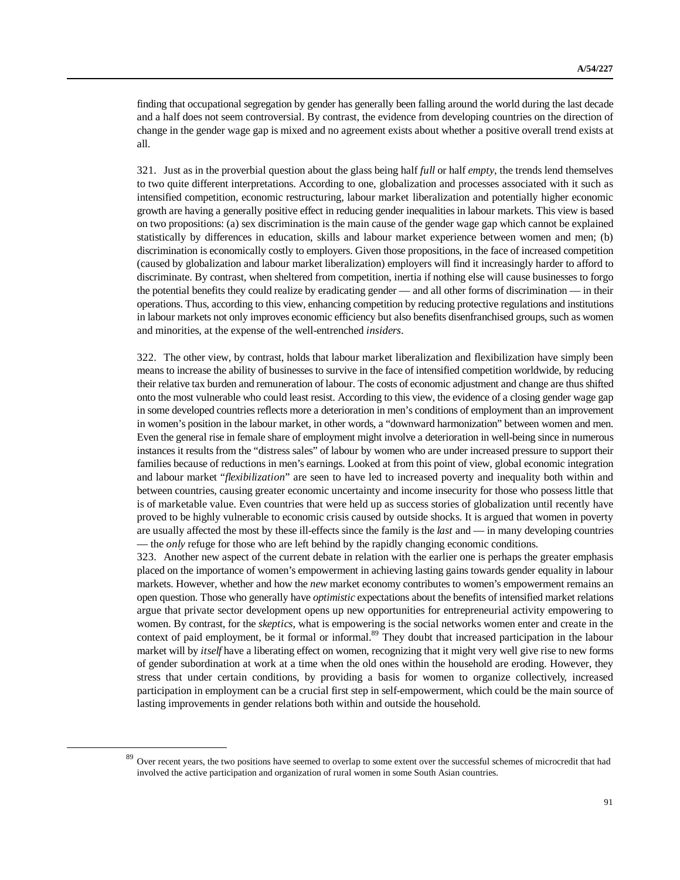finding that occupational segregation by gender has generally been falling around the world during the last decade and a half does not seem controversial. By contrast, the evidence from developing countries on the direction of change in the gender wage gap is mixed and no agreement exists about whether a positive overall trend exists at all.

321. Just as in the proverbial question about the glass being half *full* or half *empty*, the trends lend themselves to two quite different interpretations. According to one, globalization and processes associated with it such as intensified competition, economic restructuring, labour market liberalization and potentially higher economic growth are having a generally positive effect in reducing gender inequalities in labour markets. This view is based on two propositions: (a) sex discrimination is the main cause of the gender wage gap which cannot be explained statistically by differences in education, skills and labour market experience between women and men; (b) discrimination is economically costly to employers. Given those propositions, in the face of increased competition (caused by globalization and labour market liberalization) employers will find it increasingly harder to afford to discriminate. By contrast, when sheltered from competition, inertia if nothing else will cause businesses to forgo the potential benefits they could realize by eradicating gender — and all other forms of discrimination — in their operations. Thus, according to this view, enhancing competition by reducing protective regulations and institutions in labour markets not only improves economic efficiency but also benefits disenfranchised groups, such as women and minorities, at the expense of the well-entrenched *insiders*.

322. The other view, by contrast, holds that labour market liberalization and flexibilization have simply been means to increase the ability of businesses to survive in the face of intensified competition worldwide, by reducing their relative tax burden and remuneration of labour. The costs of economic adjustment and change are thus shifted onto the most vulnerable who could least resist. According to this view, the evidence of a closing gender wage gap in some developed countries reflects more a deterioration in men's conditions of employment than an improvement in women's position in the labour market, in other words, a "downward harmonization" between women and men. Even the general rise in female share of employment might involve a deterioration in well-being since in numerous instances it results from the "distress sales" of labour by women who are under increased pressure to support their families because of reductions in men's earnings. Looked at from this point of view, global economic integration and labour market "*flexibilization*" are seen to have led to increased poverty and inequality both within and between countries, causing greater economic uncertainty and income insecurity for those who possess little that is of marketable value. Even countries that were held up as success stories of globalization until recently have proved to be highly vulnerable to economic crisis caused by outside shocks. It is argued that women in poverty are usually affected the most by these ill-effects since the family is the *last* and — in many developing countries — the *only* refuge for those who are left behind by the rapidly changing economic conditions.

323. Another new aspect of the current debate in relation with the earlier one is perhaps the greater emphasis placed on the importance of women's empowerment in achieving lasting gains towards gender equality in labour markets. However, whether and how the *new* market economy contributes to women's empowerment remains an open question. Those who generally have *optimistic* expectations about the benefits of intensified market relations argue that private sector development opens up new opportunities for entrepreneurial activity empowering to women. By contrast, for the *skeptics*, what is empowering is the social networks women enter and create in the context of paid employment, be it formal or informal.[89] They doubt that increased participation in the labour market will by *itself* have a liberating effect on women, recognizing that it might very well give rise to new forms of gender subordination at work at a time when the old ones within the household are eroding. However, they stress that under certain conditions, by providing a basis for women to organize collectively, increased participation in employment can be a crucial first step in self-empowerment, which could be the main source of lasting improvements in gender relations both within and outside the household.

---

[89] Over recent years, the two positions have seemed to overlap to some extent over the successful schemes of microcredit that had involved the active participation and organization of rural women in some South Asian countries.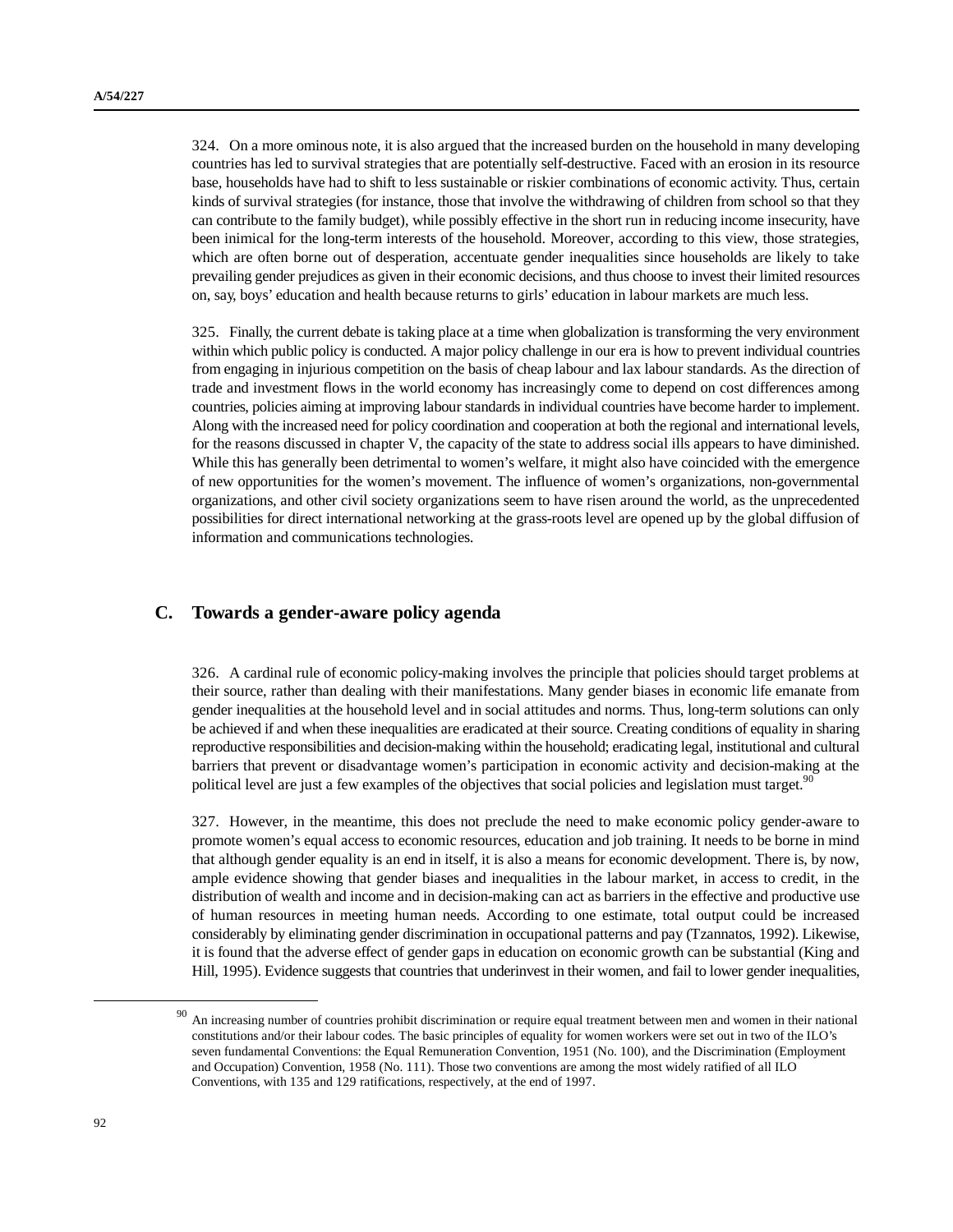324. On a more ominous note, it is also argued that the increased burden on the household in many developing countries has led to survival strategies that are potentially self-destructive. Faced with an erosion in its resource base, households have had to shift to less sustainable or riskier combinations of economic activity. Thus, certain kinds of survival strategies (for instance, those that involve the withdrawing of children from school so that they can contribute to the family budget), while possibly effective in the short run in reducing income insecurity, have been inimical for the long-term interests of the household. Moreover, according to this view, those strategies, which are often borne out of desperation, accentuate gender inequalities since households are likely to take prevailing gender prejudices as given in their economic decisions, and thus choose to invest their limited resources on, say, boys' education and health because returns to girls' education in labour markets are much less.

325. Finally, the current debate is taking place at a time when globalization is transforming the very environment within which public policy is conducted. A major policy challenge in our era is how to prevent individual countries from engaging in injurious competition on the basis of cheap labour and lax labour standards. As the direction of trade and investment flows in the world economy has increasingly come to depend on cost differences among countries, policies aiming at improving labour standards in individual countries have become harder to implement. Along with the increased need for policy coordination and cooperation at both the regional and international levels, for the reasons discussed in chapter V, the capacity of the state to address social ills appears to have diminished. While this has generally been detrimental to women's welfare, it might also have coincided with the emergence of new opportunities for the women's movement. The influence of women's organizations, non-governmental organizations, and other civil society organizations seem to have risen around the world, as the unprecedented possibilities for direct international networking at the grass-roots level are opened up by the global diffusion of information and communications technologies.

## C. Towards a gender-aware policy agenda

326. A cardinal rule of economic policy-making involves the principle that policies should target problems at their source, rather than dealing with their manifestations. Many gender biases in economic life emanate from gender inequalities at the household level and in social attitudes and norms. Thus, long-term solutions can only be achieved if and when these inequalities are eradicated at their source. Creating conditions of equality in sharing reproductive responsibilities and decision-making within the household; eradicating legal, institutional and cultural barriers that prevent or disadvantage women's participation in economic activity and decision-making at the political level are just a few examples of the objectives that social policies and legislation must target.[90]

327. However, in the meantime, this does not preclude the need to make economic policy gender-aware to promote women's equal access to economic resources, education and job training. It needs to be borne in mind that although gender equality is an end in itself, it is also a means for economic development. There is, by now, ample evidence showing that gender biases and inequalities in the labour market, in access to credit, in the distribution of wealth and income and in decision-making can act as barriers in the effective and productive use of human resources in meeting human needs. According to one estimate, total output could be increased considerably by eliminating gender discrimination in occupational patterns and pay (Tzannatos, 1992). Likewise, it is found that the adverse effect of gender gaps in education on economic growth can be substantial (King and Hill, 1995). Evidence suggests that countries that underinvest in their women, and fail to lower gender inequalities,

---

[90] An increasing number of countries prohibit discrimination or require equal treatment between men and women in their national constitutions and/or their labour codes. The basic principles of equality for women workers were set out in two of the ILO's seven fundamental Conventions: the Equal Remuneration Convention, 1951 (No. 100), and the Discrimination (Employment and Occupation) Convention, 1958 (No. 111). Those two conventions are among the most widely ratified of all ILO Conventions, with 135 and 129 ratifications, respectively, at the end of 1997.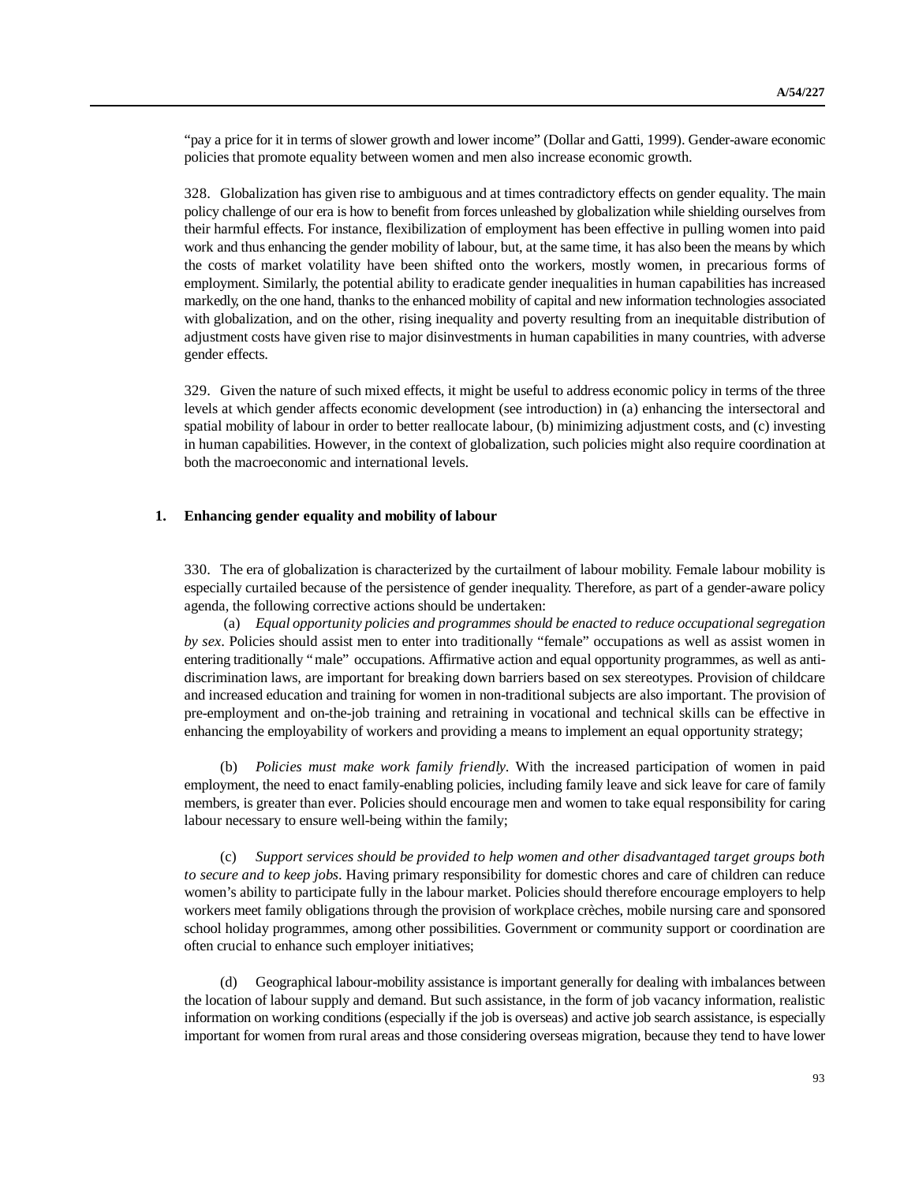"pay a price for it in terms of slower growth and lower income" (Dollar and Gatti, 1999). Gender-aware economic policies that promote equality between women and men also increase economic growth.

328. Globalization has given rise to ambiguous and at times contradictory effects on gender equality. The main policy challenge of our era is how to benefit from forces unleashed by globalization while shielding ourselves from their harmful effects. For instance, flexibilization of employment has been effective in pulling women into paid work and thus enhancing the gender mobility of labour, but, at the same time, it has also been the means by which the costs of market volatility have been shifted onto the workers, mostly women, in precarious forms of employment. Similarly, the potential ability to eradicate gender inequalities in human capabilities has increased markedly, on the one hand, thanks to the enhanced mobility of capital and new information technologies associated with globalization, and on the other, rising inequality and poverty resulting from an inequitable distribution of adjustment costs have given rise to major disinvestments in human capabilities in many countries, with adverse gender effects.

329. Given the nature of such mixed effects, it might be useful to address economic policy in terms of the three levels at which gender affects economic development (see introduction) in (a) enhancing the intersectoral and spatial mobility of labour in order to better reallocate labour, (b) minimizing adjustment costs, and (c) investing in human capabilities. However, in the context of globalization, such policies might also require coordination at both the macroeconomic and international levels.

## 1. Enhancing gender equality and mobility of labour

330. The era of globalization is characterized by the curtailment of labour mobility. Female labour mobility is especially curtailed because of the persistence of gender inequality. Therefore, as part of a gender-aware policy agenda, the following corrective actions should be undertaken:

(a) *Equal opportunity policies and programmes should be enacted to reduce occupational segregation by sex*. Policies should assist men to enter into traditionally "female" occupations as well as assist women in entering traditionally "male" occupations. Affirmative action and equal opportunity programmes, as well as anti-discrimination laws, are important for breaking down barriers based on sex stereotypes. Provision of childcare and increased education and training for women in non-traditional subjects are also important. The provision of pre-employment and on-the-job training and retraining in vocational and technical skills can be effective in enhancing the employability of workers and providing a means to implement an equal opportunity strategy;

(b) *Policies must make work family friendly*. With the increased participation of women in paid employment, the need to enact family-enabling policies, including family leave and sick leave for care of family members, is greater than ever. Policies should encourage men and women to take equal responsibility for caring labour necessary to ensure well-being within the family;

(c) *Support services should be provided to help women and other disadvantaged target groups both to secure and to keep jobs*. Having primary responsibility for domestic chores and care of children can reduce women's ability to participate fully in the labour market. Policies should therefore encourage employers to help workers meet family obligations through the provision of workplace crèches, mobile nursing care and sponsored school holiday programmes, among other possibilities. Government or community support or coordination are often crucial to enhance such employer initiatives;

(d) Geographical labour-mobility assistance is important generally for dealing with imbalances between the location of labour supply and demand. But such assistance, in the form of job vacancy information, realistic information on working conditions (especially if the job is overseas) and active job search assistance, is especially important for women from rural areas and those considering overseas migration, because they tend to have lower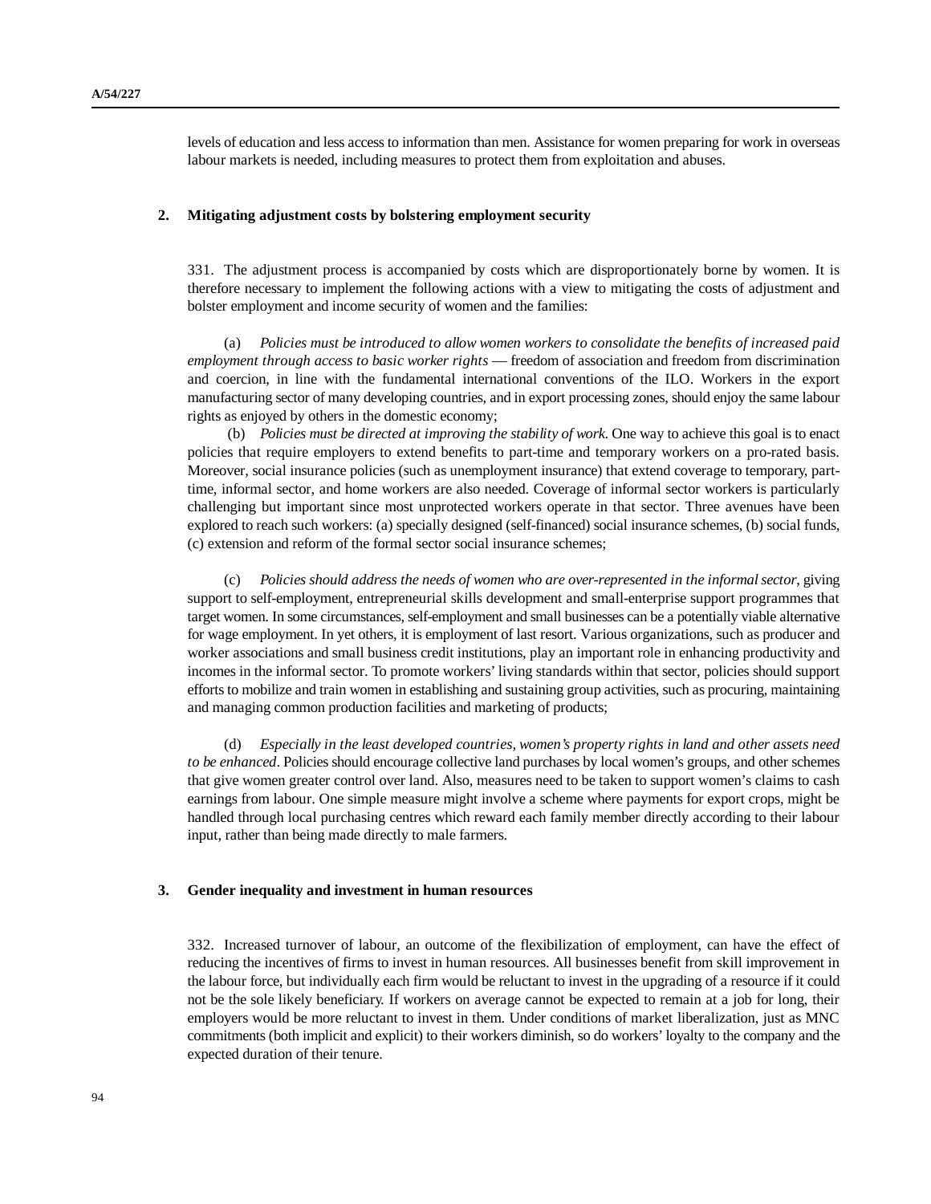levels of education and less access to information than men. Assistance for women preparing for work in overseas labour markets is needed, including measures to protect them from exploitation and abuses.

### 2. Mitigating adjustment costs by bolstering employment security

331. The adjustment process is accompanied by costs which are disproportionately borne by women. It is therefore necessary to implement the following actions with a view to mitigating the costs of adjustment and bolster employment and income security of women and the families:

(a) *Policies must be introduced to allow women workers to consolidate the benefits of increased paid employment through access to basic worker rights* — freedom of association and freedom from discrimination and coercion, in line with the fundamental international conventions of the ILO. Workers in the export manufacturing sector of many developing countries, and in export processing zones, should enjoy the same labour rights as enjoyed by others in the domestic economy;

(b) *Policies must be directed at improving the stability of work*. One way to achieve this goal is to enact policies that require employers to extend benefits to part-time and temporary workers on a pro-rated basis. Moreover, social insurance policies (such as unemployment insurance) that extend coverage to temporary, part-time, informal sector, and home workers are also needed. Coverage of informal sector workers is particularly challenging but important since most unprotected workers operate in that sector. Three avenues have been explored to reach such workers: (a) specially designed (self-financed) social insurance schemes, (b) social funds, (c) extension and reform of the formal sector social insurance schemes;

(c) *Policies should address the needs of women who are over-represented in the informal sector*, giving support to self-employment, entrepreneurial skills development and small-enterprise support programmes that target women. In some circumstances, self-employment and small businesses can be a potentially viable alternative for wage employment. In yet others, it is employment of last resort. Various organizations, such as producer and worker associations and small business credit institutions, play an important role in enhancing productivity and incomes in the informal sector. To promote workers' living standards within that sector, policies should support efforts to mobilize and train women in establishing and sustaining group activities, such as procuring, maintaining and managing common production facilities and marketing of products;

(d) *Especially in the least developed countries, women's property rights in land and other assets need to be enhanced*. Policies should encourage collective land purchases by local women's groups, and other schemes that give women greater control over land. Also, measures need to be taken to support women's claims to cash earnings from labour. One simple measure might involve a scheme where payments for export crops, might be handled through local purchasing centres which reward each family member directly according to their labour input, rather than being made directly to male farmers.

### 3. Gender inequality and investment in human resources

332. Increased turnover of labour, an outcome of the flexibilization of employment, can have the effect of reducing the incentives of firms to invest in human resources. All businesses benefit from skill improvement in the labour force, but individually each firm would be reluctant to invest in the upgrading of a resource if it could not be the sole likely beneficiary. If workers on average cannot be expected to remain at a job for long, their employers would be more reluctant to invest in them. Under conditions of market liberalization, just as MNC commitments (both implicit and explicit) to their workers diminish, so do workers' loyalty to the company and the expected duration of their tenure.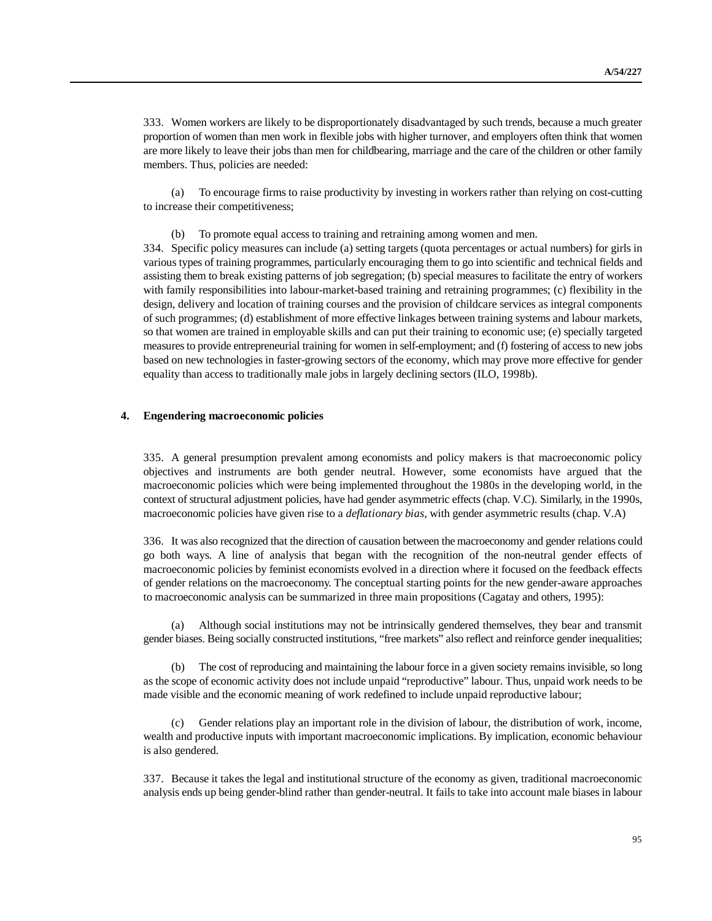333. Women workers are likely to be disproportionately disadvantaged by such trends, because a much greater proportion of women than men work in flexible jobs with higher turnover, and employers often think that women are more likely to leave their jobs than men for childbearing, marriage and the care of the children or other family members. Thus, policies are needed:

(a) To encourage firms to raise productivity by investing in workers rather than relying on cost-cutting to increase their competitiveness;

(b) To promote equal access to training and retraining among women and men.

334. Specific policy measures can include (a) setting targets (quota percentages or actual numbers) for girls in various types of training programmes, particularly encouraging them to go into scientific and technical fields and assisting them to break existing patterns of job segregation; (b) special measures to facilitate the entry of workers with family responsibilities into labour-market-based training and retraining programmes; (c) flexibility in the design, delivery and location of training courses and the provision of childcare services as integral components of such programmes; (d) establishment of more effective linkages between training systems and labour markets, so that women are trained in employable skills and can put their training to economic use; (e) specially targeted measures to provide entrepreneurial training for women in self-employment; and (f) fostering of access to new jobs based on new technologies in faster-growing sectors of the economy, which may prove more effective for gender equality than access to traditionally male jobs in largely declining sectors (ILO, 1998b).

### 4. Engendering macroeconomic policies

335. A general presumption prevalent among economists and policy makers is that macroeconomic policy objectives and instruments are both gender neutral. However, some economists have argued that the macroeconomic policies which were being implemented throughout the 1980s in the developing world, in the context of structural adjustment policies, have had gender asymmetric effects (chap. V.C). Similarly, in the 1990s, macroeconomic policies have given rise to a *deflationary bias*, with gender asymmetric results (chap. V.A)

336. It was also recognized that the direction of causation between the macroeconomy and gender relations could go both ways. A line of analysis that began with the recognition of the non-neutral gender effects of macroeconomic policies by feminist economists evolved in a direction where it focused on the feedback effects of gender relations on the macroeconomy. The conceptual starting points for the new gender-aware approaches to macroeconomic analysis can be summarized in three main propositions (Cagatay and others, 1995):

(a) Although social institutions may not be intrinsically gendered themselves, they bear and transmit gender biases. Being socially constructed institutions, "free markets" also reflect and reinforce gender inequalities;

(b) The cost of reproducing and maintaining the labour force in a given society remains invisible, so long as the scope of economic activity does not include unpaid "reproductive" labour. Thus, unpaid work needs to be made visible and the economic meaning of work redefined to include unpaid reproductive labour;

(c) Gender relations play an important role in the division of labour, the distribution of work, income, wealth and productive inputs with important macroeconomic implications. By implication, economic behaviour is also gendered.

337. Because it takes the legal and institutional structure of the economy as given, traditional macroeconomic analysis ends up being gender-blind rather than gender-neutral. It fails to take into account male biases in labour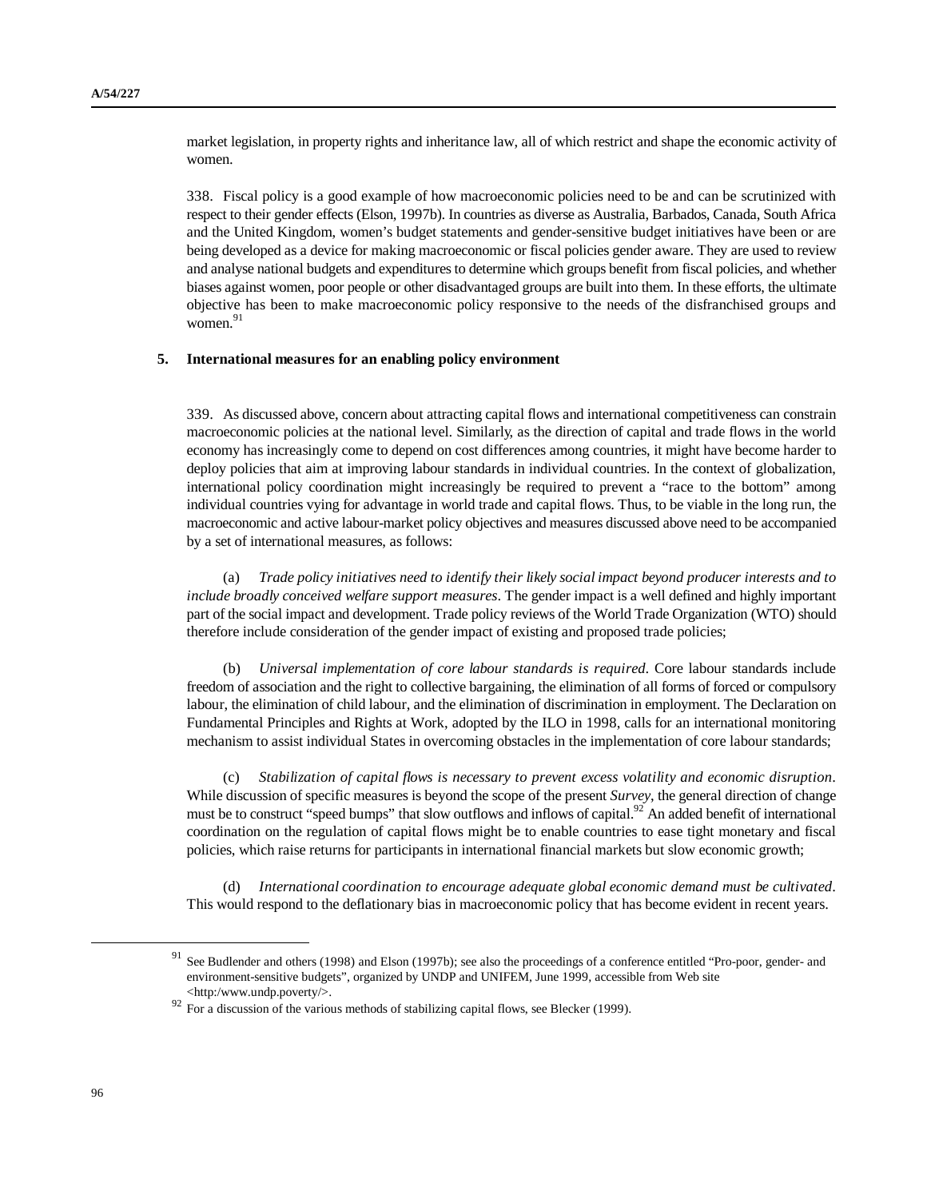market legislation, in property rights and inheritance law, all of which restrict and shape the economic activity of women.

338. Fiscal policy is a good example of how macroeconomic policies need to be and can be scrutinized with respect to their gender effects (Elson, 1997b). In countries as diverse as Australia, Barbados, Canada, South Africa and the United Kingdom, women's budget statements and gender-sensitive budget initiatives have been or are being developed as a device for making macroeconomic or fiscal policies gender aware. They are used to review and analyse national budgets and expenditures to determine which groups benefit from fiscal policies, and whether biases against women, poor people or other disadvantaged groups are built into them. In these efforts, the ultimate objective has been to make macroeconomic policy responsive to the needs of the disfranchised groups and women.[91]

### 5. International measures for an enabling policy environment

339. As discussed above, concern about attracting capital flows and international competitiveness can constrain macroeconomic policies at the national level. Similarly, as the direction of capital and trade flows in the world economy has increasingly come to depend on cost differences among countries, it might have become harder to deploy policies that aim at improving labour standards in individual countries. In the context of globalization, international policy coordination might increasingly be required to prevent a "race to the bottom" among individual countries vying for advantage in world trade and capital flows. Thus, to be viable in the long run, the macroeconomic and active labour-market policy objectives and measures discussed above need to be accompanied by a set of international measures, as follows:

(a) *Trade policy initiatives need to identify their likely social impact beyond producer interests and to include broadly conceived welfare support measures*. The gender impact is a well defined and highly important part of the social impact and development. Trade policy reviews of the World Trade Organization (WTO) should therefore include consideration of the gender impact of existing and proposed trade policies;

(b) *Universal implementation of core labour standards is required*. Core labour standards include freedom of association and the right to collective bargaining, the elimination of all forms of forced or compulsory labour, the elimination of child labour, and the elimination of discrimination in employment. The Declaration on Fundamental Principles and Rights at Work, adopted by the ILO in 1998, calls for an international monitoring mechanism to assist individual States in overcoming obstacles in the implementation of core labour standards;

(c) *Stabilization of capital flows is necessary to prevent excess volatility and economic disruption*. While discussion of specific measures is beyond the scope of the present *Survey*, the general direction of change must be to construct "speed bumps" that slow outflows and inflows of capital.[92] An added benefit of international coordination on the regulation of capital flows might be to enable countries to ease tight monetary and fiscal policies, which raise returns for participants in international financial markets but slow economic growth;

(d) *International coordination to encourage adequate global economic demand must be cultivated*. This would respond to the deflationary bias in macroeconomic policy that has become evident in recent years.

---

[91] See Budlender and others (1998) and Elson (1997b); see also the proceedings of a conference entitled "Pro-poor, gender- and environment-sensitive budgets", organized by UNDP and UNIFEM, June 1999, accessible from Web site <http:/www.undp.poverty/>.

[92] For a discussion of the various methods of stabilizing capital flows, see Blecker (1999).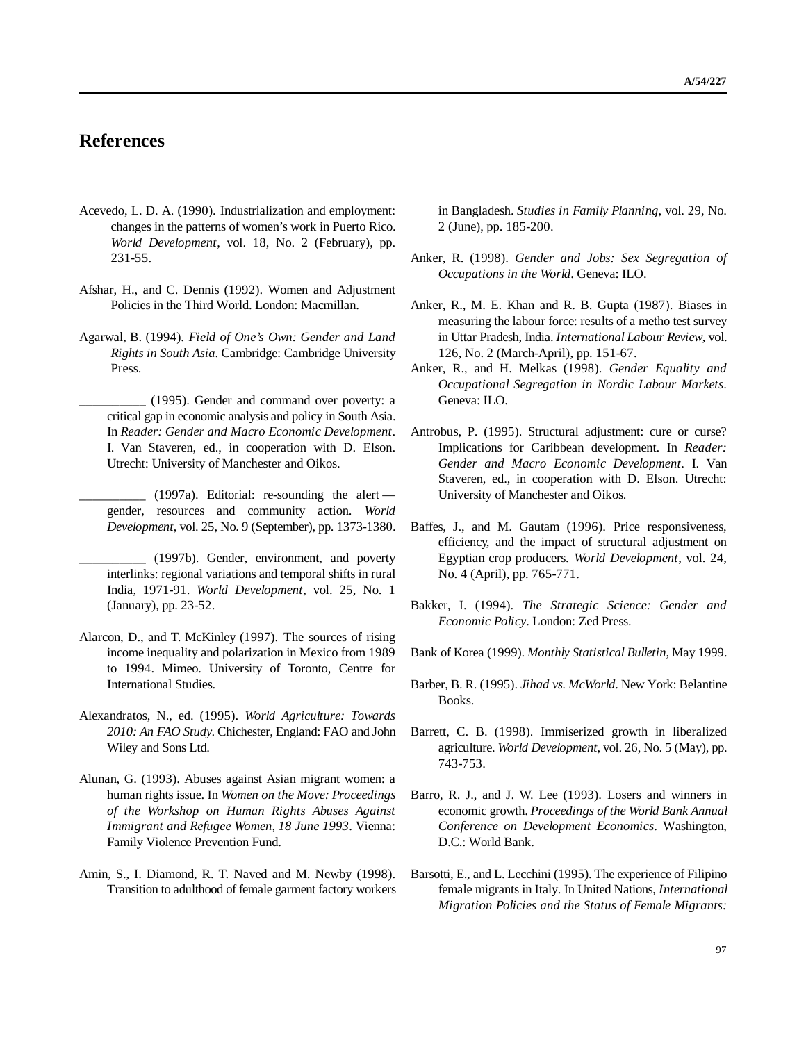# References

Acevedo, L. D. A. (1990). Industrialization and employment: changes in the patterns of women's work in Puerto Rico. *World Development*, vol. 18, No. 2 (February), pp. 231-55.

Afshar, H., and C. Dennis (1992). Women and Adjustment Policies in the Third World. London: Macmillan.

Agarwal, B. (1994). *Field of One's Own: Gender and Land Rights in South Asia*. Cambridge: Cambridge University Press.

__________ (1995). Gender and command over poverty: a critical gap in economic analysis and policy in South Asia. In *Reader: Gender and Macro Economic Development*. I. Van Staveren, ed., in cooperation with D. Elson. Utrecht: University of Manchester and Oikos.

__________ (1997a). Editorial: re-sounding the alert — gender, resources and community action. *World Development*, vol. 25, No. 9 (September), pp. 1373-1380.

__________ (1997b). Gender, environment, and poverty interlinks: regional variations and temporal shifts in rural India, 1971-91. *World Development*, vol. 25, No. 1 (January), pp. 23-52.

Alarcon, D., and T. McKinley (1997). The sources of rising income inequality and polarization in Mexico from 1989 to 1994. Mimeo. University of Toronto, Centre for International Studies.

Alexandratos, N., ed. (1995). *World Agriculture: Towards 2010: An FAO Study*. Chichester, England: FAO and John Wiley and Sons Ltd.

Alunan, G. (1993). Abuses against Asian migrant women: a human rights issue. In *Women on the Move: Proceedings of the Workshop on Human Rights Abuses Against Immigrant and Refugee Women, 18 June 1993*. Vienna: Family Violence Prevention Fund.

Amin, S., I. Diamond, R. T. Naved and M. Newby (1998). Transition to adulthood of female garment factory workers in Bangladesh. *Studies in Family Planning*, vol. 29, No. 2 (June), pp. 185-200.

Anker, R. (1998). *Gender and Jobs: Sex Segregation of Occupations in the World*. Geneva: ILO.

Anker, R., M. E. Khan and R. B. Gupta (1987). Biases in measuring the labour force: results of a metho test survey in Uttar Pradesh, India. *International Labour Review*, vol. 126, No. 2 (March-April), pp. 151-67.

Anker, R., and H. Melkas (1998). *Gender Equality and Occupational Segregation in Nordic Labour Markets*. Geneva: ILO.

Antrobus, P. (1995). Structural adjustment: cure or curse? Implications for Caribbean development. In *Reader: Gender and Macro Economic Development*. I. Van Staveren, ed., in cooperation with D. Elson. Utrecht: University of Manchester and Oikos.

Baffes, J., and M. Gautam (1996). Price responsiveness, efficiency, and the impact of structural adjustment on Egyptian crop producers. *World Development*, vol. 24, No. 4 (April), pp. 765-771.

Bakker, I. (1994). *The Strategic Science: Gender and Economic Policy*. London: Zed Press.

Bank of Korea (1999). *Monthly Statistical Bulletin*, May 1999.

Barber, B. R. (1995). *Jihad vs. McWorld*. New York: Belantine Books.

Barrett, C. B. (1998). Immiserized growth in liberalized agriculture. *World Development*, vol. 26, No. 5 (May), pp. 743-753.

Barro, R. J., and J. W. Lee (1993). Losers and winners in economic growth. *Proceedings of the World Bank Annual Conference on Development Economics*. Washington, D.C.: World Bank.

Barsotti, E., and L. Lecchini (1995). The experience of Filipino female migrants in Italy. In United Nations, *International Migration Policies and the Status of Female Migrants:*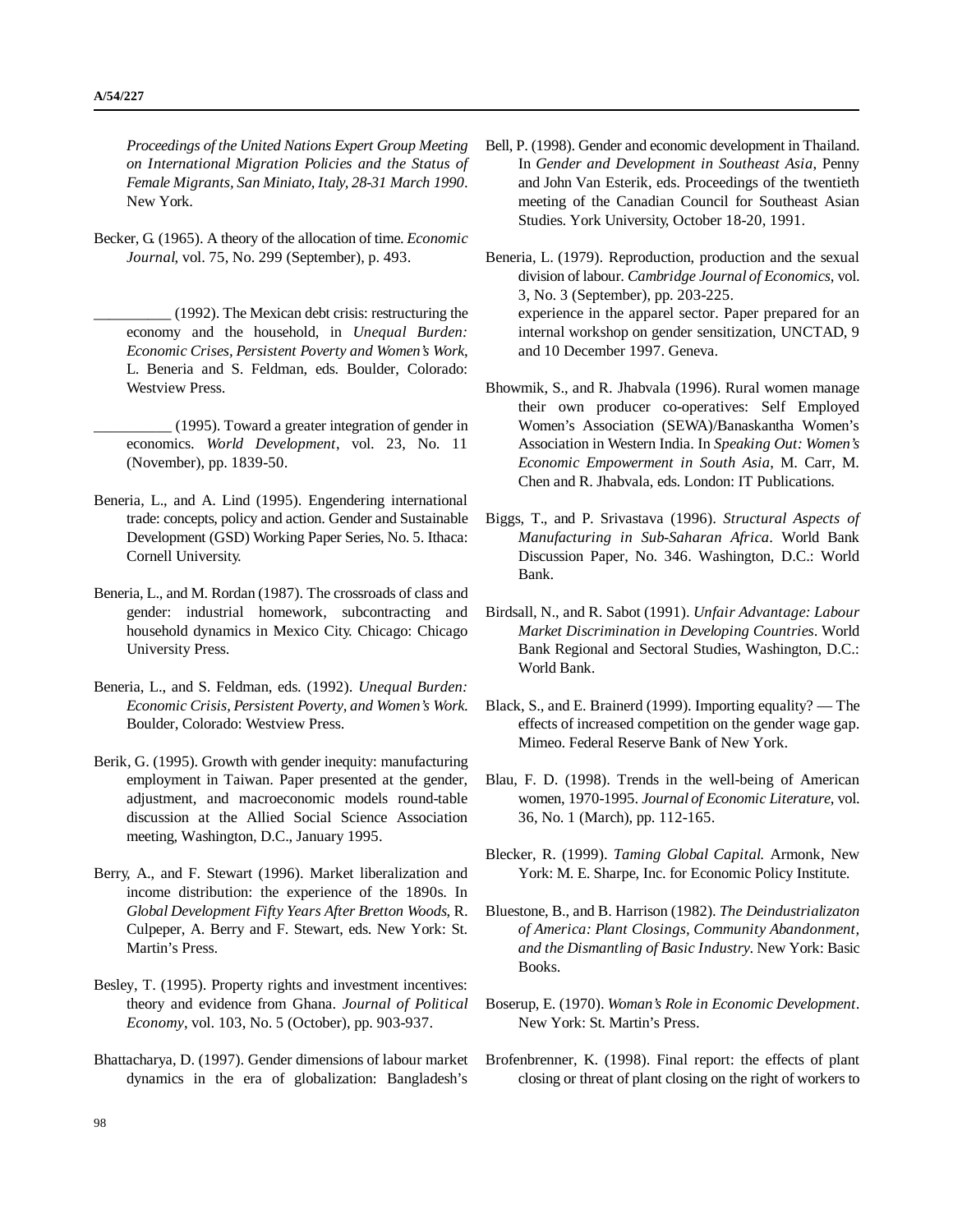*Proceedings of the United Nations Expert Group Meeting on International Migration Policies and the Status of Female Migrants, San Miniato, Italy, 28-31 March 1990*. New York.

Becker, G. (1965). A theory of the allocation of time. *Economic Journal*, vol. 75, No. 299 (September), p. 493.

__________ (1992). The Mexican debt crisis: restructuring the economy and the household, in *Unequal Burden: Economic Crises, Persistent Poverty and Women's Work*, L. Beneria and S. Feldman, eds. Boulder, Colorado: Westview Press.

__________ (1995). Toward a greater integration of gender in economics. *World Development*, vol. 23, No. 11 (November), pp. 1839-50.

Beneria, L., and A. Lind (1995). Engendering international trade: concepts, policy and action. Gender and Sustainable Development (GSD) Working Paper Series, No. 5. Ithaca: Cornell University.

Beneria, L., and M. Rordan (1987). The crossroads of class and gender: industrial homework, subcontracting and household dynamics in Mexico City. Chicago: Chicago University Press.

Beneria, L., and S. Feldman, eds. (1992). *Unequal Burden: Economic Crisis, Persistent Poverty, and Women's Work.* Boulder, Colorado: Westview Press.

Berik, G. (1995). Growth with gender inequity: manufacturing employment in Taiwan. Paper presented at the gender, adjustment, and macroeconomic models round-table discussion at the Allied Social Science Association meeting, Washington, D.C., January 1995.

Berry, A., and F. Stewart (1996). Market liberalization and income distribution: the experience of the 1890s. In *Global Development Fifty Years After Bretton Woods*, R. Culpeper, A. Berry and F. Stewart, eds. New York: St. Martin's Press.

Besley, T. (1995). Property rights and investment incentives: theory and evidence from Ghana. *Journal of Political Economy*, vol. 103, No. 5 (October), pp. 903-937.

Bhattacharya, D. (1997). Gender dimensions of labour market dynamics in the era of globalization: Bangladesh's experience in the apparel sector. Paper prepared for an internal workshop on gender sensitization, UNCTAD, 9 and 10 December 1997. Geneva.

Bell, P. (1998). Gender and economic development in Thailand. In *Gender and Development in Southeast Asia*, Penny and John Van Esterik, eds. Proceedings of the twentieth meeting of the Canadian Council for Southeast Asian Studies. York University, October 18-20, 1991.

Beneria, L. (1979). Reproduction, production and the sexual division of labour. *Cambridge Journal of Economics*, vol. 3, No. 3 (September), pp. 203-225.

Bhowmik, S., and R. Jhabvala (1996). Rural women manage their own producer co-operatives: Self Employed Women's Association (SEWA)/Banaskantha Women's Association in Western India. In *Speaking Out: Women's Economic Empowerment in South Asia*, M. Carr, M. Chen and R. Jhabvala, eds. London: IT Publications.

Biggs, T., and P. Srivastava (1996). *Structural Aspects of Manufacturing in Sub-Saharan Africa*. World Bank Discussion Paper, No. 346. Washington, D.C.: World Bank.

Birdsall, N., and R. Sabot (1991). *Unfair Advantage: Labour Market Discrimination in Developing Countries*. World Bank Regional and Sectoral Studies, Washington, D.C.: World Bank.

Black, S., and E. Brainerd (1999). Importing equality? — The effects of increased competition on the gender wage gap. Mimeo. Federal Reserve Bank of New York.

Blau, F. D. (1998). Trends in the well-being of American women, 1970-1995. *Journal of Economic Literature*, vol. 36, No. 1 (March), pp. 112-165.

Blecker, R. (1999). *Taming Global Capital.* Armonk, New York: M. E. Sharpe, Inc. for Economic Policy Institute.

Bluestone, B., and B. Harrison (1982). *The Deindustrializaton of America: Plant Closings, Community Abandonment, and the Dismantling of Basic Industry*. New York: Basic Books.

Boserup, E. (1970). *Woman's Role in Economic Development*. New York: St. Martin's Press.

Brofenbrenner, K. (1998). Final report: the effects of plant closing or threat of plant closing on the right of workers to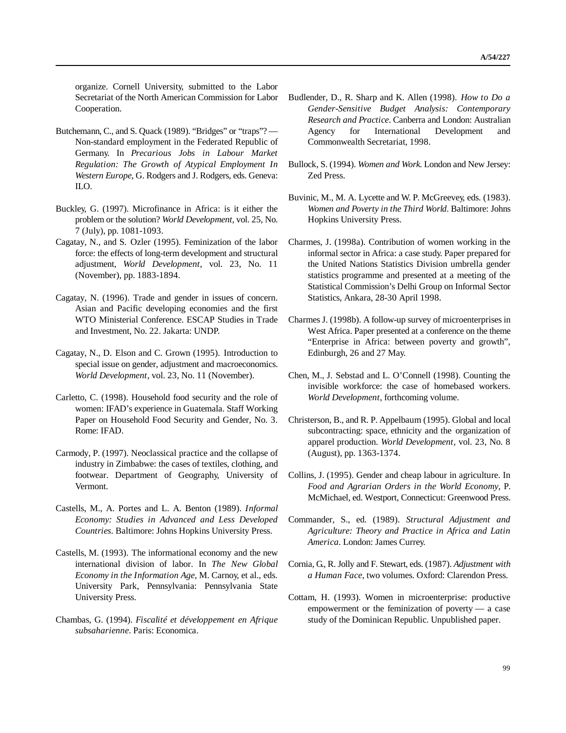organize. Cornell University, submitted to the Labor Secretariat of the North American Commission for Labor Cooperation.

Butchemann, C., and S. Quack (1989). "Bridges" or "traps"? — Non-standard employment in the Federated Republic of Germany. In *Precarious Jobs in Labour Market Regulation: The Growth of Atypical Employment In Western Europe*, G. Rodgers and J. Rodgers, eds. Geneva: ILO.

Buckley, G. (1997). Microfinance in Africa: is it either the problem or the solution? *World Development*, vol. 25, No. 7 (July), pp. 1081-1093.

Cagatay, N., and S. Ozler (1995). Feminization of the labor force: the effects of long-term development and structural adjustment, *World Development*, vol. 23, No. 11 (November), pp. 1883-1894.

Cagatay, N. (1996). Trade and gender in issues of concern. Asian and Pacific developing economies and the first WTO Ministerial Conference. ESCAP Studies in Trade and Investment, No. 22. Jakarta: UNDP.

Cagatay, N., D. Elson and C. Grown (1995). Introduction to special issue on gender, adjustment and macroeconomics. *World Development*, vol. 23, No. 11 (November).

Carletto, C. (1998). Household food security and the role of women: IFAD's experience in Guatemala. Staff Working Paper on Household Food Security and Gender, No. 3. Rome: IFAD.

Carmody, P. (1997). Neoclassical practice and the collapse of industry in Zimbabwe: the cases of textiles, clothing, and footwear. Department of Geography, University of Vermont.

Castells, M., A. Portes and L. A. Benton (1989). *Informal Economy: Studies in Advanced and Less Developed Countries*. Baltimore: Johns Hopkins University Press.

Castells, M. (1993). The informational economy and the new international division of labor. In *The New Global Economy in the Information Age*, M. Carnoy, et al., eds. University Park, Pennsylvania: Pennsylvania State University Press.

Chambas, G. (1994). *Fiscalité et développement en Afrique subsaharienne*. Paris: Economica.

Budlender, D., R. Sharp and K. Allen (1998). *How to Do a Gender-Sensitive Budget Analysis: Contemporary Research and Practice*. Canberra and London: Australian Agency for International Development and Commonwealth Secretariat, 1998.

Bullock, S. (1994). *Women and Work*. London and New Jersey: Zed Press.

Buvinic, M., M. A. Lycette and W. P. McGreevey, eds. (1983). *Women and Poverty in the Third World*. Baltimore: Johns Hopkins University Press.

Charmes, J. (1998a). Contribution of women working in the informal sector in Africa: a case study. Paper prepared for the United Nations Statistics Division umbrella gender statistics programme and presented at a meeting of the Statistical Commission's Delhi Group on Informal Sector Statistics, Ankara, 28-30 April 1998.

Charmes J. (1998b). A follow-up survey of microenterprises in West Africa. Paper presented at a conference on the theme "Enterprise in Africa: between poverty and growth", Edinburgh, 26 and 27 May.

Chen, M., J. Sebstad and L. O'Connell (1998). Counting the invisible workforce: the case of homebased workers. *World Development*, forthcoming volume.

Christerson, B., and R. P. Appelbaum (1995). Global and local subcontracting: space, ethnicity and the organization of apparel production. *World Development*, vol. 23, No. 8 (August), pp. 1363-1374.

Collins, J. (1995). Gender and cheap labour in agriculture. In *Food and Agrarian Orders in the World Economy*, P. McMichael, ed. Westport, Connecticut: Greenwood Press.

Commander, S., ed. (1989). *Structural Adjustment and Agriculture: Theory and Practice in Africa and Latin America*. London: James Currey.

Cornia, G., R. Jolly and F. Stewart, eds. (1987). *Adjustment with a Human Face*, two volumes. Oxford: Clarendon Press.

Cottam, H. (1993). Women in microenterprise: productive empowerment or the feminization of poverty — a case study of the Dominican Republic. Unpublished paper.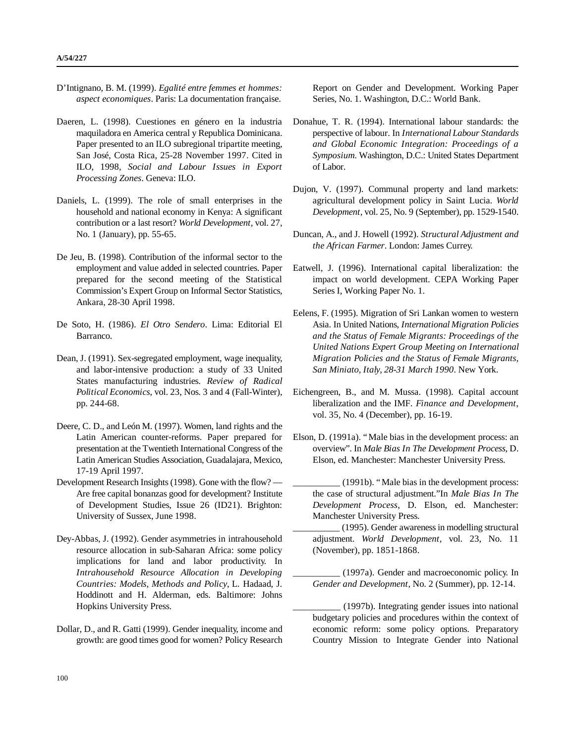D'Intignano, B. M. (1999). *Egalité entre femmes et hommes: aspect economiques*. Paris: La documentation française.

Daeren, L. (1998). Cuestiones en género en la industria maquiladora en America central y Republica Dominicana. Paper presented to an ILO subregional tripartite meeting, San José, Costa Rica, 25-28 November 1997. Cited in ILO, 1998, *Social and Labour Issues in Export Processing Zones*. Geneva: ILO.

Daniels, L. (1999). The role of small enterprises in the household and national economy in Kenya: A significant contribution or a last resort? *World Development*, vol. 27, No. 1 (January), pp. 55-65.

De Jeu, B. (1998). Contribution of the informal sector to the employment and value added in selected countries. Paper prepared for the second meeting of the Statistical Commission's Expert Group on Informal Sector Statistics, Ankara, 28-30 April 1998.

De Soto, H. (1986). *El Otro Sendero*. Lima: Editorial El Barranco.

Dean, J. (1991). Sex-segregated employment, wage inequality, and labor-intensive production: a study of 33 United States manufacturing industries. *Review of Radical Political Economics*, vol. 23, Nos. 3 and 4 (Fall-Winter), pp. 244-68.

Deere, C. D., and León M. (1997). Women, land rights and the Latin American counter-reforms. Paper prepared for presentation at the Twentieth International Congress of the Latin American Studies Association, Guadalajara, Mexico, 17-19 April 1997.

Development Research Insights (1998). Gone with the flow? — Are free capital bonanzas good for development? Institute of Development Studies, Issue 26 (ID21). Brighton: University of Sussex, June 1998.

Dey-Abbas, J. (1992). Gender asymmetries in intrahousehold resource allocation in sub-Saharan Africa: some policy implications for land and labor productivity. In *Intrahousehold Resource Allocation in Developing Countries: Models, Methods and Policy*, L. Hadaad, J. Hoddinott and H. Alderman, eds. Baltimore: Johns Hopkins University Press.

Dollar, D., and R. Gatti (1999). Gender inequality, income and growth: are good times good for women? Policy Research Report on Gender and Development. Working Paper Series, No. 1. Washington, D.C.: World Bank.

Donahue, T. R. (1994). International labour standards: the perspective of labour. In *International Labour Standards and Global Economic Integration: Proceedings of a Symposium*. Washington, D.C.: United States Department of Labor.

Dujon, V. (1997). Communal property and land markets: agricultural development policy in Saint Lucia. *World Development*, vol. 25, No. 9 (September), pp. 1529-1540.

Duncan, A., and J. Howell (1992). *Structural Adjustment and the African Farmer*. London: James Currey.

Eatwell, J. (1996). International capital liberalization: the impact on world development. CEPA Working Paper Series I, Working Paper No. 1.

Eelens, F. (1995). Migration of Sri Lankan women to western Asia. In United Nations, *International Migration Policies and the Status of Female Migrants: Proceedings of the United Nations Expert Group Meeting on International Migration Policies and the Status of Female Migrants, San Miniato, Italy, 28-31 March 1990*. New York.

Eichengreen, B., and M. Mussa. (1998). Capital account liberalization and the IMF. *Finance and Development*, vol. 35, No. 4 (December), pp. 16-19.

Elson, D. (1991a). "Male bias in the development process: an overview". In *Male Bias In The Development Process*, D. Elson, ed. Manchester: Manchester University Press.

__________ (1991b). "Male bias in the development process: the case of structural adjustment."In *Male Bias In The Development Process*, D. Elson, ed. Manchester: Manchester University Press.

__________ (1995). Gender awareness in modelling structural adjustment. *World Development*, vol. 23, No. 11 (November), pp. 1851-1868.

__________ (1997a). Gender and macroeconomic policy. In *Gender and Development*, No. 2 (Summer), pp. 12-14.

__________ (1997b). Integrating gender issues into national budgetary policies and procedures within the context of economic reform: some policy options. Preparatory Country Mission to Integrate Gender into National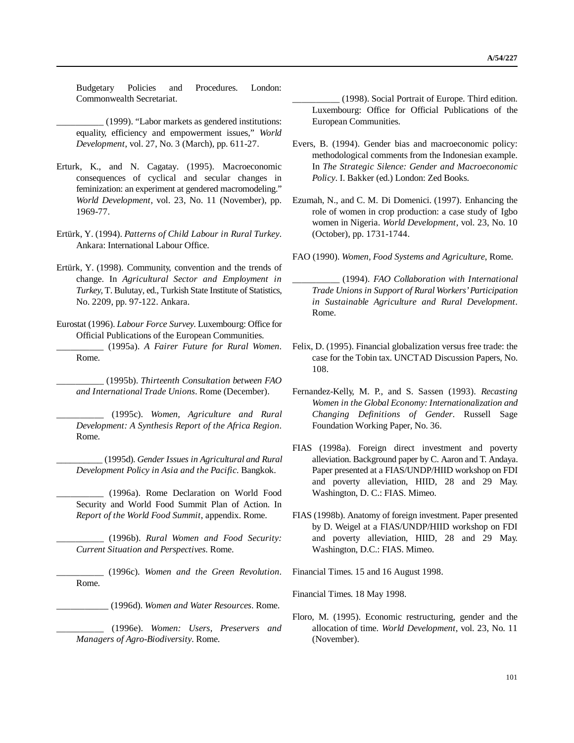Budgetary Policies and Procedures. London: Commonwealth Secretariat.

__________ (1999). "Labor markets as gendered institutions: equality, efficiency and empowerment issues," *World Development*, vol. 27, No. 3 (March), pp. 611-27.

Erturk, K., and N. Cagatay. (1995). Macroeconomic consequences of cyclical and secular changes in feminization: an experiment at gendered macromodeling." *World Development*, vol. 23, No. 11 (November), pp. 1969-77.

Ertürk, Y. (1994). *Patterns of Child Labour in Rural Turkey*. Ankara: International Labour Office.

Ertürk, Y. (1998). Community, convention and the trends of change. In *Agricultural Sector and Employment in Turkey*, T. Bulutay, ed., Turkish State Institute of Statistics, No. 2209, pp. 97-122. Ankara.

Eurostat (1996). *Labour Force Survey*. Luxembourg: Office for Official Publications of the European Communities.

__________ (1995a). *A Fairer Future for Rural Women*. Rome.

__________ (1995b). *Thirteenth Consultation between FAO and International Trade Unions*. Rome (December).

__________ (1995c). *Women, Agriculture and Rural Development: A Synthesis Report of the Africa Region*. Rome.

__________ (1995d). *Gender Issues in Agricultural and Rural Development Policy in Asia and the Pacific*. Bangkok.

__________ (1996a). Rome Declaration on World Food Security and World Food Summit Plan of Action. In *Report of the World Food Summit*, appendix. Rome.

__________ (1996b). *Rural Women and Food Security: Current Situation and Perspectives*. Rome.

__________ (1996c). *Women and the Green Revolution*. Rome.

___________ (1996d). *Women and Water Resources*. Rome.

__________ (1996e). *Women: Users, Preservers and Managers of Agro-Biodiversity*. Rome.

__________ (1998). Social Portrait of Europe. Third edition. Luxembourg: Office for Official Publications of the European Communities.

Evers, B. (1994). Gender bias and macroeconomic policy: methodological comments from the Indonesian example. In *The Strategic Silence: Gender and Macroeconomic Policy*. I. Bakker (ed.) London: Zed Books.

Ezumah, N., and C. M. Di Domenici. (1997). Enhancing the role of women in crop production: a case study of Igbo women in Nigeria. *World Development*, vol. 23, No. 10 (October), pp. 1731-1744.

FAO (1990). *Women, Food Systems and Agriculture*, Rome.

__________ (1994). *FAO Collaboration with International Trade Unions in Support of Rural Workers' Participation in Sustainable Agriculture and Rural Development*. Rome.

Felix, D. (1995). Financial globalization versus free trade: the case for the Tobin tax. UNCTAD Discussion Papers, No. 108.

Fernandez-Kelly, M. P., and S. Sassen (1993). *Recasting Women in the Global Economy: Internationalization and Changing Definitions of Gender*. Russell Sage Foundation Working Paper, No. 36.

FIAS (1998a). Foreign direct investment and poverty alleviation. Background paper by C. Aaron and T. Andaya. Paper presented at a FIAS/UNDP/HIID workshop on FDI and poverty alleviation, HIID, 28 and 29 May. Washington, D. C.: FIAS. Mimeo.

FIAS (1998b). Anatomy of foreign investment. Paper presented by D. Weigel at a FIAS/UNDP/HIID workshop on FDI and poverty alleviation, HIID, 28 and 29 May. Washington, D.C.: FIAS. Mimeo.

Financial Times. 15 and 16 August 1998.

Financial Times. 18 May 1998.

Floro, M. (1995). Economic restructuring, gender and the allocation of time. *World Development*, vol. 23, No. 11 (November).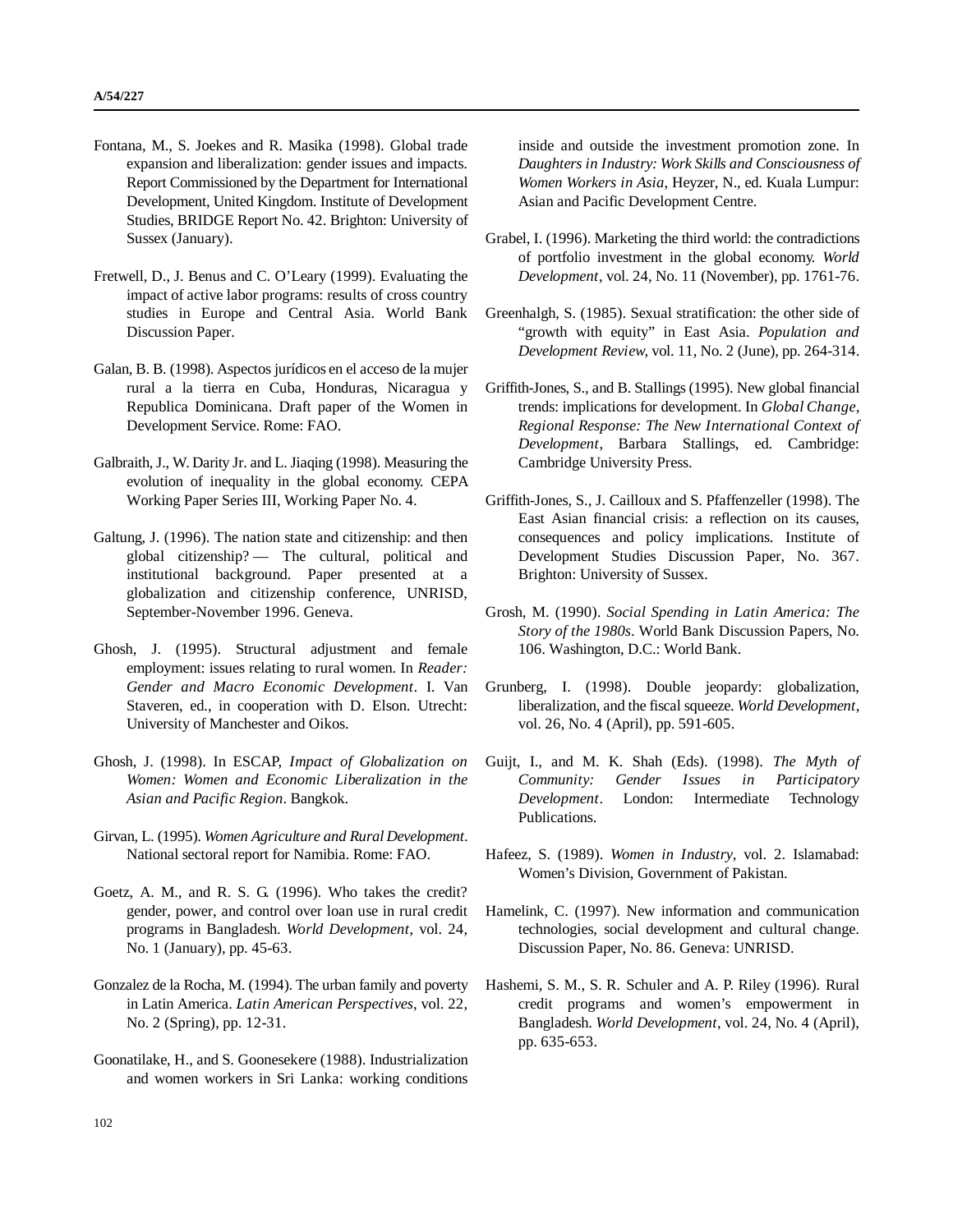Fontana, M., S. Joekes and R. Masika (1998). Global trade expansion and liberalization: gender issues and impacts. Report Commissioned by the Department for International Development, United Kingdom. Institute of Development Studies, BRIDGE Report No. 42. Brighton: University of Sussex (January).

Fretwell, D., J. Benus and C. O'Leary (1999). Evaluating the impact of active labor programs: results of cross country studies in Europe and Central Asia. World Bank Discussion Paper.

Galan, B. B. (1998). Aspectos jurídicos en el acceso de la mujer rural a la tierra en Cuba, Honduras, Nicaragua y Republica Dominicana. Draft paper of the Women in Development Service. Rome: FAO.

Galbraith, J., W. Darity Jr. and L. Jiaqing (1998). Measuring the evolution of inequality in the global economy. CEPA Working Paper Series III, Working Paper No. 4.

Galtung, J. (1996). The nation state and citizenship: and then global citizenship? — The cultural, political and institutional background. Paper presented at a globalization and citizenship conference, UNRISD, September-November 1996. Geneva.

Ghosh, J. (1995). Structural adjustment and female employment: issues relating to rural women. In *Reader: Gender and Macro Economic Development*. I. Van Staveren, ed., in cooperation with D. Elson. Utrecht: University of Manchester and Oikos.

Ghosh, J. (1998). In ESCAP, *Impact of Globalization on Women: Women and Economic Liberalization in the Asian and Pacific Region*. Bangkok.

Girvan, L. (1995). *Women Agriculture and Rural Development*. National sectoral report for Namibia. Rome: FAO.

Goetz, A. M., and R. S. G. (1996). Who takes the credit? gender, power, and control over loan use in rural credit programs in Bangladesh. *World Development*, vol. 24, No. 1 (January), pp. 45-63.

Gonzalez de la Rocha, M. (1994). The urban family and poverty in Latin America. *Latin American Perspectives*, vol. 22, No. 2 (Spring), pp. 12-31.

Goonatilake, H., and S. Goonesekere (1988). Industrialization and women workers in Sri Lanka: working conditions inside and outside the investment promotion zone. In *Daughters in Industry: Work Skills and Consciousness of Women Workers in Asia*, Heyzer, N., ed. Kuala Lumpur: Asian and Pacific Development Centre.

Grabel, I. (1996). Marketing the third world: the contradictions of portfolio investment in the global economy. *World Development*, vol. 24, No. 11 (November), pp. 1761-76.

Greenhalgh, S. (1985). Sexual stratification: the other side of "growth with equity" in East Asia. *Population and Development Review*, vol. 11, No. 2 (June), pp. 264-314.

Griffith-Jones, S., and B. Stallings (1995). New global financial trends: implications for development. In *Global Change, Regional Response: The New International Context of Development*, Barbara Stallings, ed. Cambridge: Cambridge University Press.

Griffith-Jones, S., J. Cailloux and S. Pfaffenzeller (1998). The East Asian financial crisis: a reflection on its causes, consequences and policy implications. Institute of Development Studies Discussion Paper, No. 367. Brighton: University of Sussex.

Grosh, M. (1990). *Social Spending in Latin America: The Story of the 1980s*. World Bank Discussion Papers, No. 106. Washington, D.C.: World Bank.

Grunberg, I. (1998). Double jeopardy: globalization, liberalization, and the fiscal squeeze. *World Development*, vol. 26, No. 4 (April), pp. 591-605.

Guijt, I., and M. K. Shah (Eds). (1998). *The Myth of Community: Gender Issues in Participatory Development*. London: Intermediate Technology Publications.

Hafeez, S. (1989). *Women in Industry*, vol. 2. Islamabad: Women's Division, Government of Pakistan.

Hamelink, C. (1997). New information and communication technologies, social development and cultural change. Discussion Paper, No. 86. Geneva: UNRISD.

Hashemi, S. M., S. R. Schuler and A. P. Riley (1996). Rural credit programs and women's empowerment in Bangladesh. *World Development*, vol. 24, No. 4 (April), pp. 635-653.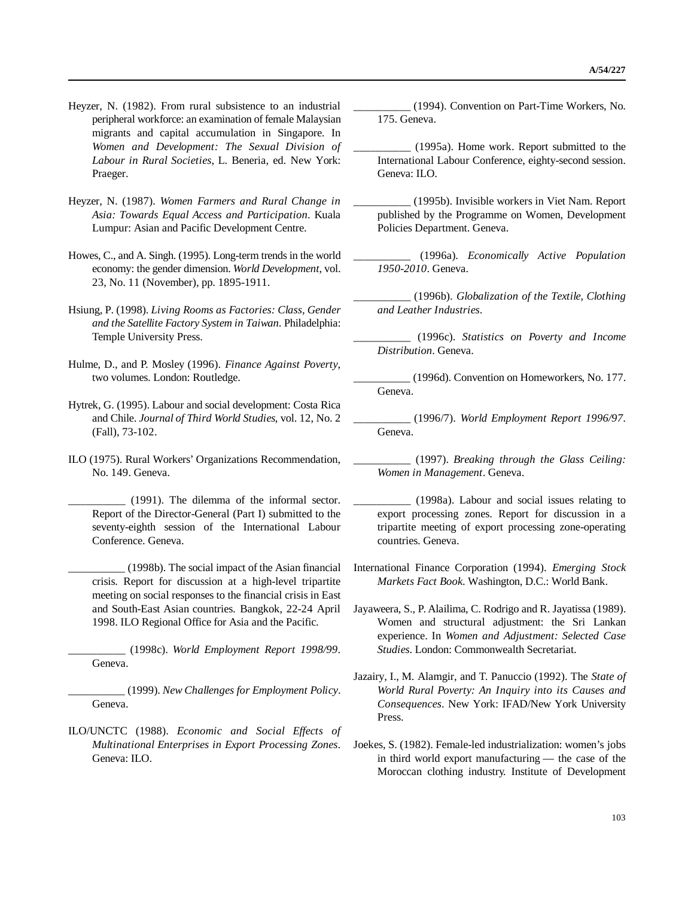Heyzer, N. (1982). From rural subsistence to an industrial peripheral workforce: an examination of female Malaysian migrants and capital accumulation in Singapore. In *Women and Development: The Sexual Division of Labour in Rural Societies*, L. Beneria, ed. New York: Praeger.

Heyzer, N. (1987). *Women Farmers and Rural Change in Asia: Towards Equal Access and Participation*. Kuala Lumpur: Asian and Pacific Development Centre.

Howes, C., and A. Singh. (1995). Long-term trends in the world economy: the gender dimension. *World Development*, vol. 23, No. 11 (November), pp. 1895-1911.

Hsiung, P. (1998). *Living Rooms as Factories: Class, Gender and the Satellite Factory System in Taiwan*. Philadelphia: Temple University Press.

Hulme, D., and P. Mosley (1996). *Finance Against Poverty*, two volumes. London: Routledge.

Hytrek, G. (1995). Labour and social development: Costa Rica and Chile. *Journal of Third World Studies*, vol. 12, No. 2 (Fall), 73-102.

ILO (1975). Rural Workers' Organizations Recommendation, No. 149. Geneva.

__________ (1991). The dilemma of the informal sector. Report of the Director-General (Part I) submitted to the seventy-eighth session of the International Labour Conference. Geneva.

__________ (1998b). The social impact of the Asian financial crisis. Report for discussion at a high-level tripartite meeting on social responses to the financial crisis in East and South-East Asian countries. Bangkok, 22-24 April 1998. ILO Regional Office for Asia and the Pacific.

__________ (1998c). *World Employment Report 1998/99*. Geneva.

__________ (1999). *New Challenges for Employment Policy*. Geneva.

ILO/UNCTC (1988). *Economic and Social Effects of Multinational Enterprises in Export Processing Zones*. Geneva: ILO.

__________ (1994). Convention on Part-Time Workers, No. 175. Geneva.

__________ (1995a). Home work. Report submitted to the International Labour Conference, eighty-second session. Geneva: ILO.

__________ (1995b). Invisible workers in Viet Nam. Report published by the Programme on Women, Development Policies Department. Geneva.

__________ (1996a). *Economically Active Population 1950-2010*. Geneva.

__________ (1996b). *Globalization of the Textile, Clothing and Leather Industries*.

__________ (1996c). *Statistics on Poverty and Income Distribution*. Geneva.

__________ (1996d). Convention on Homeworkers, No. 177. Geneva.

__________ (1996/7). *World Employment Report 1996/97*. Geneva.

__________ (1997). *Breaking through the Glass Ceiling: Women in Management*. Geneva.

__________ (1998a). Labour and social issues relating to export processing zones. Report for discussion in a tripartite meeting of export processing zone-operating countries. Geneva.

International Finance Corporation (1994). *Emerging Stock Markets Fact Book*. Washington, D.C.: World Bank.

Jayaweera, S., P. Alailima, C. Rodrigo and R. Jayatissa (1989). Women and structural adjustment: the Sri Lankan experience. In *Women and Adjustment: Selected Case Studies*. London: Commonwealth Secretariat.

Jazairy, I., M. Alamgir, and T. Panuccio (1992). The *State of World Rural Poverty: An Inquiry into its Causes and Consequences*. New York: IFAD/New York University Press.

Joekes, S. (1982). Female-led industrialization: women's jobs in third world export manufacturing — the case of the Moroccan clothing industry. Institute of Development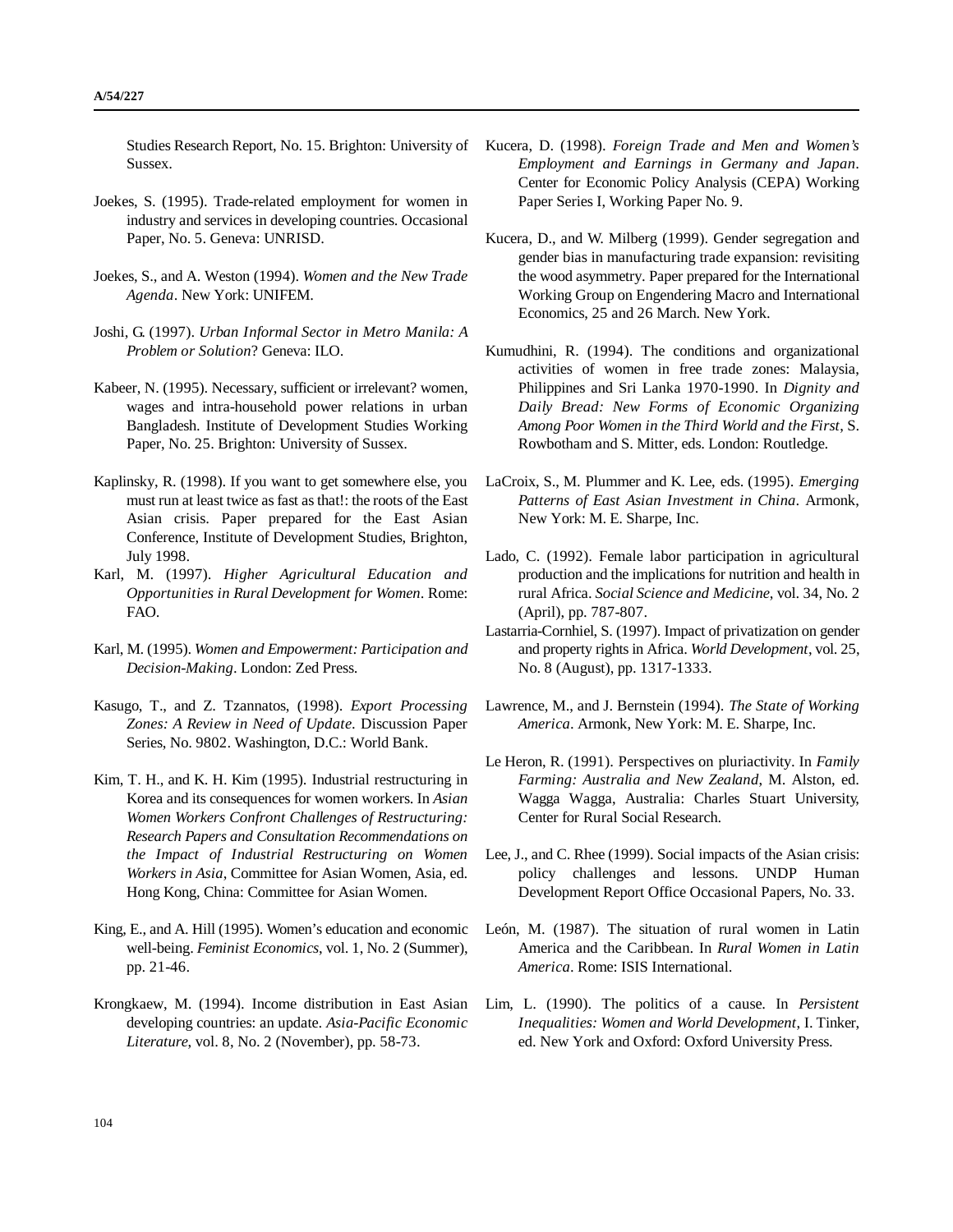Studies Research Report, No. 15. Brighton: University of Sussex.

Joekes, S. (1995). Trade-related employment for women in industry and services in developing countries. Occasional Paper, No. 5. Geneva: UNRISD.

Joekes, S., and A. Weston (1994). *Women and the New Trade Agenda*. New York: UNIFEM.

Joshi, G. (1997). *Urban Informal Sector in Metro Manila: A Problem or Solution*? Geneva: ILO.

Kabeer, N. (1995). Necessary, sufficient or irrelevant? women, wages and intra-household power relations in urban Bangladesh. Institute of Development Studies Working Paper, No. 25. Brighton: University of Sussex.

Kaplinsky, R. (1998). If you want to get somewhere else, you must run at least twice as fast as that!: the roots of the East Asian crisis. Paper prepared for the East Asian Conference, Institute of Development Studies, Brighton, July 1998.

Karl, M. (1997). *Higher Agricultural Education and Opportunities in Rural Development for Women*. Rome: FAO.

Karl, M. (1995). *Women and Empowerment: Participation and Decision-Making*. London: Zed Press.

Kasugo, T., and Z. Tzannatos, (1998). *Export Processing Zones: A Review in Need of Update*. Discussion Paper Series, No. 9802. Washington, D.C.: World Bank.

Kim, T. H., and K. H. Kim (1995). Industrial restructuring in Korea and its consequences for women workers. In *Asian Women Workers Confront Challenges of Restructuring: Research Papers and Consultation Recommendations on the Impact of Industrial Restructuring on Women Workers in Asia*, Committee for Asian Women, Asia, ed. Hong Kong, China: Committee for Asian Women.

King, E., and A. Hill (1995). Women's education and economic well-being. *Feminist Economics*, vol. 1, No. 2 (Summer), pp. 21-46.

Krongkaew, M. (1994). Income distribution in East Asian developing countries: an update. *Asia-Pacific Economic Literature*, vol. 8, No. 2 (November), pp. 58-73.

Kucera, D. (1998). *Foreign Trade and Men and Women's Employment and Earnings in Germany and Japan*. Center for Economic Policy Analysis (CEPA) Working Paper Series I, Working Paper No. 9.

Kucera, D., and W. Milberg (1999). Gender segregation and gender bias in manufacturing trade expansion: revisiting the wood asymmetry. Paper prepared for the International Working Group on Engendering Macro and International Economics, 25 and 26 March. New York.

Kumudhini, R. (1994). The conditions and organizational activities of women in free trade zones: Malaysia, Philippines and Sri Lanka 1970-1990. In *Dignity and Daily Bread: New Forms of Economic Organizing Among Poor Women in the Third World and the First*, S. Rowbotham and S. Mitter, eds. London: Routledge.

LaCroix, S., M. Plummer and K. Lee, eds. (1995). *Emerging Patterns of East Asian Investment in China*. Armonk, New York: M. E. Sharpe, Inc.

Lado, C. (1992). Female labor participation in agricultural production and the implications for nutrition and health in rural Africa. *Social Science and Medicine*, vol. 34, No. 2 (April), pp. 787-807.

Lastarria-Cornhiel, S. (1997). Impact of privatization on gender and property rights in Africa. *World Development*, vol. 25, No. 8 (August), pp. 1317-1333.

Lawrence, M., and J. Bernstein (1994). *The State of Working America*. Armonk, New York: M. E. Sharpe, Inc.

Le Heron, R. (1991). Perspectives on pluriactivity. In *Family Farming: Australia and New Zealand*, M. Alston, ed. Wagga Wagga, Australia: Charles Stuart University, Center for Rural Social Research.

Lee, J., and C. Rhee (1999). Social impacts of the Asian crisis: policy challenges and lessons. UNDP Human Development Report Office Occasional Papers, No. 33.

León, M. (1987). The situation of rural women in Latin America and the Caribbean. In *Rural Women in Latin America*. Rome: ISIS International.

Lim, L. (1990). The politics of a cause. In *Persistent Inequalities: Women and World Development*, I. Tinker, ed. New York and Oxford: Oxford University Press.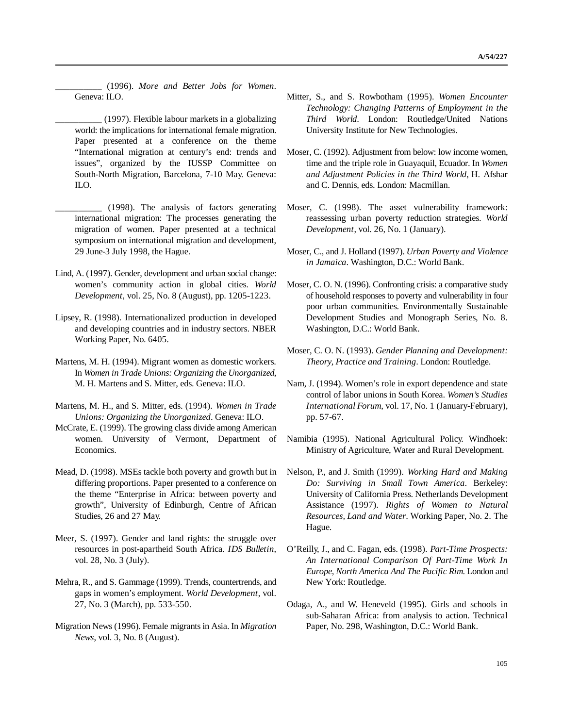__________ (1996). *More and Better Jobs for Women*. Geneva: ILO.

__________ (1997). Flexible labour markets in a globalizing world: the implications for international female migration. Paper presented at a conference on the theme "International migration at century's end: trends and issues", organized by the IUSSP Committee on South-North Migration, Barcelona, 7-10 May. Geneva: ILO.

__________ (1998). The analysis of factors generating international migration: The processes generating the migration of women. Paper presented at a technical symposium on international migration and development, 29 June-3 July 1998, the Hague.

Lind, A. (1997). Gender, development and urban social change: women's community action in global cities. *World Development*, vol. 25, No. 8 (August), pp. 1205-1223.

Lipsey, R. (1998). Internationalized production in developed and developing countries and in industry sectors. NBER Working Paper, No. 6405.

Martens, M. H. (1994). Migrant women as domestic workers. In *Women in Trade Unions: Organizing the Unorganized*, M. H. Martens and S. Mitter, eds. Geneva: ILO.

Martens, M. H., and S. Mitter, eds. (1994). *Women in Trade Unions: Organizing the Unorganized*. Geneva: ILO.

McCrate, E. (1999). The growing class divide among American women. University of Vermont, Department of Economics.

Mead, D. (1998). MSEs tackle both poverty and growth but in differing proportions. Paper presented to a conference on the theme "Enterprise in Africa: between poverty and growth", University of Edinburgh, Centre of African Studies, 26 and 27 May.

Meer, S. (1997). Gender and land rights: the struggle over resources in post-apartheid South Africa. *IDS Bulletin*, vol. 28, No. 3 (July).

Mehra, R., and S. Gammage (1999). Trends, countertrends, and gaps in women's employment. *World Development*, vol. 27, No. 3 (March), pp. 533-550.

Migration News (1996). Female migrants in Asia. In *Migration News*, vol. 3, No. 8 (August).

Mitter, S., and S. Rowbotham (1995). *Women Encounter Technology: Changing Patterns of Employment in the Third World*. London: Routledge/United Nations University Institute for New Technologies.

Moser, C. (1992). Adjustment from below: low income women, time and the triple role in Guayaquil, Ecuador. In *Women and Adjustment Policies in the Third World*, H. Afshar and C. Dennis, eds. London: Macmillan.

Moser, C. (1998). The asset vulnerability framework: reassessing urban poverty reduction strategies. *World Development*, vol. 26, No. 1 (January).

Moser, C., and J. Holland (1997). *Urban Poverty and Violence in Jamaica*. Washington, D.C.: World Bank.

Moser, C. O. N. (1996). Confronting crisis: a comparative study of household responses to poverty and vulnerability in four poor urban communities. Environmentally Sustainable Development Studies and Monograph Series, No. 8. Washington, D.C.: World Bank.

Moser, C. O. N. (1993). *Gender Planning and Development: Theory, Practice and Training*. London: Routledge.

Nam, J. (1994). Women's role in export dependence and state control of labor unions in South Korea. *Women's Studies International Forum*, vol. 17, No. 1 (January-February), pp. 57-67.

Namibia (1995). National Agricultural Policy. Windhoek: Ministry of Agriculture, Water and Rural Development.

Nelson, P., and J. Smith (1999). *Working Hard and Making Do: Surviving in Small Town America*. Berkeley: University of California Press. Netherlands Development Assistance (1997). *Rights of Women to Natural Resources, Land and Water*. Working Paper, No. 2. The Hague.

O'Reilly, J., and C. Fagan, eds. (1998). *Part-Time Prospects: An International Comparison Of Part-Time Work In Europe, North America And The Pacific Rim*. London and New York: Routledge.

Odaga, A., and W. Heneveld (1995). Girls and schools in sub-Saharan Africa: from analysis to action. Technical Paper, No. 298, Washington, D.C.: World Bank.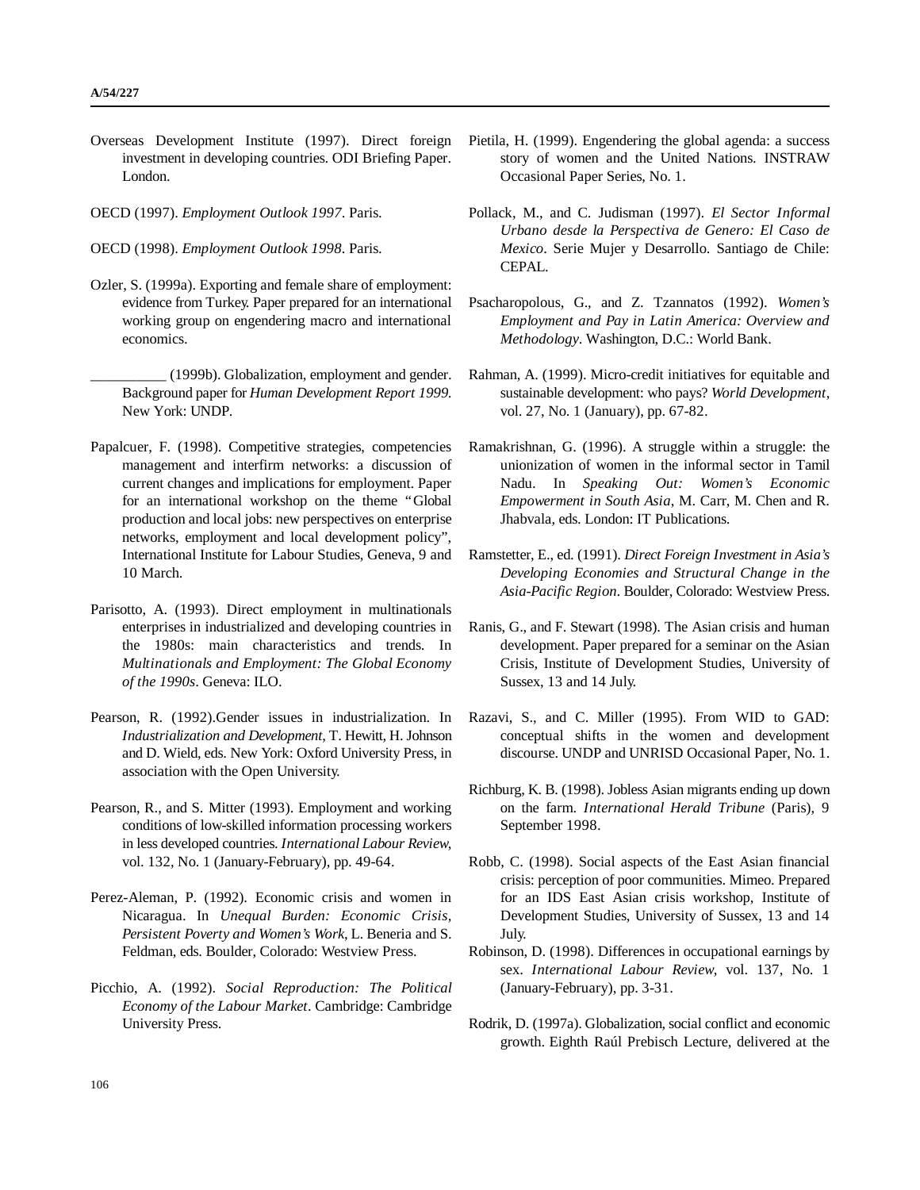Overseas Development Institute (1997). Direct foreign investment in developing countries. ODI Briefing Paper. London.

OECD (1997). *Employment Outlook 1997*. Paris.

OECD (1998). *Employment Outlook 1998*. Paris.

Ozler, S. (1999a). Exporting and female share of employment: evidence from Turkey. Paper prepared for an international working group on engendering macro and international economics.

__________ (1999b). Globalization, employment and gender. Background paper for *Human Development Report 1999*. New York: UNDP.

Papalcuer, F. (1998). Competitive strategies, competencies management and interfirm networks: a discussion of current changes and implications for employment. Paper for an international workshop on the theme "Global production and local jobs: new perspectives on enterprise networks, employment and local development policy", International Institute for Labour Studies, Geneva, 9 and 10 March.

Parisotto, A. (1993). Direct employment in multinationals enterprises in industrialized and developing countries in the 1980s: main characteristics and trends. In *Multinationals and Employment: The Global Economy of the 1990s*. Geneva: ILO.

Pearson, R. (1992).Gender issues in industrialization. In *Industrialization and Development*, T. Hewitt, H. Johnson and D. Wield, eds. New York: Oxford University Press, in association with the Open University.

Pearson, R., and S. Mitter (1993). Employment and working conditions of low-skilled information processing workers in less developed countries. *International Labour Review*, vol. 132, No. 1 (January-February), pp. 49-64.

Perez-Aleman, P. (1992). Economic crisis and women in Nicaragua. In *Unequal Burden: Economic Crisis, Persistent Poverty and Women's Work*, L. Beneria and S. Feldman, eds. Boulder, Colorado: Westview Press.

Picchio, A. (1992). *Social Reproduction: The Political Economy of the Labour Market*. Cambridge: Cambridge University Press.

Pietila, H. (1999). Engendering the global agenda: a success story of women and the United Nations. INSTRAW Occasional Paper Series, No. 1.

Pollack, M., and C. Judisman (1997). *El Sector Informal Urbano desde la Perspectiva de Genero: El Caso de Mexico*. Serie Mujer y Desarrollo. Santiago de Chile: CEPAL.

Psacharopolous, G., and Z. Tzannatos (1992). *Women's Employment and Pay in Latin America: Overview and Methodology*. Washington, D.C.: World Bank.

Rahman, A. (1999). Micro-credit initiatives for equitable and sustainable development: who pays? *World Development*, vol. 27, No. 1 (January), pp. 67-82.

Ramakrishnan, G. (1996). A struggle within a struggle: the unionization of women in the informal sector in Tamil Nadu. In *Speaking Out: Women's Economic Empowerment in South Asia*, M. Carr, M. Chen and R. Jhabvala, eds. London: IT Publications.

Ramstetter, E., ed. (1991). *Direct Foreign Investment in Asia's Developing Economies and Structural Change in the Asia-Pacific Region*. Boulder, Colorado: Westview Press.

Ranis, G., and F. Stewart (1998). The Asian crisis and human development. Paper prepared for a seminar on the Asian Crisis, Institute of Development Studies, University of Sussex, 13 and 14 July.

Razavi, S., and C. Miller (1995). From WID to GAD: conceptual shifts in the women and development discourse. UNDP and UNRISD Occasional Paper, No. 1.

Richburg, K. B. (1998). Jobless Asian migrants ending up down on the farm. *International Herald Tribune* (Paris), 9 September 1998.

Robb, C. (1998). Social aspects of the East Asian financial crisis: perception of poor communities. Mimeo. Prepared for an IDS East Asian crisis workshop, Institute of Development Studies, University of Sussex, 13 and 14 July.

Robinson, D. (1998). Differences in occupational earnings by sex. *International Labour Review*, vol. 137, No. 1 (January-February), pp. 3-31.

Rodrik, D. (1997a). Globalization, social conflict and economic growth. Eighth Raúl Prebisch Lecture, delivered at the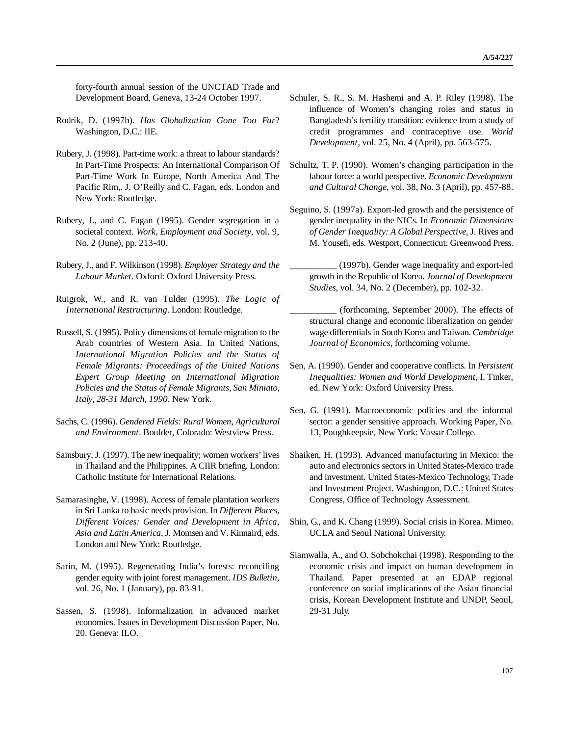forty-fourth annual session of the UNCTAD Trade and Development Board, Geneva, 13-24 October 1997.

Rodrik, D. (1997b). *Has Globalization Gone Too Far*? Washington, D.C.: IIE.

Rubery, J. (1998). Part-time work: a threat to labour standards? In Part-Time Prospects: An International Comparison Of Part-Time Work In Europe, North America And The Pacific Rim,. J. O'Reilly and C. Fagan, eds. London and New York: Routledge.

Rubery, J., and C. Fagan (1995). Gender segregation in a societal context. *Work, Employment and Society*, vol. 9, No. 2 (June), pp. 213-40.

Rubery, J., and F. Wilkinson (1998). *Employer Strategy and the Labour Market*. Oxford: Oxford University Press.

Ruigrok, W., and R. van Tulder (1995). *The Logic of International Restructuring*. London: Routledge.

Russell, S. (1995). Policy dimensions of female migration to the Arab countries of Western Asia. In United Nations, *International Migration Policies and the Status of Female Migrants: Proceedings of the United Nations Expert Group Meeting on International Migration Policies and the Status of Female Migrants, San Miniato, Italy, 28-31 March, 1990*. New York.

Sachs, C. (1996). *Gendered Fields: Rural Women, Agricultural and Environment*. Boulder, Colorado: Westview Press.

Sainsbury, J. (1997). The new inequality; women workers' lives in Thailand and the Philippines. A CIIR briefing. London: Catholic Institute for International Relations.

Samarasinghe, V. (1998). Access of female plantation workers in Sri Lanka to basic needs provision. In *Different Places, Different Voices: Gender and Development in Africa, Asia and Latin America*, J. Momsen and V. Kinnaird, eds. London and New York: Routledge.

Sarin, M. (1995). Regenerating India's forests: reconciling gender equity with joint forest management. *IDS Bulletin*, vol. 26, No. 1 (January), pp. 83-91.

Sassen, S. (1998). Informalization in advanced market economies. Issues in Development Discussion Paper, No. 20. Geneva: ILO.

Schuler, S. R., S. M. Hashemi and A. P. Riley (1998). The influence of Women's changing roles and status in Bangladesh's fertility transition: evidence from a study of credit programmes and contraceptive use. *World Development*, vol. 25, No. 4 (April), pp. 563-575.

Schultz, T. P. (1990). Women's changing participation in the labour force: a world perspective. *Economic Development and Cultural Change*, vol. 38, No. 3 (April), pp. 457-88.

Seguino, S. (1997a). Export-led growth and the persistence of gender inequality in the NICs. In *Economic Dimensions of Gender Inequality: A Global Perspective*, J. Rives and M. Yousefi, eds. Westport, Connecticut: Greenwood Press.

__________ (1997b). Gender wage inequality and export-led growth in the Republic of Korea. *Journal of Development Studies*, vol. 34, No. 2 (December), pp. 102-32.

__________ (forthcoming, September 2000). The effects of structural change and economic liberalization on gender wage differentials in South Korea and Taiwan. *Cambridge Journal of Economics*, forthcoming volume.

Sen, A. (1990). Gender and cooperative conflicts. In *Persistent Inequalities: Women and World Development*, I. Tinker, ed. New York: Oxford University Press.

Sen, G. (1991). Macroeconomic policies and the informal sector: a gender sensitive approach. Working Paper, No. 13, Poughkeepsie, New York: Vassar College.

Shaiken, H. (1993). Advanced manufacturing in Mexico: the auto and electronics sectors in United States-Mexico trade and investment. United States-Mexico Technology, Trade and Investment Project. Washington, D.C.: United States Congress, Office of Technology Assessment.

Shin, G., and K. Chang (1999). Social crisis in Korea. Mimeo. UCLA and Seoul National University.

Siamwalla, A., and O. Sobchokchai (1998). Responding to the economic crisis and impact on human development in Thailand. Paper presented at an EDAP regional conference on social implications of the Asian financial crisis, Korean Development Institute and UNDP, Seoul, 29-31 July.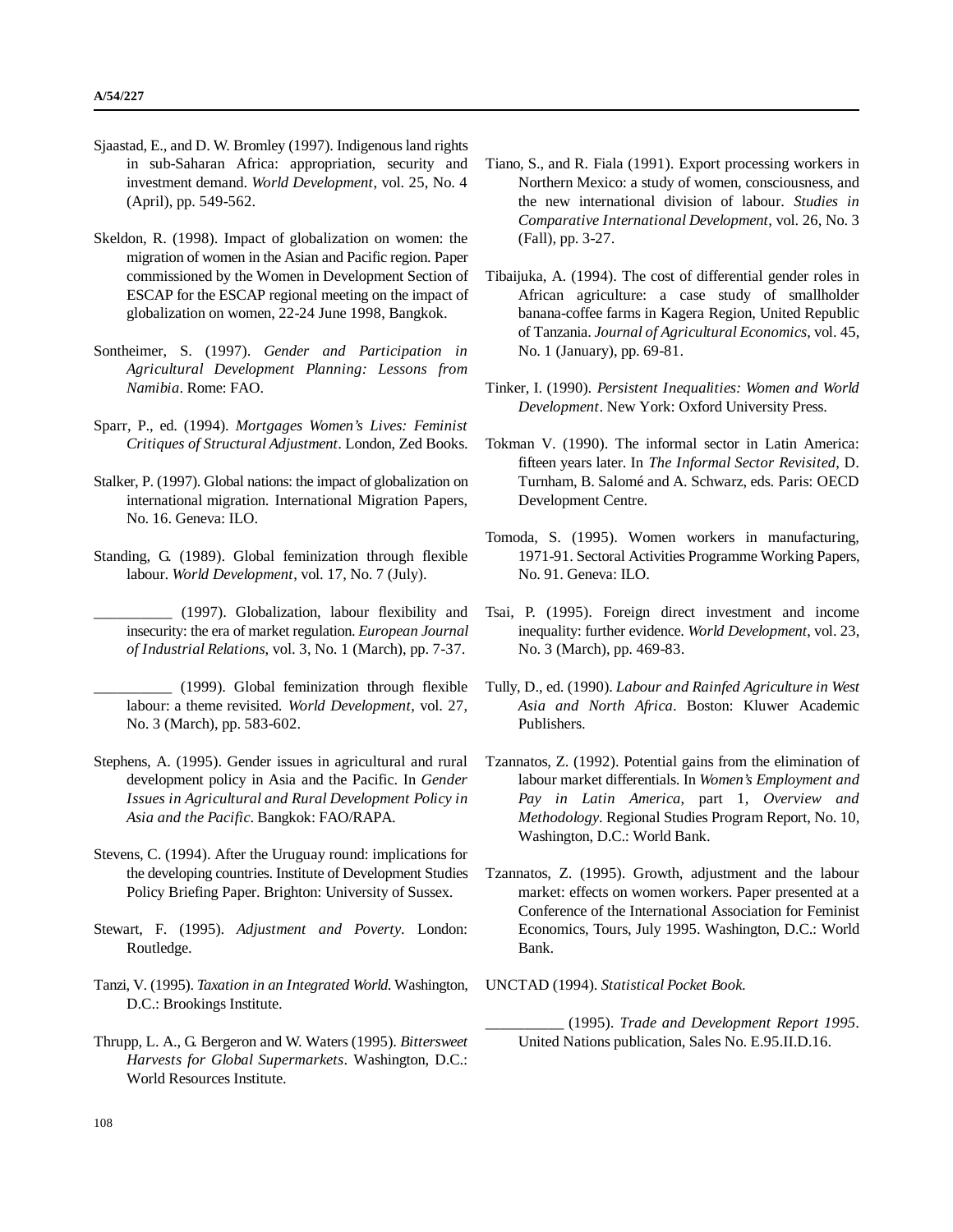Sjaastad, E., and D. W. Bromley (1997). Indigenous land rights in sub-Saharan Africa: appropriation, security and investment demand. *World Development*, vol. 25, No. 4 (April), pp. 549-562.

Skeldon, R. (1998). Impact of globalization on women: the migration of women in the Asian and Pacific region. Paper commissioned by the Women in Development Section of ESCAP for the ESCAP regional meeting on the impact of globalization on women, 22-24 June 1998, Bangkok.

Sontheimer, S. (1997). *Gender and Participation in Agricultural Development Planning: Lessons from Namibia*. Rome: FAO.

Sparr, P., ed. (1994). *Mortgages Women's Lives: Feminist Critiques of Structural Adjustment*. London, Zed Books.

Stalker, P. (1997). Global nations: the impact of globalization on international migration. International Migration Papers, No. 16. Geneva: ILO.

Standing, G. (1989). Global feminization through flexible labour. *World Development*, vol. 17, No. 7 (July).

__________ (1997). Globalization, labour flexibility and insecurity: the era of market regulation. *European Journal of Industrial Relations*, vol. 3, No. 1 (March), pp. 7-37.

__________ (1999). Global feminization through flexible labour: a theme revisited. *World Development*, vol. 27, No. 3 (March), pp. 583-602.

Stephens, A. (1995). Gender issues in agricultural and rural development policy in Asia and the Pacific. In *Gender Issues in Agricultural and Rural Development Policy in Asia and the Pacific*. Bangkok: FAO/RAPA.

Stevens, C. (1994). After the Uruguay round: implications for the developing countries. Institute of Development Studies Policy Briefing Paper. Brighton: University of Sussex.

Stewart, F. (1995). *Adjustment and Poverty*. London: Routledge.

Tanzi, V. (1995). *Taxation in an Integrated World*. Washington, D.C.: Brookings Institute.

Thrupp, L. A., G. Bergeron and W. Waters (1995). *Bittersweet Harvests for Global Supermarkets*. Washington, D.C.: World Resources Institute.

Tiano, S., and R. Fiala (1991). Export processing workers in Northern Mexico: a study of women, consciousness, and the new international division of labour. *Studies in Comparative International Development*, vol. 26, No. 3 (Fall), pp. 3-27.

Tibaijuka, A. (1994). The cost of differential gender roles in African agriculture: a case study of smallholder banana-coffee farms in Kagera Region, United Republic of Tanzania. *Journal of Agricultural Economics*, vol. 45, No. 1 (January), pp. 69-81.

Tinker, I. (1990). *Persistent Inequalities: Women and World Development*. New York: Oxford University Press.

Tokman V. (1990). The informal sector in Latin America: fifteen years later. In *The Informal Sector Revisited*, D. Turnham, B. Salomé and A. Schwarz, eds. Paris: OECD Development Centre.

Tomoda, S. (1995). Women workers in manufacturing, 1971-91. Sectoral Activities Programme Working Papers, No. 91. Geneva: ILO.

Tsai, P. (1995). Foreign direct investment and income inequality: further evidence. *World Development*, vol. 23, No. 3 (March), pp. 469-83.

Tully, D., ed. (1990). *Labour and Rainfed Agriculture in West Asia and North Africa*. Boston: Kluwer Academic Publishers.

Tzannatos, Z. (1992). Potential gains from the elimination of labour market differentials. In *Women's Employment and Pay in Latin America*, part 1, *Overview and Methodology*. Regional Studies Program Report, No. 10, Washington, D.C.: World Bank.

Tzannatos, Z. (1995). Growth, adjustment and the labour market: effects on women workers. Paper presented at a Conference of the International Association for Feminist Economics, Tours, July 1995. Washington, D.C.: World Bank.

UNCTAD (1994). *Statistical Pocket Book*.

__________ (1995). *Trade and Development Report 1995*. United Nations publication, Sales No. E.95.II.D.16.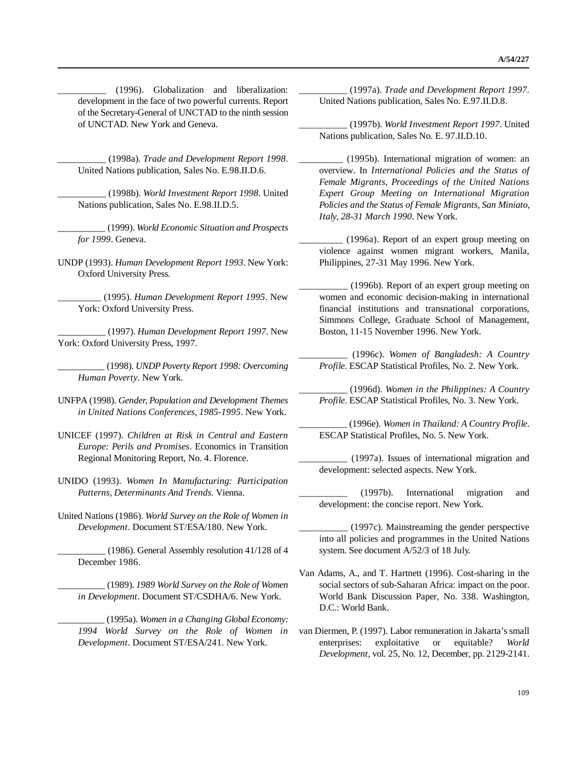__________ (1996). Globalization and liberalization: development in the face of two powerful currents. Report of the Secretary-General of UNCTAD to the ninth session of UNCTAD. New York and Geneva.

__________ (1998a). *Trade and Development Report 1998*. United Nations publication, Sales No. E.98.II.D.6.

__________ (1998b). *World Investment Report 1998*. United Nations publication, Sales No. E.98.II.D.5.

__________ (1999). *World Economic Situation and Prospects for 1999*. Geneva.

UNDP (1993). *Human Development Report 1993*. New York: Oxford University Press.

_________ (1995). *Human Development Report 1995*. New York: Oxford University Press.

__________ (1997). *Human Development Report 1997*. New York: Oxford University Press, 1997.

__________ (1998). *UNDP Poverty Report 1998: Overcoming Human Poverty*. New York.

UNFPA (1998). *Gender, Population and Development Themes in United Nations Conferences, 1985-1995*. New York.

UNICEF (1997). *Children at Risk in Central and Eastern Europe: Perils and Promises*. Economics in Transition Regional Monitoring Report, No. 4. Florence.

UNIDO (1993). *Women In Manufacturing: Participation Patterns, Determinants And Trends*. Vienna.

United Nations (1986). *World Survey on the Role of Women in Development*. Document ST/ESA/180. New York.

__________ (1986). General Assembly resolution 41/128 of 4 December 1986.

__________ (1989). *1989 World Survey on the Role of Women in Development*. Document ST/CSDHA/6. New York.

__________ (1995a). *Women in a Changing Global Economy: 1994 World Survey on the Role of Women in Development*. Document ST/ESA/241. New York.

__________ (1997a). *Trade and Development Report 1997*. United Nations publication, Sales No. E.97.II.D.8.

__________ (1997b). *World Investment Report 1997*. United Nations publication, Sales No. E. 97.II.D.10.

_________ (1995b). International migration of women: an overview. In *International Policies and the Status of Female Migrants, Proceedings of the United Nations Expert Group Meeting on International Migration Policies and the Status of Female Migrants, San Miniato, Italy, 28-31 March 1990*. New York.

_________ (1996a). Report of an expert group meeting on violence against women migrant workers, Manila, Philippines, 27-31 May 1996. New York.

__________ (1996b). Report of an expert group meeting on women and economic decision-making in international financial institutions and transnational corporations, Simmons College, Graduate School of Management, Boston, 11-15 November 1996. New York.

__________ (1996c). *Women of Bangladesh: A Country Profile*. ESCAP Statistical Profiles, No. 2. New York.

__________ (1996d). *Women in the Philippines: A Country Profile*. ESCAP Statistical Profiles, No. 3. New York.

__________ (1996e). *Women in Thailand: A Country Profile*. ESCAP Statistical Profiles, No. 5. New York.

__________ (1997a). Issues of international migration and development: selected aspects. New York.

__________ (1997b). International migration and development: the concise report. New York.

__________ (1997c). Mainstreaming the gender perspective into all policies and programmes in the United Nations system. See document A/52/3 of 18 July.

Van Adams, A., and T. Hartnett (1996). Cost-sharing in the social sectors of sub-Saharan Africa: impact on the poor. World Bank Discussion Paper, No. 338. Washington, D.C.: World Bank.

van Diermen, P. (1997). Labor remuneration in Jakarta's small enterprises: exploitative or equitable? *World Development*, vol. 25, No. 12, December, pp. 2129-2141.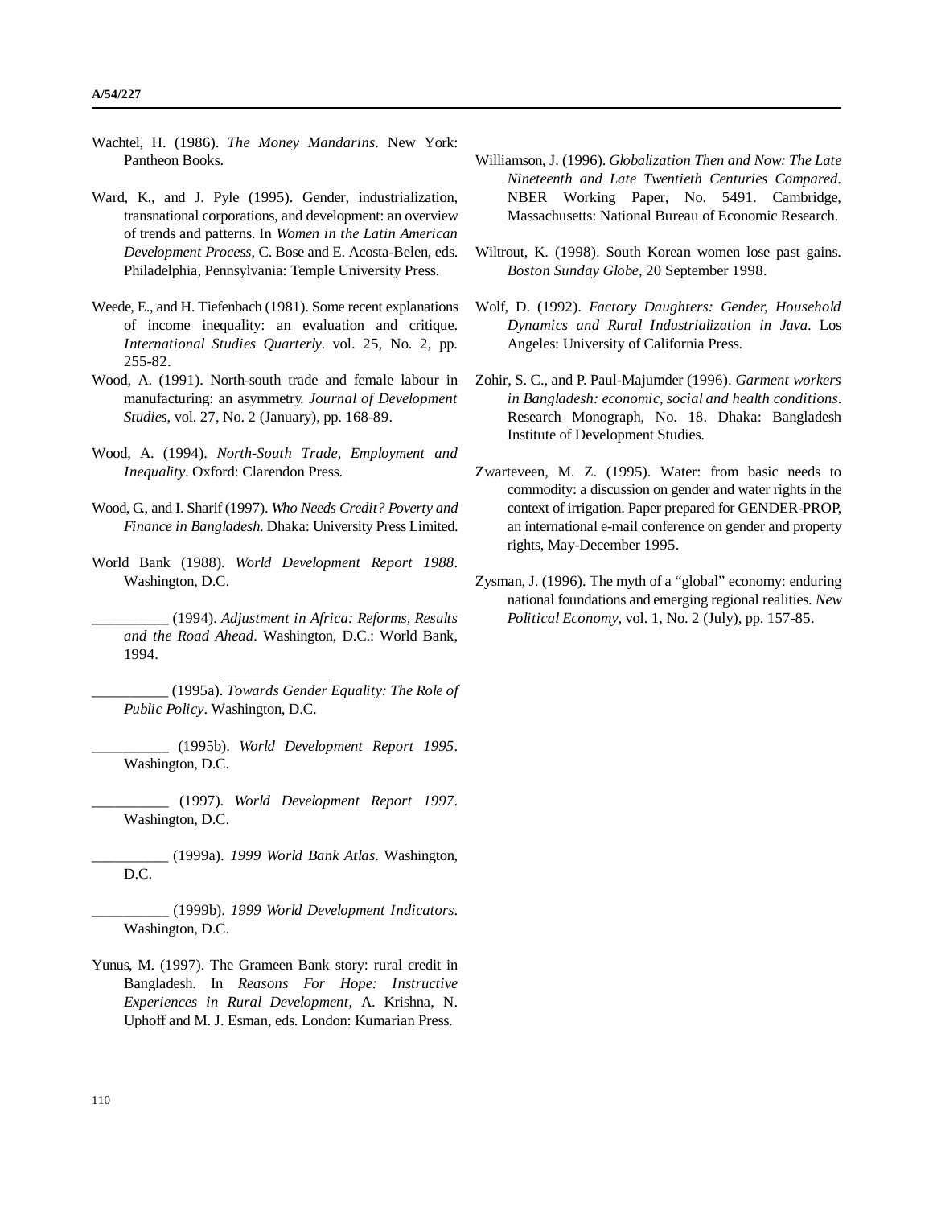Wachtel, H. (1986). *The Money Mandarins*. New York: Pantheon Books.

Ward, K., and J. Pyle (1995). Gender, industrialization, transnational corporations, and development: an overview of trends and patterns. In *Women in the Latin American Development Process*, C. Bose and E. Acosta-Belen, eds. Philadelphia, Pennsylvania: Temple University Press.

Weede, E., and H. Tiefenbach (1981). Some recent explanations of income inequality: an evaluation and critique. *International Studies Quarterly*. vol. 25, No. 2, pp. 255-82.

Wood, A. (1991). North-south trade and female labour in manufacturing: an asymmetry. *Journal of Development Studies*, vol. 27, No. 2 (January), pp. 168-89.

Wood, A. (1994). *North-South Trade, Employment and Inequality*. Oxford: Clarendon Press.

Wood, G., and I. Sharif (1997). *Who Needs Credit? Poverty and Finance in Bangladesh*. Dhaka: University Press Limited.

World Bank (1988). *World Development Report 1988*. Washington, D.C.

__________ (1994). *Adjustment in Africa: Reforms, Results and the Road Ahead*. Washington, D.C.: World Bank, 1994.

__________ (1995a). *Towards Gender Equality: The Role of Public Policy*. Washington, D.C.

__________ (1995b). *World Development Report 1995*. Washington, D.C.

__________ (1997). *World Development Report 1997*. Washington, D.C.

__________ (1999a). *1999 World Bank Atlas*. Washington, D.C.

__________ (1999b). *1999 World Development Indicators*. Washington, D.C.

Yunus, M. (1997). The Grameen Bank story: rural credit in Bangladesh. In *Reasons For Hope: Instructive Experiences in Rural Development*, A. Krishna, N. Uphoff and M. J. Esman, eds. London: Kumarian Press.

Williamson, J. (1996). *Globalization Then and Now: The Late Nineteenth and Late Twentieth Centuries Compared*. NBER Working Paper, No. 5491. Cambridge, Massachusetts: National Bureau of Economic Research.

Wiltrout, K. (1998). South Korean women lose past gains. *Boston Sunday Globe*, 20 September 1998.

Wolf, D. (1992). *Factory Daughters: Gender, Household Dynamics and Rural Industrialization in Java*. Los Angeles: University of California Press.

Zohir, S. C., and P. Paul-Majumder (1996). *Garment workers in Bangladesh: economic, social and health conditions*. Research Monograph, No. 18. Dhaka: Bangladesh Institute of Development Studies.

Zwarteveen, M. Z. (1995). Water: from basic needs to commodity: a discussion on gender and water rights in the context of irrigation. Paper prepared for GENDER-PROP, an international e-mail conference on gender and property rights, May-December 1995.

Zysman, J. (1996). The myth of a "global" economy: enduring national foundations and emerging regional realities. *New Political Economy*, vol. 1, No. 2 (July), pp. 157-85.